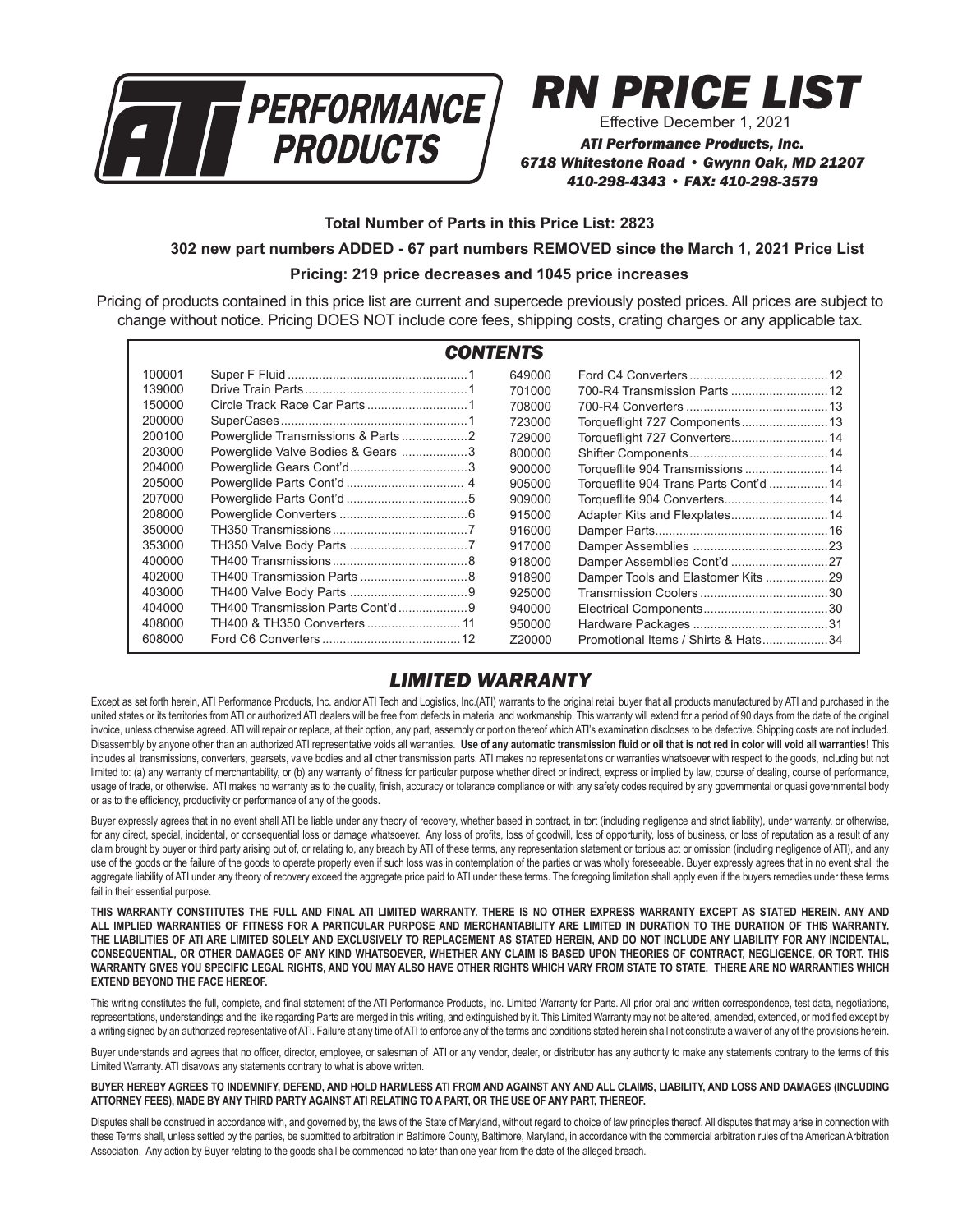# ATI PERFORMANCE PRODUCTS

# RN PRICE LIST

Effective December 1, 2021

*ATI Performance Products, Inc.*
*6718 Whitestone Road • Gwynn Oak, MD 21207*
*410-298-4343 • FAX: 410-298-3579*

**Total Number of Parts in this Price List: 2823**

**302 new part numbers ADDED - 67 part numbers REMOVED since the March 1, 2021 Price List**

**Pricing: 219 price decreases and 1045 price increases**

Pricing of products contained in this price list are current and supercede previously posted prices. All prices are subject to change without notice. Pricing DOES NOT include core fees, shipping costs, crating charges or any applicable tax.

## CONTENTS

| | | |
|---|---|---|
| 100001 | Super F Fluid | 1 |
| 139000 | Drive Train Parts | 1 |
| 150000 | Circle Track Race Car Parts | 1 |
| 200000 | SuperCases | 1 |
| 200100 | Powerglide Transmissions & Parts | 2 |
| 203000 | Powerglide Valve Bodies & Gears | 3 |
| 204000 | Powerglide Gears Cont'd | 3 |
| 205000 | Powerglide Parts Cont'd | 4 |
| 207000 | Powerglide Parts Cont'd | 5 |
| 208000 | Powerglide Converters | 6 |
| 350000 | TH350 Transmissions | 7 |
| 353000 | TH350 Valve Body Parts | 7 |
| 400000 | TH400 Transmissions | 8 |
| 402000 | TH400 Transmission Parts | 8 |
| 403000 | TH400 Valve Body Parts | 9 |
| 404000 | TH400 Transmission Parts Cont'd | 9 |
| 408000 | TH400 & TH350 Converters | 11 |
| 608000 | Ford C6 Converters | 12 |
| 649000 | Ford C4 Converters | 12 |
| 701000 | 700-R4 Transmission Parts | 12 |
| 708000 | 700-R4 Converters | 13 |
| 723000 | Torqueflight 727 Components | 13 |
| 729000 | Torqueflight 727 Converters | 14 |
| 800000 | Shifter Components | 14 |
| 900000 | Torqueflite 904 Transmissions | 14 |
| 905000 | Torqueflite 904 Trans Parts Cont'd | 14 |
| 909000 | Torqueflite 904 Converters | 14 |
| 915000 | Adapter Kits and Flexplates | 14 |
| 916000 | Damper Parts | 16 |
| 917000 | Damper Assemblies | 23 |
| 918000 | Damper Assemblies Cont'd | 27 |
| 918900 | Damper Tools and Elastomer Kits | 29 |
| 925000 | Transmission Coolers | 30 |
| 940000 | Electrical Components | 30 |
| 950000 | Hardware Packages | 31 |
| Z20000 | Promotional Items / Shirts & Hats | 34 |

## LIMITED WARRANTY

Except as set forth herein, ATI Performance Products, Inc. and/or ATI Tech and Logistics, Inc.(ATI) warrants to the original retail buyer that all products manufactured by ATI and purchased in the united states or its territories from ATI or authorized ATI dealers will be free from defects in material and workmanship. This warranty will extend for a period of 90 days from the date of the original invoice, unless otherwise agreed. ATI will repair or replace, at their option, any part, assembly or portion thereof which ATI's examination discloses to be defective. Shipping costs are not included. Disassembly by anyone other than an authorized ATI representative voids all warranties. **Use of any automatic transmission fluid or oil that is not red in color will void all warranties!** This includes all transmissions, converters, gearsets, valve bodies and all other transmission parts. ATI makes no representations or warranties whatsoever with respect to the goods, including but not limited to: (a) any warranty of merchantability, or (b) any warranty of fitness for particular purpose whether direct or indirect, express or implied by law, course of dealing, course of performance, usage of trade, or otherwise. ATI makes no warranty as to the quality, finish, accuracy or tolerance compliance or with any safety codes required by any governmental or quasi governmental body or as to the efficiency, productivity or performance of any of the goods.

Buyer expressly agrees that in no event shall ATI be liable under any theory of recovery, whether based in contract, in tort (including negligence and strict liability), under warranty, or otherwise, for any direct, special, incidental, or consequential loss or damage whatsoever. Any loss of profits, loss of goodwill, loss of opportunity, loss of business, or loss of reputation as a result of any claim brought by buyer or third party arising out of, or relating to, any breach by ATI of these terms, any representation statement or tortious act or omission (including negligence of ATI), and any use of the goods or the failure of the goods to operate properly even if such loss was in contemplation of the parties or was wholly foreseeable. Buyer expressly agrees that in no event shall the aggregate liability of ATI under any theory of recovery exceed the aggregate price paid to ATI under these terms. The foregoing limitation shall apply even if the buyers remedies under these terms fail in their essential purpose.

**THIS WARRANTY CONSTITUTES THE FULL AND FINAL ATI LIMITED WARRANTY. THERE IS NO OTHER EXPRESS WARRANTY EXCEPT AS STATED HEREIN. ANY AND ALL IMPLIED WARRANTIES OF FITNESS FOR A PARTICULAR PURPOSE AND MERCHANTABILITY ARE LIMITED IN DURATION TO THE DURATION OF THIS WARRANTY. THE LIABILITIES OF ATI ARE LIMITED SOLELY AND EXCLUSIVELY TO REPLACEMENT AS STATED HEREIN, AND DO NOT INCLUDE ANY LIABILITY FOR ANY INCIDENTAL, CONSEQUENTIAL, OR OTHER DAMAGES OF ANY KIND WHATSOEVER, WHETHER ANY CLAIM IS BASED UPON THEORIES OF CONTRACT, NEGLIGENCE, OR TORT. THIS WARRANTY GIVES YOU SPECIFIC LEGAL RIGHTS, AND YOU MAY ALSO HAVE OTHER RIGHTS WHICH VARY FROM STATE TO STATE. THERE ARE NO WARRANTIES WHICH EXTEND BEYOND THE FACE HEREOF.**

This writing constitutes the full, complete, and final statement of the ATI Performance Products, Inc. Limited Warranty for Parts. All prior oral and written correspondence, test data, negotiations, representations, understandings and the like regarding Parts are merged in this writing, and extinguished by it. This Limited Warranty may not be altered, amended, extended, or modified except by a writing signed by an authorized representative of ATI. Failure at any time of ATI to enforce any of the terms and conditions stated herein shall not constitute a waiver of any of the provisions herein.

Buyer understands and agrees that no officer, director, employee, or salesman of ATI or any vendor, dealer, or distributor has any authority to make any statements contrary to the terms of this Limited Warranty. ATI disavows any statements contrary to what is above written.

**BUYER HEREBY AGREES TO INDEMNIFY, DEFEND, AND HOLD HARMLESS ATI FROM AND AGAINST ANY AND ALL CLAIMS, LIABILITY, AND LOSS AND DAMAGES (INCLUDING ATTORNEY FEES), MADE BY ANY THIRD PARTY AGAINST ATI RELATING TO A PART, OR THE USE OF ANY PART, THEREOF.**

Disputes shall be construed in accordance with, and governed by, the laws of the State of Maryland, without regard to choice of law principles thereof. All disputes that may arise in connection with these Terms shall, unless settled by the parties, be submitted to arbitration in Baltimore County, Baltimore, Maryland, in accordance with the commercial arbitration rules of the American Arbitration Association. Any action by Buyer relating to the goods shall be commenced no later than one year from the date of the alleged breach.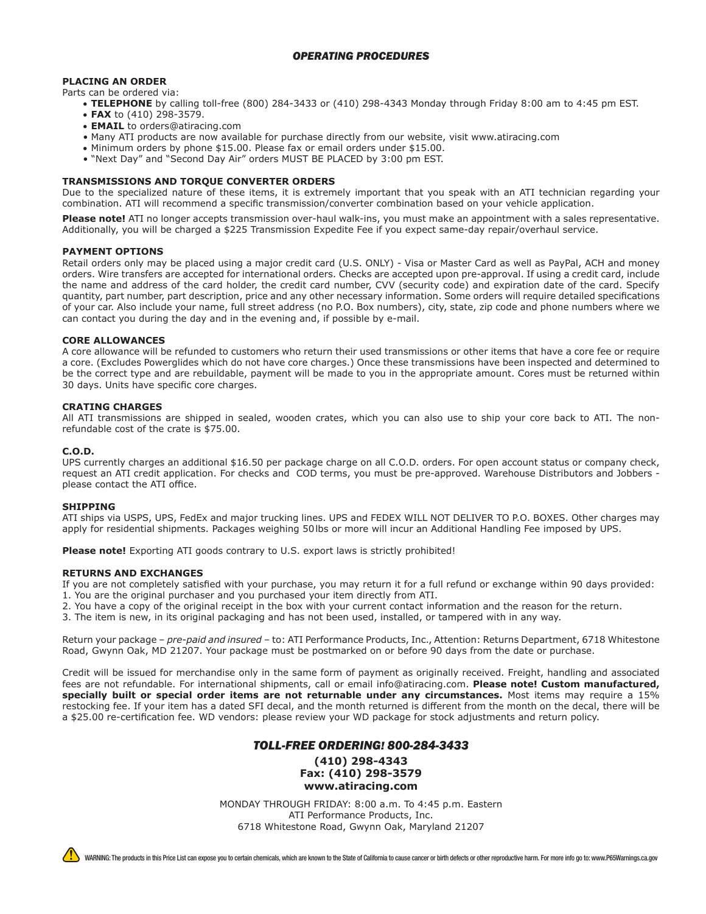## *OPERATING PROCEDURES*

**PLACING AN ORDER**

Parts can be ordered via:

- **TELEPHONE** by calling toll-free (800) 284-3433 or (410) 298-4343 Monday through Friday 8:00 am to 4:45 pm EST.
- **FAX** to (410) 298-3579.
- **EMAIL** to orders@atiracing.com
- Many ATI products are now available for purchase directly from our website, visit www.atiracing.com
- Minimum orders by phone $15.00. Please fax or email orders under $15.00.
- "Next Day" and "Second Day Air" orders MUST BE PLACED by 3:00 pm EST.

**TRANSMISSIONS AND TORQUE CONVERTER ORDERS**

Due to the specialized nature of these items, it is extremely important that you speak with an ATI technician regarding your combination. ATI will recommend a specific transmission/converter combination based on your vehicle application.

**Please note!** ATI no longer accepts transmission over-haul walk-ins, you must make an appointment with a sales representative. Additionally, you will be charged a $225 Transmission Expedite Fee if you expect same-day repair/overhaul service.

**PAYMENT OPTIONS**

Retail orders only may be placed using a major credit card (U.S. ONLY) - Visa or Master Card as well as PayPal, ACH and money orders. Wire transfers are accepted for international orders. Checks are accepted upon pre-approval. If using a credit card, include the name and address of the card holder, the credit card number, CVV (security code) and expiration date of the card. Specify quantity, part number, part description, price and any other necessary information. Some orders will require detailed specifications of your car. Also include your name, full street address (no P.O. Box numbers), city, state, zip code and phone numbers where we can contact you during the day and in the evening and, if possible by e-mail.

**CORE ALLOWANCES**

A core allowance will be refunded to customers who return their used transmissions or other items that have a core fee or require a core. (Excludes Powerglides which do not have core charges.) Once these transmissions have been inspected and determined to be the correct type and are rebuildable, payment will be made to you in the appropriate amount. Cores must be returned within 30 days. Units have specific core charges.

**CRATING CHARGES**

All ATI transmissions are shipped in sealed, wooden crates, which you can also use to ship your core back to ATI. The non-refundable cost of the crate is $75.00.

**C.O.D.**

UPS currently charges an additional $16.50 per package charge on all C.O.D. orders. For open account status or company check, request an ATI credit application. For checks and COD terms, you must be pre-approved. Warehouse Distributors and Jobbers - please contact the ATI office.

**SHIPPING**

ATI ships via USPS, UPS, FedEx and major trucking lines. UPS and FEDEX WILL NOT DELIVER TO P.O. BOXES. Other charges may apply for residential shipments. Packages weighing 50 lbs or more will incur an Additional Handling Fee imposed by UPS.

**Please note!** Exporting ATI goods contrary to U.S. export laws is strictly prohibited!

**RETURNS AND EXCHANGES**

If you are not completely satisfied with your purchase, you may return it for a full refund or exchange within 90 days provided:

1. You are the original purchaser and you purchased your item directly from ATI.
2. You have a copy of the original receipt in the box with your current contact information and the reason for the return.
3. The item is new, in its original packaging and has not been used, installed, or tampered with in any way.

Return your package – *pre-paid and insured* – to: ATI Performance Products, Inc., Attention: Returns Department, 6718 Whitestone Road, Gwynn Oak, MD 21207. Your package must be postmarked on or before 90 days from the date or purchase.

Credit will be issued for merchandise only in the same form of payment as originally received. Freight, handling and associated fees are not refundable. For international shipments, call or email info@atiracing.com. **Please note! Custom manufactured, specially built or special order items are not returnable under any circumstances.** Most items may require a 15% restocking fee. If your item has a dated SFI decal, and the month returned is different from the month on the decal, there will be a $25.00 re-certification fee. WD vendors: please review your WD package for stock adjustments and return policy.

## *TOLL-FREE ORDERING! 800-284-3433*

**(410) 298-4343**
**Fax: (410) 298-3579**
**www.atiracing.com**

MONDAY THROUGH FRIDAY: 8:00 a.m. To 4:45 p.m. Eastern
ATI Performance Products, Inc.
6718 Whitestone Road, Gwynn Oak, Maryland 21207

WARNING: The products in this Price List can expose you to certain chemicals, which are known to the State of California to cause cancer or birth defects or other reproductive harm. For more info go to: www.P65Warnings.ca.gov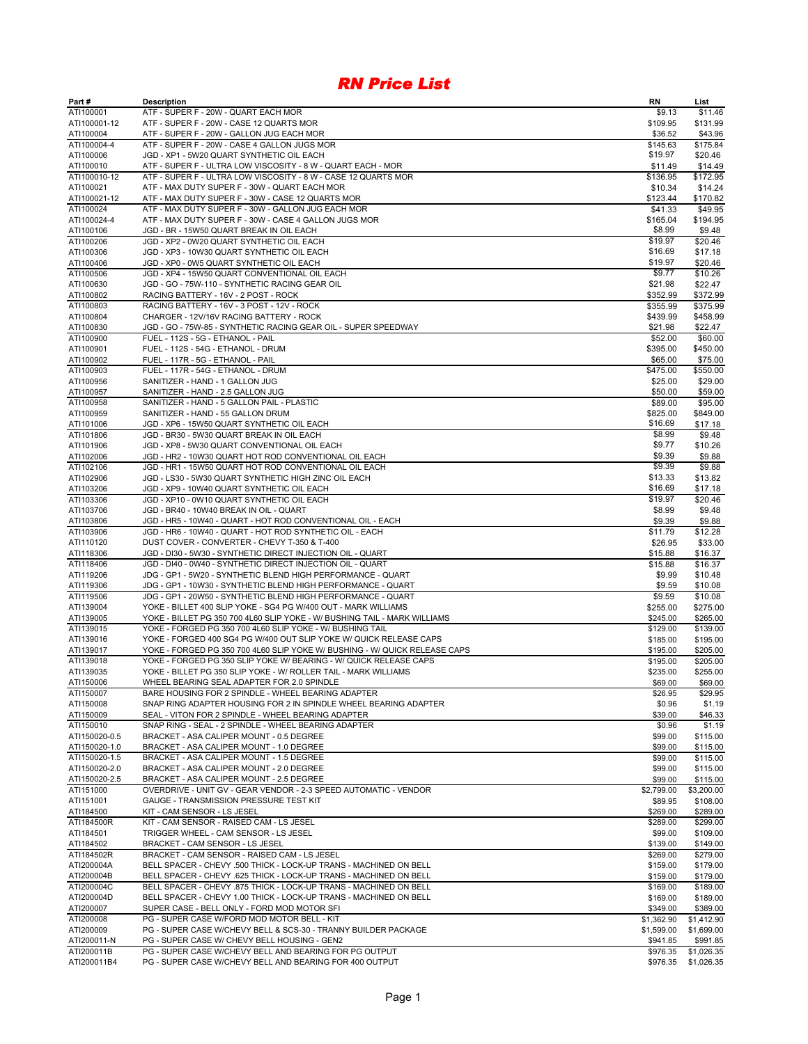# *RN Price List*

| Part # | Description | RN | List |
|---|---|---|---|
| ATI100001 | ATF - SUPER F - 20W - QUART EACH MOR | $9.13 | $11.46 |
| ATI100001-12 | ATF - SUPER F - 20W - CASE 12 QUARTS MOR | $109.95 | $131.99 |
| ATI100004 | ATF - SUPER F - 20W - GALLON JUG EACH MOR | $36.52 | $43.96 |
| ATI100004-4 | ATF - SUPER F - 20W - CASE 4 GALLON JUGS MOR | $145.63 | $175.84 |
| ATI100006 | JGD - XP1 - 5W20 QUART SYNTHETIC OIL EACH | $19.97 | $20.46 |
| ATI100010 | ATF - SUPER F - ULTRA LOW VISCOSITY - 8 W - QUART EACH - MOR | $11.49 | $14.49 |
| ATI100010-12 | ATF - SUPER F - ULTRA LOW VISCOSITY - 8 W - CASE 12 QUARTS MOR | $136.95 | $172.95 |
| ATI100021 | ATF - MAX DUTY SUPER F - 30W - QUART EACH MOR | $10.34 | $14.24 |
| ATI100021-12 | ATF - MAX DUTY SUPER F - 30W - CASE 12 QUARTS MOR | $123.44 | $170.82 |
| ATI100024 | ATF - MAX DUTY SUPER F - 30W - GALLON JUG EACH MOR | $41.33 | $49.95 |
| ATI100024-4 | ATF - MAX DUTY SUPER F - 30W - CASE 4 GALLON JUGS MOR | $165.04 | $194.95 |
| ATI100106 | JGD - BR - 15W50 QUART BREAK IN OIL EACH | $8.99 | $9.48 |
| ATI100206 | JGD - XP2 - 0W20 QUART SYNTHETIC OIL EACH | $19.97 | $20.46 |
| ATI100306 | JGD - XP3 - 10W30 QUART SYNTHETIC OIL EACH | $16.69 | $17.18 |
| ATI100406 | JGD - XP0 - 0W5 QUART SYNTHETIC OIL EACH | $19.97 | $20.46 |
| ATI100506 | JGD - XP4 - 15W50 QUART CONVENTIONAL OIL EACH | $9.77 | $10.26 |
| ATI100630 | JGD - GO - 75W-110 - SYNTHETIC RACING GEAR OIL | $21.98 | $22.47 |
| ATI100802 | RACING BATTERY - 16V - 2 POST - ROCK | $352.99 | $372.99 |
| ATI100803 | RACING BATTERY - 16V - 3 POST - 12V - ROCK | $355.99 | $375.99 |
| ATI100804 | CHARGER - 12V/16V RACING BATTERY - ROCK | $439.99 | $458.99 |
| ATI100830 | JGD - GO - 75W-85 - SYNTHETIC RACING GEAR OIL - SUPER SPEEDWAY | $21.98 | $22.47 |
| ATI100900 | FUEL - 112S - 5G - ETHANOL - PAIL | $52.00 | $60.00 |
| ATI100901 | FUEL - 112S - 54G - ETHANOL - DRUM | $395.00 | $450.00 |
| ATI100902 | FUEL - 117R - 5G - ETHANOL - PAIL | $65.00 | $75.00 |
| ATI100903 | FUEL - 117R - 54G - ETHANOL - DRUM | $475.00 | $550.00 |
| ATI100956 | SANITIZER - HAND - 1 GALLON JUG | $25.00 | $29.00 |
| ATI100957 | SANITIZER - HAND - 2.5 GALLON JUG | $50.00 | $59.00 |
| ATI100958 | SANITIZER - HAND - 5 GALLON PAIL - PLASTIC | $89.00 | $95.00 |
| ATI100959 | SANITIZER - HAND - 55 GALLON DRUM | $825.00 | $849.00 |
| ATI101006 | JGD - XP6 - 15W50 QUART SYNTHETIC OIL EACH | $16.69 | $17.18 |
| ATI101806 | JGD - BR30 - 5W30 QUART BREAK IN OIL EACH | $8.99 | $9.48 |
| ATI101906 | JGD - XP8 - 5W30 QUART CONVENTIONAL OIL EACH | $9.77 | $10.26 |
| ATI102006 | JGD - HR2 - 10W30 QUART HOT ROD CONVENTIONAL OIL EACH | $9.39 | $9.88 |
| ATI102106 | JGD - HR1 - 15W50 QUART HOT ROD CONVENTIONAL OIL EACH | $9.39 | $9.88 |
| ATI102906 | JGD - LS30 - 5W30 QUART SYNTHETIC HIGH ZINC OIL EACH | $13.33 | $13.82 |
| ATI103206 | JGD - XP9 - 10W40 QUART SYNTHETIC OIL EACH | $16.69 | $17.18 |
| ATI103306 | JGD - XP10 - 0W10 QUART SYNTHETIC OIL EACH | $19.97 | $20.46 |
| ATI103706 | JGD - BR40 - 10W40 BREAK IN OIL - QUART | $8.99 | $9.48 |
| ATI103806 | JGD - HR5 - 10W40 - QUART - HOT ROD CONVENTIONAL OIL - EACH | $9.39 | $9.88 |
| ATI103906 | JGD - HR6 - 10W40 - QUART - HOT ROD SYNTHETIC OIL - EACH | $11.79 | $12.28 |
| ATI110120 | DUST COVER - CONVERTER - CHEVY T-350 & T-400 | $26.95 | $33.00 |
| ATI118306 | JGD - DI30 - 5W30 - SYNTHETIC DIRECT INJECTION OIL - QUART | $15.88 | $16.37 |
| ATI118406 | JGD - DI40 - 0W40 - SYNTHETIC DIRECT INJECTION OIL - QUART | $15.88 | $16.37 |
| ATI119206 | JDG - GP1 - 5W20 - SYNTHETIC BLEND HIGH PERFORMANCE - QUART | $9.99 | $10.48 |
| ATI119306 | JDG - GP1 - 10W30 - SYNTHETIC BLEND HIGH PERFORMANCE - QUART | $9.59 | $10.08 |
| ATI119506 | JDG - GP1 - 20W50 - SYNTHETIC BLEND HIGH PERFORMANCE - QUART | $9.59 | $10.08 |
| ATI139004 | YOKE - BILLET 400 SLIP YOKE - SG4 PG W/400 OUT - MARK WILLIAMS | $255.00 | $275.00 |
| ATI139005 | YOKE - BILLET PG 350 700 4L60 SLIP YOKE - W/ BUSHING TAIL - MARK WILLIAMS | $245.00 | $265.00 |
| ATI139015 | YOKE - FORGED PG 350 700 4L60 SLIP YOKE - W/ BUSHING TAIL | $129.00 | $139.00 |
| ATI139016 | YOKE - FORGED 400 SG4 PG W/400 OUT SLIP YOKE W/ QUICK RELEASE CAPS | $185.00 | $195.00 |
| ATI139017 | YOKE - FORGED PG 350 700 4L60 SLIP YOKE W/ BUSHING - W/ QUICK RELEASE CAPS | $195.00 | $205.00 |
| ATI139018 | YOKE - FORGED PG 350 SLIP YOKE W/ BEARING - W/ QUICK RELEASE CAPS | $195.00 | $205.00 |
| ATI139035 | YOKE - BILLET PG 350 SLIP YOKE - W/ ROLLER TAIL - MARK WILLIAMS | $235.00 | $255.00 |
| ATI150006 | WHEEL BEARING SEAL ADAPTER FOR 2.0 SPINDLE | $69.00 | $69.00 |
| ATI150007 | BARE HOUSING FOR 2 SPINDLE - WHEEL BEARING ADAPTER | $26.95 | $29.95 |
| ATI150008 | SNAP RING ADAPTER HOUSING FOR 2 IN SPINDLE WHEEL BEARING ADAPTER | $0.96 | $1.19 |
| ATI150009 | SEAL - VITON FOR 2 SPINDLE - WHEEL BEARING ADAPTER | $39.00 | $46.33 |
| ATI150010 | SNAP RING - SEAL - 2 SPINDLE - WHEEL BEARING ADAPTER | $0.96 | $1.19 |
| ATI150020-0.5 | BRACKET - ASA CALIPER MOUNT - 0.5 DEGREE | $99.00 | $115.00 |
| ATI150020-1.0 | BRACKET - ASA CALIPER MOUNT - 1.0 DEGREE | $99.00 | $115.00 |
| ATI150020-1.5 | BRACKET - ASA CALIPER MOUNT - 1.5 DEGREE | $99.00 | $115.00 |
| ATI150020-2.0 | BRACKET - ASA CALIPER MOUNT - 2.0 DEGREE | $99.00 | $115.00 |
| ATI150020-2.5 | BRACKET - ASA CALIPER MOUNT - 2.5 DEGREE | $99.00 | $115.00 |
| ATI151000 | OVERDRIVE - UNIT GV - GEAR VENDOR - 2-3 SPEED AUTOMATIC - VENDOR | $2,799.00 | $3,200.00 |
| ATI151001 | GAUGE - TRANSMISSION PRESSURE TEST KIT | $89.95 | $108.00 |
| ATI184500 | KIT - CAM SENSOR - LS JESEL | $269.00 | $289.00 |
| ATI184500R | KIT - CAM SENSOR - RAISED CAM - LS JESEL | $289.00 | $299.00 |
| ATI184501 | TRIGGER WHEEL - CAM SENSOR - LS JESEL | $99.00 | $109.00 |
| ATI184502 | BRACKET - CAM SENSOR - LS JESEL | $139.00 | $149.00 |
| ATI184502R | BRACKET - CAM SENSOR - RAISED CAM - LS JESEL | $269.00 | $279.00 |
| ATI200004A | BELL SPACER - CHEVY .500 THICK - LOCK-UP TRANS - MACHINED ON BELL | $159.00 | $179.00 |
| ATI200004B | BELL SPACER - CHEVY .625 THICK - LOCK-UP TRANS - MACHINED ON BELL | $159.00 | $179.00 |
| ATI200004C | BELL SPACER - CHEVY .875 THICK - LOCK-UP TRANS - MACHINED ON BELL | $169.00 | $189.00 |
| ATI200004D | BELL SPACER - CHEVY 1.00 THICK - LOCK-UP TRANS - MACHINED ON BELL | $169.00 | $189.00 |
| ATI200007 | SUPER CASE - BELL ONLY - FORD MOD MOTOR SFI | $349.00 | $389.00 |
| ATI200008 | PG - SUPER CASE W/FORD MOD MOTOR BELL - KIT | $1,362.90 | $1,412.90 |
| ATI200009 | PG - SUPER CASE W/CHEVY BELL & SCS-30 - TRANNY BUILDER PACKAGE | $1,599.00 | $1,699.00 |
| ATI200011-N | PG - SUPER CASE W/ CHEVY BELL HOUSING - GEN2 | $941.85 | $991.85 |
| ATI200011B | PG - SUPER CASE W/CHEVY BELL AND BEARING FOR PG OUTPUT | $976.35 | $1,026.35 |
| ATI200011B4 | PG - SUPER CASE W/CHEVY BELL AND BEARING FOR 400 OUTPUT | $976.35 | $1,026.35 |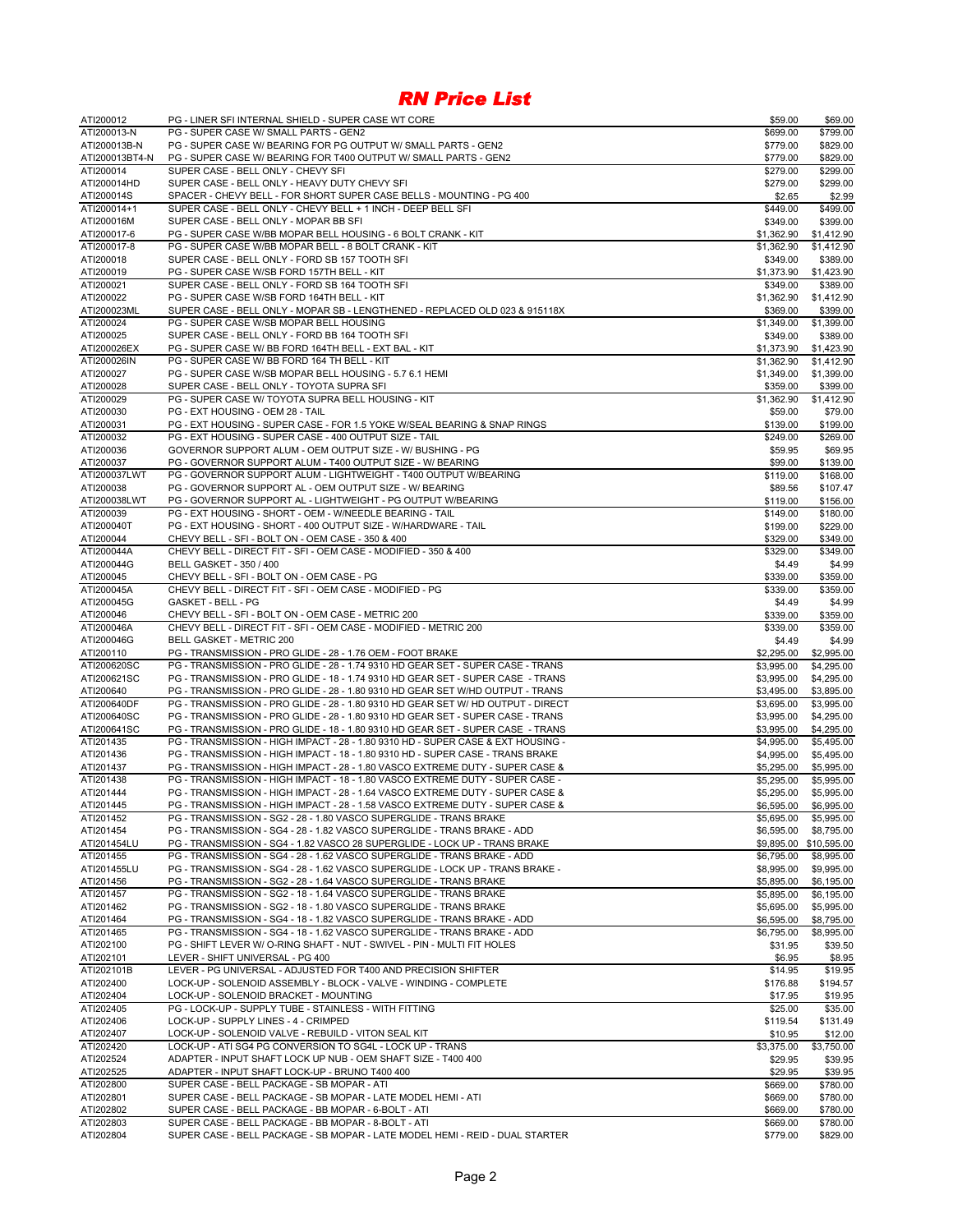# RN Price List

| | | | |
|---|---|---|---|
| ATI200012 | PG - LINER SFI INTERNAL SHIELD - SUPER CASE WT CORE | $59.00 | $69.00 |
| ATI200013-N | PG - SUPER CASE W/ SMALL PARTS - GEN2 | $699.00 | $799.00 |
| ATI200013B-N | PG - SUPER CASE W/ BEARING FOR PG OUTPUT W/ SMALL PARTS - GEN2 | $779.00 | $829.00 |
| ATI200013BT4-N | PG - SUPER CASE W/ BEARING FOR T400 OUTPUT W/ SMALL PARTS - GEN2 | $779.00 | $829.00 |
| ATI200014 | SUPER CASE - BELL ONLY - CHEVY SFI | $279.00 | $299.00 |
| ATI200014HD | SUPER CASE - BELL ONLY - HEAVY DUTY CHEVY SFI | $279.00 | $299.00 |
| ATI200014S | SPACER - CHEVY BELL - FOR SHORT SUPER CASE BELLS - MOUNTING - PG 400 | $2.65 | $2.99 |
| ATI200014+1 | SUPER CASE - BELL ONLY - CHEVY BELL + 1 INCH - DEEP BELL SFI | $449.00 | $499.00 |
| ATI200016M | SUPER CASE - BELL ONLY - MOPAR BB SFI | $349.00 | $399.00 |
| ATI200017-6 | PG - SUPER CASE W/BB MOPAR BELL HOUSING - 6 BOLT CRANK - KIT | $1,362.90 | $1,412.90 |
| ATI200017-8 | PG - SUPER CASE W/BB MOPAR BELL - 8 BOLT CRANK - KIT | $1,362.90 | $1,412.90 |
| ATI200018 | SUPER CASE - BELL ONLY - FORD SB 157 TOOTH SFI | $349.00 | $389.00 |
| ATI200019 | PG - SUPER CASE W/SB FORD 157TH BELL - KIT | $1,373.90 | $1,423.90 |
| ATI200021 | SUPER CASE - BELL ONLY - FORD SB 164 TOOTH SFI | $349.00 | $389.00 |
| ATI200022 | PG - SUPER CASE W/SB FORD 164TH BELL - KIT | $1,362.90 | $1,412.90 |
| ATI200023ML | SUPER CASE - BELL ONLY - MOPAR SB - LENGTHENED - REPLACED OLD 023 & 915118X | $369.00 | $399.00 |
| ATI200024 | PG - SUPER CASE W/SB MOPAR BELL HOUSING | $1,349.00 | $1,399.00 |
| ATI200025 | SUPER CASE - BELL ONLY - FORD BB 164 TOOTH SFI | $349.00 | $389.00 |
| ATI200026EX | PG - SUPER CASE W/ BB FORD 164TH BELL - EXT BAL - KIT | $1,373.90 | $1,423.90 |
| ATI200026IN | PG - SUPER CASE W/ BB FORD 164 TH BELL - KIT | $1,362.90 | $1,412.90 |
| ATI200027 | PG - SUPER CASE W/SB MOPAR BELL HOUSING - 5.7 6.1 HEMI | $1,349.00 | $1,399.00 |
| ATI200028 | SUPER CASE - BELL ONLY - TOYOTA SUPRA SFI | $359.00 | $399.00 |
| ATI200029 | PG - SUPER CASE W/ TOYOTA SUPRA BELL HOUSING - KIT | $1,362.90 | $1,412.90 |
| ATI200030 | PG - EXT HOUSING - OEM 28 - TAIL | $59.00 | $79.00 |
| ATI200031 | PG - EXT HOUSING - SUPER CASE - FOR 1.5 YOKE W/SEAL BEARING & SNAP RINGS | $139.00 | $199.00 |
| ATI200032 | PG - EXT HOUSING - SUPER CASE - 400 OUTPUT SIZE - TAIL | $249.00 | $269.00 |
| ATI200036 | GOVERNOR SUPPORT ALUM - OEM OUTPUT SIZE - W/ BUSHING - PG | $59.95 | $69.95 |
| ATI200037 | PG - GOVERNOR SUPPORT ALUM - T400 OUTPUT SIZE - W/ BEARING | $99.00 | $139.00 |
| ATI200037LWT | PG - GOVERNOR SUPPORT ALUM - LIGHTWEIGHT - T400 OUTPUT W/BEARING | $119.00 | $168.00 |
| ATI200038 | PG - GOVERNOR SUPPORT AL - OEM OUTPUT SIZE - W/ BEARING | $89.56 | $107.47 |
| ATI200038LWT | PG - GOVERNOR SUPPORT AL - LIGHTWEIGHT - PG OUTPUT W/BEARING | $119.00 | $156.00 |
| ATI200039 | PG - EXT HOUSING - SHORT - OEM - W/NEEDLE BEARING - TAIL | $149.00 | $180.00 |
| ATI200040T | PG - EXT HOUSING - SHORT - 400 OUTPUT SIZE - W/HARDWARE - TAIL | $199.00 | $229.00 |
| ATI200044 | CHEVY BELL - SFI - BOLT ON - OEM CASE - 350 & 400 | $329.00 | $349.00 |
| ATI200044A | CHEVY BELL - DIRECT FIT - SFI - OEM CASE - MODIFIED - 350 & 400 | $329.00 | $349.00 |
| ATI200044G | BELL GASKET - 350 / 400 | $4.49 | $4.99 |
| ATI200045 | CHEVY BELL - SFI - BOLT ON - OEM CASE - PG | $339.00 | $359.00 |
| ATI200045A | CHEVY BELL - DIRECT FIT - SFI - OEM CASE - MODIFIED - PG | $339.00 | $359.00 |
| ATI200045G | GASKET - BELL - PG | $4.49 | $4.99 |
| ATI200046 | CHEVY BELL - SFI - BOLT ON - OEM CASE - METRIC 200 | $339.00 | $359.00 |
| ATI200046A | CHEVY BELL - DIRECT FIT - SFI - OEM CASE - MODIFIED - METRIC 200 | $339.00 | $359.00 |
| ATI200046G | BELL GASKET - METRIC 200 | $4.49 | $4.99 |
| ATI200110 | PG - TRANSMISSION - PRO GLIDE - 28 - 1.76 OEM - FOOT BRAKE | $2,295.00 | $2,995.00 |
| ATI200620SC | PG - TRANSMISSION - PRO GLIDE - 28 - 1.74 9310 HD GEAR SET - SUPER CASE - TRANS | $3,995.00 | $4,295.00 |
| ATI200621SC | PG - TRANSMISSION - PRO GLIDE - 18 - 1.74 9310 HD GEAR SET - SUPER CASE - TRANS | $3,995.00 | $4,295.00 |
| ATI200640 | PG - TRANSMISSION - PRO GLIDE - 28 - 1.80 9310 HD GEAR SET W/HD OUTPUT - TRANS | $3,495.00 | $3,895.00 |
| ATI200640DF | PG - TRANSMISSION - PRO GLIDE - 28 - 1.80 9310 HD GEAR SET W/ HD OUTPUT - DIRECT | $3,695.00 | $3,995.00 |
| ATI200640SC | PG - TRANSMISSION - PRO GLIDE - 28 - 1.80 9310 HD GEAR SET - SUPER CASE - TRANS | $3,995.00 | $4,295.00 |
| ATI200641SC | PG - TRANSMISSION - PRO GLIDE - 18 - 1.80 9310 HD GEAR SET - SUPER CASE - TRANS | $3,995.00 | $4,295.00 |
| ATI201435 | PG - TRANSMISSION - HIGH IMPACT - 28 - 1.80 9310 HD - SUPER CASE & EXT HOUSING - | $4,995.00 | $5,495.00 |
| ATI201436 | PG - TRANSMISSION - HIGH IMPACT - 18 - 1.80 9310 HD - SUPER CASE - TRANS BRAKE | $4,995.00 | $5,495.00 |
| ATI201437 | PG - TRANSMISSION - HIGH IMPACT - 28 - 1.80 VASCO EXTREME DUTY - SUPER CASE & | $5,295.00 | $5,995.00 |
| ATI201438 | PG - TRANSMISSION - HIGH IMPACT - 18 - 1.80 VASCO EXTREME DUTY - SUPER CASE - | $5,295.00 | $5,995.00 |
| ATI201444 | PG - TRANSMISSION - HIGH IMPACT - 28 - 1.64 VASCO EXTREME DUTY - SUPER CASE & | $5,295.00 | $5,995.00 |
| ATI201445 | PG - TRANSMISSION - HIGH IMPACT - 28 - 1.58 VASCO EXTREME DUTY - SUPER CASE & | $6,595.00 | $6,995.00 |
| ATI201452 | PG - TRANSMISSION - SG2 - 28 - 1.80 VASCO SUPERGLIDE - TRANS BRAKE | $5,695.00 | $5,995.00 |
| ATI201454 | PG - TRANSMISSION - SG4 - 28 - 1.82 VASCO SUPERGLIDE - TRANS BRAKE - ADD | $6,595.00 | $8,795.00 |
| ATI201454LU | PG - TRANSMISSION - SG4 - 1.82 VASCO 28 SUPERGLIDE - LOCK UP - TRANS BRAKE | $9,895.00 | $10,595.00 |
| ATI201455 | PG - TRANSMISSION - SG4 - 28 - 1.62 VASCO SUPERGLIDE - TRANS BRAKE - ADD | $6,795.00 | $8,995.00 |
| ATI201455LU | PG - TRANSMISSION - SG4 - 28 - 1.62 VASCO SUPERGLIDE - LOCK UP - TRANS BRAKE - | $8,995.00 | $9,995.00 |
| ATI201456 | PG - TRANSMISSION - SG2 - 28 - 1.64 VASCO SUPERGLIDE - TRANS BRAKE | $5,895.00 | $6,195.00 |
| ATI201457 | PG - TRANSMISSION - SG2 - 18 - 1.64 VASCO SUPERGLIDE - TRANS BRAKE | $5,895.00 | $6,195.00 |
| ATI201462 | PG - TRANSMISSION - SG2 - 18 - 1.80 VASCO SUPERGLIDE - TRANS BRAKE | $5,695.00 | $5,995.00 |
| ATI201464 | PG - TRANSMISSION - SG4 - 18 - 1.82 VASCO SUPERGLIDE - TRANS BRAKE - ADD | $6,595.00 | $8,795.00 |
| ATI201465 | PG - TRANSMISSION - SG4 - 18 - 1.62 VASCO SUPERGLIDE - TRANS BRAKE - ADD | $6,795.00 | $8,995.00 |
| ATI202100 | PG - SHIFT LEVER W/ O-RING SHAFT - NUT - SWIVEL - PIN - MULTI FIT HOLES | $31.95 | $39.50 |
| ATI202101 | LEVER - SHIFT UNIVERSAL - PG 400 | $6.95 | $8.95 |
| ATI202101B | LEVER - PG UNIVERSAL - ADJUSTED FOR T400 AND PRECISION SHIFTER | $14.95 | $19.95 |
| ATI202400 | LOCK-UP - SOLENOID ASSEMBLY - BLOCK - VALVE - WINDING - COMPLETE | $176.88 | $194.57 |
| ATI202404 | LOCK-UP - SOLENOID BRACKET - MOUNTING | $17.95 | $19.95 |
| ATI202405 | PG - LOCK-UP - SUPPLY TUBE - STAINLESS - WITH FITTING | $25.00 | $35.00 |
| ATI202406 | LOCK-UP - SUPPLY LINES - 4 - CRIMPED | $119.54 | $131.49 |
| ATI202407 | LOCK-UP - SOLENOID VALVE - REBUILD - VITON SEAL KIT | $10.95 | $12.00 |
| ATI202420 | LOCK-UP - ATI SG4 PG CONVERSION TO SG4L - LOCK UP - TRANS | $3,375.00 | $3,750.00 |
| ATI202524 | ADAPTER - INPUT SHAFT LOCK UP NUB - OEM SHAFT SIZE - T400 400 | $29.95 | $39.95 |
| ATI202525 | ADAPTER - INPUT SHAFT LOCK-UP - BRUNO T400 400 | $29.95 | $39.95 |
| ATI202800 | SUPER CASE - BELL PACKAGE - SB MOPAR - ATI | $669.00 | $780.00 |
| ATI202801 | SUPER CASE - BELL PACKAGE - SB MOPAR - LATE MODEL HEMI - ATI | $669.00 | $780.00 |
| ATI202802 | SUPER CASE - BELL PACKAGE - BB MOPAR - 6-BOLT - ATI | $669.00 | $780.00 |
| ATI202803 | SUPER CASE - BELL PACKAGE - BB MOPAR - 8-BOLT - ATI | $669.00 | $780.00 |
| ATI202804 | SUPER CASE - BELL PACKAGE - SB MOPAR - LATE MODEL HEMI - REID - DUAL STARTER | $779.00 | $829.00 |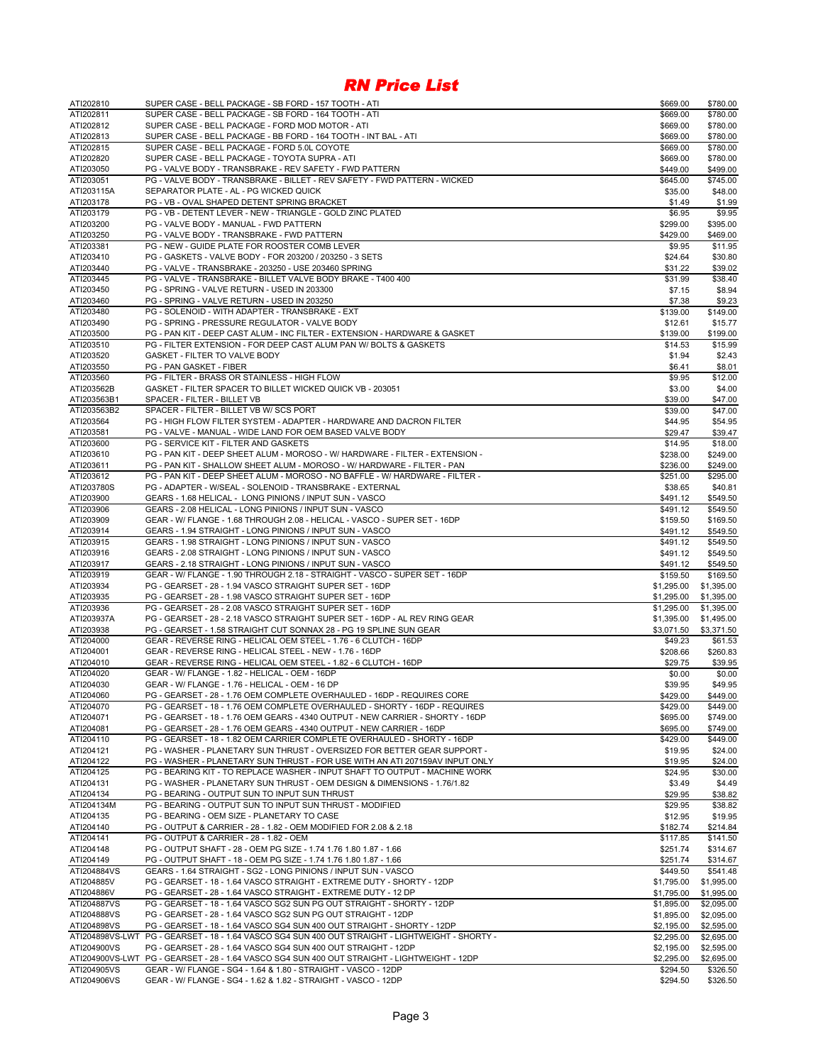# *RN Price List*

| | | | |
|---|---|---|---|
| ATI202810 | SUPER CASE - BELL PACKAGE - SB FORD - 157 TOOTH - ATI | $669.00 | $780.00 |
| ATI202811 | SUPER CASE - BELL PACKAGE - SB FORD - 164 TOOTH - ATI | $669.00 | $780.00 |
| ATI202812 | SUPER CASE - BELL PACKAGE - FORD MOD MOTOR - ATI | $669.00 | $780.00 |
| ATI202813 | SUPER CASE - BELL PACKAGE - BB FORD - 164 TOOTH - INT BAL - ATI | $669.00 | $780.00 |
| ATI202815 | SUPER CASE - BELL PACKAGE - FORD 5.0L COYOTE | $669.00 | $780.00 |
| ATI202820 | SUPER CASE - BELL PACKAGE - TOYOTA SUPRA - ATI | $669.00 | $780.00 |
| ATI203050 | PG - VALVE BODY - TRANSBRAKE - REV SAFETY - FWD PATTERN | $449.00 | $499.00 |
| ATI203051 | PG - VALVE BODY - TRANSBRAKE - BILLET - REV SAFETY - FWD PATTERN - WICKED | $645.00 | $745.00 |
| ATI203115A | SEPARATOR PLATE - AL - PG WICKED QUICK | $35.00 | $48.00 |
| ATI203178 | PG - VB - OVAL SHAPED DETENT SPRING BRACKET | $1.49 | $1.99 |
| ATI203179 | PG - VB - DETENT LEVER - NEW - TRIANGLE - GOLD ZINC PLATED | $6.95 | $9.95 |
| ATI203200 | PG - VALVE BODY - MANUAL - FWD PATTERN | $299.00 | $395.00 |
| ATI203250 | PG - VALVE BODY - TRANSBRAKE - FWD PATTERN | $429.00 | $469.00 |
| ATI203381 | PG - NEW - GUIDE PLATE FOR ROOSTER COMB LEVER | $9.95 | $11.95 |
| ATI203410 | PG - GASKETS - VALVE BODY - FOR 203200 / 203250 - 3 SETS | $24.64 | $30.80 |
| ATI203440 | PG - VALVE - TRANSBRAKE - 203250 - USE 203460 SPRING | $31.22 | $39.02 |
| ATI203445 | PG - VALVE - TRANSBRAKE - BILLET VALVE BODY BRAKE - T400 400 | $31.99 | $38.40 |
| ATI203450 | PG - SPRING - VALVE RETURN - USED IN 203300 | $7.15 | $8.94 |
| ATI203460 | PG - SPRING - VALVE RETURN - USED IN 203250 | $7.38 | $9.23 |
| ATI203480 | PG - SOLENOID - WITH ADAPTER - TRANSBRAKE - EXT | $139.00 | $149.00 |
| ATI203490 | PG - SPRING - PRESSURE REGULATOR - VALVE BODY | $12.61 | $15.77 |
| ATI203500 | PG - PAN KIT - DEEP CAST ALUM - INC FILTER - EXTENSION - HARDWARE & GASKET | $139.00 | $199.00 |
| ATI203510 | PG - FILTER EXTENSION - FOR DEEP CAST ALUM PAN W/ BOLTS & GASKETS | $14.53 | $15.99 |
| ATI203520 | GASKET - FILTER TO VALVE BODY | $1.94 | $2.43 |
| ATI203550 | PG - PAN GASKET - FIBER | $6.41 | $8.01 |
| ATI203560 | PG - FILTER - BRASS OR STAINLESS - HIGH FLOW | $9.95 | $12.00 |
| ATI203562B | GASKET - FILTER SPACER TO BILLET WICKED QUICK VB - 203051 | $3.00 | $4.00 |
| ATI203563B1 | SPACER - FILTER - BILLET VB | $39.00 | $47.00 |
| ATI203563B2 | SPACER - FILTER - BILLET VB W/ SCS PORT | $39.00 | $47.00 |
| ATI203564 | PG - HIGH FLOW FILTER SYSTEM - ADAPTER - HARDWARE AND DACRON FILTER | $44.95 | $54.95 |
| ATI203581 | PG - VALVE - MANUAL - WIDE LAND FOR OEM BASED VALVE BODY | $29.47 | $39.47 |
| ATI203600 | PG - SERVICE KIT - FILTER AND GASKETS | $14.95 | $18.00 |
| ATI203610 | PG - PAN KIT - DEEP SHEET ALUM - MOROSO - W/ HARDWARE - FILTER - EXTENSION - | $238.00 | $249.00 |
| ATI203611 | PG - PAN KIT - SHALLOW SHEET ALUM - MOROSO - W/ HARDWARE - FILTER - PAN | $236.00 | $249.00 |
| ATI203612 | PG - PAN KIT - DEEP SHEET ALUM - MOROSO - NO BAFFLE - W/ HARDWARE - FILTER - | $251.00 | $295.00 |
| ATI203780S | PG - ADAPTER - W/SEAL - SOLENOID - TRANSBRAKE - EXTERNAL | $38.65 | $40.81 |
| ATI203900 | GEARS - 1.68 HELICAL - LONG PINIONS / INPUT SUN - VASCO | $491.12 | $549.50 |
| ATI203906 | GEARS - 2.08 HELICAL - LONG PINIONS / INPUT SUN - VASCO | $491.12 | $549.50 |
| ATI203909 | GEAR - W/ FLANGE - 1.68 THROUGH 2.08 - HELICAL - VASCO - SUPER SET - 16DP | $159.50 | $169.50 |
| ATI203914 | GEARS - 1.94 STRAIGHT - LONG PINIONS / INPUT SUN - VASCO | $491.12 | $549.50 |
| ATI203915 | GEARS - 1.98 STRAIGHT - LONG PINIONS / INPUT SUN - VASCO | $491.12 | $549.50 |
| ATI203916 | GEARS - 2.08 STRAIGHT - LONG PINIONS / INPUT SUN - VASCO | $491.12 | $549.50 |
| ATI203917 | GEARS - 2.18 STRAIGHT - LONG PINIONS / INPUT SUN - VASCO | $491.12 | $549.50 |
| ATI203919 | GEAR - W/ FLANGE - 1.90 THROUGH 2.18 - STRAIGHT - VASCO - SUPER SET - 16DP | $159.50 | $169.50 |
| ATI203934 | PG - GEARSET - 28 - 1.94 VASCO STRAIGHT SUPER SET - 16DP | $1,295.00 | $1,395.00 |
| ATI203935 | PG - GEARSET - 28 - 1.98 VASCO STRAIGHT SUPER SET - 16DP | $1,295.00 | $1,395.00 |
| ATI203936 | PG - GEARSET - 28 - 2.08 VASCO STRAIGHT SUPER SET - 16DP | $1,295.00 | $1,395.00 |
| ATI203937A | PG - GEARSET - 28 - 2.18 VASCO STRAIGHT SUPER SET - 16DP - AL REV RING GEAR | $1,395.00 | $1,495.00 |
| ATI203938 | PG - GEARSET - 1.58 STRAIGHT CUT SONNAX 28 - PG 19 SPLINE SUN GEAR | $3,071.50 | $3,371.50 |
| ATI204000 | GEAR - REVERSE RING - HELICAL OEM STEEL - 1.76 - 6 CLUTCH - 16DP | $49.23 | $61.53 |
| ATI204001 | GEAR - REVERSE RING - HELICAL STEEL - NEW - 1.76 - 16DP | $208.66 | $260.83 |
| ATI204010 | GEAR - REVERSE RING - HELICAL OEM STEEL - 1.82 - 6 CLUTCH - 16DP | $29.75 | $39.95 |
| ATI204020 | GEAR - W/ FLANGE - 1.82 - HELICAL - OEM - 16DP | $0.00 | $0.00 |
| ATI204030 | GEAR - W/ FLANGE - 1.76 - HELICAL - OEM - 16 DP | $39.95 | $49.95 |
| ATI204060 | PG - GEARSET - 28 - 1.76 OEM COMPLETE OVERHAULED - 16DP - REQUIRES CORE | $429.00 | $449.00 |
| ATI204070 | PG - GEARSET - 18 - 1.76 OEM COMPLETE OVERHAULED - SHORTY - 16DP - REQUIRES | $429.00 | $449.00 |
| ATI204071 | PG - GEARSET - 18 - 1.76 OEM GEARS - 4340 OUTPUT - NEW CARRIER - SHORTY - 16DP | $695.00 | $749.00 |
| ATI204081 | PG - GEARSET - 28 - 1.76 OEM GEARS - 4340 OUTPUT - NEW CARRIER - 16DP | $695.00 | $749.00 |
| ATI204110 | PG - GEARSET - 18 - 1.82 OEM CARRIER COMPLETE OVERHAULED - SHORTY - 16DP | $429.00 | $449.00 |
| ATI204121 | PG - WASHER - PLANETARY SUN THRUST - OVERSIZED FOR BETTER GEAR SUPPORT - | $19.95 | $24.00 |
| ATI204122 | PG - WASHER - PLANETARY SUN THRUST - FOR USE WITH AN ATI 207159AV INPUT ONLY | $19.95 | $24.00 |
| ATI204125 | PG - BEARING KIT - TO REPLACE WASHER - INPUT SHAFT TO OUTPUT - MACHINE WORK | $24.95 | $30.00 |
| ATI204131 | PG - WASHER - PLANETARY SUN THRUST - OEM DESIGN & DIMENSIONS - 1.76/1.82 | $3.49 | $4.49 |
| ATI204134 | PG - BEARING - OUTPUT SUN TO INPUT SUN THRUST | $29.95 | $38.82 |
| ATI204134M | PG - BEARING - OUTPUT SUN TO INPUT SUN THRUST - MODIFIED | $29.95 | $38.82 |
| ATI204135 | PG - BEARING - OEM SIZE - PLANETARY TO CASE | $12.95 | $19.95 |
| ATI204140 | PG - OUTPUT & CARRIER - 28 - 1.82 - OEM MODIFIED FOR 2.08 & 2.18 | $182.74 | $214.84 |
| ATI204141 | PG - OUTPUT & CARRIER - 28 - 1.82 - OEM | $117.85 | $141.50 |
| ATI204148 | PG - OUTPUT SHAFT - 28 - OEM PG SIZE - 1.74 1.76 1.80 1.87 - 1.66 | $251.74 | $314.67 |
| ATI204149 | PG - OUTPUT SHAFT - 18 - OEM PG SIZE - 1.74 1.76 1.80 1.87 - 1.66 | $251.74 | $314.67 |
| ATI204884VS | GEARS - 1.64 STRAIGHT - SG2 - LONG PINIONS / INPUT SUN - VASCO | $449.50 | $541.48 |
| ATI204885V | PG - GEARSET - 18 - 1.64 VASCO STRAIGHT - EXTREME DUTY - SHORTY - 12DP | $1,795.00 | $1,995.00 |
| ATI204886V | PG - GEARSET - 28 - 1.64 VASCO STRAIGHT - EXTREME DUTY - 12 DP | $1,795.00 | $1,995.00 |
| ATI204887VS | PG - GEARSET - 18 - 1.64 VASCO SG2 SUN PG OUT STRAIGHT - SHORTY - 12DP | $1,895.00 | $2,095.00 |
| ATI204888VS | PG - GEARSET - 28 - 1.64 VASCO SG2 SUN PG OUT STRAIGHT - 12DP | $1,895.00 | $2,095.00 |
| ATI204898VS | PG - GEARSET - 18 - 1.64 VASCO SG4 SUN 400 OUT STRAIGHT - SHORTY - 12DP | $2,195.00 | $2,595.00 |
| ATI204898VS-LWT | PG - GEARSET - 18 - 1.64 VASCO SG4 SUN 400 OUT STRAIGHT - LIGHTWEIGHT - SHORTY - | $2,295.00 | $2,695.00 |
| ATI204900VS | PG - GEARSET - 28 - 1.64 VASCO SG4 SUN 400 OUT STRAIGHT - 12DP | $2,195.00 | $2,595.00 |
| ATI204900VS-LWT | PG - GEARSET - 28 - 1.64 VASCO SG4 SUN 400 OUT STRAIGHT - LIGHTWEIGHT - 12DP | $2,295.00 | $2,695.00 |
| ATI204905VS | GEAR - W/ FLANGE - SG4 - 1.64 & 1.80 - STRAIGHT - VASCO - 12DP | $294.50 | $326.50 |
| ATI204906VS | GEAR - W/ FLANGE - SG4 - 1.62 & 1.82 - STRAIGHT - VASCO - 12DP | $294.50 | $326.50 |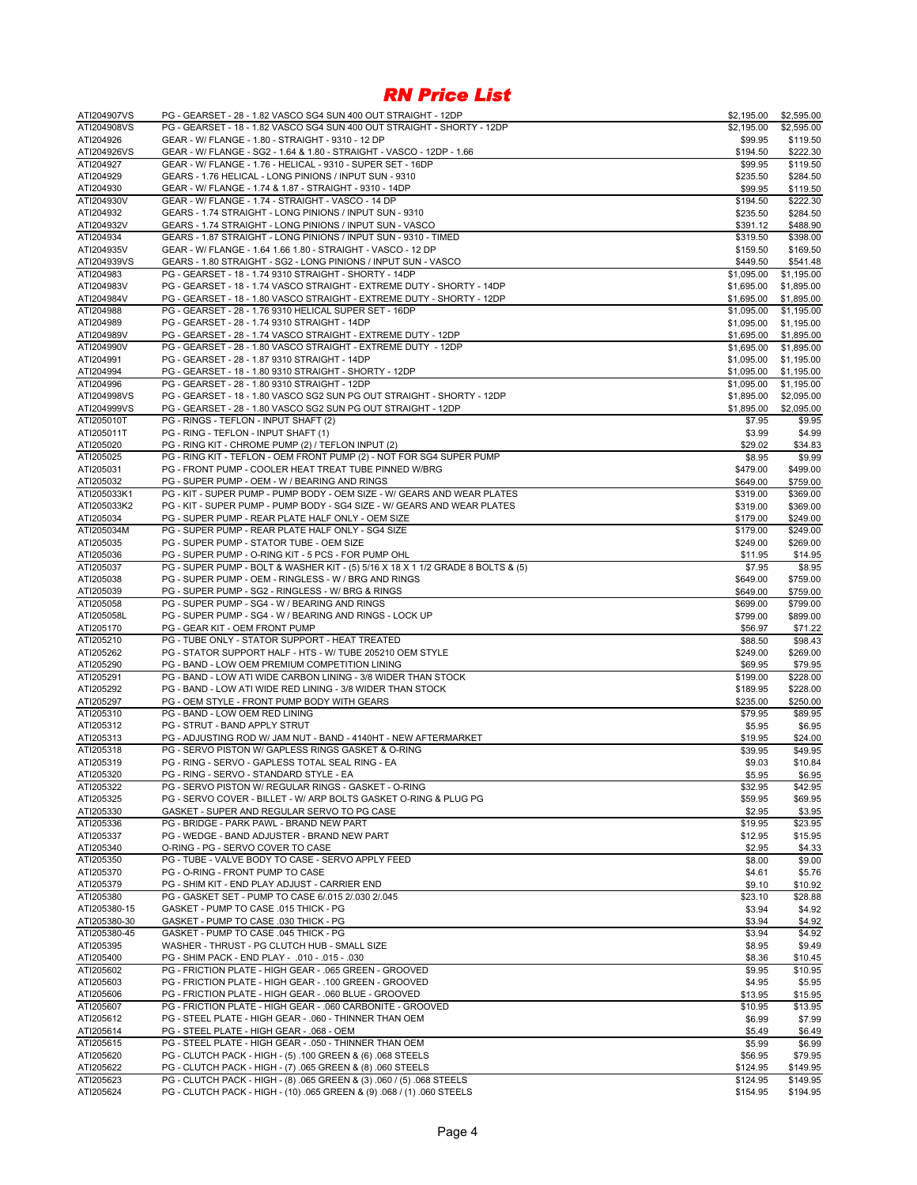# *RN Price List*

| | | | |
|---|---|---|---|
| ATI204907VS | PG - GEARSET - 28 - 1.82 VASCO SG4 SUN 400 OUT STRAIGHT - 12DP | $2,195.00 | $2,595.00 |
| ATI204908VS | PG - GEARSET - 18 - 1.82 VASCO SG4 SUN 400 OUT STRAIGHT - SHORTY - 12DP | $2,195.00 | $2,595.00 |
| ATI204926 | GEAR - W/ FLANGE - 1.80 - STRAIGHT - 9310 - 12 DP | $99.95 | $119.50 |
| ATI204926VS | GEAR - W/ FLANGE - SG2 - 1.64 & 1.80 - STRAIGHT - VASCO - 12DP - 1.66 | $194.50 | $222.30 |
| ATI204927 | GEAR - W/ FLANGE - 1.76 - HELICAL - 9310 - SUPER SET - 16DP | $99.95 | $119.50 |
| ATI204929 | GEARS - 1.76 HELICAL - LONG PINIONS / INPUT SUN - 9310 | $235.50 | $284.50 |
| ATI204930 | GEAR - W/ FLANGE - 1.74 & 1.87 - STRAIGHT - 9310 - 14DP | $99.95 | $119.50 |
| ATI204930V | GEAR - W/ FLANGE - 1.74 - STRAIGHT - VASCO - 14 DP | $194.50 | $222.30 |
| ATI204932 | GEARS - 1.74 STRAIGHT - LONG PINIONS / INPUT SUN - 9310 | $235.50 | $284.50 |
| ATI204932V | GEARS - 1.74 STRAIGHT - LONG PINIONS / INPUT SUN - VASCO | $391.12 | $488.90 |
| ATI204934 | GEARS - 1.87 STRAIGHT - LONG PINIONS / INPUT SUN - 9310 - TIMED | $319.50 | $398.00 |
| ATI204935V | GEAR - W/ FLANGE - 1.64 1.66 1.80 - STRAIGHT - VASCO - 12 DP | $159.50 | $169.50 |
| ATI204939VS | GEARS - 1.80 STRAIGHT - SG2 - LONG PINIONS / INPUT SUN - VASCO | $449.50 | $541.48 |
| ATI204983 | PG - GEARSET - 18 - 1.74 9310 STRAIGHT - SHORTY - 14DP | $1,095.00 | $1,195.00 |
| ATI204983V | PG - GEARSET - 18 - 1.74 VASCO STRAIGHT - EXTREME DUTY - SHORTY - 14DP | $1,695.00 | $1,895.00 |
| ATI204984V | PG - GEARSET - 18 - 1.80 VASCO STRAIGHT - EXTREME DUTY - SHORTY - 12DP | $1,695.00 | $1,895.00 |
| ATI204988 | PG - GEARSET - 28 - 1.76 9310 HELICAL SUPER SET - 16DP | $1,095.00 | $1,195.00 |
| ATI204989 | PG - GEARSET - 28 - 1.74 9310 STRAIGHT - 14DP | $1,095.00 | $1,195.00 |
| ATI204989V | PG - GEARSET - 28 - 1.74 VASCO STRAIGHT - EXTREME DUTY - 12DP | $1,695.00 | $1,895.00 |
| ATI204990V | PG - GEARSET - 28 - 1.80 VASCO STRAIGHT - EXTREME DUTY - 12DP | $1,695.00 | $1,895.00 |
| ATI204991 | PG - GEARSET - 28 - 1.87 9310 STRAIGHT - 14DP | $1,095.00 | $1,195.00 |
| ATI204994 | PG - GEARSET - 18 - 1.80 9310 STRAIGHT - SHORTY - 12DP | $1,095.00 | $1,195.00 |
| ATI204996 | PG - GEARSET - 28 - 1.80 9310 STRAIGHT - 12DP | $1,095.00 | $1,195.00 |
| ATI204998VS | PG - GEARSET - 18 - 1.80 VASCO SG2 SUN PG OUT STRAIGHT - SHORTY - 12DP | $1,895.00 | $2,095.00 |
| ATI204999VS | PG - GEARSET - 28 - 1.80 VASCO SG2 SUN PG OUT STRAIGHT - 12DP | $1,895.00 | $2,095.00 |
| ATI205010T | PG - RINGS - TEFLON - INPUT SHAFT (2) | $7.95 | $9.95 |
| ATI205011T | PG - RING - TEFLON - INPUT SHAFT (1) | $3.99 | $4.99 |
| ATI205020 | PG - RING KIT - CHROME PUMP (2) / TEFLON INPUT (2) | $29.02 | $34.83 |
| ATI205025 | PG - RING KIT - TEFLON - OEM FRONT PUMP (2) - NOT FOR SG4 SUPER PUMP | $8.95 | $9.99 |
| ATI205031 | PG - FRONT PUMP - COOLER HEAT TREAT TUBE PINNED W/BRG | $479.00 | $499.00 |
| ATI205032 | PG - SUPER PUMP - OEM - W / BEARING AND RINGS | $649.00 | $759.00 |
| ATI205033K1 | PG - KIT - SUPER PUMP - PUMP BODY - OEM SIZE - W/ GEARS AND WEAR PLATES | $319.00 | $369.00 |
| ATI205033K2 | PG - KIT - SUPER PUMP - PUMP BODY - SG4 SIZE - W/ GEARS AND WEAR PLATES | $319.00 | $369.00 |
| ATI205034 | PG - SUPER PUMP - REAR PLATE HALF ONLY - OEM SIZE | $179.00 | $249.00 |
| ATI205034M | PG - SUPER PUMP - REAR PLATE HALF ONLY - SG4 SIZE | $179.00 | $249.00 |
| ATI205035 | PG - SUPER PUMP - STATOR TUBE - OEM SIZE | $249.00 | $269.00 |
| ATI205036 | PG - SUPER PUMP - O-RING KIT - 5 PCS - FOR PUMP OHL | $11.95 | $14.95 |
| ATI205037 | PG - SUPER PUMP - BOLT & WASHER KIT - (5) 5/16 X 18 X 1 1/2 GRADE 8 BOLTS & (5) | $7.95 | $8.95 |
| ATI205038 | PG - SUPER PUMP - OEM - RINGLESS - W / BRG AND RINGS | $649.00 | $759.00 |
| ATI205039 | PG - SUPER PUMP - SG2 - RINGLESS - W/ BRG & RINGS | $649.00 | $759.00 |
| ATI205058 | PG - SUPER PUMP - SG4 - W / BEARING AND RINGS | $699.00 | $799.00 |
| ATI205058L | PG - SUPER PUMP - SG4 - W / BEARING AND RINGS - LOCK UP | $799.00 | $899.00 |
| ATI205170 | PG - GEAR KIT - OEM FRONT PUMP | $56.97 | $71.22 |
| ATI205210 | PG - TUBE ONLY - STATOR SUPPORT - HEAT TREATED | $88.50 | $98.43 |
| ATI205262 | PG - STATOR SUPPORT HALF - HTS - W/ TUBE 205210 OEM STYLE | $249.00 | $269.00 |
| ATI205290 | PG - BAND - LOW OEM PREMIUM COMPETITION LINING | $69.95 | $79.95 |
| ATI205291 | PG - BAND - LOW ATI WIDE CARBON LINING - 3/8 WIDER THAN STOCK | $199.00 | $228.00 |
| ATI205292 | PG - BAND - LOW ATI WIDE RED LINING - 3/8 WIDER THAN STOCK | $189.95 | $228.00 |
| ATI205297 | PG - OEM STYLE - FRONT PUMP BODY WITH GEARS | $235.00 | $250.00 |
| ATI205310 | PG - BAND - LOW OEM RED LINING | $79.95 | $89.95 |
| ATI205312 | PG - STRUT - BAND APPLY STRUT | $5.95 | $6.95 |
| ATI205313 | PG - ADJUSTING ROD W/ JAM NUT - BAND - 4140HT - NEW AFTERMARKET | $19.95 | $24.00 |
| ATI205318 | PG - SERVO PISTON W/ GAPLESS RINGS GASKET & O-RING | $39.95 | $49.95 |
| ATI205319 | PG - RING - SERVO - GAPLESS TOTAL SEAL RING - EA | $9.03 | $10.84 |
| ATI205320 | PG - RING - SERVO - STANDARD STYLE - EA | $5.95 | $6.95 |
| ATI205322 | PG - SERVO PISTON W/ REGULAR RINGS - GASKET - O-RING | $32.95 | $42.95 |
| ATI205325 | PG - SERVO COVER - BILLET - W/ ARP BOLTS GASKET O-RING & PLUG PG | $59.95 | $69.95 |
| ATI205330 | GASKET - SUPER AND REGULAR SERVO TO PG CASE | $2.95 | $3.95 |
| ATI205336 | PG - BRIDGE - PARK PAWL - BRAND NEW PART | $19.95 | $23.95 |
| ATI205337 | PG - WEDGE - BAND ADJUSTER - BRAND NEW PART | $12.95 | $15.95 |
| ATI205340 | O-RING - PG - SERVO COVER TO CASE | $2.95 | $4.33 |
| ATI205350 | PG - TUBE - VALVE BODY TO CASE - SERVO APPLY FEED | $8.00 | $9.00 |
| ATI205370 | PG - O-RING - FRONT PUMP TO CASE | $4.61 | $5.76 |
| ATI205379 | PG - SHIM KIT - END PLAY ADJUST - CARRIER END | $9.10 | $10.92 |
| ATI205380 | PG - GASKET SET - PUMP TO CASE 6/.015 2/.030 2/.045 | $23.10 | $28.88 |
| ATI205380-15 | GASKET - PUMP TO CASE .015 THICK - PG | $3.94 | $4.92 |
| ATI205380-30 | GASKET - PUMP TO CASE .030 THICK - PG | $3.94 | $4.92 |
| ATI205380-45 | GASKET - PUMP TO CASE .045 THICK - PG | $3.94 | $4.92 |
| ATI205395 | WASHER - THRUST - PG CLUTCH HUB - SMALL SIZE | $8.95 | $9.49 |
| ATI205400 | PG - SHIM PACK - END PLAY - .010 - .015 - .030 | $8.36 | $10.45 |
| ATI205602 | PG - FRICTION PLATE - HIGH GEAR - .065 GREEN - GROOVED | $9.95 | $10.95 |
| ATI205603 | PG - FRICTION PLATE - HIGH GEAR - .100 GREEN - GROOVED | $4.95 | $5.95 |
| ATI205606 | PG - FRICTION PLATE - HIGH GEAR - .060 BLUE - GROOVED | $13.95 | $15.95 |
| ATI205607 | PG - FRICTION PLATE - HIGH GEAR - .060 CARBONITE - GROOVED | $10.95 | $13.95 |
| ATI205612 | PG - STEEL PLATE - HIGH GEAR - .060 - THINNER THAN OEM | $6.99 | $7.99 |
| ATI205614 | PG - STEEL PLATE - HIGH GEAR - .068 - OEM | $5.49 | $6.49 |
| ATI205615 | PG - STEEL PLATE - HIGH GEAR - .050 - THINNER THAN OEM | $5.99 | $6.99 |
| ATI205620 | PG - CLUTCH PACK - HIGH - (5) .100 GREEN & (6) .068 STEELS | $56.95 | $79.95 |
| ATI205622 | PG - CLUTCH PACK - HIGH - (7) .065 GREEN & (8) .060 STEELS | $124.95 | $149.95 |
| ATI205623 | PG - CLUTCH PACK - HIGH - (8) .065 GREEN & (3) .060 / (5) .068 STEELS | $124.95 | $149.95 |
| ATI205624 | PG - CLUTCH PACK - HIGH - (10) .065 GREEN & (9) .068 / (1) .060 STEELS | $154.95 | $194.95 |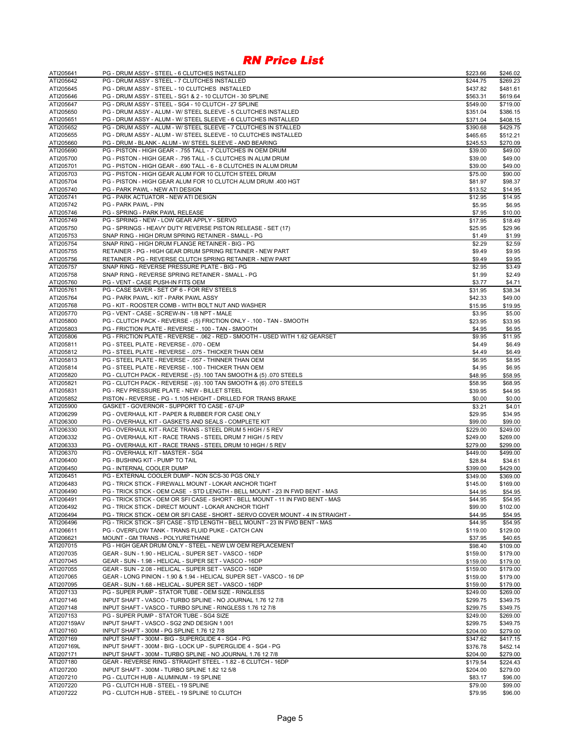# RN Price List

| | | | |
|---|---|---|---|
| ATI205641 | PG - DRUM ASSY - STEEL - 6 CLUTCHES INSTALLED | $223.66 | $246.02 |
| ATI205642 | PG - DRUM ASSY - STEEL - 7 CLUTCHES INSTALLED | $244.75 | $269.23 |
| ATI205645 | PG - DRUM ASSY - STEEL - 10 CLUTCHES INSTALLED | $437.82 | $481.61 |
| ATI205646 | PG - DRUM ASSY - STEEL - SG1 & 2 - 10 CLUTCH - 30 SPLINE | $563.31 | $619.64 |
| ATI205647 | PG - DRUM ASSY - STEEL - SG4 - 10 CLUTCH - 27 SPLINE | $549.00 | $719.00 |
| ATI205650 | PG - DRUM ASSY - ALUM - W/ STEEL SLEEVE - 5 CLUTCHES INSTALLED | $351.04 | $386.15 |
| ATI205651 | PG - DRUM ASSY - ALUM - W/ STEEL SLEEVE - 6 CLUTCHES INSTALLED | $371.04 | $408.15 |
| ATI205652 | PG - DRUM ASSY - ALUM - W/ STEEL SLEEVE - 7 CLUTCHES IN STALLED | $390.68 | $429.75 |
| ATI205655 | PG - DRUM ASSY - ALUM - W/ STEEL SLEEVE - 10 CLUTCHES INSTALLED | $465.65 | $512.21 |
| ATI205660 | PG - DRUM - BLANK - ALUM - W/ STEEL SLEEVE - AND BEARING | $245.53 | $270.09 |
| ATI205690 | PG - PISTON - HIGH GEAR - .755 TALL - 7 CLUTCHES IN OEM DRUM | $39.00 | $49.00 |
| ATI205700 | PG - PISTON - HIGH GEAR - .795 TALL - 5 CLUTCHES IN ALUM DRUM | $39.00 | $49.00 |
| ATI205701 | PG - PISTON - HIGH GEAR - .690 TALL - 6 - 8 CLUTCHES IN ALUM DRUM | $39.00 | $49.00 |
| ATI205703 | PG - PISTON - HIGH GEAR ALUM FOR 10 CLUTCH STEEL DRUM | $75.00 | $90.00 |
| ATI205704 | PG - PISTON - HIGH GEAR ALUM FOR 10 CLUTCH ALUM DRUM .400 HGT | $81.97 | $98.37 |
| ATI205740 | PG - PARK PAWL - NEW ATI DESIGN | $13.52 | $14.95 |
| ATI205741 | PG - PARK ACTUATOR - NEW ATI DESIGN | $12.95 | $14.95 |
| ATI205742 | PG - PARK PAWL - PIN | $5.95 | $6.95 |
| ATI205746 | PG - SPRING - PARK PAWL RELEASE | $7.95 | $10.00 |
| ATI205749 | PG - SPRING - NEW - LOW GEAR APPLY - SERVO | $17.95 | $18.49 |
| ATI205750 | PG - SPRINGS - HEAVY DUTY REVERSE PISTON RELEASE - SET (17) | $25.95 | $29.96 |
| ATI205753 | SNAP RING - HIGH DRUM SPRING RETAINER - SMALL - PG | $1.49 | $1.99 |
| ATI205754 | SNAP RING - HIGH DRUM FLANGE RETAINER - BIG - PG | $2.29 | $2.59 |
| ATI205755 | RETAINER - PG - HIGH GEAR DRUM SPRING RETAINER - NEW PART | $9.49 | $9.95 |
| ATI205756 | RETAINER - PG - REVERSE CLUTCH SPRING RETAINER - NEW PART | $9.49 | $9.95 |
| ATI205757 | SNAP RING - REVERSE PRESSURE PLATE - BIG - PG | $2.95 | $3.49 |
| ATI205758 | SNAP RING - REVERSE SPRING RETAINER - SMALL - PG | $1.99 | $2.49 |
| ATI205760 | PG - VENT - CASE PUSH-IN FITS OEM | $3.77 | $4.71 |
| ATI205761 | PG - CASE SAVER - SET OF 6 - FOR REV STEELS | $31.95 | $38.34 |
| ATI205764 | PG - PARK PAWL - KIT - PARK PAWL ASSY | $42.33 | $49.00 |
| ATI205768 | PG - KIT - ROOSTER COMB - WITH BOLT NUT AND WASHER | $15.95 | $19.95 |
| ATI205770 | PG - VENT - CASE - SCREW-IN - 1/8 NPT - MALE | $3.95 | $5.00 |
| ATI205800 | PG - CLUTCH PACK - REVERSE - (5) FRICTION ONLY - .100 - TAN - SMOOTH | $23.95 | $33.95 |
| ATI205803 | PG - FRICTION PLATE - REVERSE - .100 - TAN - SMOOTH | $4.95 | $6.95 |
| ATI205806 | PG - FRICTION PLATE - REVERSE - .062 - RED - SMOOTH - USED WITH 1.62 GEARSET | $9.95 | $11.95 |
| ATI205811 | PG - STEEL PLATE - REVERSE - .070 - OEM | $4.49 | $6.49 |
| ATI205812 | PG - STEEL PLATE - REVERSE - .075 - THICKER THAN OEM | $4.49 | $6.49 |
| ATI205813 | PG - STEEL PLATE - REVERSE - .057 - THINNER THAN OEM | $6.95 | $8.95 |
| ATI205814 | PG - STEEL PLATE - REVERSE - .100 - THICKER THAN OEM | $4.95 | $6.95 |
| ATI205820 | PG - CLUTCH PACK - REVERSE - (5) .100 TAN SMOOTH & (5) .070 STEELS | $48.95 | $58.95 |
| ATI205821 | PG - CLUTCH PACK - REVERSE - (6) .100 TAN SMOOTH & (6) .070 STEELS | $58.95 | $68.95 |
| ATI205831 | PG - REV PRESSURE PLATE - NEW - BILLET STEEL | $39.95 | $44.95 |
| ATI205852 | PISTON - REVERSE - PG - 1.105 HEIGHT - DRILLED FOR TRANS BRAKE | $0.00 | $0.00 |
| ATI205900 | GASKET - GOVERNOR - SUPPORT TO CASE - 67-UP | $3.21 | $4.01 |
| ATI206299 | PG - OVERHAUL KIT - PAPER & RUBBER FOR CASE ONLY | $29.95 | $34.95 |
| ATI206300 | PG - OVERHAUL KIT - GASKETS AND SEALS - COMPLETE KIT | $99.00 | $99.00 |
| ATI206330 | PG - OVERHAUL KIT - RACE TRANS - STEEL DRUM 5 HIGH / 5 REV | $229.00 | $249.00 |
| ATI206332 | PG - OVERHAUL KIT - RACE TRANS - STEEL DRUM 7 HIGH / 5 REV | $249.00 | $269.00 |
| ATI206333 | PG - OVERHAUL KIT - RACE TRANS - STEEL DRUM 10 HIGH / 5 REV | $279.00 | $299.00 |
| ATI206370 | PG - OVERHAUL KIT - MASTER - SG4 | $449.00 | $499.00 |
| ATI206400 | PG - BUSHING KIT - PUMP TO TAIL | $28.84 | $34.61 |
| ATI206450 | PG - INTERNAL COOLER DUMP | $399.00 | $429.00 |
| ATI206451 | PG - EXTERNAL COOLER DUMP - NON SCS-30 PGS ONLY | $349.00 | $369.00 |
| ATI206483 | PG - TRICK STICK - FIREWALL MOUNT - LOKAR ANCHOR TIGHT | $145.00 | $169.00 |
| ATI206490 | PG - TRICK STICK - OEM CASE - STD LENGTH - BELL MOUNT - 23 IN FWD BENT - MAS | $44.95 | $54.95 |
| ATI206491 | PG - TRICK STICK - OEM OR SFI CASE - SHORT - BELL MOUNT - 11 IN FWD BENT - MAS | $44.95 | $54.95 |
| ATI206492 | PG - TRICK STICK - DIRECT MOUNT - LOKAR ANCHOR TIGHT | $99.00 | $102.00 |
| ATI206494 | PG - TRICK STICK - OEM OR SFI CASE - SHORT - SERVO COVER MOUNT - 4 IN STRAIGHT - | $44.95 | $54.95 |
| ATI206496 | PG - TRICK STICK - SFI CASE - STD LENGTH - BELL MOUNT - 23 IN FWD BENT - MAS | $44.95 | $54.95 |
| ATI206611 | PG - OVERFLOW TANK - TRANS FLUID PUKE - CATCH CAN | $119.00 | $129.00 |
| ATI206621 | MOUNT - GM TRANS - POLYURETHANE | $37.95 | $40.65 |
| ATI207015 | PG - HIGH GEAR DRUM ONLY - STEEL - NEW LW OEM REPLACEMENT | $98.40 | $109.00 |
| ATI207035 | GEAR - SUN - 1.90 - HELICAL - SUPER SET - VASCO - 16DP | $159.00 | $179.00 |
| ATI207045 | GEAR - SUN - 1.98 - HELICAL - SUPER SET - VASCO - 16DP | $159.00 | $179.00 |
| ATI207055 | GEAR - SUN - 2.08 - HELICAL - SUPER SET - VASCO - 16DP | $159.00 | $179.00 |
| ATI207065 | GEAR - LONG PINION - 1.90 & 1.94 - HELICAL SUPER SET - VASCO - 16 DP | $159.00 | $179.00 |
| ATI207095 | GEAR - SUN - 1.68 - HELICAL - SUPER SET - VASCO - 16DP | $159.00 | $179.00 |
| ATI207133 | PG - SUPER PUMP - STATOR TUBE - OEM SIZE - RINGLESS | $249.00 | $269.00 |
| ATI207146 | INPUT SHAFT - VASCO - TURBO SPLINE - NO JOURNAL 1.76 12 7/8 | $299.75 | $349.75 |
| ATI207148 | INPUT SHAFT - VASCO - TURBO SPLINE - RINGLESS 1.76 12 7/8 | $299.75 | $349.75 |
| ATI207153 | PG - SUPER PUMP - STATOR TUBE - SG4 SIZE | $249.00 | $269.00 |
| ATI207159AV | INPUT SHAFT - VASCO - SG2 2ND DESIGN 1.001 | $299.75 | $349.75 |
| ATI207160 | INPUT SHAFT - 300M - PG SPLINE 1.76 12 7/8 | $204.00 | $279.00 |
| ATI207169 | INPUT SHAFT - 300M - BIG - SUPERGLIDE 4 - SG4 - PG | $347.62 | $417.15 |
| ATI207169L | INPUT SHAFT - 300M - BIG - LOCK UP - SUPERGLIDE 4 - SG4 - PG | $376.78 | $452.14 |
| ATI207171 | INPUT SHAFT - 300M - TURBO SPLINE - NO JOURNAL 1.76 12 7/8 | $204.00 | $279.00 |
| ATI207180 | GEAR - REVERSE RING - STRAIGHT STEEL - 1.82 - 6 CLUTCH - 16DP | $179.54 | $224.43 |
| ATI207200 | INPUT SHAFT - 300M - TURBO SPLINE 1.82 12 5/8 | $204.00 | $279.00 |
| ATI207210 | PG - CLUTCH HUB - ALUMINUM - 19 SPLINE | $83.17 | $96.00 |
| ATI207220 | PG - CLUTCH HUB - STEEL - 19 SPLINE | $79.00 | $99.00 |
| ATI207222 | PG - CLUTCH HUB - STEEL - 19 SPLINE 10 CLUTCH | $79.95 | $96.00 |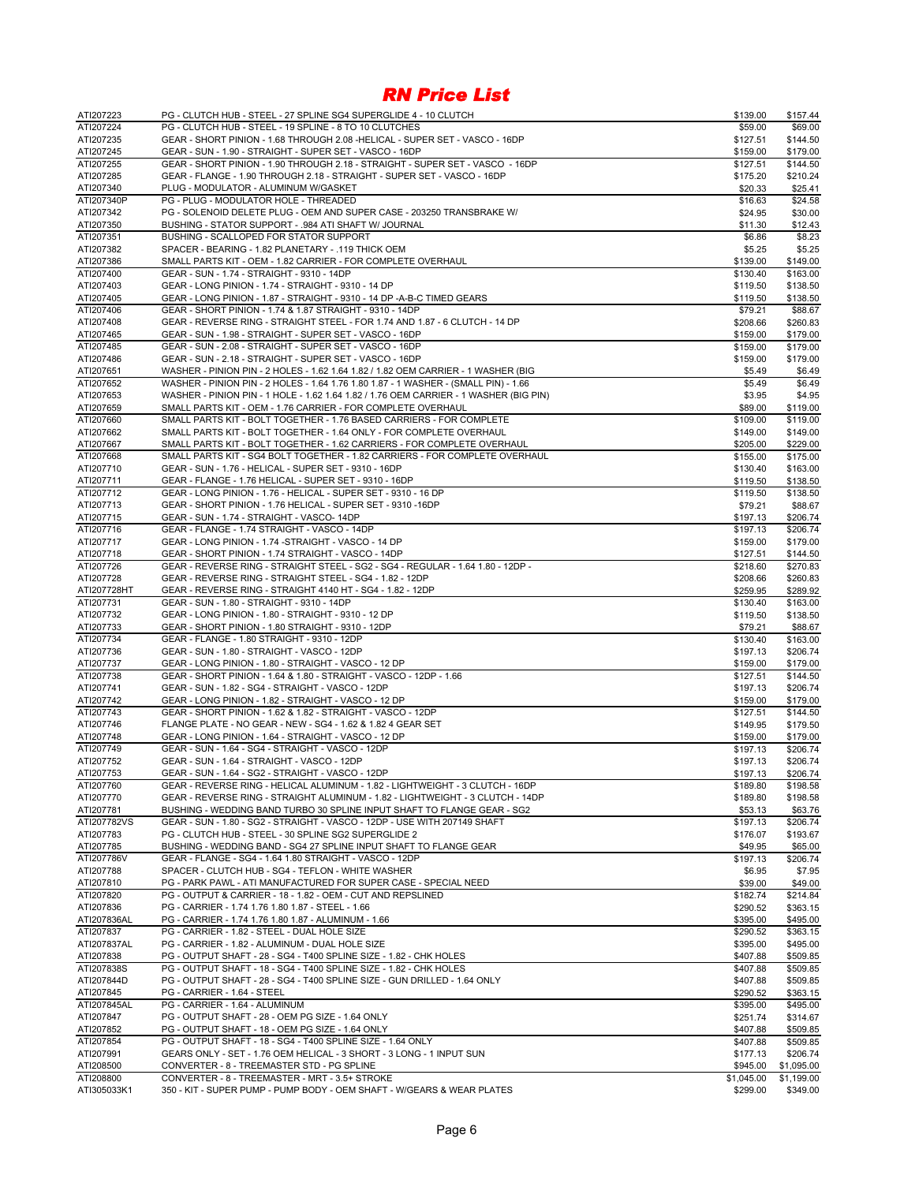# RN Price List

| | | | |
|---|---|---|---|
| ATI207223 | PG - CLUTCH HUB - STEEL - 27 SPLINE SG4 SUPERGLIDE 4 - 10 CLUTCH | $139.00 | $157.44 |
| ATI207224 | PG - CLUTCH HUB - STEEL - 19 SPLINE - 8 TO 10 CLUTCHES | $59.00 | $69.00 |
| ATI207235 | GEAR - SHORT PINION - 1.68 THROUGH 2.08 -HELICAL - SUPER SET - VASCO - 16DP | $127.51 | $144.50 |
| ATI207245 | GEAR - SUN - 1.90 - STRAIGHT - SUPER SET - VASCO - 16DP | $159.00 | $179.00 |
| ATI207255 | GEAR - SHORT PINION - 1.90 THROUGH 2.18 - STRAIGHT - SUPER SET - VASCO - 16DP | $127.51 | $144.50 |
| ATI207285 | GEAR - FLANGE - 1.90 THROUGH 2.18 - STRAIGHT - SUPER SET - VASCO - 16DP | $175.20 | $210.24 |
| ATI207340 | PLUG - MODULATOR - ALUMINUM W/GASKET | $20.33 | $25.41 |
| ATI207340P | PG - PLUG - MODULATOR HOLE - THREADED | $16.63 | $24.58 |
| ATI207342 | PG - SOLENOID DELETE PLUG - OEM AND SUPER CASE - 203250 TRANSBRAKE W/ | $24.95 | $30.00 |
| ATI207350 | BUSHING - STATOR SUPPORT - .984 ATI SHAFT W/ JOURNAL | $11.30 | $12.43 |
| ATI207351 | BUSHING - SCALLOPED FOR STATOR SUPPORT | $6.86 | $8.23 |
| ATI207382 | SPACER - BEARING - 1.82 PLANETARY - .119 THICK OEM | $5.25 | $5.25 |
| ATI207386 | SMALL PARTS KIT - OEM - 1.82 CARRIER - FOR COMPLETE OVERHAUL | $139.00 | $149.00 |
| ATI207400 | GEAR - SUN - 1.74 - STRAIGHT - 9310 - 14DP | $130.40 | $163.00 |
| ATI207403 | GEAR - LONG PINION - 1.74 - STRAIGHT - 9310 - 14 DP | $119.50 | $138.50 |
| ATI207405 | GEAR - LONG PINION - 1.87 - STRAIGHT - 9310 - 14 DP -A-B-C TIMED GEARS | $119.50 | $138.50 |
| ATI207406 | GEAR - SHORT PINION - 1.74 & 1.87 STRAIGHT - 9310 - 14DP | $79.21 | $88.67 |
| ATI207408 | GEAR - REVERSE RING - STRAIGHT STEEL - FOR 1.74 AND 1.87 - 6 CLUTCH - 14 DP | $208.66 | $260.83 |
| ATI207465 | GEAR - SUN - 1.98 - STRAIGHT - SUPER SET - VASCO - 16DP | $159.00 | $179.00 |
| ATI207485 | GEAR - SUN - 2.08 - STRAIGHT - SUPER SET - VASCO - 16DP | $159.00 | $179.00 |
| ATI207486 | GEAR - SUN - 2.18 - STRAIGHT - SUPER SET - VASCO - 16DP | $159.00 | $179.00 |
| ATI207651 | WASHER - PINION PIN - 2 HOLES - 1.62 1.64 1.82 / 1.82 OEM CARRIER - 1 WASHER (BIG | $5.49 | $6.49 |
| ATI207652 | WASHER - PINION PIN - 2 HOLES - 1.64 1.76 1.80 1.87 - 1 WASHER - (SMALL PIN) - 1.66 | $5.49 | $6.49 |
| ATI207653 | WASHER - PINION PIN - 1 HOLE - 1.62 1.64 1.82 / 1.76 OEM CARRIER - 1 WASHER (BIG PIN) | $3.95 | $4.95 |
| ATI207659 | SMALL PARTS KIT - OEM - 1.76 CARRIER - FOR COMPLETE OVERHAUL | $89.00 | $119.00 |
| ATI207660 | SMALL PARTS KIT - BOLT TOGETHER - 1.76 BASED CARRIERS - FOR COMPLETE | $109.00 | $119.00 |
| ATI207662 | SMALL PARTS KIT - BOLT TOGETHER - 1.64 ONLY - FOR COMPLETE OVERHAUL | $149.00 | $149.00 |
| ATI207667 | SMALL PARTS KIT - BOLT TOGETHER - 1.62 CARRIERS - FOR COMPLETE OVERHAUL | $205.00 | $229.00 |
| ATI207668 | SMALL PARTS KIT - SG4 BOLT TOGETHER - 1.82 CARRIERS - FOR COMPLETE OVERHAUL | $155.00 | $175.00 |
| ATI207710 | GEAR - SUN - 1.76 - HELICAL - SUPER SET - 9310 - 16DP | $130.40 | $163.00 |
| ATI207711 | GEAR - FLANGE - 1.76 HELICAL - SUPER SET - 9310 - 16DP | $119.50 | $138.50 |
| ATI207712 | GEAR - LONG PINION - 1.76 - HELICAL - SUPER SET - 9310 - 16 DP | $119.50 | $138.50 |
| ATI207713 | GEAR - SHORT PINION - 1.76 HELICAL - SUPER SET - 9310 -16DP | $79.21 | $88.67 |
| ATI207715 | GEAR - SUN - 1.74 - STRAIGHT - VASCO- 14DP | $197.13 | $206.74 |
| ATI207716 | GEAR - FLANGE - 1.74 STRAIGHT - VASCO - 14DP | $197.13 | $206.74 |
| ATI207717 | GEAR - LONG PINION - 1.74 -STRAIGHT - VASCO - 14 DP | $159.00 | $179.00 |
| ATI207718 | GEAR - SHORT PINION - 1.74 STRAIGHT - VASCO - 14DP | $127.51 | $144.50 |
| ATI207726 | GEAR - REVERSE RING - STRAIGHT STEEL - SG2 - SG4 - REGULAR - 1.64 1.80 - 12DP - | $218.60 | $270.83 |
| ATI207728 | GEAR - REVERSE RING - STRAIGHT STEEL - SG4 - 1.82 - 12DP | $208.66 | $260.83 |
| ATI207728HT | GEAR - REVERSE RING - STRAIGHT 4140 HT - SG4 - 1.82 - 12DP | $259.95 | $289.92 |
| ATI207731 | GEAR - SUN - 1.80 - STRAIGHT - 9310 - 14DP | $130.40 | $163.00 |
| ATI207732 | GEAR - LONG PINION - 1.80 - STRAIGHT - 9310 - 12 DP | $119.50 | $138.50 |
| ATI207733 | GEAR - SHORT PINION - 1.80 STRAIGHT - 9310 - 12DP | $79.21 | $88.67 |
| ATI207734 | GEAR - FLANGE - 1.80 STRAIGHT - 9310 - 12DP | $130.40 | $163.00 |
| ATI207736 | GEAR - SUN - 1.80 - STRAIGHT - VASCO - 12DP | $197.13 | $206.74 |
| ATI207737 | GEAR - LONG PINION - 1.80 - STRAIGHT - VASCO - 12 DP | $159.00 | $179.00 |
| ATI207738 | GEAR - SHORT PINION - 1.64 & 1.80 - STRAIGHT - VASCO - 12DP - 1.66 | $127.51 | $144.50 |
| ATI207741 | GEAR - SUN - 1.82 - SG4 - STRAIGHT - VASCO - 12DP | $197.13 | $206.74 |
| ATI207742 | GEAR - LONG PINION - 1.82 - STRAIGHT - VASCO - 12 DP | $159.00 | $179.00 |
| ATI207743 | GEAR - SHORT PINION - 1.62 & 1.82 - STRAIGHT - VASCO - 12DP | $127.51 | $144.50 |
| ATI207746 | FLANGE PLATE - NO GEAR - NEW - SG4 - 1.62 & 1.82 4 GEAR SET | $149.95 | $179.50 |
| ATI207748 | GEAR - LONG PINION - 1.64 - STRAIGHT - VASCO - 12 DP | $159.00 | $179.00 |
| ATI207749 | GEAR - SUN - 1.64 - SG4 - STRAIGHT - VASCO - 12DP | $197.13 | $206.74 |
| ATI207752 | GEAR - SUN - 1.64 - STRAIGHT - VASCO - 12DP | $197.13 | $206.74 |
| ATI207753 | GEAR - SUN - 1.64 - SG2 - STRAIGHT - VASCO - 12DP | $197.13 | $206.74 |
| ATI207760 | GEAR - REVERSE RING - HELICAL ALUMINUM - 1.82 - LIGHTWEIGHT - 3 CLUTCH - 16DP | $189.80 | $198.58 |
| ATI207770 | GEAR - REVERSE RING - STRAIGHT ALUMINUM - 1.82 - LIGHTWEIGHT - 3 CLUTCH - 14DP | $189.80 | $198.58 |
| ATI207781 | BUSHING - WEDDING BAND TURBO 30 SPLINE INPUT SHAFT TO FLANGE GEAR - SG2 | $53.13 | $63.76 |
| ATI207782VS | GEAR - SUN - 1.80 - SG2 - STRAIGHT - VASCO - 12DP - USE WITH 207149 SHAFT | $197.13 | $206.74 |
| ATI207783 | PG - CLUTCH HUB - STEEL - 30 SPLINE SG2 SUPERGLIDE 2 | $176.07 | $193.67 |
| ATI207785 | BUSHING - WEDDING BAND - SG4 27 SPLINE INPUT SHAFT TO FLANGE GEAR | $49.95 | $65.00 |
| ATI207786V | GEAR - FLANGE - SG4 - 1.64 1.80 STRAIGHT - VASCO - 12DP | $197.13 | $206.74 |
| ATI207788 | SPACER - CLUTCH HUB - SG4 - TEFLON - WHITE WASHER | $6.95 | $7.95 |
| ATI207810 | PG - PARK PAWL - ATI MANUFACTURED FOR SUPER CASE - SPECIAL NEED | $39.00 | $49.00 |
| ATI207820 | PG - OUTPUT & CARRIER - 18 - 1.82 - OEM - CUT AND REPSLINED | $182.74 | $214.84 |
| ATI207836 | PG - CARRIER - 1.74 1.76 1.80 1.87 - STEEL - 1.66 | $290.52 | $363.15 |
| ATI207836AL | PG - CARRIER - 1.74 1.76 1.80 1.87 - ALUMINUM - 1.66 | $395.00 | $495.00 |
| ATI207837 | PG - CARRIER - 1.82 - STEEL - DUAL HOLE SIZE | $290.52 | $363.15 |
| ATI207837AL | PG - CARRIER - 1.82 - ALUMINUM - DUAL HOLE SIZE | $395.00 | $495.00 |
| ATI207838 | PG - OUTPUT SHAFT - 28 - SG4 - T400 SPLINE SIZE - 1.82 - CHK HOLES | $407.88 | $509.85 |
| ATI207838S | PG - OUTPUT SHAFT - 18 - SG4 - T400 SPLINE SIZE - 1.82 - CHK HOLES | $407.88 | $509.85 |
| ATI207844D | PG - OUTPUT SHAFT - 28 - SG4 - T400 SPLINE SIZE - GUN DRILLED - 1.64 ONLY | $407.88 | $509.85 |
| ATI207845 | PG - CARRIER - 1.64 - STEEL | $290.52 | $363.15 |
| ATI207845AL | PG - CARRIER - 1.64 - ALUMINUM | $395.00 | $495.00 |
| ATI207847 | PG - OUTPUT SHAFT - 28 - OEM PG SIZE - 1.64 ONLY | $251.74 | $314.67 |
| ATI207852 | PG - OUTPUT SHAFT - 18 - OEM PG SIZE - 1.64 ONLY | $407.88 | $509.85 |
| ATI207854 | PG - OUTPUT SHAFT - 18 - SG4 - T400 SPLINE SIZE - 1.64 ONLY | $407.88 | $509.85 |
| ATI207991 | GEARS ONLY - SET - 1.76 OEM HELICAL - 3 SHORT - 3 LONG - 1 INPUT SUN | $177.13 | $206.74 |
| ATI208500 | CONVERTER - 8 - TREEMASTER STD - PG SPLINE | $945.00 | $1,095.00 |
| ATI208800 | CONVERTER - 8 - TREEMASTER - MRT - 3.5+ STROKE | $1,045.00 | $1,199.00 |
| ATI305033K1 | 350 - KIT - SUPER PUMP - PUMP BODY - OEM SHAFT - W/GEARS & WEAR PLATES | $299.00 | $349.00 |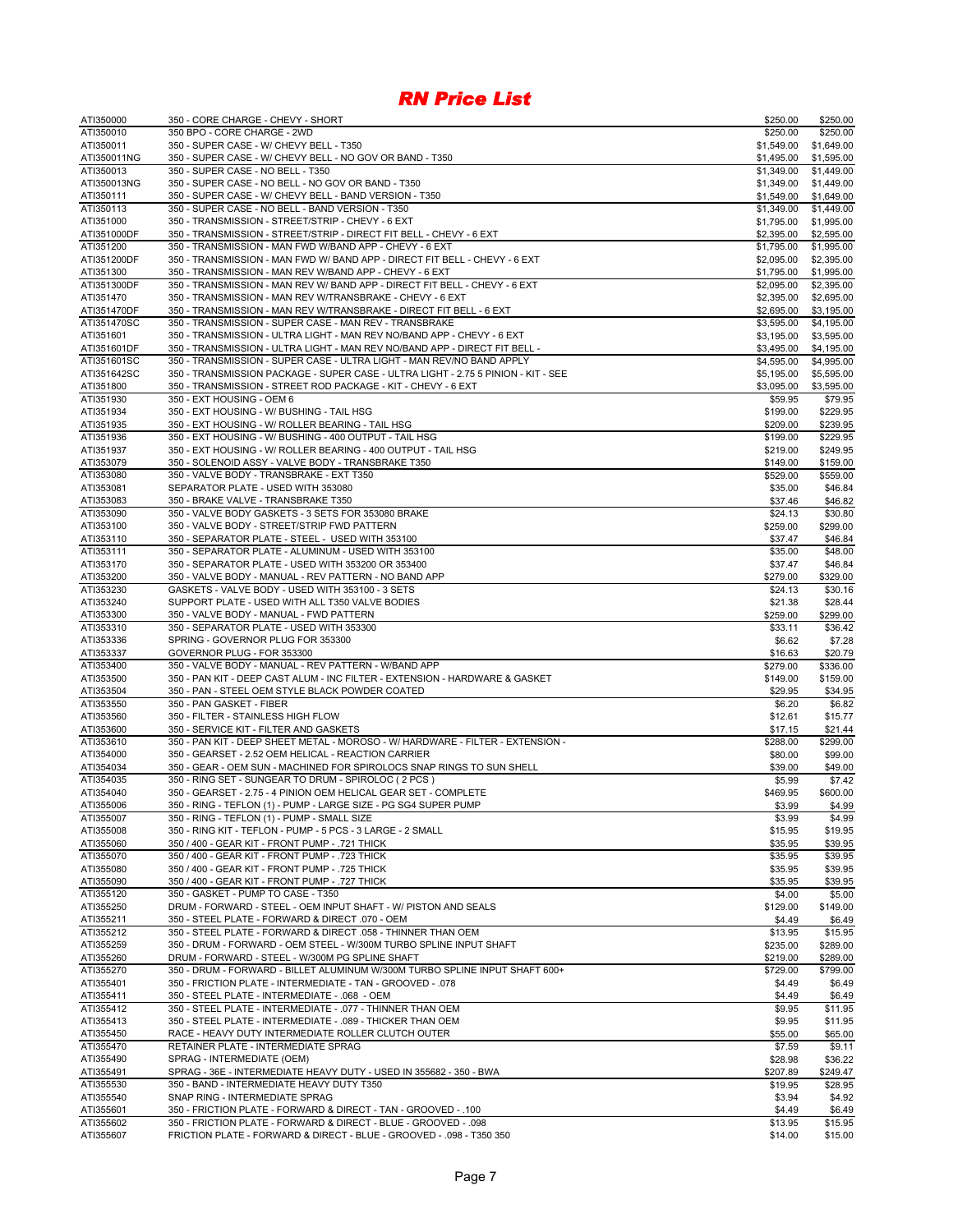# RN Price List

| | | | |
|---|---|---|---|
| ATI350000 | 350 - CORE CHARGE - CHEVY - SHORT | $250.00 | $250.00 |
| ATI350010 | 350 BPO - CORE CHARGE - 2WD | $250.00 | $250.00 |
| ATI350011 | 350 - SUPER CASE - W/ CHEVY BELL - T350 | $1,549.00 | $1,649.00 |
| ATI350011NG | 350 - SUPER CASE - W/ CHEVY BELL - NO GOV OR BAND - T350 | $1,495.00 | $1,595.00 |
| ATI350013 | 350 - SUPER CASE - NO BELL - T350 | $1,349.00 | $1,449.00 |
| ATI350013NG | 350 - SUPER CASE - NO BELL - NO GOV OR BAND - T350 | $1,349.00 | $1,449.00 |
| ATI350111 | 350 - SUPER CASE - W/ CHEVY BELL - BAND VERSION - T350 | $1,549.00 | $1,649.00 |
| ATI350113 | 350 - SUPER CASE - NO BELL - BAND VERSION - T350 | $1,349.00 | $1,449.00 |
| ATI351000 | 350 - TRANSMISSION - STREET/STRIP - CHEVY - 6 EXT | $1,795.00 | $1,995.00 |
| ATI351000DF | 350 - TRANSMISSION - STREET/STRIP - DIRECT FIT BELL - CHEVY - 6 EXT | $2,395.00 | $2,595.00 |
| ATI351200 | 350 - TRANSMISSION - MAN FWD W/BAND APP - CHEVY - 6 EXT | $1,795.00 | $1,995.00 |
| ATI351200DF | 350 - TRANSMISSION - MAN FWD W/ BAND APP - DIRECT FIT BELL - CHEVY - 6 EXT | $2,095.00 | $2,395.00 |
| ATI351300 | 350 - TRANSMISSION - MAN REV W/BAND APP - CHEVY - 6 EXT | $1,795.00 | $1,995.00 |
| ATI351300DF | 350 - TRANSMISSION - MAN REV W/ BAND APP - DIRECT FIT BELL - CHEVY - 6 EXT | $2,095.00 | $2,395.00 |
| ATI351470 | 350 - TRANSMISSION - MAN REV W/TRANSBRAKE - CHEVY - 6 EXT | $2,395.00 | $2,695.00 |
| ATI351470DF | 350 - TRANSMISSION - MAN REV W/TRANSBRAKE - DIRECT FIT BELL - 6 EXT | $2,695.00 | $3,195.00 |
| ATI351470SC | 350 - TRANSMISSION - SUPER CASE - MAN REV - TRANSBRAKE | $3,595.00 | $4,195.00 |
| ATI351601 | 350 - TRANSMISSION - ULTRA LIGHT - MAN REV NO/BAND APP - CHEVY - 6 EXT | $3,195.00 | $3,595.00 |
| ATI351601DF | 350 - TRANSMISSION - ULTRA LIGHT - MAN REV NO/BAND APP - DIRECT FIT BELL - | $3,495.00 | $4,195.00 |
| ATI351601SC | 350 - TRANSMISSION - SUPER CASE - ULTRA LIGHT - MAN REV/NO BAND APPLY | $4,595.00 | $4,995.00 |
| ATI351642SC | 350 - TRANSMISSION PACKAGE - SUPER CASE - ULTRA LIGHT - 2.75 5 PINION - KIT - SEE | $5,195.00 | $5,595.00 |
| ATI351800 | 350 - TRANSMISSION - STREET ROD PACKAGE - KIT - CHEVY - 6 EXT | $3,095.00 | $3,595.00 |
| ATI351930 | 350 - EXT HOUSING - OEM 6 | $59.95 | $79.95 |
| ATI351934 | 350 - EXT HOUSING - W/ BUSHING - TAIL HSG | $199.00 | $229.95 |
| ATI351935 | 350 - EXT HOUSING - W/ ROLLER BEARING - TAIL HSG | $209.00 | $239.95 |
| ATI351936 | 350 - EXT HOUSING - W/ BUSHING - 400 OUTPUT - TAIL HSG | $199.00 | $229.95 |
| ATI351937 | 350 - EXT HOUSING - W/ ROLLER BEARING - 400 OUTPUT - TAIL HSG | $219.00 | $249.95 |
| ATI353079 | 350 - SOLENOID ASSY - VALVE BODY - TRANSBRAKE T350 | $149.00 | $159.00 |
| ATI353080 | 350 - VALVE BODY - TRANSBRAKE - EXT T350 | $529.00 | $559.00 |
| ATI353081 | SEPARATOR PLATE - USED WITH 353080 | $35.00 | $46.84 |
| ATI353083 | 350 - BRAKE VALVE - TRANSBRAKE T350 | $37.46 | $46.82 |
| ATI353090 | 350 - VALVE BODY GASKETS - 3 SETS FOR 353080 BRAKE | $24.13 | $30.80 |
| ATI353100 | 350 - VALVE BODY - STREET/STRIP FWD PATTERN | $259.00 | $299.00 |
| ATI353110 | 350 - SEPARATOR PLATE - STEEL - USED WITH 353100 | $37.47 | $46.84 |
| ATI353111 | 350 - SEPARATOR PLATE - ALUMINUM - USED WITH 353100 | $35.00 | $48.00 |
| ATI353170 | 350 - SEPARATOR PLATE - USED WITH 353200 OR 353400 | $37.47 | $46.84 |
| ATI353200 | 350 - VALVE BODY - MANUAL - REV PATTERN - NO BAND APP | $279.00 | $329.00 |
| ATI353230 | GASKETS - VALVE BODY - USED WITH 353100 - 3 SETS | $24.13 | $30.16 |
| ATI353240 | SUPPORT PLATE - USED WITH ALL T350 VALVE BODIES | $21.38 | $28.44 |
| ATI353300 | 350 - VALVE BODY - MANUAL - FWD PATTERN | $259.00 | $299.00 |
| ATI353310 | 350 - SEPARATOR PLATE - USED WITH 353300 | $33.11 | $36.42 |
| ATI353336 | SPRING - GOVERNOR PLUG FOR 353300 | $6.62 | $7.28 |
| ATI353337 | GOVERNOR PLUG - FOR 353300 | $16.63 | $20.79 |
| ATI353400 | 350 - VALVE BODY - MANUAL - REV PATTERN - W/BAND APP | $279.00 | $336.00 |
| ATI353500 | 350 - PAN KIT - DEEP CAST ALUM - INC FILTER - EXTENSION - HARDWARE & GASKET | $149.00 | $159.00 |
| ATI353504 | 350 - PAN - STEEL OEM STYLE BLACK POWDER COATED | $29.95 | $34.95 |
| ATI353550 | 350 - PAN GASKET - FIBER | $6.20 | $6.82 |
| ATI353560 | 350 - FILTER - STAINLESS HIGH FLOW | $12.61 | $15.77 |
| ATI353600 | 350 - SERVICE KIT - FILTER AND GASKETS | $17.15 | $21.44 |
| ATI353610 | 350 - PAN KIT - DEEP SHEET METAL - MOROSO - W/ HARDWARE - FILTER - EXTENSION - | $288.00 | $299.00 |
| ATI354000 | 350 - GEARSET - 2.52 OEM HELICAL - REACTION CARRIER | $80.00 | $99.00 |
| ATI354034 | 350 - GEAR - OEM SUN - MACHINED FOR SPIROLOCS SNAP RINGS TO SUN SHELL | $39.00 | $49.00 |
| ATI354035 | 350 - RING SET - SUNGEAR TO DRUM - SPIROLOC ( 2 PCS ) | $5.99 | $7.42 |
| ATI354040 | 350 - GEARSET - 2.75 - 4 PINION OEM HELICAL GEAR SET - COMPLETE | $469.95 | $600.00 |
| ATI355006 | 350 - RING - TEFLON (1) - PUMP - LARGE SIZE - PG SG4 SUPER PUMP | $3.99 | $4.99 |
| ATI355007 | 350 - RING - TEFLON (1) - PUMP - SMALL SIZE | $3.99 | $4.99 |
| ATI355008 | 350 - RING KIT - TEFLON - PUMP - 5 PCS - 3 LARGE - 2 SMALL | $15.95 | $19.95 |
| ATI355060 | 350 / 400 - GEAR KIT - FRONT PUMP - .721 THICK | $35.95 | $39.95 |
| ATI355070 | 350 / 400 - GEAR KIT - FRONT PUMP - .723 THICK | $35.95 | $39.95 |
| ATI355080 | 350 / 400 - GEAR KIT - FRONT PUMP - .725 THICK | $35.95 | $39.95 |
| ATI355090 | 350 / 400 - GEAR KIT - FRONT PUMP - .727 THICK | $35.95 | $39.95 |
| ATI355120 | 350 - GASKET - PUMP TO CASE - T350 | $4.00 | $5.00 |
| ATI355250 | DRUM - FORWARD - STEEL - OEM INPUT SHAFT - W/ PISTON AND SEALS | $129.00 | $149.00 |
| ATI355211 | 350 - STEEL PLATE - FORWARD & DIRECT .070 - OEM | $4.49 | $6.49 |
| ATI355212 | 350 - STEEL PLATE - FORWARD & DIRECT .058 - THINNER THAN OEM | $13.95 | $15.95 |
| ATI355259 | 350 - DRUM - FORWARD - OEM STEEL - W/300M TURBO SPLINE INPUT SHAFT | $235.00 | $289.00 |
| ATI355260 | DRUM - FORWARD - STEEL - W/300M PG SPLINE SHAFT | $219.00 | $289.00 |
| ATI355270 | 350 - DRUM - FORWARD - BILLET ALUMINUM W/300M TURBO SPLINE INPUT SHAFT 600+ | $729.00 | $799.00 |
| ATI355401 | 350 - FRICTION PLATE - INTERMEDIATE - TAN - GROOVED - .078 | $4.49 | $6.49 |
| ATI355411 | 350 - STEEL PLATE - INTERMEDIATE - .068 - OEM | $4.49 | $6.49 |
| ATI355412 | 350 - STEEL PLATE - INTERMEDIATE - .077 - THINNER THAN OEM | $9.95 | $11.95 |
| ATI355413 | 350 - STEEL PLATE - INTERMEDIATE - .089 - THICKER THAN OEM | $9.95 | $11.95 |
| ATI355450 | RACE - HEAVY DUTY INTERMEDIATE ROLLER CLUTCH OUTER | $55.00 | $65.00 |
| ATI355470 | RETAINER PLATE - INTERMEDIATE SPRAG | $7.59 | $9.11 |
| ATI355490 | SPRAG - INTERMEDIATE (OEM) | $28.98 | $36.22 |
| ATI355491 | SPRAG - 36E - INTERMEDIATE HEAVY DUTY - USED IN 355682 - 350 - BWA | $207.89 | $249.47 |
| ATI355530 | 350 - BAND - INTERMEDIATE HEAVY DUTY T350 | $19.95 | $28.95 |
| ATI355540 | SNAP RING - INTERMEDIATE SPRAG | $3.94 | $4.92 |
| ATI355601 | 350 - FRICTION PLATE - FORWARD & DIRECT - TAN - GROOVED - .100 | $4.49 | $6.49 |
| ATI355602 | 350 - FRICTION PLATE - FORWARD & DIRECT - BLUE - GROOVED - .098 | $13.95 | $15.95 |
| ATI355607 | FRICTION PLATE - FORWARD & DIRECT - BLUE - GROOVED - .098 - T350 350 | $14.00 | $15.00 |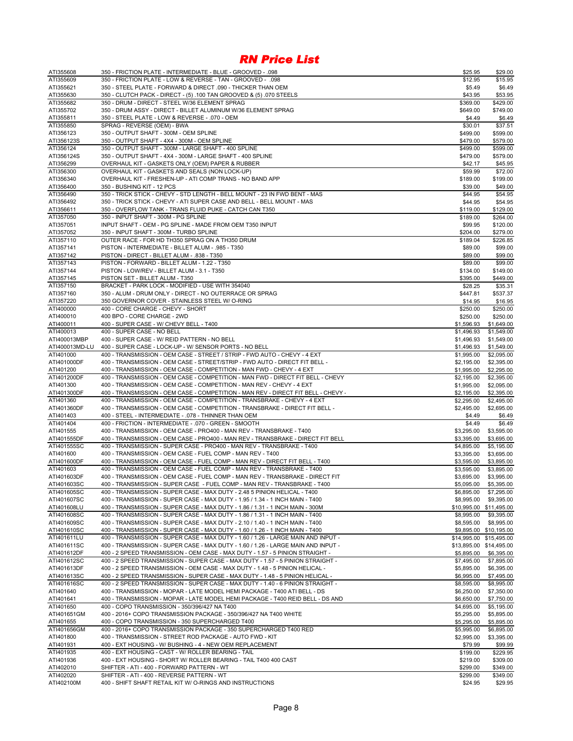# RN Price List

| Part Number | Description | Price 1 | Price 2 |
|---|---|---|---|
| ATI355608 | 350 - FRICTION PLATE - INTERMEDIATE - BLUE - GROOVED - .098 | $25.95 | $29.00 |
| ATI355609 | 350 - FRICTION PLATE - LOW & REVERSE - TAN - GROOVED - .098 | $12.95 | $15.95 |
| ATI355621 | 350 - STEEL PLATE - FORWARD & DIRECT .090 - THICKER THAN OEM | $5.49 | $6.49 |
| ATI355630 | 350 - CLUTCH PACK - DIRECT - (5) .100 TAN GROOVED & (5) .070 STEELS | $43.95 | $53.95 |
| ATI355682 | 350 - DRUM - DIRECT - STEEL W/36 ELEMENT SPRAG | $369.00 | $429.00 |
| ATI355702 | 350 - DRUM ASSY - DIRECT - BILLET ALUMINUM W/36 ELEMENT SPRAG | $649.00 | $749.00 |
| ATI355811 | 350 - STEEL PLATE - LOW & REVERSE - .070 - OEM | $4.49 | $6.49 |
| ATI355850 | SPRAG - REVERSE (OEM) - BWA | $30.01 | $37.51 |
| ATI356123 | 350 - OUTPUT SHAFT - 300M - OEM SPLINE | $499.00 | $599.00 |
| ATI356123S | 350 - OUTPUT SHAFT - 4X4 - 300M - OEM SPLINE | $479.00 | $579.00 |
| ATI356124 | 350 - OUTPUT SHAFT - 300M - LARGE SHAFT - 400 SPLINE | $499.00 | $599.00 |
| ATI356124S | 350 - OUTPUT SHAFT - 4X4 - 300M - LARGE SHAFT - 400 SPLINE | $479.00 | $579.00 |
| ATI356299 | OVERHAUL KIT - GASKETS ONLY (OEM) PAPER & RUBBER | $42.17 | $45.95 |
| ATI356300 | OVERHAUL KIT - GASKETS AND SEALS (NON LOCK-UP) | $59.99 | $72.00 |
| ATI356340 | OVERHAUL KIT - FRESHEN-UP - ATI COMP TRANS - NO BAND APP | $189.00 | $199.00 |
| ATI356400 | 350 - BUSHING KIT - 12 PCS | $39.00 | $49.00 |
| ATI356490 | 350 - TRICK STICK - CHEVY - STD LENGTH - BELL MOUNT - 23 IN FWD BENT - MAS | $44.95 | $54.95 |
| ATI356492 | 350 - TRICK STICK - CHEVY - ATI SUPER CASE AND BELL - BELL MOUNT - MAS | $44.95 | $54.95 |
| ATI356611 | 350 - OVERFLOW TANK - TRANS FLUID PUKE - CATCH CAN T350 | $119.00 | $129.00 |
| ATI357050 | 350 - INPUT SHAFT - 300M - PG SPLINE | $189.00 | $264.00 |
| ATI357051 | INPUT SHAFT - OEM - PG SPLINE - MADE FROM OEM T350 INPUT | $99.95 | $120.00 |
| ATI357052 | 350 - INPUT SHAFT - 300M - TURBO SPLINE | $204.00 | $279.00 |
| ATI357110 | OUTER RACE - FOR HD TH350 SPRAG ON A TH350 DRUM | $189.04 | $226.85 |
| ATI357141 | PISTON - INTERMEDIATE - BILLET ALUM - .985 - T350 | $89.00 | $99.00 |
| ATI357142 | PISTON - DIRECT - BILLET ALUM - .838 - T350 | $89.00 | $99.00 |
| ATI357143 | PISTON - FORWARD - BILLET ALUM - 1.22 - T350 | $89.00 | $99.00 |
| ATI357144 | PISTON - LOW/REV - BILLET ALUM - 3.1 - T350 | $134.00 | $149.00 |
| ATI357145 | PISTON SET - BILLET ALUM - T350 | $395.00 | $449.00 |
| ATI357150 | BRACKET - PARK LOCK - MODIFIED - USE WITH 354040 | $28.25 | $35.31 |
| ATI357160 | 350 - ALUM - DRUM ONLY - DIRECT - NO OUTERRACE OR SPRAG | $447.81 | $537.37 |
| ATI357220 | 350 GOVERNOR COVER - STAINLESS STEEL W/ O-RING | $14.95 | $16.95 |
| ATI400000 | 400 - CORE CHARGE - CHEVY - SHORT | $250.00 | $250.00 |
| ATI400010 | 400 BPO - CORE CHARGE - 2WD | $250.00 | $250.00 |
| ATI400011 | 400 - SUPER CASE - W/ CHEVY BELL - T400 | $1,596.93 | $1,649.00 |
| ATI400013 | 400 - SUPER CASE - NO BELL | $1,496.93 | $1,549.00 |
| ATI400013MBP | 400 - SUPER CASE - W/ REID PATTERN - NO BELL | $1,496.93 | $1,549.00 |
| ATI400013MD-LU | 400 - SUPER CASE - LOCK-UP - W/ SENSOR PORTS - NO BELL | $1,496.93 | $1,549.00 |
| ATI401000 | 400 - TRANSMISSION - OEM CASE - STREET / STRIP - FWD AUTO - CHEVY - 4 EXT | $1,995.00 | $2,095.00 |
| ATI401000DF | 400 - TRANSMISSION - OEM CASE - STREET/STRIP - FWD AUTO - DIRECT FIT BELL - | $2,195.00 | $2,395.00 |
| ATI401200 | 400 - TRANSMISSION - OEM CASE - COMPETITION - MAN FWD - CHEVY - 4 EXT | $1,995.00 | $2,295.00 |
| ATI401200DF | 400 - TRANSMISSION - OEM CASE - COMPETITION - MAN FWD - DIRECT FIT BELL - CHEVY | $2,195.00 | $2,395.00 |
| ATI401300 | 400 - TRANSMISSION - OEM CASE - COMPETITION - MAN REV - CHEVY - 4 EXT | $1,995.00 | $2,095.00 |
| ATI401300DF | 400 - TRANSMISSION - OEM CASE - COMPETITION - MAN REV - DIRECT FIT BELL - CHEVY - | $2,195.00 | $2,395.00 |
| ATI401360 | 400 - TRANSMISSION - OEM CASE - COMPETITION - TRANSBRAKE - CHEVY - 4 EXT | $2,295.00 | $2,495.00 |
| ATI401360DF | 400 - TRANSMISSION - OEM CASE - COMPETITION - TRANSBRAKE - DIRECT FIT BELL - | $2,495.00 | $2,695.00 |
| ATI401403 | 400 - STEEL - INTERMEDIATE - .078 - THINNER THAN OEM | $4.49 | $6.49 |
| ATI401404 | 400 - FRICTION - INTERMEDIATE - .070 - GREEN - SMOOTH | $4.49 | $6.49 |
| ATI401555 | 400 - TRANSMISSION - OEM CASE - PRO400 - MAN REV - TRANSBRAKE - T400 | $3,295.00 | $3,595.00 |
| ATI401555DF | 400 - TRANSMISSION - OEM CASE - PRO400 - MAN REV - TRANSBRAKE - DIRECT FIT BELL | $3,395.00 | $3,695.00 |
| ATI401555SC | 400 - TRANSMISSION - SUPER CASE - PRO400 - MAN REV - TRANSBRAKE - T400 | $4,895.00 | $5,195.00 |
| ATI401600 | 400 - TRANSMISSION - OEM CASE - FUEL COMP - MAN REV - T400 | $3,395.00 | $3,695.00 |
| ATI401600DF | 400 - TRANSMISSION - OEM CASE - FUEL COMP - MAN REV - DIRECT FIT BELL - T400 | $3,595.00 | $3,895.00 |
| ATI401603 | 400 - TRANSMISSION - OEM CASE - FUEL COMP - MAN REV - TRANSBRAKE - T400 | $3,595.00 | $3,895.00 |
| ATI401603DF | 400 - TRANSMISSION - OEM CASE - FUEL COMP - MAN REV - TRANSBRAKE - DIRECT FIT | $3,695.00 | $3,995.00 |
| ATI401603SC | 400 - TRANSMISSION - SUPER CASE - FUEL COMP - MAN REV - TRANSBRAKE - T400 | $5,095.00 | $5,395.00 |
| ATI401605SC | 400 - TRANSMISSION - SUPER CASE - MAX DUTY - 2.48 5 PINION HELICAL - T400 | $6,895.00 | $7,295.00 |
| ATI401607SC | 400 - TRANSMISSION - SUPER CASE - MAX DUTY - 1.95 / 1.34 - 1 INCH MAIN - T400 | $8,995.00 | $9,395.00 |
| ATI401608LU | 400 - TRANSMISSION - SUPER CASE - MAX DUTY - 1.86 / 1.31 - 1 INCH MAIN - 300M | $10,995.00 | $11,495.00 |
| ATI401608SC | 400 - TRANSMISSION - SUPER CASE - MAX DUTY - 1.86 / 1.31 - 1 INCH MAIN - T400 | $8,995.00 | $9,395.00 |
| ATI401609SC | 400 - TRANSMISSION - SUPER CASE - MAX DUTY - 2.10 / 1.40 - 1 INCH MAIN - T400 | $8,595.00 | $8,995.00 |
| ATI401610SC | 400 - TRANSMISSION - SUPER CASE - MAX DUTY - 1.60 / 1.26 - 1 INCH MAIN - T400 | $9,895.00 | $10,195.00 |
| ATI401611LU | 400 - TRANSMISSION - SUPER CASE - MAX DUTY - 1.60 / 1.26 - LARGE MAIN AND INPUT - | $14,995.00 | $15,495.00 |
| ATI401611SC | 400 - TRANSMISSION - SUPER CASE - MAX DUTY - 1.60 / 1.26 - LARGE MAIN AND INPUT - | $13,895.00 | $14,495.00 |
| ATI401612DF | 400 - 2 SPEED TRANSMISSION - OEM CASE - MAX DUTY - 1.57 - 5 PINION STRAIGHT - | $5,895.00 | $6,395.00 |
| ATI401612SC | 400 - 2 SPEED TRANSMISSION - SUPER CASE - MAX DUTY - 1.57 - 5 PINION STRAIGHT - | $7,495.00 | $7,895.00 |
| ATI401613DF | 400 - 2 SPEED TRANSMISSION - OEM CASE - MAX DUTY - 1.48 - 5 PINION HELICAL - | $5,895.00 | $6,395.00 |
| ATI401613SC | 400 - 2 SPEED TRANSMISSION - SUPER CASE - MAX DUTY - 1.48 - 5 PINION HELICAL - | $6,995.00 | $7,495.00 |
| ATI401616SC | 400 - 2 SPEED TRANSMISSION - SUPER CASE - MAX DUTY - 1.40 - 6 PINION STRAIGHT - | $8,595.00 | $8,995.00 |
| ATI401640 | 400 - TRANSMISSION - MOPAR - LATE MODEL HEMI PACKAGE - T400 ATI BELL - DS | $6,250.00 | $7,350.00 |
| ATI401641 | 400 - TRANSMISSION - MOPAR - LATE MODEL HEMI PACKAGE - T400 REID BELL - DS AND | $6,650.00 | $7,750.00 |
| ATI401650 | 400 - COPO TRANSMISSION - 350/396/427 NA T400 | $4,695.00 | $5,195.00 |
| ATI401651GM | 400 - 2016+ COPO TRANSMISSION PACKAGE - 350/396/427 NA T400 WHITE | $5,295.00 | $5,895.00 |
| ATI401655 | 400 - COPO TRANSMISSION - 350 SUPERCHARGED T400 | $5,295.00 | $5,895.00 |
| ATI401656GM | 400 - 2016+ COPO TRANSMISSION PACKAGE - 350 SUPERCHARGED T400 RED | $5,995.00 | $6,895.00 |
| ATI401800 | 400 - TRANSMISSION - STREET ROD PACKAGE - AUTO FWD - KIT | $2,995.00 | $3,395.00 |
| ATI401931 | 400 - EXT HOUSING - W/ BUSHING - 4 - NEW OEM REPLACEMENT | $79.99 | $99.99 |
| ATI401935 | 400 - EXT HOUSING - CAST - W/ ROLLER BEARING - TAIL | $199.00 | $229.95 |
| ATI401936 | 400 - EXT HOUSING - SHORT W/ ROLLER BEARING - TAIL T400 400 CAST | $219.00 | $309.00 |
| ATI402010 | SHIFTER - ATI - 400 - FORWARD PATTERN - WT | $299.00 | $349.00 |
| ATI402020 | SHIFTER - ATI - 400 - REVERSE PATTERN - WT | $299.00 | $349.00 |
| ATI402100M | 400 - SHIFT SHAFT RETAIL KIT W/ O-RINGS AND INSTRUCTIONS | $24.95 | $29.95 |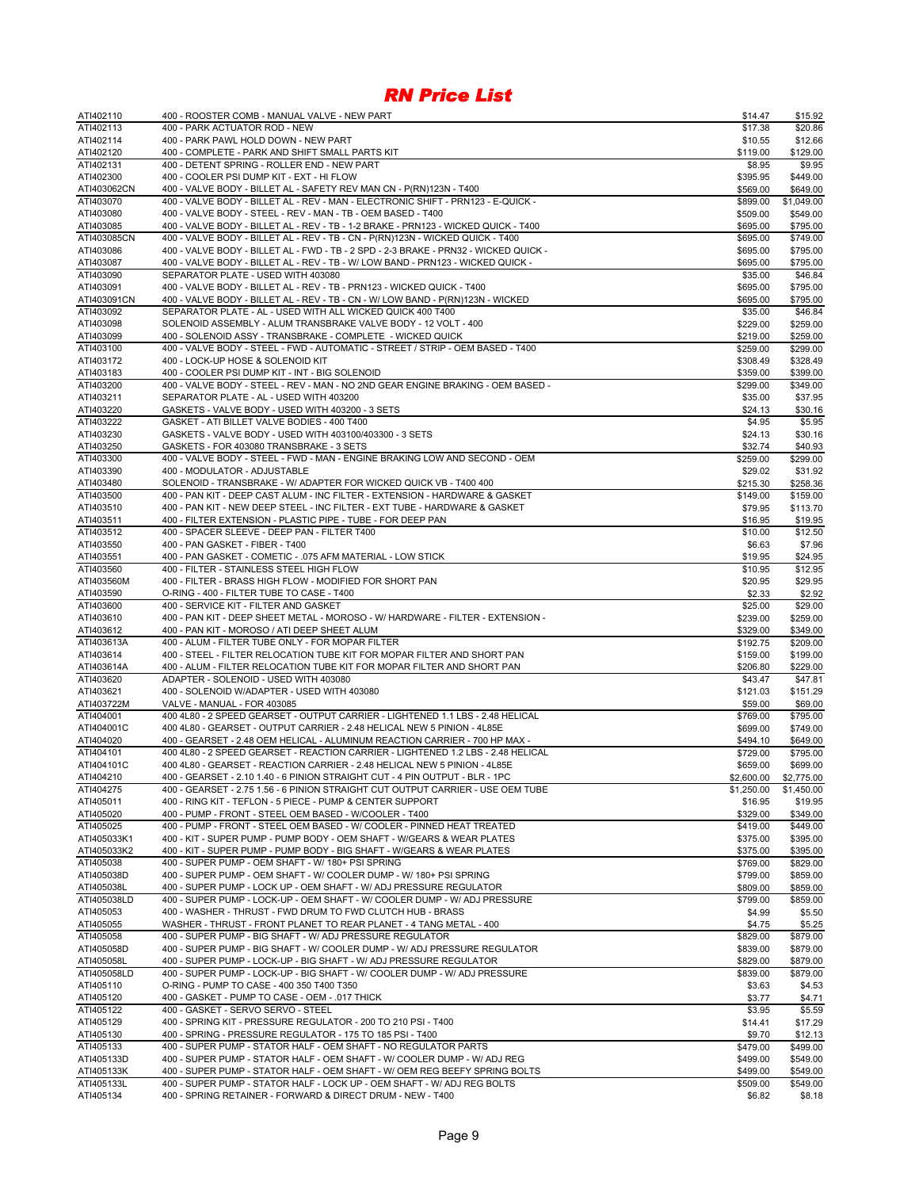# RN Price List

| | | | |
|---|---|---|---|
| ATI402110 | 400 - ROOSTER COMB - MANUAL VALVE - NEW PART | $14.47 | $15.92 |
| ATI402113 | 400 - PARK ACTUATOR ROD - NEW | $17.38 | $20.86 |
| ATI402114 | 400 - PARK PAWL HOLD DOWN - NEW PART | $10.55 | $12.66 |
| ATI402120 | 400 - COMPLETE - PARK AND SHIFT SMALL PARTS KIT | $119.00 | $129.00 |
| ATI402131 | 400 - DETENT SPRING - ROLLER END - NEW PART | $8.95 | $9.95 |
| ATI402300 | 400 - COOLER PSI DUMP KIT - EXT - HI FLOW | $395.95 | $449.00 |
| ATI403062CN | 400 - VALVE BODY - BILLET AL - SAFETY REV MAN CN - P(RN)123N - T400 | $569.00 | $649.00 |
| ATI403070 | 400 - VALVE BODY - BILLET AL - REV - MAN - ELECTRONIC SHIFT - PRN123 - E-QUICK - | $899.00 | $1,049.00 |
| ATI403080 | 400 - VALVE BODY - STEEL - REV - MAN - TB - OEM BASED - T400 | $509.00 | $549.00 |
| ATI403085 | 400 - VALVE BODY - BILLET AL - REV - TB - 1-2 BRAKE - PRN123 - WICKED QUICK - T400 | $695.00 | $795.00 |
| ATI403085CN | 400 - VALVE BODY - BILLET AL - REV - TB - CN - P(RN)123N - WICKED QUICK - T400 | $695.00 | $749.00 |
| ATI403086 | 400 - VALVE BODY - BILLET AL - FWD - TB - 2 SPD - 2-3 BRAKE - PRN32 - WICKED QUICK - | $695.00 | $795.00 |
| ATI403087 | 400 - VALVE BODY - BILLET AL - REV - TB - W/ LOW BAND - PRN123 - WICKED QUICK - | $695.00 | $795.00 |
| ATI403090 | SEPARATOR PLATE - USED WITH 403080 | $35.00 | $46.84 |
| ATI403091 | 400 - VALVE BODY - BILLET AL - REV - TB - PRN123 - WICKED QUICK - T400 | $695.00 | $795.00 |
| ATI403091CN | 400 - VALVE BODY - BILLET AL - REV - TB - CN - W/ LOW BAND - P(RN)123N - WICKED | $695.00 | $795.00 |
| ATI403092 | SEPARATOR PLATE - AL - USED WITH ALL WICKED QUICK 400 T400 | $35.00 | $46.84 |
| ATI403098 | SOLENOID ASSEMBLY - ALUM TRANSBRAKE VALVE BODY - 12 VOLT - 400 | $229.00 | $259.00 |
| ATI403099 | 400 - SOLENOID ASSY - TRANSBRAKE - COMPLETE - WICKED QUICK | $219.00 | $259.00 |
| ATI403100 | 400 - VALVE BODY - STEEL - FWD - AUTOMATIC - STREET / STRIP - OEM BASED - T400 | $259.00 | $299.00 |
| ATI403172 | 400 - LOCK-UP HOSE & SOLENOID KIT | $308.49 | $328.49 |
| ATI403183 | 400 - COOLER PSI DUMP KIT - INT - BIG SOLENOID | $359.00 | $399.00 |
| ATI403200 | 400 - VALVE BODY - STEEL - REV - MAN - NO 2ND GEAR ENGINE BRAKING - OEM BASED - | $299.00 | $349.00 |
| ATI403211 | SEPARATOR PLATE - AL - USED WITH 403200 | $35.00 | $37.95 |
| ATI403220 | GASKETS - VALVE BODY - USED WITH 403200 - 3 SETS | $24.13 | $30.16 |
| ATI403222 | GASKET - ATI BILLET VALVE BODIES - 400 T400 | $4.95 | $5.95 |
| ATI403230 | GASKETS - VALVE BODY - USED WITH 403100/403300 - 3 SETS | $24.13 | $30.16 |
| ATI403250 | GASKETS - FOR 403080 TRANSBRAKE - 3 SETS | $32.74 | $40.93 |
| ATI403300 | 400 - VALVE BODY - STEEL - FWD - MAN - ENGINE BRAKING LOW AND SECOND - OEM | $259.00 | $299.00 |
| ATI403390 | 400 - MODULATOR - ADJUSTABLE | $29.02 | $31.92 |
| ATI403480 | SOLENOID - TRANSBRAKE - W/ ADAPTER FOR WICKED QUICK VB - T400 400 | $215.30 | $258.36 |
| ATI403500 | 400 - PAN KIT - DEEP CAST ALUM - INC FILTER - EXTENSION - HARDWARE & GASKET | $149.00 | $159.00 |
| ATI403510 | 400 - PAN KIT - NEW DEEP STEEL - INC FILTER - EXT TUBE - HARDWARE & GASKET | $79.95 | $113.70 |
| ATI403511 | 400 - FILTER EXTENSION - PLASTIC PIPE - TUBE - FOR DEEP PAN | $16.95 | $19.95 |
| ATI403512 | 400 - SPACER SLEEVE - DEEP PAN - FILTER T400 | $10.00 | $12.50 |
| ATI403550 | 400 - PAN GASKET - FIBER - T400 | $6.63 | $7.96 |
| ATI403551 | 400 - PAN GASKET - COMETIC - .075 AFM MATERIAL - LOW STICK | $19.95 | $24.95 |
| ATI403560 | 400 - FILTER - STAINLESS STEEL HIGH FLOW | $10.95 | $12.95 |
| ATI403560M | 400 - FILTER - BRASS HIGH FLOW - MODIFIED FOR SHORT PAN | $20.95 | $29.95 |
| ATI403590 | O-RING - 400 - FILTER TUBE TO CASE - T400 | $2.33 | $2.92 |
| ATI403600 | 400 - SERVICE KIT - FILTER AND GASKET | $25.00 | $29.00 |
| ATI403610 | 400 - PAN KIT - DEEP SHEET METAL - MOROSO - W/ HARDWARE - FILTER - EXTENSION - | $239.00 | $259.00 |
| ATI403612 | 400 - PAN KIT - MOROSO / ATI DEEP SHEET ALUM | $329.00 | $349.00 |
| ATI403613A | 400 - ALUM - FILTER TUBE ONLY - FOR MOPAR FILTER | $192.75 | $209.00 |
| ATI403614 | 400 - STEEL - FILTER RELOCATION TUBE KIT FOR MOPAR FILTER AND SHORT PAN | $159.00 | $199.00 |
| ATI403614A | 400 - ALUM - FILTER RELOCATION TUBE KIT FOR MOPAR FILTER AND SHORT PAN | $206.80 | $229.00 |
| ATI403620 | ADAPTER - SOLENOID - USED WITH 403080 | $43.47 | $47.81 |
| ATI403621 | 400 - SOLENOID W/ADAPTER - USED WITH 403080 | $121.03 | $151.29 |
| ATI403722M | VALVE - MANUAL - FOR 403085 | $59.00 | $69.00 |
| ATI404001 | 400 4L80 - 2 SPEED GEARSET - OUTPUT CARRIER - LIGHTENED 1.1 LBS - 2.48 HELICAL | $769.00 | $795.00 |
| ATI404001C | 400 4L80 - GEARSET - OUTPUT CARRIER - 2.48 HELICAL NEW 5 PINION - 4L85E | $699.00 | $749.00 |
| ATI404020 | 400 - GEARSET - 2.48 OEM HELICAL - ALUMINUM REACTION CARRIER - 700 HP MAX - | $494.10 | $649.00 |
| ATI404101 | 400 4L80 - 2 SPEED GEARSET - REACTION CARRIER - LIGHTENED 1.2 LBS - 2.48 HELICAL | $729.00 | $795.00 |
| ATI404101C | 400 4L80 - GEARSET - REACTION CARRIER - 2.48 HELICAL NEW 5 PINION - 4L85E | $659.00 | $699.00 |
| ATI404210 | 400 - GEARSET - 2.10 1.40 - 6 PINION STRAIGHT CUT - 4 PIN OUTPUT - BLR - 1PC | $2,600.00 | $2,775.00 |
| ATI404275 | 400 - GEARSET - 2.75 1.56 - 6 PINION STRAIGHT CUT OUTPUT CARRIER - USE OEM TUBE | $1,250.00 | $1,450.00 |
| ATI405011 | 400 - RING KIT - TEFLON - 5 PIECE - PUMP & CENTER SUPPORT | $16.95 | $19.95 |
| ATI405020 | 400 - PUMP - FRONT - STEEL OEM BASED - W/COOLER - T400 | $329.00 | $349.00 |
| ATI405025 | 400 - PUMP - FRONT - STEEL OEM BASED - W/ COOLER - PINNED HEAT TREATED | $419.00 | $449.00 |
| ATI405033K1 | 400 - KIT - SUPER PUMP - PUMP BODY - OEM SHAFT - W/GEARS & WEAR PLATES | $375.00 | $395.00 |
| ATI405033K2 | 400 - KIT - SUPER PUMP - PUMP BODY - BIG SHAFT - W/GEARS & WEAR PLATES | $375.00 | $395.00 |
| ATI405038 | 400 - SUPER PUMP - OEM SHAFT - W/ 180+ PSI SPRING | $769.00 | $829.00 |
| ATI405038D | 400 - SUPER PUMP - OEM SHAFT - W/ COOLER DUMP - W/ 180+ PSI SPRING | $799.00 | $859.00 |
| ATI405038L | 400 - SUPER PUMP - LOCK UP - OEM SHAFT - W/ ADJ PRESSURE REGULATOR | $809.00 | $859.00 |
| ATI405038LD | 400 - SUPER PUMP - LOCK-UP - OEM SHAFT - W/ COOLER DUMP - W/ ADJ PRESSURE | $799.00 | $859.00 |
| ATI405053 | 400 - WASHER - THRUST - FWD DRUM TO FWD CLUTCH HUB - BRASS | $4.99 | $5.50 |
| ATI405055 | WASHER - THRUST - FRONT PLANET TO REAR PLANET - 4 TANG METAL - 400 | $4.75 | $5.25 |
| ATI405058 | 400 - SUPER PUMP - BIG SHAFT - W/ ADJ PRESSURE REGULATOR | $829.00 | $879.00 |
| ATI405058D | 400 - SUPER PUMP - BIG SHAFT - W/ COOLER DUMP - W/ ADJ PRESSURE REGULATOR | $839.00 | $879.00 |
| ATI405058L | 400 - SUPER PUMP - LOCK-UP - BIG SHAFT - W/ ADJ PRESSURE REGULATOR | $829.00 | $879.00 |
| ATI405058LD | 400 - SUPER PUMP - LOCK-UP - BIG SHAFT - W/ COOLER DUMP - W/ ADJ PRESSURE | $839.00 | $879.00 |
| ATI405110 | O-RING - PUMP TO CASE - 400 350 T400 T350 | $3.63 | $4.53 |
| ATI405120 | 400 - GASKET - PUMP TO CASE - OEM - .017 THICK | $3.77 | $4.71 |
| ATI405122 | 400 - GASKET - SERVO SERVO - STEEL | $3.95 | $5.59 |
| ATI405129 | 400 - SPRING KIT - PRESSURE REGULATOR - 200 TO 210 PSI - T400 | $14.41 | $17.29 |
| ATI405130 | 400 - SPRING - PRESSURE REGULATOR - 175 TO 185 PSI - T400 | $9.70 | $12.13 |
| ATI405133 | 400 - SUPER PUMP - STATOR HALF - OEM SHAFT - NO REGULATOR PARTS | $479.00 | $499.00 |
| ATI405133D | 400 - SUPER PUMP - STATOR HALF - OEM SHAFT - W/ COOLER DUMP - W/ ADJ REG | $499.00 | $549.00 |
| ATI405133K | 400 - SUPER PUMP - STATOR HALF - OEM SHAFT - W/ OEM REG BEEFY SPRING BOLTS | $499.00 | $549.00 |
| ATI405133L | 400 - SUPER PUMP - STATOR HALF - LOCK UP - OEM SHAFT - W/ ADJ REG BOLTS | $509.00 | $549.00 |
| ATI405134 | 400 - SPRING RETAINER - FORWARD & DIRECT DRUM - NEW - T400 | $6.82 | $8.18 |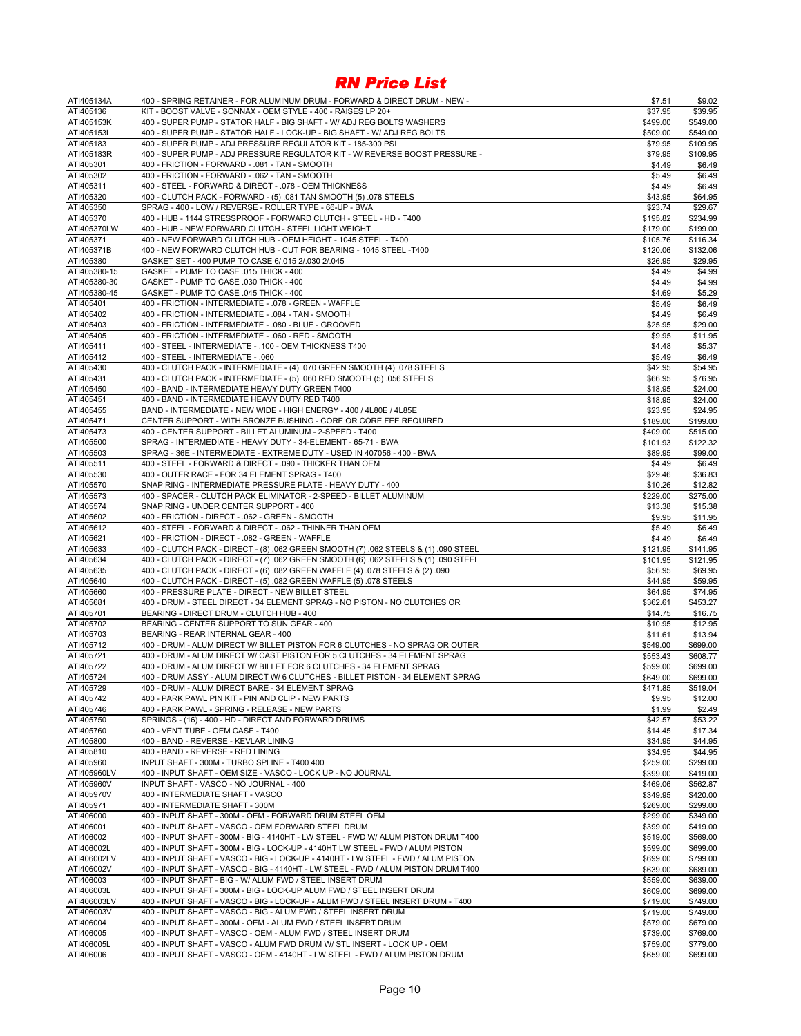# RN Price List

| | | | |
|---|---|---|---|
| ATI405134A | 400 - SPRING RETAINER - FOR ALUMINUM DRUM - FORWARD & DIRECT DRUM - NEW - | $7.51 | $9.02 |
| ATI405136 | KIT - BOOST VALVE - SONNAX - OEM STYLE - 400 - RAISES LP 20+ | $37.95 | $39.95 |
| ATI405153K | 400 - SUPER PUMP - STATOR HALF - BIG SHAFT - W/ ADJ REG BOLTS WASHERS | $499.00 | $549.00 |
| ATI405153L | 400 - SUPER PUMP - STATOR HALF - LOCK-UP - BIG SHAFT - W/ ADJ REG BOLTS | $509.00 | $549.00 |
| ATI405183 | 400 - SUPER PUMP - ADJ PRESSURE REGULATOR KIT - 185-300 PSI | $79.95 | $109.95 |
| ATI405183R | 400 - SUPER PUMP - ADJ PRESSURE REGULATOR KIT - W/ REVERSE BOOST PRESSURE - | $79.95 | $109.95 |
| ATI405301 | 400 - FRICTION - FORWARD - .081 - TAN - SMOOTH | $4.49 | $6.49 |
| ATI405302 | 400 - FRICTION - FORWARD - .062 - TAN - SMOOTH | $5.49 | $6.49 |
| ATI405311 | 400 - STEEL - FORWARD & DIRECT - .078 - OEM THICKNESS | $4.49 | $6.49 |
| ATI405320 | 400 - CLUTCH PACK - FORWARD - (5) .081 TAN SMOOTH (5) .078 STEELS | $43.95 | $64.95 |
| ATI405350 | SPRAG - 400 - LOW / REVERSE - ROLLER TYPE - 66-UP - BWA | $23.74 | $29.67 |
| ATI405370 | 400 - HUB - 1144 STRESSPROOF - FORWARD CLUTCH - STEEL - HD - T400 | $195.82 | $234.99 |
| ATI405370LW | 400 - HUB - NEW FORWARD CLUTCH - STEEL LIGHT WEIGHT | $179.00 | $199.00 |
| ATI405371 | 400 - NEW FORWARD CLUTCH HUB - OEM HEIGHT - 1045 STEEL - T400 | $105.76 | $116.34 |
| ATI405371B | 400 - NEW FORWARD CLUTCH HUB - CUT FOR BEARING - 1045 STEEL -T400 | $120.06 | $132.06 |
| ATI405380 | GASKET SET - 400 PUMP TO CASE 6/.015 2/.030 2/.045 | $26.95 | $29.95 |
| ATI405380-15 | GASKET - PUMP TO CASE .015 THICK - 400 | $4.49 | $4.99 |
| ATI405380-30 | GASKET - PUMP TO CASE .030 THICK - 400 | $4.49 | $4.99 |
| ATI405380-45 | GASKET - PUMP TO CASE .045 THICK - 400 | $4.69 | $5.29 |
| ATI405401 | 400 - FRICTION - INTERMEDIATE - .078 - GREEN - WAFFLE | $5.49 | $6.49 |
| ATI405402 | 400 - FRICTION - INTERMEDIATE - .084 - TAN - SMOOTH | $4.49 | $6.49 |
| ATI405403 | 400 - FRICTION - INTERMEDIATE - .080 - BLUE - GROOVED | $25.95 | $29.00 |
| ATI405405 | 400 - FRICTION - INTERMEDIATE - .060 - RED - SMOOTH | $9.95 | $11.95 |
| ATI405411 | 400 - STEEL - INTERMEDIATE - .100 - OEM THICKNESS T400 | $4.48 | $5.37 |
| ATI405412 | 400 - STEEL - INTERMEDIATE - .060 | $5.49 | $6.49 |
| ATI405430 | 400 - CLUTCH PACK - INTERMEDIATE - (4) .070 GREEN SMOOTH (4) .078 STEELS | $42.95 | $54.95 |
| ATI405431 | 400 - CLUTCH PACK - INTERMEDIATE - (5) .060 RED SMOOTH (5) .056 STEELS | $66.95 | $76.95 |
| ATI405450 | 400 - BAND - INTERMEDIATE HEAVY DUTY GREEN T400 | $18.95 | $24.00 |
| ATI405451 | 400 - BAND - INTERMEDIATE HEAVY DUTY RED T400 | $18.95 | $24.00 |
| ATI405455 | BAND - INTERMEDIATE - NEW WIDE - HIGH ENERGY - 400 / 4L80E / 4L85E | $23.95 | $24.95 |
| ATI405471 | CENTER SUPPORT - WITH BRONZE BUSHING - CORE OR CORE FEE REQUIRED | $189.00 | $199.00 |
| ATI405473 | 400 - CENTER SUPPORT - BILLET ALUMINUM - 2-SPEED - T400 | $409.00 | $515.00 |
| ATI405500 | SPRAG - INTERMEDIATE - HEAVY DUTY - 34-ELEMENT - 65-71 - BWA | $101.93 | $122.32 |
| ATI405503 | SPRAG - 36E - INTERMEDIATE - EXTREME DUTY - USED IN 407056 - 400 - BWA | $89.95 | $99.00 |
| ATI405511 | 400 - STEEL - FORWARD & DIRECT - .090 - THICKER THAN OEM | $4.49 | $6.49 |
| ATI405530 | 400 - OUTER RACE - FOR 34 ELEMENT SPRAG - T400 | $29.46 | $36.83 |
| ATI405570 | SNAP RING - INTERMEDIATE PRESSURE PLATE - HEAVY DUTY - 400 | $10.26 | $12.82 |
| ATI405573 | 400 - SPACER - CLUTCH PACK ELIMINATOR - 2-SPEED - BILLET ALUMINUM | $229.00 | $275.00 |
| ATI405574 | SNAP RING - UNDER CENTER SUPPORT - 400 | $13.38 | $15.38 |
| ATI405602 | 400 - FRICTION - DIRECT - .062 - GREEN - SMOOTH | $9.95 | $11.95 |
| ATI405612 | 400 - STEEL - FORWARD & DIRECT - .062 - THINNER THAN OEM | $5.49 | $6.49 |
| ATI405621 | 400 - FRICTION - DIRECT - .082 - GREEN - WAFFLE | $4.49 | $6.49 |
| ATI405633 | 400 - CLUTCH PACK - DIRECT - (8) .062 GREEN SMOOTH (7) .062 STEELS & (1) .090 STEEL | $121.95 | $141.95 |
| ATI405634 | 400 - CLUTCH PACK - DIRECT - (7) .062 GREEN SMOOTH (6) .062 STEELS & (1) .090 STEEL | $101.95 | $121.95 |
| ATI405635 | 400 - CLUTCH PACK - DIRECT - (6) .082 GREEN WAFFLE (4) .078 STEELS & (2) .090 | $56.95 | $69.95 |
| ATI405640 | 400 - CLUTCH PACK - DIRECT - (5) .082 GREEN WAFFLE (5) .078 STEELS | $44.95 | $59.95 |
| ATI405660 | 400 - PRESSURE PLATE - DIRECT - NEW BILLET STEEL | $64.95 | $74.95 |
| ATI405681 | 400 - DRUM - STEEL DIRECT - 34 ELEMENT SPRAG - NO PISTON - NO CLUTCHES OR | $362.61 | $453.27 |
| ATI405701 | BEARING - DIRECT DRUM - CLUTCH HUB - 400 | $14.75 | $16.75 |
| ATI405702 | BEARING - CENTER SUPPORT TO SUN GEAR - 400 | $10.95 | $12.95 |
| ATI405703 | BEARING - REAR INTERNAL GEAR - 400 | $11.61 | $13.94 |
| ATI405712 | 400 - DRUM - ALUM DIRECT W/ BILLET PISTON FOR 6 CLUTCHES - NO SPRAG OR OUTER | $549.00 | $699.00 |
| ATI405721 | 400 - DRUM - ALUM DIRECT W/ CAST PISTON FOR 5 CLUTCHES - 34 ELEMENT SPRAG | $553.43 | $608.77 |
| ATI405722 | 400 - DRUM - ALUM DIRECT W/ BILLET FOR 6 CLUTCHES - 34 ELEMENT SPRAG | $599.00 | $699.00 |
| ATI405724 | 400 - DRUM ASSY - ALUM DIRECT W/ 6 CLUTCHES - BILLET PISTON - 34 ELEMENT SPRAG | $649.00 | $699.00 |
| ATI405729 | 400 - DRUM - ALUM DIRECT BARE - 34 ELEMENT SPRAG | $471.85 | $519.04 |
| ATI405742 | 400 - PARK PAWL PIN KIT - PIN AND CLIP - NEW PARTS | $9.95 | $12.00 |
| ATI405746 | 400 - PARK PAWL - SPRING - RELEASE - NEW PARTS | $1.99 | $2.49 |
| ATI405750 | SPRINGS - (16) - 400 - HD - DIRECT AND FORWARD DRUMS | $42.57 | $53.22 |
| ATI405760 | 400 - VENT TUBE - OEM CASE - T400 | $14.45 | $17.34 |
| ATI405800 | 400 - BAND - REVERSE - KEVLAR LINING | $34.95 | $44.95 |
| ATI405810 | 400 - BAND - REVERSE - RED LINING | $34.95 | $44.95 |
| ATI405960 | INPUT SHAFT - 300M - TURBO SPLINE - T400 400 | $259.00 | $299.00 |
| ATI405960LV | 400 - INPUT SHAFT - OEM SIZE - VASCO - LOCK UP - NO JOURNAL | $399.00 | $419.00 |
| ATI405960V | INPUT SHAFT - VASCO - NO JOURNAL - 400 | $469.06 | $562.87 |
| ATI405970V | 400 - INTERMEDIATE SHAFT - VASCO | $349.95 | $420.00 |
| ATI405971 | 400 - INTERMEDIATE SHAFT - 300M | $269.00 | $299.00 |
| ATI406000 | 400 - INPUT SHAFT - 300M - OEM - FORWARD DRUM STEEL OEM | $299.00 | $349.00 |
| ATI406001 | 400 - INPUT SHAFT - VASCO - OEM FORWARD STEEL DRUM | $399.00 | $419.00 |
| ATI406002 | 400 - INPUT SHAFT - 300M - BIG - 4140HT - LW STEEL - FWD W/ ALUM PISTON DRUM T400 | $519.00 | $569.00 |
| ATI406002L | 400 - INPUT SHAFT - 300M - BIG - LOCK-UP - 4140HT LW STEEL - FWD / ALUM PISTON | $599.00 | $699.00 |
| ATI406002LV | 400 - INPUT SHAFT - VASCO - BIG - LOCK-UP - 4140HT - LW STEEL - FWD / ALUM PISTON | $699.00 | $799.00 |
| ATI406002V | 400 - INPUT SHAFT - VASCO - BIG - 4140HT - LW STEEL - FWD / ALUM PISTON DRUM T400 | $639.00 | $689.00 |
| ATI406003 | 400 - INPUT SHAFT - BIG - W/ ALUM FWD / STEEL INSERT DRUM | $559.00 | $639.00 |
| ATI406003L | 400 - INPUT SHAFT - 300M - BIG - LOCK-UP ALUM FWD / STEEL INSERT DRUM | $609.00 | $699.00 |
| ATI406003LV | 400 - INPUT SHAFT - VASCO - BIG - LOCK-UP - ALUM FWD / STEEL INSERT DRUM - T400 | $719.00 | $749.00 |
| ATI406003V | 400 - INPUT SHAFT - VASCO - BIG - ALUM FWD / STEEL INSERT DRUM | $719.00 | $749.00 |
| ATI406004 | 400 - INPUT SHAFT - 300M - OEM - ALUM FWD / STEEL INSERT DRUM | $579.00 | $679.00 |
| ATI406005 | 400 - INPUT SHAFT - VASCO - OEM - ALUM FWD / STEEL INSERT DRUM | $739.00 | $769.00 |
| ATI406005L | 400 - INPUT SHAFT - VASCO - ALUM FWD DRUM W/ STL INSERT - LOCK UP - OEM | $759.00 | $779.00 |
| ATI406006 | 400 - INPUT SHAFT - VASCO - OEM - 4140HT - LW STEEL - FWD / ALUM PISTON DRUM | $659.00 | $699.00 |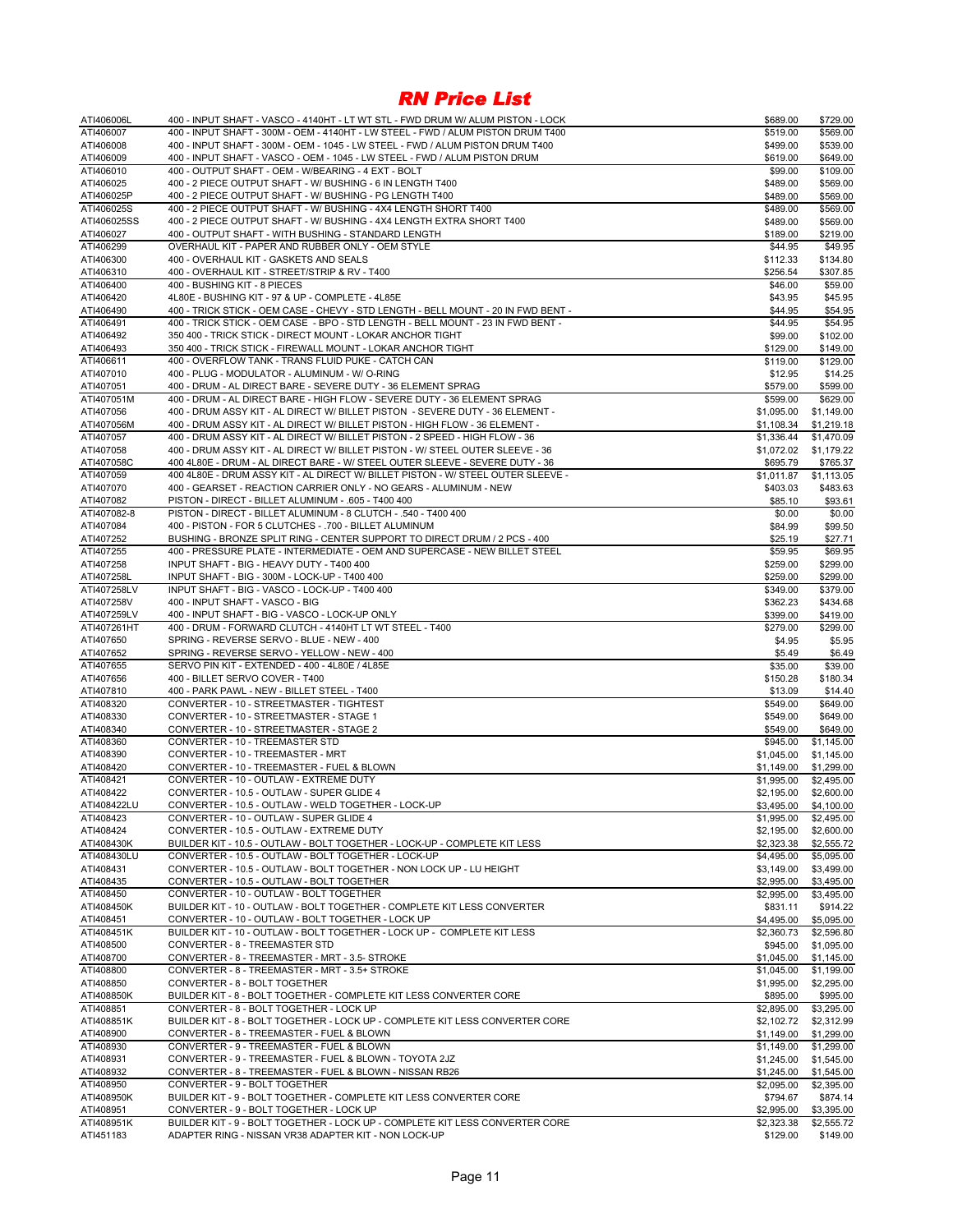# RN Price List

| | | | |
|---|---|---|---|
| ATI406006L | 400 - INPUT SHAFT - VASCO - 4140HT - LT WT STL - FWD DRUM W/ ALUM PISTON - LOCK | $689.00 | $729.00 |
| ATI406007 | 400 - INPUT SHAFT - 300M - OEM - 4140HT - LW STEEL - FWD / ALUM PISTON DRUM T400 | $519.00 | $569.00 |
| ATI406008 | 400 - INPUT SHAFT - 300M - OEM - 1045 - LW STEEL - FWD / ALUM PISTON DRUM T400 | $499.00 | $539.00 |
| ATI406009 | 400 - INPUT SHAFT - VASCO - OEM - 1045 - LW STEEL - FWD / ALUM PISTON DRUM | $619.00 | $649.00 |
| ATI406010 | 400 - OUTPUT SHAFT - OEM - W/BEARING - 4 EXT - BOLT | $99.00 | $109.00 |
| ATI406025 | 400 - 2 PIECE OUTPUT SHAFT - W/ BUSHING - 6 IN LENGTH T400 | $489.00 | $569.00 |
| ATI406025P | 400 - 2 PIECE OUTPUT SHAFT - W/ BUSHING - PG LENGTH T400 | $489.00 | $569.00 |
| ATI406025S | 400 - 2 PIECE OUTPUT SHAFT - W/ BUSHING - 4X4 LENGTH SHORT T400 | $489.00 | $569.00 |
| ATI406025SS | 400 - 2 PIECE OUTPUT SHAFT - W/ BUSHING - 4X4 LENGTH EXTRA SHORT T400 | $489.00 | $569.00 |
| ATI406027 | 400 - OUTPUT SHAFT - WITH BUSHING - STANDARD LENGTH | $189.00 | $219.00 |
| ATI406299 | OVERHAUL KIT - PAPER AND RUBBER ONLY - OEM STYLE | $44.95 | $49.95 |
| ATI406300 | 400 - OVERHAUL KIT - GASKETS AND SEALS | $112.33 | $134.80 |
| ATI406310 | 400 - OVERHAUL KIT - STREET/STRIP & RV - T400 | $256.54 | $307.85 |
| ATI406400 | 400 - BUSHING KIT - 8 PIECES | $46.00 | $59.00 |
| ATI406420 | 4L80E - BUSHING KIT - 97 & UP - COMPLETE - 4L85E | $43.95 | $45.95 |
| ATI406490 | 400 - TRICK STICK - OEM CASE - CHEVY - STD LENGTH - BELL MOUNT - 20 IN FWD BENT - | $44.95 | $54.95 |
| ATI406491 | 400 - TRICK STICK - OEM CASE - BPO - STD LENGTH - BELL MOUNT - 23 IN FWD BENT - | $44.95 | $54.95 |
| ATI406492 | 350 400 - TRICK STICK - DIRECT MOUNT - LOKAR ANCHOR TIGHT | $99.00 | $102.00 |
| ATI406493 | 350 400 - TRICK STICK - FIREWALL MOUNT - LOKAR ANCHOR TIGHT | $129.00 | $149.00 |
| ATI406611 | 400 - OVERFLOW TANK - TRANS FLUID PUKE - CATCH CAN | $119.00 | $129.00 |
| ATI407010 | 400 - PLUG - MODULATOR - ALUMINUM - W/ O-RING | $12.95 | $14.25 |
| ATI407051 | 400 - DRUM - AL DIRECT BARE - SEVERE DUTY - 36 ELEMENT SPRAG | $579.00 | $599.00 |
| ATI407051M | 400 - DRUM - AL DIRECT BARE - HIGH FLOW - SEVERE DUTY - 36 ELEMENT SPRAG | $599.00 | $629.00 |
| ATI407056 | 400 - DRUM ASSY KIT - AL DIRECT W/ BILLET PISTON - SEVERE DUTY - 36 ELEMENT - | $1,095.00 | $1,149.00 |
| ATI407056M | 400 - DRUM ASSY KIT - AL DIRECT W/ BILLET PISTON - HIGH FLOW - 36 ELEMENT - | $1,108.34 | $1,219.18 |
| ATI407057 | 400 - DRUM ASSY KIT - AL DIRECT W/ BILLET PISTON - 2 SPEED - HIGH FLOW - 36 | $1,336.44 | $1,470.09 |
| ATI407058 | 400 - DRUM ASSY KIT - AL DIRECT W/ BILLET PISTON - W/ STEEL OUTER SLEEVE - 36 | $1,072.02 | $1,179.22 |
| ATI407058C | 400 4L80E - DRUM - AL DIRECT BARE - W/ STEEL OUTER SLEEVE - SEVERE DUTY - 36 | $695.79 | $765.37 |
| ATI407059 | 400 4L80E - DRUM ASSY KIT - AL DIRECT W/ BILLET PISTON - W/ STEEL OUTER SLEEVE - | $1,011.87 | $1,113.05 |
| ATI407070 | 400 - GEARSET - REACTION CARRIER ONLY - NO GEARS - ALUMINUM - NEW | $403.03 | $483.63 |
| ATI407082 | PISTON - DIRECT - BILLET ALUMINUM - .605 - T400 400 | $85.10 | $93.61 |
| ATI407082-8 | PISTON - DIRECT - BILLET ALUMINUM - 8 CLUTCH - .540 - T400 400 | $0.00 | $0.00 |
| ATI407084 | 400 - PISTON - FOR 5 CLUTCHES - .700 - BILLET ALUMINUM | $84.99 | $99.50 |
| ATI407252 | BUSHING - BRONZE SPLIT RING - CENTER SUPPORT TO DIRECT DRUM / 2 PCS - 400 | $25.19 | $27.71 |
| ATI407255 | 400 - PRESSURE PLATE - INTERMEDIATE - OEM AND SUPERCASE - NEW BILLET STEEL | $59.95 | $69.95 |
| ATI407258 | INPUT SHAFT - BIG - HEAVY DUTY - T400 400 | $259.00 | $299.00 |
| ATI407258L | INPUT SHAFT - BIG - 300M - LOCK-UP - T400 400 | $259.00 | $299.00 |
| ATI407258LV | INPUT SHAFT - BIG - VASCO - LOCK-UP - T400 400 | $349.00 | $379.00 |
| ATI407258V | 400 - INPUT SHAFT - VASCO - BIG | $362.23 | $434.68 |
| ATI407259LV | 400 - INPUT SHAFT - BIG - VASCO - LOCK-UP ONLY | $399.00 | $419.00 |
| ATI407261HT | 400 - DRUM - FORWARD CLUTCH - 4140HT LT WT STEEL - T400 | $279.00 | $299.00 |
| ATI407650 | SPRING - REVERSE SERVO - BLUE - NEW - 400 | $4.95 | $5.95 |
| ATI407652 | SPRING - REVERSE SERVO - YELLOW - NEW - 400 | $5.49 | $6.49 |
| ATI407655 | SERVO PIN KIT - EXTENDED - 400 - 4L80E / 4L85E | $35.00 | $39.00 |
| ATI407656 | 400 - BILLET SERVO COVER - T400 | $150.28 | $180.34 |
| ATI407810 | 400 - PARK PAWL - NEW - BILLET STEEL - T400 | $13.09 | $14.40 |
| ATI408320 | CONVERTER - 10 - STREETMASTER - TIGHTEST | $549.00 | $649.00 |
| ATI408330 | CONVERTER - 10 - STREETMASTER - STAGE 1 | $549.00 | $649.00 |
| ATI408340 | CONVERTER - 10 - STREETMASTER - STAGE 2 | $549.00 | $649.00 |
| ATI408360 | CONVERTER - 10 - TREEMASTER STD | $945.00 | $1,145.00 |
| ATI408390 | CONVERTER - 10 - TREEMASTER - MRT | $1,045.00 | $1,145.00 |
| ATI408420 | CONVERTER - 10 - TREEMASTER - FUEL & BLOWN | $1,149.00 | $1,299.00 |
| ATI408421 | CONVERTER - 10 - OUTLAW - EXTREME DUTY | $1,995.00 | $2,495.00 |
| ATI408422 | CONVERTER - 10.5 - OUTLAW - SUPER GLIDE 4 | $2,195.00 | $2,600.00 |
| ATI408422LU | CONVERTER - 10.5 - OUTLAW - WELD TOGETHER - LOCK-UP | $3,495.00 | $4,100.00 |
| ATI408423 | CONVERTER - 10 - OUTLAW - SUPER GLIDE 4 | $1,995.00 | $2,495.00 |
| ATI408424 | CONVERTER - 10.5 - OUTLAW - EXTREME DUTY | $2,195.00 | $2,600.00 |
| ATI408430K | BUILDER KIT - 10.5 - OUTLAW - BOLT TOGETHER - LOCK-UP - COMPLETE KIT LESS | $2,323.38 | $2,555.72 |
| ATI408430LU | CONVERTER - 10.5 - OUTLAW - BOLT TOGETHER - LOCK-UP | $4,495.00 | $5,095.00 |
| ATI408431 | CONVERTER - 10.5 - OUTLAW - BOLT TOGETHER - NON LOCK UP - LU HEIGHT | $3,149.00 | $3,499.00 |
| ATI408435 | CONVERTER - 10.5 - OUTLAW - BOLT TOGETHER | $2,995.00 | $3,495.00 |
| ATI408450 | CONVERTER - 10 - OUTLAW - BOLT TOGETHER | $2,995.00 | $3,495.00 |
| ATI408450K | BUILDER KIT - 10 - OUTLAW - BOLT TOGETHER - COMPLETE KIT LESS CONVERTER | $831.11 | $914.22 |
| ATI408451 | CONVERTER - 10 - OUTLAW - BOLT TOGETHER - LOCK UP | $4,495.00 | $5,095.00 |
| ATI408451K | BUILDER KIT - 10 - OUTLAW - BOLT TOGETHER - LOCK UP - COMPLETE KIT LESS | $2,360.73 | $2,596.80 |
| ATI408500 | CONVERTER - 8 - TREEMASTER STD | $945.00 | $1,095.00 |
| ATI408700 | CONVERTER - 8 - TREEMASTER - MRT - 3.5- STROKE | $1,045.00 | $1,145.00 |
| ATI408800 | CONVERTER - 8 - TREEMASTER - MRT - 3.5+ STROKE | $1,045.00 | $1,199.00 |
| ATI408850 | CONVERTER - 8 - BOLT TOGETHER | $1,995.00 | $2,295.00 |
| ATI408850K | BUILDER KIT - 8 - BOLT TOGETHER - COMPLETE KIT LESS CONVERTER CORE | $895.00 | $995.00 |
| ATI408851 | CONVERTER - 8 - BOLT TOGETHER - LOCK UP | $2,895.00 | $3,295.00 |
| ATI408851K | BUILDER KIT - 8 - BOLT TOGETHER - LOCK UP - COMPLETE KIT LESS CONVERTER CORE | $2,102.72 | $2,312.99 |
| ATI408900 | CONVERTER - 8 - TREEMASTER - FUEL & BLOWN | $1,149.00 | $1,299.00 |
| ATI408930 | CONVERTER - 9 - TREEMASTER - FUEL & BLOWN | $1,149.00 | $1,299.00 |
| ATI408931 | CONVERTER - 9 - TREEMASTER - FUEL & BLOWN - TOYOTA 2JZ | $1,245.00 | $1,545.00 |
| ATI408932 | CONVERTER - 8 - TREEMASTER - FUEL & BLOWN - NISSAN RB26 | $1,245.00 | $1,545.00 |
| ATI408950 | CONVERTER - 9 - BOLT TOGETHER | $2,095.00 | $2,395.00 |
| ATI408950K | BUILDER KIT - 9 - BOLT TOGETHER - COMPLETE KIT LESS CONVERTER CORE | $794.67 | $874.14 |
| ATI408951 | CONVERTER - 9 - BOLT TOGETHER - LOCK UP | $2,995.00 | $3,395.00 |
| ATI408951K | BUILDER KIT - 9 - BOLT TOGETHER - LOCK UP - COMPLETE KIT LESS CONVERTER CORE | $2,323.38 | $2,555.72 |
| ATI451183 | ADAPTER RING - NISSAN VR38 ADAPTER KIT - NON LOCK-UP | $129.00 | $149.00 |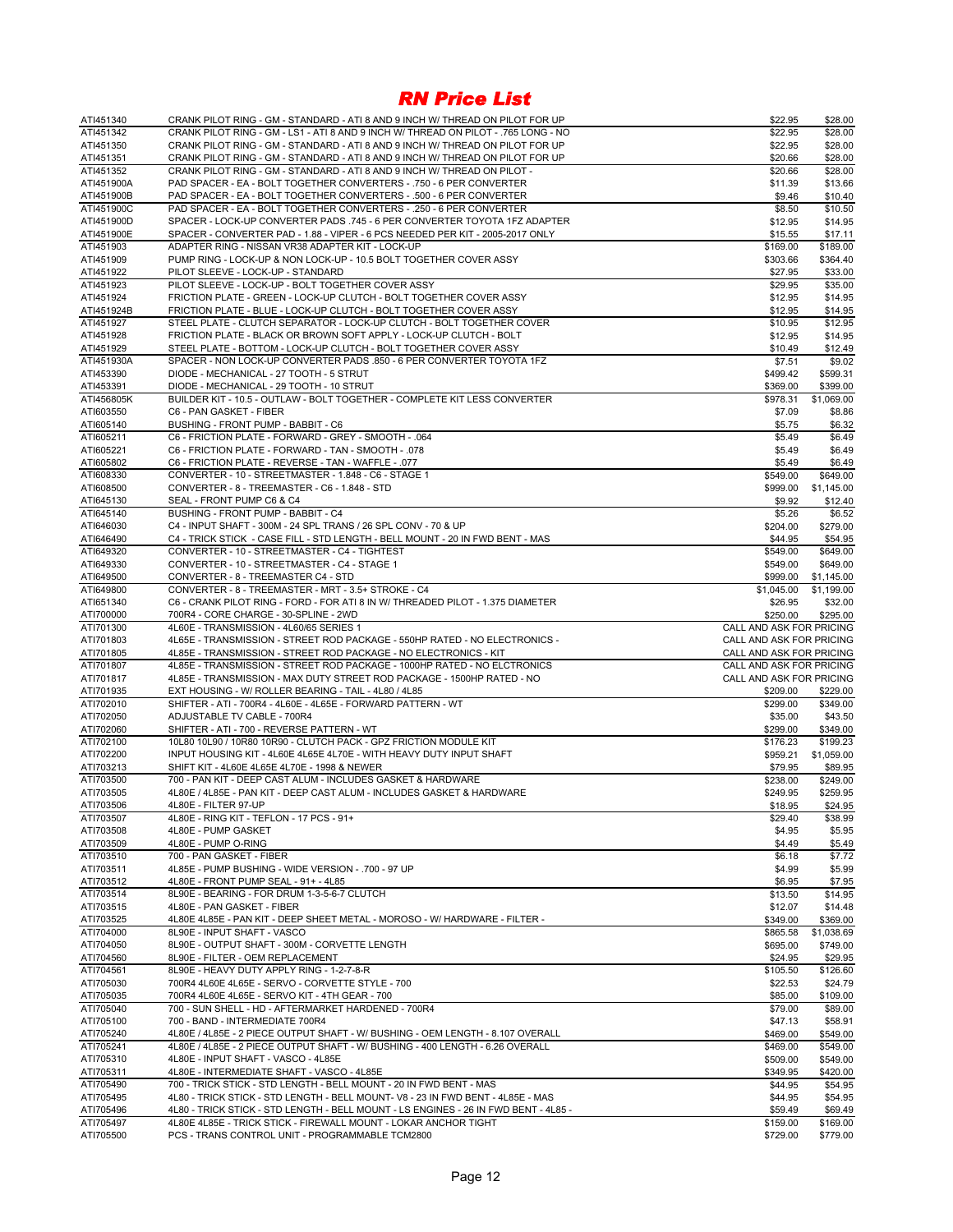# RN Price List

| | | | |
|---|---|---|---|
| ATI451340 | CRANK PILOT RING - GM - STANDARD - ATI 8 AND 9 INCH W/ THREAD ON PILOT FOR UP | $22.95 | $28.00 |
| ATI451342 | CRANK PILOT RING - GM - LS1 - ATI 8 AND 9 INCH W/ THREAD ON PILOT - .765 LONG - NO | $22.95 | $28.00 |
| ATI451350 | CRANK PILOT RING - GM - STANDARD - ATI 8 AND 9 INCH W/ THREAD ON PILOT FOR UP | $22.95 | $28.00 |
| ATI451351 | CRANK PILOT RING - GM - STANDARD - ATI 8 AND 9 INCH W/ THREAD ON PILOT FOR UP | $20.66 | $28.00 |
| ATI451352 | CRANK PILOT RING - GM - STANDARD - ATI 8 AND 9 INCH W/ THREAD ON PILOT - | $20.66 | $28.00 |
| ATI451900A | PAD SPACER - EA - BOLT TOGETHER CONVERTERS - .750 - 6 PER CONVERTER | $11.39 | $13.66 |
| ATI451900B | PAD SPACER - EA - BOLT TOGETHER CONVERTERS - .500 - 6 PER CONVERTER | $9.46 | $10.40 |
| ATI451900C | PAD SPACER - EA - BOLT TOGETHER CONVERTERS - .250 - 6 PER CONVERTER | $8.50 | $10.50 |
| ATI451900D | SPACER - LOCK-UP CONVERTER PADS .745 - 6 PER CONVERTER TOYOTA 1FZ ADAPTER | $12.95 | $14.95 |
| ATI451900E | SPACER - CONVERTER PAD - 1.88 - VIPER - 6 PCS NEEDED PER KIT - 2005-2017 ONLY | $15.55 | $17.11 |
| ATI451903 | ADAPTER RING - NISSAN VR38 ADAPTER KIT - LOCK-UP | $169.00 | $189.00 |
| ATI451909 | PUMP RING - LOCK-UP & NON LOCK-UP - 10.5 BOLT TOGETHER COVER ASSY | $303.66 | $364.40 |
| ATI451922 | PILOT SLEEVE - LOCK-UP - STANDARD | $27.95 | $33.00 |
| ATI451923 | PILOT SLEEVE - LOCK-UP - BOLT TOGETHER COVER ASSY | $29.95 | $35.00 |
| ATI451924 | FRICTION PLATE - GREEN - LOCK-UP CLUTCH - BOLT TOGETHER COVER ASSY | $12.95 | $14.95 |
| ATI451924B | FRICTION PLATE - BLUE - LOCK-UP CLUTCH - BOLT TOGETHER COVER ASSY | $12.95 | $14.95 |
| ATI451927 | STEEL PLATE - CLUTCH SEPARATOR - LOCK-UP CLUTCH - BOLT TOGETHER COVER | $10.95 | $12.95 |
| ATI451928 | FRICTION PLATE - BLACK OR BROWN SOFT APPLY - LOCK-UP CLUTCH - BOLT | $12.95 | $14.95 |
| ATI451929 | STEEL PLATE - BOTTOM - LOCK-UP CLUTCH - BOLT TOGETHER COVER ASSY | $10.49 | $12.49 |
| ATI451930A | SPACER - NON LOCK-UP CONVERTER PADS .850 - 6 PER CONVERTER TOYOTA 1FZ | $7.51 | $9.02 |
| ATI453390 | DIODE - MECHANICAL - 27 TOOTH - 5 STRUT | $499.42 | $599.31 |
| ATI453391 | DIODE - MECHANICAL - 29 TOOTH - 10 STRUT | $369.00 | $399.00 |
| ATI456805K | BUILDER KIT - 10.5 - OUTLAW - BOLT TOGETHER - COMPLETE KIT LESS CONVERTER | $978.31 | $1,069.00 |
| ATI603550 | C6 - PAN GASKET - FIBER | $7.09 | $8.86 |
| ATI605140 | BUSHING - FRONT PUMP - BABBIT - C6 | $5.75 | $6.32 |
| ATI605211 | C6 - FRICTION PLATE - FORWARD - GREY - SMOOTH - .064 | $5.49 | $6.49 |
| ATI605221 | C6 - FRICTION PLATE - FORWARD - TAN - SMOOTH - .078 | $5.49 | $6.49 |
| ATI605802 | C6 - FRICTION PLATE - REVERSE - TAN - WAFFLE - .077 | $5.49 | $6.49 |
| ATI608330 | CONVERTER - 10 - STREETMASTER - 1.848 - C6 - STAGE 1 | $549.00 | $649.00 |
| ATI608500 | CONVERTER - 8 - TREEMASTER - C6 - 1.848 - STD | $999.00 | $1,145.00 |
| ATI645130 | SEAL - FRONT PUMP C6 & C4 | $9.92 | $12.40 |
| ATI645140 | BUSHING - FRONT PUMP - BABBIT - C4 | $5.26 | $6.52 |
| ATI646030 | C4 - INPUT SHAFT - 300M - 24 SPL TRANS / 26 SPL CONV - 70 & UP | $204.00 | $279.00 |
| ATI646490 | C4 - TRICK STICK - CASE FILL - STD LENGTH - BELL MOUNT - 20 IN FWD BENT - MAS | $44.95 | $54.95 |
| ATI649320 | CONVERTER - 10 - STREETMASTER - C4 - TIGHTEST | $549.00 | $649.00 |
| ATI649330 | CONVERTER - 10 - STREETMASTER - C4 - STAGE 1 | $549.00 | $649.00 |
| ATI649500 | CONVERTER - 8 - TREEMASTER C4 - STD | $999.00 | $1,145.00 |
| ATI649800 | CONVERTER - 8 - TREEMASTER - MRT - 3.5+ STROKE - C4 | $1,045.00 | $1,199.00 |
| ATI651340 | C6 - CRANK PILOT RING - FORD - FOR ATI 8 IN W/ THREADED PILOT - 1.375 DIAMETER | $26.95 | $32.00 |
| ATI700000 | 700R4 - CORE CHARGE - 30-SPLINE - 2WD | $250.00 | $295.00 |
| ATI701300 | 4L60E - TRANSMISSION - 4L60/65 SERIES 1 | CALL AND ASK FOR PRICING | |
| ATI701803 | 4L65E - TRANSMISSION - STREET ROD PACKAGE - 550HP RATED - NO ELECTRONICS - | CALL AND ASK FOR PRICING | |
| ATI701805 | 4L85E - TRANSMISSION - STREET ROD PACKAGE - NO ELECTRONICS - KIT | CALL AND ASK FOR PRICING | |
| ATI701807 | 4L85E - TRANSMISSION - STREET ROD PACKAGE - 1000HP RATED - NO ELCTRONICS | CALL AND ASK FOR PRICING | |
| ATI701817 | 4L85E - TRANSMISSION - MAX DUTY STREET ROD PACKAGE - 1500HP RATED - NO | CALL AND ASK FOR PRICING | |
| ATI701935 | EXT HOUSING - W/ ROLLER BEARING - TAIL - 4L80 / 4L85 | $209.00 | $229.00 |
| ATI702010 | SHIFTER - ATI - 700R4 - 4L60E - 4L65E - FORWARD PATTERN - WT | $299.00 | $349.00 |
| ATI702050 | ADJUSTABLE TV CABLE - 700R4 | $35.00 | $43.50 |
| ATI702060 | SHIFTER - ATI - 700 - REVERSE PATTERN - WT | $299.00 | $349.00 |
| ATI702100 | 10L80 10L90 / 10R80 10R90 - CLUTCH PACK - GPZ FRICTION MODULE KIT | $176.23 | $199.23 |
| ATI702200 | INPUT HOUSING KIT - 4L60E 4L65E 4L70E - WITH HEAVY DUTY INPUT SHAFT | $959.21 | $1,059.00 |
| ATI703213 | SHIFT KIT - 4L60E 4L65E 4L70E - 1998 & NEWER | $79.95 | $89.95 |
| ATI703500 | 700 - PAN KIT - DEEP CAST ALUM - INCLUDES GASKET & HARDWARE | $238.00 | $249.00 |
| ATI703505 | 4L80E / 4L85E - PAN KIT - DEEP CAST ALUM - INCLUDES GASKET & HARDWARE | $249.95 | $259.95 |
| ATI703506 | 4L80E - FILTER 97-UP | $18.95 | $24.95 |
| ATI703507 | 4L80E - RING KIT - TEFLON - 17 PCS - 91+ | $29.40 | $38.99 |
| ATI703508 | 4L80E - PUMP GASKET | $4.95 | $5.95 |
| ATI703509 | 4L80E - PUMP O-RING | $4.49 | $5.49 |
| ATI703510 | 700 - PAN GASKET - FIBER | $6.18 | $7.72 |
| ATI703511 | 4L85E - PUMP BUSHING - WIDE VERSION - .700 - 97 UP | $4.99 | $5.99 |
| ATI703512 | 4L80E - FRONT PUMP SEAL - 91+ - 4L85 | $6.95 | $7.95 |
| ATI703514 | 8L90E - BEARING - FOR DRUM 1-3-5-6-7 CLUTCH | $13.50 | $14.95 |
| ATI703515 | 4L80E - PAN GASKET - FIBER | $12.07 | $14.48 |
| ATI703525 | 4L80E 4L85E - PAN KIT - DEEP SHEET METAL - MOROSO - W/ HARDWARE - FILTER - | $349.00 | $369.00 |
| ATI704000 | 8L90E - INPUT SHAFT - VASCO | $865.58 | $1,038.69 |
| ATI704050 | 8L90E - OUTPUT SHAFT - 300M - CORVETTE LENGTH | $695.00 | $749.00 |
| ATI704560 | 8L90E - FILTER - OEM REPLACEMENT | $24.95 | $29.95 |
| ATI704561 | 8L90E - HEAVY DUTY APPLY RING - 1-2-7-8-R | $105.50 | $126.60 |
| ATI705030 | 700R4 4L60E 4L65E - SERVO - CORVETTE STYLE - 700 | $22.53 | $24.79 |
| ATI705035 | 700R4 4L60E 4L65E - SERVO KIT - 4TH GEAR - 700 | $85.00 | $109.00 |
| ATI705040 | 700 - SUN SHELL - HD - AFTERMARKET HARDENED - 700R4 | $79.00 | $89.00 |
| ATI705100 | 700 - BAND - INTERMEDIATE 700R4 | $47.13 | $58.91 |
| ATI705240 | 4L80E / 4L85E - 2 PIECE OUTPUT SHAFT - W/ BUSHING - OEM LENGTH - 8.107 OVERALL | $469.00 | $549.00 |
| ATI705241 | 4L80E / 4L85E - 2 PIECE OUTPUT SHAFT - W/ BUSHING - 400 LENGTH - 6.26 OVERALL | $469.00 | $549.00 |
| ATI705310 | 4L80E - INPUT SHAFT - VASCO - 4L85E | $509.00 | $549.00 |
| ATI705311 | 4L80E - INTERMEDIATE SHAFT - VASCO - 4L85E | $349.95 | $420.00 |
| ATI705490 | 700 - TRICK STICK - STD LENGTH - BELL MOUNT - 20 IN FWD BENT - MAS | $44.95 | $54.95 |
| ATI705495 | 4L80 - TRICK STICK - STD LENGTH - BELL MOUNT- V8 - 23 IN FWD BENT - 4L85E - MAS | $44.95 | $54.95 |
| ATI705496 | 4L80 - TRICK STICK - STD LENGTH - BELL MOUNT - LS ENGINES - 26 IN FWD BENT - 4L85 - | $59.49 | $69.49 |
| ATI705497 | 4L80E 4L85E - TRICK STICK - FIREWALL MOUNT - LOKAR ANCHOR TIGHT | $159.00 | $169.00 |
| ATI705500 | PCS - TRANS CONTROL UNIT - PROGRAMMABLE TCM2800 | $729.00 | $779.00 |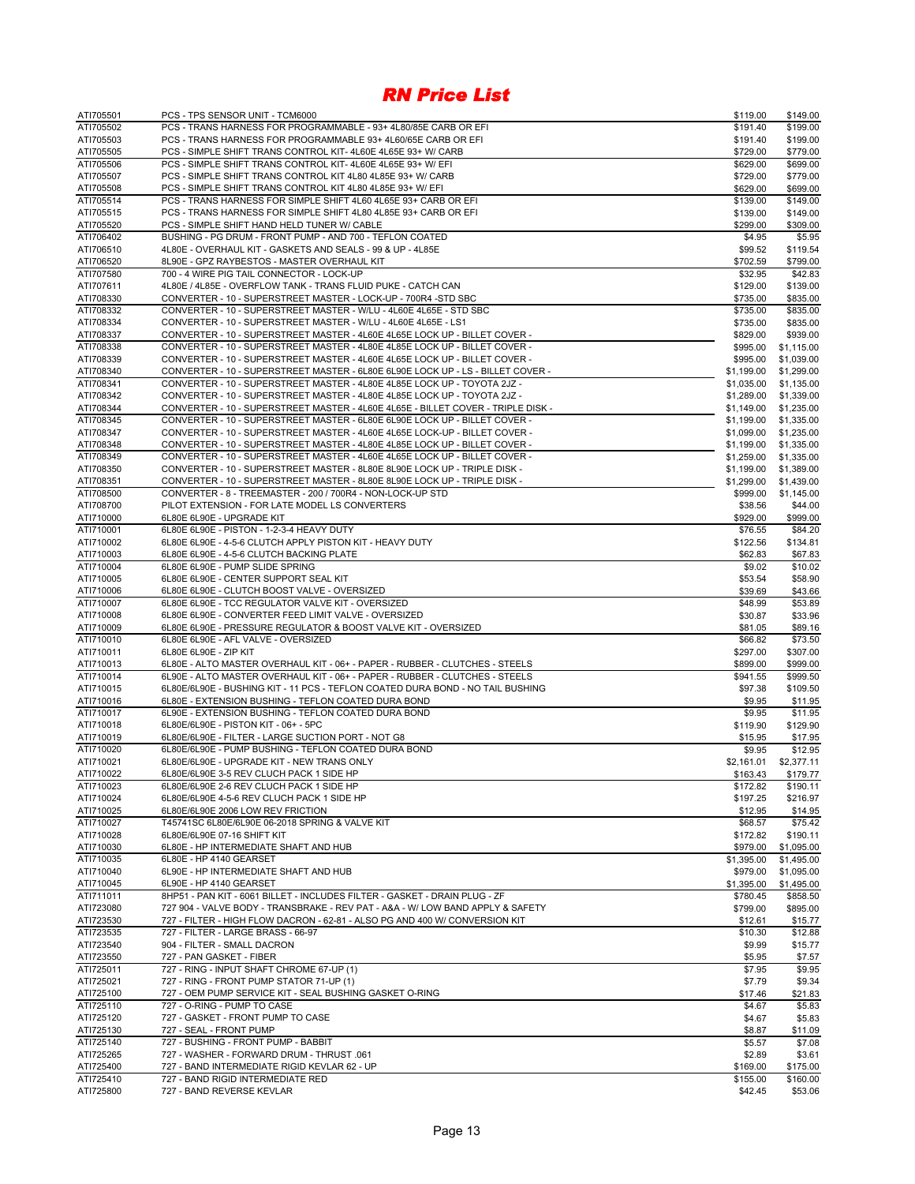# *RN Price List*

| | | | |
|---|---|---|---|
| ATI705501 | PCS - TPS SENSOR UNIT - TCM6000 | $119.00 | $149.00 |
| ATI705502 | PCS - TRANS HARNESS FOR PROGRAMMABLE - 93+ 4L80/85E CARB OR EFI | $191.40 | $199.00 |
| ATI705503 | PCS - TRANS HARNESS FOR PROGRAMMABLE 93+ 4L60/65E CARB OR EFI | $191.40 | $199.00 |
| ATI705505 | PCS - SIMPLE SHIFT TRANS CONTROL KIT- 4L60E 4L65E 93+ W/ CARB | $729.00 | $779.00 |
| ATI705506 | PCS - SIMPLE SHIFT TRANS CONTROL KIT- 4L60E 4L65E 93+ W/ EFI | $629.00 | $699.00 |
| ATI705507 | PCS - SIMPLE SHIFT TRANS CONTROL KIT 4L80 4L85E 93+ W/ CARB | $729.00 | $779.00 |
| ATI705508 | PCS - SIMPLE SHIFT TRANS CONTROL KIT 4L80 4L85E 93+ W/ EFI | $629.00 | $699.00 |
| ATI705514 | PCS - TRANS HARNESS FOR SIMPLE SHIFT 4L60 4L65E 93+ CARB OR EFI | $139.00 | $149.00 |
| ATI705515 | PCS - TRANS HARNESS FOR SIMPLE SHIFT 4L80 4L85E 93+ CARB OR EFI | $139.00 | $149.00 |
| ATI705520 | PCS - SIMPLE SHIFT HAND HELD TUNER W/ CABLE | $299.00 | $309.00 |
| ATI706402 | BUSHING - PG DRUM - FRONT PUMP - AND 700 - TEFLON COATED | $4.95 | $5.95 |
| ATI706510 | 4L80E - OVERHAUL KIT - GASKETS AND SEALS - 99 & UP - 4L85E | $99.52 | $119.54 |
| ATI706520 | 8L90E - GPZ RAYBESTOS - MASTER OVERHAUL KIT | $702.59 | $799.00 |
| ATI707580 | 700 - 4 WIRE PIG TAIL CONNECTOR - LOCK-UP | $32.95 | $42.83 |
| ATI707611 | 4L80E / 4L85E - OVERFLOW TANK - TRANS FLUID PUKE - CATCH CAN | $129.00 | $139.00 |
| ATI708330 | CONVERTER - 10 - SUPERSTREET MASTER - LOCK-UP - 700R4 -STD SBC | $735.00 | $835.00 |
| ATI708332 | CONVERTER - 10 - SUPERSTREET MASTER - W/LU - 4L60E 4L65E - STD SBC | $735.00 | $835.00 |
| ATI708334 | CONVERTER - 10 - SUPERSTREET MASTER - W/LU - 4L60E 4L65E - LS1 | $735.00 | $835.00 |
| ATI708337 | CONVERTER - 10 - SUPERSTREET MASTER - 4L60E 4L65E LOCK UP - BILLET COVER - | $829.00 | $939.00 |
| ATI708338 | CONVERTER - 10 - SUPERSTREET MASTER - 4L80E 4L85E LOCK UP - BILLET COVER - | $995.00 | $1,115.00 |
| ATI708339 | CONVERTER - 10 - SUPERSTREET MASTER - 4L60E 4L65E LOCK UP - BILLET COVER - | $995.00 | $1,039.00 |
| ATI708340 | CONVERTER - 10 - SUPERSTREET MASTER - 6L80E 6L90E LOCK UP - LS - BILLET COVER - | $1,199.00 | $1,299.00 |
| ATI708341 | CONVERTER - 10 - SUPERSTREET MASTER - 4L80E 4L85E LOCK UP - TOYOTA 2JZ - | $1,035.00 | $1,135.00 |
| ATI708342 | CONVERTER - 10 - SUPERSTREET MASTER - 4L80E 4L85E LOCK UP - TOYOTA 2JZ - | $1,289.00 | $1,339.00 |
| ATI708344 | CONVERTER - 10 - SUPERSTREET MASTER - 4L60E 4L65E - BILLET COVER - TRIPLE DISK - | $1,149.00 | $1,235.00 |
| ATI708345 | CONVERTER - 10 - SUPERSTREET MASTER - 6L80E 6L90E LOCK UP - BILLET COVER - | $1,199.00 | $1,335.00 |
| ATI708347 | CONVERTER - 10 - SUPERSTREET MASTER - 4L60E 4L65E LOCK-UP - BILLET COVER - | $1,099.00 | $1,235.00 |
| ATI708348 | CONVERTER - 10 - SUPERSTREET MASTER - 4L80E 4L85E LOCK UP - BILLET COVER - | $1,199.00 | $1,335.00 |
| ATI708349 | CONVERTER - 10 - SUPERSTREET MASTER - 4L60E 4L65E LOCK UP - BILLET COVER - | $1,259.00 | $1,335.00 |
| ATI708350 | CONVERTER - 10 - SUPERSTREET MASTER - 8L80E 8L90E LOCK UP - TRIPLE DISK - | $1,199.00 | $1,389.00 |
| ATI708351 | CONVERTER - 10 - SUPERSTREET MASTER - 8L80E 8L90E LOCK UP - TRIPLE DISK - | $1,299.00 | $1,439.00 |
| ATI708500 | CONVERTER - 8 - TREEMASTER - 200 / 700R4 - NON-LOCK-UP STD | $999.00 | $1,145.00 |
| ATI708700 | PILOT EXTENSION - FOR LATE MODEL LS CONVERTERS | $38.56 | $44.00 |
| ATI710000 | 6L80E 6L90E - UPGRADE KIT | $929.00 | $999.00 |
| ATI710001 | 6L80E 6L90E - PISTON - 1-2-3-4 HEAVY DUTY | $76.55 | $84.20 |
| ATI710002 | 6L80E 6L90E - 4-5-6 CLUTCH APPLY PISTON KIT - HEAVY DUTY | $122.56 | $134.81 |
| ATI710003 | 6L80E 6L90E - 4-5-6 CLUTCH BACKING PLATE | $62.83 | $67.83 |
| ATI710004 | 6L80E 6L90E - PUMP SLIDE SPRING | $9.02 | $10.02 |
| ATI710005 | 6L80E 6L90E - CENTER SUPPORT SEAL KIT | $53.54 | $58.90 |
| ATI710006 | 6L80E 6L90E - CLUTCH BOOST VALVE - OVERSIZED | $39.69 | $43.66 |
| ATI710007 | 6L80E 6L90E - TCC REGULATOR VALVE KIT - OVERSIZED | $48.99 | $53.89 |
| ATI710008 | 6L80E 6L90E - CONVERTER FEED LIMIT VALVE - OVERSIZED | $30.87 | $33.96 |
| ATI710009 | 6L80E 6L90E - PRESSURE REGULATOR & BOOST VALVE KIT - OVERSIZED | $81.05 | $89.16 |
| ATI710010 | 6L80E 6L90E - AFL VALVE - OVERSIZED | $66.82 | $73.50 |
| ATI710011 | 6L80E 6L90E - ZIP KIT | $297.00 | $307.00 |
| ATI710013 | 6L80E - ALTO MASTER OVERHAUL KIT - 06+ - PAPER - RUBBER - CLUTCHES - STEELS | $899.00 | $999.00 |
| ATI710014 | 6L90E - ALTO MASTER OVERHAUL KIT - 06+ - PAPER - RUBBER - CLUTCHES - STEELS | $941.55 | $999.50 |
| ATI710015 | 6L80E/6L90E - BUSHING KIT - 11 PCS - TEFLON COATED DURA BOND - NO TAIL BUSHING | $97.38 | $109.50 |
| ATI710016 | 6L80E - EXTENSION BUSHING - TEFLON COATED DURA BOND | $9.95 | $11.95 |
| ATI710017 | 6L90E - EXTENSION BUSHING - TEFLON COATED DURA BOND | $9.95 | $11.95 |
| ATI710018 | 6L80E/6L90E - PISTON KIT - 06+ - 5PC | $119.90 | $129.90 |
| ATI710019 | 6L80E/6L90E - FILTER - LARGE SUCTION PORT - NOT G8 | $15.95 | $17.95 |
| ATI710020 | 6L80E/6L90E - PUMP BUSHING - TEFLON COATED DURA BOND | $9.95 | $12.95 |
| ATI710021 | 6L80E/6L90E - UPGRADE KIT - NEW TRANS ONLY | $2,161.01 | $2,377.11 |
| ATI710022 | 6L80E/6L90E 3-5 REV CLUCH PACK 1 SIDE HP | $163.43 | $179.77 |
| ATI710023 | 6L80E/6L90E 2-6 REV CLUCH PACK 1 SIDE HP | $172.82 | $190.11 |
| ATI710024 | 6L80E/6L90E 4-5-6 REV CLUCH PACK 1 SIDE HP | $197.25 | $216.97 |
| ATI710025 | 6L80E/6L90E 2006 LOW REV FRICTION | $12.95 | $14.95 |
| ATI710027 | T45741SC 6L80E/6L90E 06-2018 SPRING & VALVE KIT | $68.57 | $75.42 |
| ATI710028 | 6L80E/6L90E 07-16 SHIFT KIT | $172.82 | $190.11 |
| ATI710030 | 6L80E - HP INTERMEDIATE SHAFT AND HUB | $979.00 | $1,095.00 |
| ATI710035 | 6L80E - HP 4140 GEARSET | $1,395.00 | $1,495.00 |
| ATI710040 | 6L90E - HP INTERMEDIATE SHAFT AND HUB | $979.00 | $1,095.00 |
| ATI710045 | 6L90E - HP 4140 GEARSET | $1,395.00 | $1,495.00 |
| ATI711011 | 8HP51 - PAN KIT - 6061 BILLET - INCLUDES FILTER - GASKET - DRAIN PLUG - ZF | $780.45 | $858.50 |
| ATI723080 | 727 904 - VALVE BODY - TRANSBRAKE - REV PAT - A&A - W/ LOW BAND APPLY & SAFETY | $799.00 | $895.00 |
| ATI723530 | 727 - FILTER - HIGH FLOW DACRON - 62-81 - ALSO PG AND 400 W/ CONVERSION KIT | $12.61 | $15.77 |
| ATI723535 | 727 - FILTER - LARGE BRASS - 66-97 | $10.30 | $12.88 |
| ATI723540 | 904 - FILTER - SMALL DACRON | $9.99 | $15.77 |
| ATI723550 | 727 - PAN GASKET - FIBER | $5.95 | $7.57 |
| ATI725011 | 727 - RING - INPUT SHAFT CHROME 67-UP (1) | $7.95 | $9.95 |
| ATI725021 | 727 - RING - FRONT PUMP STATOR 71-UP (1) | $7.79 | $9.34 |
| ATI725100 | 727 - OEM PUMP SERVICE KIT - SEAL BUSHING GASKET O-RING | $17.46 | $21.83 |
| ATI725110 | 727 - O-RING - PUMP TO CASE | $4.67 | $5.83 |
| ATI725120 | 727 - GASKET - FRONT PUMP TO CASE | $4.67 | $5.83 |
| ATI725130 | 727 - SEAL - FRONT PUMP | $8.87 | $11.09 |
| ATI725140 | 727 - BUSHING - FRONT PUMP - BABBIT | $5.57 | $7.08 |
| ATI725265 | 727 - WASHER - FORWARD DRUM - THRUST .061 | $2.89 | $3.61 |
| ATI725400 | 727 - BAND INTERMEDIATE RIGID KEVLAR 62 - UP | $169.00 | $175.00 |
| ATI725410 | 727 - BAND RIGID INTERMEDIATE RED | $155.00 | $160.00 |
| ATI725800 | 727 - BAND REVERSE KEVLAR | $42.45 | $53.06 |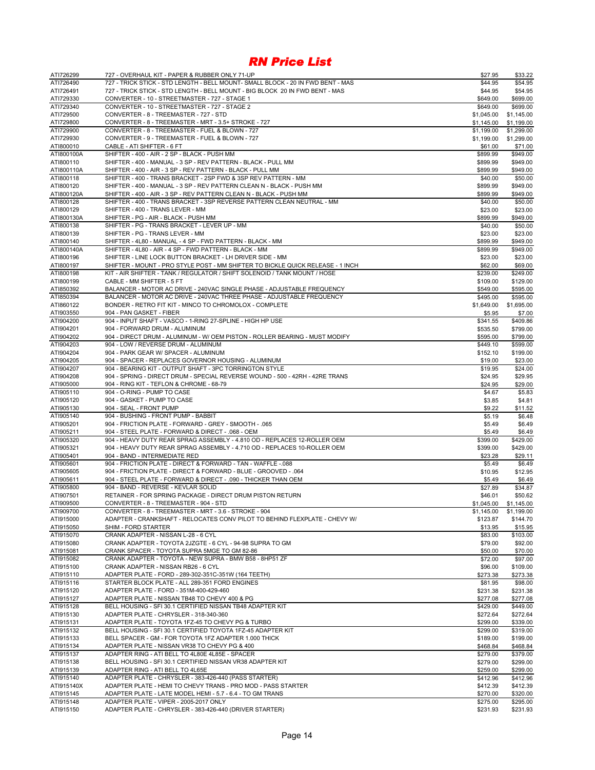# RN Price List

| | | | |
|---|---|---|---|
| ATI726299 | 727 - OVERHAUL KIT - PAPER & RUBBER ONLY 71-UP | $27.95 | $33.22 |
| ATI726490 | 727 - TRICK STICK - STD LENGTH - BELL MOUNT- SMALL BLOCK - 20 IN FWD BENT - MAS | $44.95 | $54.95 |
| ATI726491 | 727 - TRICK STICK - STD LENGTH - BELL MOUNT - BIG BLOCK 20 IN FWD BENT - MAS | $44.95 | $54.95 |
| ATI729330 | CONVERTER - 10 - STREETMASTER - 727 - STAGE 1 | $649.00 | $699.00 |
| ATI729340 | CONVERTER - 10 - STREETMASTER - 727 - STAGE 2 | $649.00 | $699.00 |
| ATI729500 | CONVERTER - 8 - TREEMASTER - 727 - STD | $1,045.00 | $1,145.00 |
| ATI729800 | CONVERTER - 8 - TREEMASTER - MRT - 3.5+ STROKE - 727 | $1,145.00 | $1,199.00 |
| ATI729900 | CONVERTER - 8 - TREEMASTER - FUEL & BLOWN - 727 | $1,199.00 | $1,299.00 |
| ATI729930 | CONVERTER - 9 - TREEMASTER - FUEL & BLOWN - 727 | $1,199.00 | $1,299.00 |
| ATI800010 | CABLE - ATI SHIFTER - 6 FT | $61.00 | $71.00 |
| ATI800100A | SHIFTER - 400 - AIR - 2 SP - BLACK - PUSH MM | $899.99 | $949.00 |
| ATI800110 | SHIFTER - 400 - MANUAL - 3 SP - REV PATTERN - BLACK - PULL MM | $899.99 | $949.00 |
| ATI800110A | SHIFTER - 400 - AIR - 3 SP - REV PATTERN - BLACK - PULL MM | $899.99 | $949.00 |
| ATI800118 | SHIFTER - 400 - TRANS BRACKET - 2SP FWD & 3SP REV PATTERN - MM | $40.00 | $50.00 |
| ATI800120 | SHIFTER - 400 - MANUAL - 3 SP - REV PATTERN CLEAN N - BLACK - PUSH MM | $899.99 | $949.00 |
| ATI800120A | SHIFTER - 400 - AIR - 3 SP - REV PATTERN CLEAN N - BLACK - PUSH MM | $899.99 | $949.00 |
| ATI800128 | SHIFTER - 400 - TRANS BRACKET - 3SP REVERSE PATTERN CLEAN NEUTRAL - MM | $40.00 | $50.00 |
| ATI800129 | SHIFTER - 400 - TRANS LEVER - MM | $23.00 | $23.00 |
| ATI800130A | SHIFTER - PG - AIR - BLACK - PUSH MM | $899.99 | $949.00 |
| ATI800138 | SHIFTER - PG - TRANS BRACKET - LEVER UP - MM | $40.00 | $50.00 |
| ATI800139 | SHIFTER - PG - TRANS LEVER - MM | $23.00 | $23.00 |
| ATI800140 | SHIFTER - 4L80 - MANUAL - 4 SP - FWD PATTERN - BLACK - MM | $899.99 | $949.00 |
| ATI800140A | SHIFTER - 4L80 - AIR - 4 SP - FWD PATTERN - BLACK - MM | $899.99 | $949.00 |
| ATI800196 | SHIFTER - LINE LOCK BUTTON BRACKET - LH DRIVER SIDE - MM | $23.00 | $23.00 |
| ATI800197 | SHIFTER - MOUNT - PRO STYLE POST - MM SHIFTER TO BICKLE QUICK RELEASE - 1 INCH | $62.00 | $69.00 |
| ATI800198 | KIT - AIR SHIFTER - TANK / REGULATOR / SHIFT SOLENOID / TANK MOUNT / HOSE | $239.00 | $249.00 |
| ATI800199 | CABLE - MM SHIFTER - 5 FT | $109.00 | $129.00 |
| ATI850392 | BALANCER - MOTOR AC DRIVE - 240VAC SINGLE PHASE - ADJUSTABLE FREQUENCY | $549.00 | $595.00 |
| ATI850394 | BALANCER - MOTOR AC DRIVE - 240VAC THREE PHASE - ADJUSTABLE FREQUENCY | $495.00 | $595.00 |
| ATI860122 | BONDER - RETRO FIT KIT - MINCO TO CHROMOLOX - COMPLETE | $1,649.00 | $1,695.00 |
| ATI903550 | 904 - PAN GASKET - FIBER | $5.95 | $7.00 |
| ATI904200 | 904 - INPUT SHAFT - VASCO - 1-RING 27-SPLINE - HIGH HP USE | $341.55 | $409.86 |
| ATI904201 | 904 - FORWARD DRUM - ALUMINUM | $535.50 | $799.00 |
| ATI904202 | 904 - DIRECT DRUM - ALUMINUM - W/ OEM PISTON - ROLLER BEARING - MUST MODIFY | $595.00 | $799.00 |
| ATI904203 | 904 - LOW / REVERSE DRUM - ALUMINUM | $449.10 | $599.00 |
| ATI904204 | 904 - PARK GEAR W/ SPACER - ALUMINUM | $152.10 | $199.00 |
| ATI904205 | 904 - SPACER - REPLACES GOVERNOR HOUSING - ALUMINUM | $19.00 | $23.00 |
| ATI904207 | 904 - BEARING KIT - OUTPUT SHAFT - 3PC TORRINGTON STYLE | $19.95 | $24.00 |
| ATI904208 | 904 - SPRING - DIRECT DRUM - SPECIAL REVERSE WOUND - 500 - 42RH - 42RE TRANS | $24.95 | $29.95 |
| ATI905000 | 904 - RING KIT - TEFLON & CHROME - 68-79 | $24.95 | $29.00 |
| ATI905110 | 904 - O-RING - PUMP TO CASE | $4.67 | $5.83 |
| ATI905120 | 904 - GASKET - PUMP TO CASE | $3.85 | $4.81 |
| ATI905130 | 904 - SEAL - FRONT PUMP | $9.22 | $11.52 |
| ATI905140 | 904 - BUSHING - FRONT PUMP - BABBIT | $5.19 | $6.48 |
| ATI905201 | 904 - FRICTION PLATE - FORWARD - GREY - SMOOTH - .065 | $5.49 | $6.49 |
| ATI905211 | 904 - STEEL PLATE - FORWARD & DIRECT - .068 - OEM | $5.49 | $6.49 |
| ATI905320 | 904 - HEAVY DUTY REAR SPRAG ASSEMBLY - 4.810 OD - REPLACES 12-ROLLER OEM | $399.00 | $429.00 |
| ATI905321 | 904 - HEAVY DUTY REAR SPRAG ASSEMBLY - 4.710 OD - REPLACES 10-ROLLER OEM | $399.00 | $429.00 |
| ATI905401 | 904 - BAND - INTERMEDIATE RED | $23.28 | $29.11 |
| ATI905601 | 904 - FRICTION PLATE - DIRECT & FORWARD - TAN - WAFFLE -.088 | $5.49 | $6.49 |
| ATI905605 | 904 - FRICTION PLATE - DIRECT & FORWARD - BLUE - GROOVED - .064 | $10.95 | $12.95 |
| ATI905611 | 904 - STEEL PLATE - FORWARD & DIRECT - .090 - THICKER THAN OEM | $5.49 | $6.49 |
| ATI905800 | 904 - BAND - REVERSE - KEVLAR SOLID | $27.89 | $34.87 |
| ATI907501 | RETAINER - FOR SPRING PACKAGE - DIRECT DRUM PISTON RETURN | $46.01 | $50.62 |
| ATI909500 | CONVERTER - 8 - TREEMASTER - 904 - STD | $1,045.00 | $1,145.00 |
| ATI909700 | CONVERTER - 8 - TREEMASTER - MRT - 3.6 - STROKE - 904 | $1,145.00 | $1,199.00 |
| ATI915000 | ADAPTER - CRANKSHAFT - RELOCATES CONV PILOT TO BEHIND FLEXPLATE - CHEVY W/ | $123.87 | $144.70 |
| ATI915050 | SHIM - FORD STARTER | $13.95 | $15.95 |
| ATI915070 | CRANK ADAPTER - NISSAN L-28 - 6 CYL | $83.00 | $103.00 |
| ATI915080 | CRANK ADAPTER - TOYOTA 2JZGTE - 6 CYL - 94-98 SUPRA TO GM | $79.00 | $92.00 |
| ATI915081 | CRANK SPACER - TOYOTA SUPRA 5MGE TO GM 82-86 | $50.00 | $70.00 |
| ATI915082 | CRANK ADAPTER - TOYOTA - NEW SUPRA - BMW B58 - 8HP51 ZF | $72.00 | $97.00 |
| ATI915100 | CRANK ADAPTER - NISSAN RB26 - 6 CYL | $96.00 | $109.00 |
| ATI915110 | ADAPTER PLATE - FORD - 289-302-351C-351W (164 TEETH) | $273.38 | $273.38 |
| ATI915116 | STARTER BLOCK PLATE - ALL 289-351 FORD ENGINES | $81.95 | $98.00 |
| ATI915120 | ADAPTER PLATE - FORD - 351M-400-429-460 | $231.38 | $231.38 |
| ATI915127 | ADAPTER PLATE - NISSAN TB48 TO CHEVY 400 & PG | $277.08 | $277.08 |
| ATI915128 | BELL HOUSING - SFI 30.1 CERTIFIED NISSAN TB48 ADAPTER KIT | $429.00 | $449.00 |
| ATI915130 | ADAPTER PLATE - CHRYSLER - 318-340-360 | $272.64 | $272.64 |
| ATI915131 | ADAPTER PLATE - TOYOTA 1FZ-45 TO CHEVY PG & TURBO | $299.00 | $339.00 |
| ATI915132 | BELL HOUSING - SFI 30.1 CERTIFIED TOYOTA 1FZ-45 ADAPTER KIT | $299.00 | $319.00 |
| ATI915133 | BELL SPACER - GM - FOR TOYOTA 1FZ ADAPTER 1.000 THICK | $189.00 | $199.00 |
| ATI915134 | ADAPTER PLATE - NISSAN VR38 TO CHEVY PG & 400 | $468.84 | $468.84 |
| ATI915137 | ADAPTER RING - ATI BELL TO 4L80E 4L85E - SPACER | $279.00 | $379.00 |
| ATI915138 | BELL HOUSING - SFI 30.1 CERTIFIED NISSAN VR38 ADAPTER KIT | $279.00 | $299.00 |
| ATI915139 | ADAPTER RING - ATI BELL TO 4L65E | $259.00 | $299.00 |
| ATI915140 | ADAPTER PLATE - CHRYSLER - 383-426-440 (PASS STARTER) | $412.96 | $412.96 |
| ATI915140X | ADAPTER PLATE - HEMI TO CHEVY TRANS - PRO MOD - PASS STARTER | $412.39 | $412.39 |
| ATI915145 | ADAPTER PLATE - LATE MODEL HEMI - 5.7 - 6.4 - TO GM TRANS | $270.00 | $320.00 |
| ATI915148 | ADAPTER PLATE - VIPER - 2005-2017 ONLY | $275.00 | $295.00 |
| ATI915150 | ADAPTER PLATE - CHRYSLER - 383-426-440 (DRIVER STARTER) | $231.93 | $231.93 |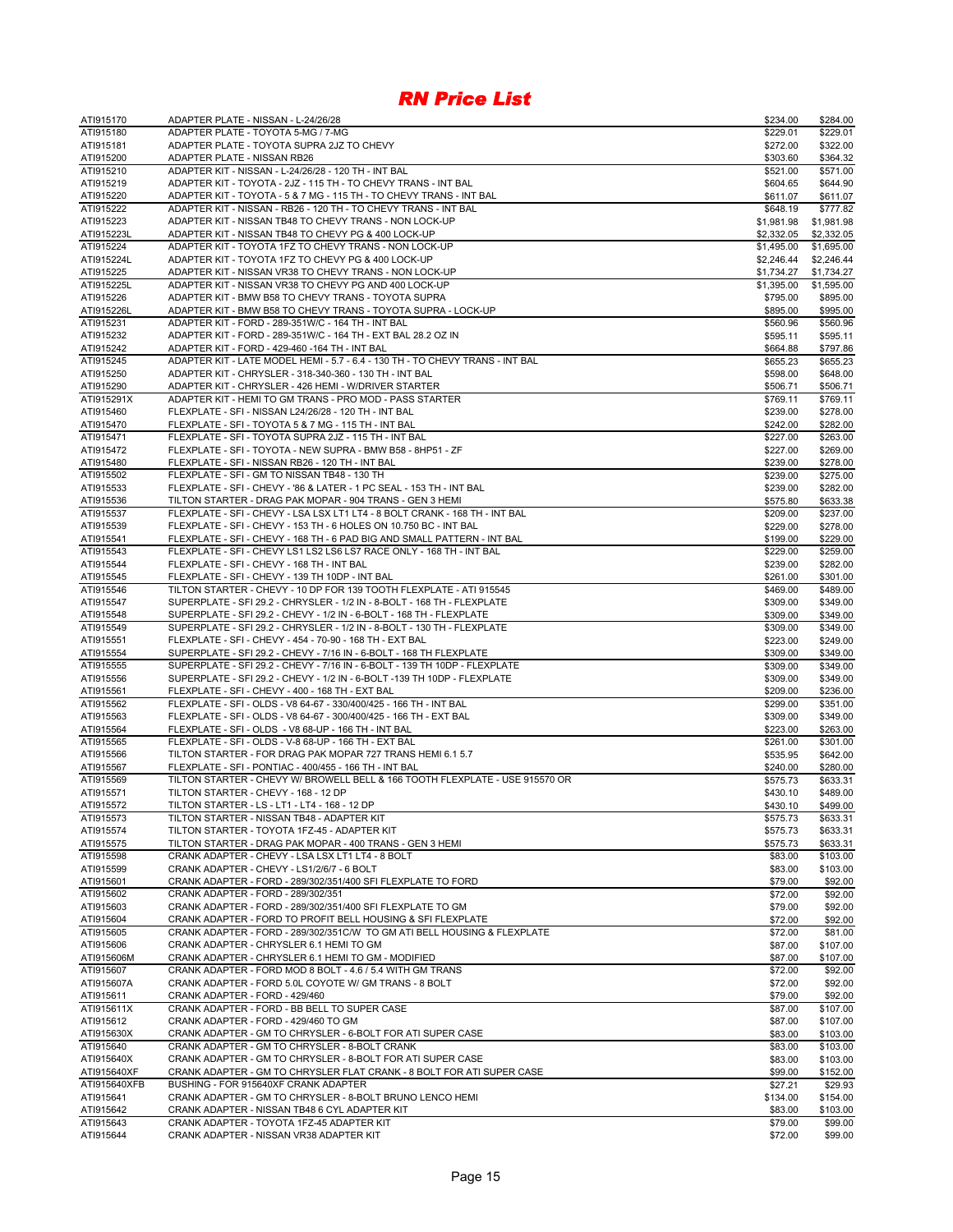# *RN Price List*

| | | | |
|---|---|---|---|
| ATI915170 | ADAPTER PLATE - NISSAN - L-24/26/28 | $234.00 | $284.00 |
| ATI915180 | ADAPTER PLATE - TOYOTA 5-MG / 7-MG | $229.01 | $229.01 |
| ATI915181 | ADAPTER PLATE - TOYOTA SUPRA 2JZ TO CHEVY | $272.00 | $322.00 |
| ATI915200 | ADAPTER PLATE - NISSAN RB26 | $303.60 | $364.32 |
| ATI915210 | ADAPTER KIT - NISSAN - L-24/26/28 - 120 TH - INT BAL | $521.00 | $571.00 |
| ATI915219 | ADAPTER KIT - TOYOTA - 2JZ - 115 TH - TO CHEVY TRANS - INT BAL | $604.65 | $644.90 |
| ATI915220 | ADAPTER KIT - TOYOTA - 5 & 7 MG - 115 TH - TO CHEVY TRANS - INT BAL | $611.07 | $611.07 |
| ATI915222 | ADAPTER KIT - NISSAN - RB26 - 120 TH - TO CHEVY TRANS - INT BAL | $648.19 | $777.82 |
| ATI915223 | ADAPTER KIT - NISSAN TB48 TO CHEVY TRANS - NON LOCK-UP | $1,981.98 | $1,981.98 |
| ATI915223L | ADAPTER KIT - NISSAN TB48 TO CHEVY PG & 400 LOCK-UP | $2,332.05 | $2,332.05 |
| ATI915224 | ADAPTER KIT - TOYOTA 1FZ TO CHEVY TRANS - NON LOCK-UP | $1,495.00 | $1,695.00 |
| ATI915224L | ADAPTER KIT - TOYOTA 1FZ TO CHEVY PG & 400 LOCK-UP | $2,246.44 | $2,246.44 |
| ATI915225 | ADAPTER KIT - NISSAN VR38 TO CHEVY TRANS - NON LOCK-UP | $1,734.27 | $1,734.27 |
| ATI915225L | ADAPTER KIT - NISSAN VR38 TO CHEVY PG AND 400 LOCK-UP | $1,395.00 | $1,595.00 |
| ATI915226 | ADAPTER KIT - BMW B58 TO CHEVY TRANS - TOYOTA SUPRA | $795.00 | $895.00 |
| ATI915226L | ADAPTER KIT - BMW B58 TO CHEVY TRANS - TOYOTA SUPRA - LOCK-UP | $895.00 | $995.00 |
| ATI915231 | ADAPTER KIT - FORD - 289-351W/C - 164 TH - INT BAL | $560.96 | $560.96 |
| ATI915232 | ADAPTER KIT - FORD - 289-351W/C - 164 TH - EXT BAL 28.2 OZ IN | $595.11 | $595.11 |
| ATI915242 | ADAPTER KIT - FORD - 429-460 -164 TH - INT BAL | $664.88 | $797.86 |
| ATI915245 | ADAPTER KIT - LATE MODEL HEMI - 5.7 - 6.4 - 130 TH - TO CHEVY TRANS - INT BAL | $655.23 | $655.23 |
| ATI915250 | ADAPTER KIT - CHRYSLER - 318-340-360 - 130 TH - INT BAL | $598.00 | $648.00 |
| ATI915290 | ADAPTER KIT - CHRYSLER - 426 HEMI - W/DRIVER STARTER | $506.71 | $506.71 |
| ATI915291X | ADAPTER KIT - HEMI TO GM TRANS - PRO MOD - PASS STARTER | $769.11 | $769.11 |
| ATI915460 | FLEXPLATE - SFI - NISSAN L24/26/28 - 120 TH - INT BAL | $239.00 | $278.00 |
| ATI915470 | FLEXPLATE - SFI - TOYOTA 5 & 7 MG - 115 TH - INT BAL | $242.00 | $282.00 |
| ATI915471 | FLEXPLATE - SFI - TOYOTA SUPRA 2JZ - 115 TH - INT BAL | $227.00 | $263.00 |
| ATI915472 | FLEXPLATE - SFI - TOYOTA - NEW SUPRA - BMW B58 - 8HP51 - ZF | $227.00 | $269.00 |
| ATI915480 | FLEXPLATE - SFI - NISSAN RB26 - 120 TH - INT BAL | $239.00 | $278.00 |
| ATI915502 | FLEXPLATE - SFI - GM TO NISSAN TB48 - 130 TH | $239.00 | $275.00 |
| ATI915533 | FLEXPLATE - SFI - CHEVY - '86 & LATER - 1 PC SEAL - 153 TH - INT BAL | $239.00 | $282.00 |
| ATI915536 | TILTON STARTER - DRAG PAK MOPAR - 904 TRANS - GEN 3 HEMI | $575.80 | $633.38 |
| ATI915537 | FLEXPLATE - SFI - CHEVY - LSA LSX LT1 LT4 - 8 BOLT CRANK - 168 TH - INT BAL | $209.00 | $237.00 |
| ATI915539 | FLEXPLATE - SFI - CHEVY - 153 TH - 6 HOLES ON 10.750 BC - INT BAL | $229.00 | $278.00 |
| ATI915541 | FLEXPLATE - SFI - CHEVY - 168 TH - 6 PAD BIG AND SMALL PATTERN - INT BAL | $199.00 | $229.00 |
| ATI915543 | FLEXPLATE - SFI - CHEVY LS1 LS2 LS6 LS7 RACE ONLY - 168 TH - INT BAL | $229.00 | $259.00 |
| ATI915544 | FLEXPLATE - SFI - CHEVY - 168 TH - INT BAL | $239.00 | $282.00 |
| ATI915545 | FLEXPLATE - SFI - CHEVY - 139 TH 10DP - INT BAL | $261.00 | $301.00 |
| ATI915546 | TILTON STARTER - CHEVY - 10 DP FOR 139 TOOTH FLEXPLATE - ATI 915545 | $469.00 | $489.00 |
| ATI915547 | SUPERPLATE - SFI 29.2 - CHRYSLER - 1/2 IN - 8-BOLT - 168 TH - FLEXPLATE | $309.00 | $349.00 |
| ATI915548 | SUPERPLATE - SFI 29.2 - CHEVY - 1/2 IN - 6-BOLT - 168 TH - FLEXPLATE | $309.00 | $349.00 |
| ATI915549 | SUPERPLATE - SFI 29.2 - CHRYSLER - 1/2 IN - 8-BOLT - 130 TH - FLEXPLATE | $309.00 | $349.00 |
| ATI915551 | FLEXPLATE - SFI - CHEVY - 454 - 70-90 - 168 TH - EXT BAL | $223.00 | $249.00 |
| ATI915554 | SUPERPLATE - SFI 29.2 - CHEVY - 7/16 IN - 6-BOLT - 168 TH FLEXPLATE | $309.00 | $349.00 |
| ATI915555 | SUPERPLATE - SFI 29.2 - CHEVY - 7/16 IN - 6-BOLT - 139 TH 10DP - FLEXPLATE | $309.00 | $349.00 |
| ATI915556 | SUPERPLATE - SFI 29.2 - CHEVY - 1/2 IN - 6-BOLT -139 TH 10DP - FLEXPLATE | $309.00 | $349.00 |
| ATI915561 | FLEXPLATE - SFI - CHEVY - 400 - 168 TH - EXT BAL | $209.00 | $236.00 |
| ATI915562 | FLEXPLATE - SFI - OLDS - V8 64-67 - 330/400/425 - 166 TH - INT BAL | $299.00 | $351.00 |
| ATI915563 | FLEXPLATE - SFI - OLDS - V8 64-67 - 300/400/425 - 166 TH - EXT BAL | $309.00 | $349.00 |
| ATI915564 | FLEXPLATE - SFI - OLDS - V8 68-UP - 166 TH - INT BAL | $223.00 | $263.00 |
| ATI915565 | FLEXPLATE - SFI - OLDS - V-8 68-UP - 166 TH - EXT BAL | $261.00 | $301.00 |
| ATI915566 | TILTON STARTER - FOR DRAG PAK MOPAR 727 TRANS HEMI 6.1 5.7 | $535.95 | $642.00 |
| ATI915567 | FLEXPLATE - SFI - PONTIAC - 400/455 - 166 TH - INT BAL | $240.00 | $280.00 |
| ATI915569 | TILTON STARTER - CHEVY W/ BROWELL BELL & 166 TOOTH FLEXPLATE - USE 915570 OR | $575.73 | $633.31 |
| ATI915571 | TILTON STARTER - CHEVY - 168 - 12 DP | $430.10 | $489.00 |
| ATI915572 | TILTON STARTER - LS - LT1 - LT4 - 168 - 12 DP | $430.10 | $499.00 |
| ATI915573 | TILTON STARTER - NISSAN TB48 - ADAPTER KIT | $575.73 | $633.31 |
| ATI915574 | TILTON STARTER - TOYOTA 1FZ-45 - ADAPTER KIT | $575.73 | $633.31 |
| ATI915575 | TILTON STARTER - DRAG PAK MOPAR - 400 TRANS - GEN 3 HEMI | $575.73 | $633.31 |
| ATI915598 | CRANK ADAPTER - CHEVY - LSA LSX LT1 LT4 - 8 BOLT | $83.00 | $103.00 |
| ATI915599 | CRANK ADAPTER - CHEVY - LS1/2/6/7 - 6 BOLT | $83.00 | $103.00 |
| ATI915601 | CRANK ADAPTER - FORD - 289/302/351/400 SFI FLEXPLATE TO FORD | $79.00 | $92.00 |
| ATI915602 | CRANK ADAPTER - FORD - 289/302/351 | $72.00 | $92.00 |
| ATI915603 | CRANK ADAPTER - FORD - 289/302/351/400 SFI FLEXPLATE TO GM | $79.00 | $92.00 |
| ATI915604 | CRANK ADAPTER - FORD TO PROFIT BELL HOUSING & SFI FLEXPLATE | $72.00 | $92.00 |
| ATI915605 | CRANK ADAPTER - FORD - 289/302/351C/W TO GM ATI BELL HOUSING & FLEXPLATE | $72.00 | $81.00 |
| ATI915606 | CRANK ADAPTER - CHRYSLER 6.1 HEMI TO GM | $87.00 | $107.00 |
| ATI915606M | CRANK ADAPTER - CHRYSLER 6.1 HEMI TO GM - MODIFIED | $87.00 | $107.00 |
| ATI915607 | CRANK ADAPTER - FORD MOD 8 BOLT - 4.6 / 5.4 WITH GM TRANS | $72.00 | $92.00 |
| ATI915607A | CRANK ADAPTER - FORD 5.0L COYOTE W/ GM TRANS - 8 BOLT | $72.00 | $92.00 |
| ATI915611 | CRANK ADAPTER - FORD - 429/460 | $79.00 | $92.00 |
| ATI915611X | CRANK ADAPTER - FORD - BB BELL TO SUPER CASE | $87.00 | $107.00 |
| ATI915612 | CRANK ADAPTER - FORD - 429/460 TO GM | $87.00 | $107.00 |
| ATI915630X | CRANK ADAPTER - GM TO CHRYSLER - 6-BOLT FOR ATI SUPER CASE | $83.00 | $103.00 |
| ATI915640 | CRANK ADAPTER - GM TO CHRYSLER - 8-BOLT CRANK | $83.00 | $103.00 |
| ATI915640X | CRANK ADAPTER - GM TO CHRYSLER - 8-BOLT FOR ATI SUPER CASE | $83.00 | $103.00 |
| ATI915640XF | CRANK ADAPTER - GM TO CHRYSLER FLAT CRANK - 8 BOLT FOR ATI SUPER CASE | $99.00 | $152.00 |
| ATI915640XFB | BUSHING - FOR 915640XF CRANK ADAPTER | $27.21 | $29.93 |
| ATI915641 | CRANK ADAPTER - GM TO CHRYSLER - 8-BOLT BRUNO LENCO HEMI | $134.00 | $154.00 |
| ATI915642 | CRANK ADAPTER - NISSAN TB48 6 CYL ADAPTER KIT | $83.00 | $103.00 |
| ATI915643 | CRANK ADAPTER - TOYOTA 1FZ-45 ADAPTER KIT | $79.00 | $99.00 |
| ATI915644 | CRANK ADAPTER - NISSAN VR38 ADAPTER KIT | $72.00 | $99.00 |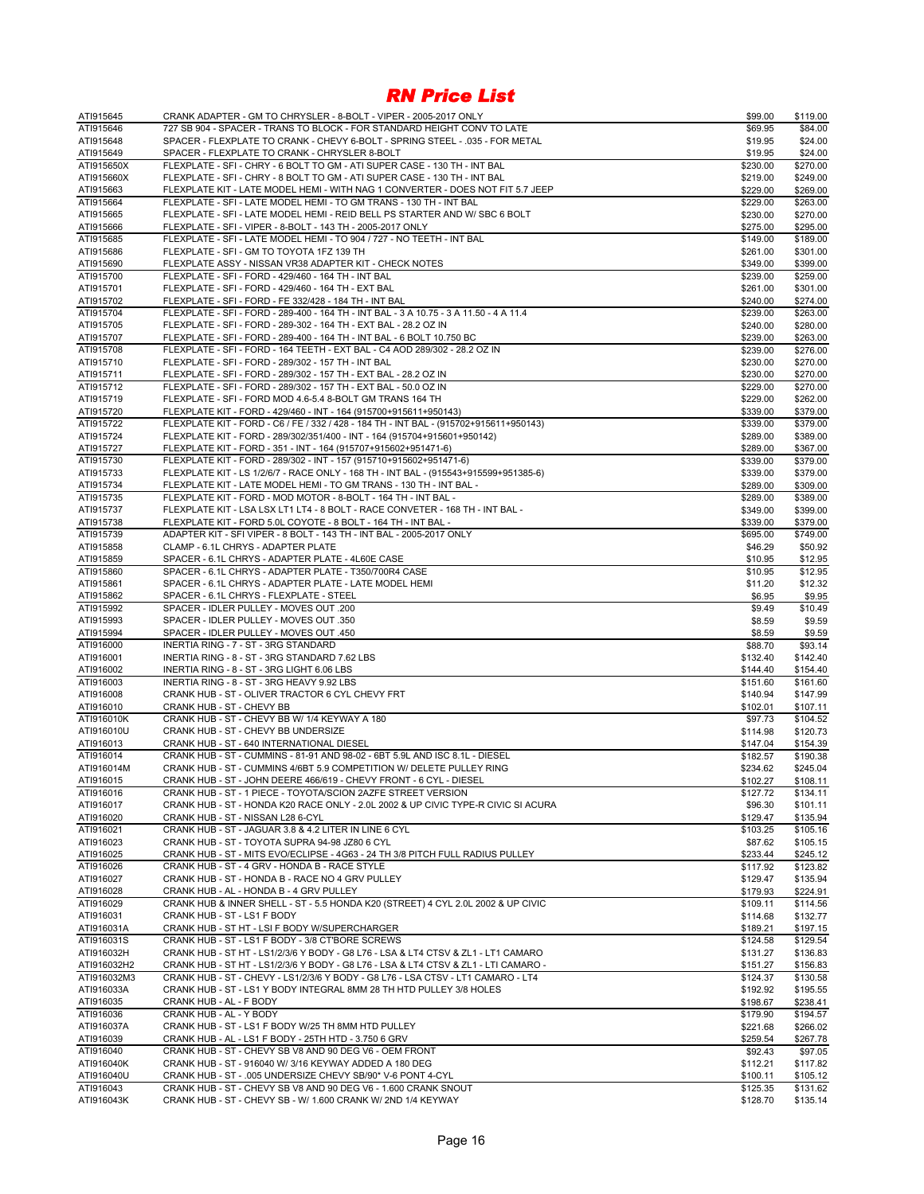# RN Price List

| | | | |
|---|---|---|---|
| ATI915645 | CRANK ADAPTER - GM TO CHRYSLER - 8-BOLT - VIPER - 2005-2017 ONLY | $99.00 | $119.00 |
| ATI915646 | 727 SB 904 - SPACER - TRANS TO BLOCK - FOR STANDARD HEIGHT CONV TO LATE | $69.95 | $84.00 |
| ATI915648 | SPACER - FLEXPLATE TO CRANK - CHEVY 6-BOLT - SPRING STEEL - .035 - FOR METAL | $19.95 | $24.00 |
| ATI915649 | SPACER - FLEXPLATE TO CRANK - CHRYSLER 8-BOLT | $19.95 | $24.00 |
| ATI915650X | FLEXPLATE - SFI - CHRY - 6 BOLT TO GM - ATI SUPER CASE - 130 TH - INT BAL | $230.00 | $270.00 |
| ATI915660X | FLEXPLATE - SFI - CHRY - 8 BOLT TO GM - ATI SUPER CASE - 130 TH - INT BAL | $219.00 | $249.00 |
| ATI915663 | FLEXPLATE KIT - LATE MODEL HEMI - WITH NAG 1 CONVERTER - DOES NOT FIT 5.7 JEEP | $229.00 | $269.00 |
| ATI915664 | FLEXPLATE - SFI - LATE MODEL HEMI - TO GM TRANS - 130 TH - INT BAL | $229.00 | $263.00 |
| ATI915665 | FLEXPLATE - SFI - LATE MODEL HEMI - REID BELL PS STARTER AND W/ SBC 6 BOLT | $230.00 | $270.00 |
| ATI915666 | FLEXPLATE - SFI - VIPER - 8-BOLT - 143 TH - 2005-2017 ONLY | $275.00 | $295.00 |
| ATI915685 | FLEXPLATE - SFI - LATE MODEL HEMI - TO 904 / 727 - NO TEETH - INT BAL | $149.00 | $189.00 |
| ATI915686 | FLEXPLATE - SFI - GM TO TOYOTA 1FZ 139 TH | $261.00 | $301.00 |
| ATI915690 | FLEXPLATE ASSY - NISSAN VR38 ADAPTER KIT - CHECK NOTES | $349.00 | $399.00 |
| ATI915700 | FLEXPLATE - SFI - FORD - 429/460 - 164 TH - INT BAL | $239.00 | $259.00 |
| ATI915701 | FLEXPLATE - SFI - FORD - 429/460 - 164 TH - EXT BAL | $261.00 | $301.00 |
| ATI915702 | FLEXPLATE - SFI - FORD - FE 332/428 - 184 TH - INT BAL | $240.00 | $274.00 |
| ATI915704 | FLEXPLATE - SFI - FORD - 289-400 - 164 TH - INT BAL - 3 A 10.75 - 3 A 11.50 - 4 A 11.4 | $239.00 | $263.00 |
| ATI915705 | FLEXPLATE - SFI - FORD - 289-302 - 164 TH - EXT BAL - 28.2 OZ IN | $240.00 | $280.00 |
| ATI915707 | FLEXPLATE - SFI - FORD - 289-400 - 164 TH - INT BAL - 6 BOLT 10.750 BC | $239.00 | $263.00 |
| ATI915708 | FLEXPLATE - SFI - FORD - 164 TEETH - EXT BAL - C4 AOD 289/302 - 28.2 OZ IN | $239.00 | $276.00 |
| ATI915710 | FLEXPLATE - SFI - FORD - 289/302 - 157 TH - INT BAL | $230.00 | $270.00 |
| ATI915711 | FLEXPLATE - SFI - FORD - 289/302 - 157 TH - EXT BAL - 28.2 OZ IN | $230.00 | $270.00 |
| ATI915712 | FLEXPLATE - SFI - FORD - 289/302 - 157 TH - EXT BAL - 50.0 OZ IN | $229.00 | $270.00 |
| ATI915719 | FLEXPLATE - SFI - FORD MOD 4.6-5.4 8-BOLT GM TRANS 164 TH | $229.00 | $262.00 |
| ATI915720 | FLEXPLATE KIT - FORD - 429/460 - INT - 164 (915700+915611+950143) | $339.00 | $379.00 |
| ATI915722 | FLEXPLATE KIT - FORD - C6 / FE / 332 / 428 - 184 TH - INT BAL - (915702+915611+950143) | $339.00 | $379.00 |
| ATI915724 | FLEXPLATE KIT - FORD - 289/302/351/400 - INT - 164 (915704+915601+950142) | $289.00 | $389.00 |
| ATI915727 | FLEXPLATE KIT - FORD - 351 - INT - 164 (915707+915602+951471-6) | $289.00 | $367.00 |
| ATI915730 | FLEXPLATE KIT - FORD - 289/302 - INT - 157 (915710+915602+951471-6) | $339.00 | $379.00 |
| ATI915733 | FLEXPLATE KIT - LS 1/2/6/7 - RACE ONLY - 168 TH - INT BAL - (915543+915599+951385-6) | $339.00 | $379.00 |
| ATI915734 | FLEXPLATE KIT - LATE MODEL HEMI - TO GM TRANS - 130 TH - INT BAL - | $289.00 | $309.00 |
| ATI915735 | FLEXPLATE KIT - FORD - MOD MOTOR - 8-BOLT - 164 TH - INT BAL - | $289.00 | $389.00 |
| ATI915737 | FLEXPLATE KIT - LSA LSX LT1 LT4 - 8 BOLT - RACE CONVETER - 168 TH - INT BAL - | $349.00 | $399.00 |
| ATI915738 | FLEXPLATE KIT - FORD 5.0L COYOTE - 8 BOLT - 164 TH - INT BAL - | $339.00 | $379.00 |
| ATI915739 | ADAPTER KIT - SFI VIPER - 8 BOLT - 143 TH - INT BAL - 2005-2017 ONLY | $695.00 | $749.00 |
| ATI915858 | CLAMP - 6.1L CHRYS - ADAPTER PLATE | $46.29 | $50.92 |
| ATI915859 | SPACER - 6.1L CHRYS - ADAPTER PLATE - 4L60E CASE | $10.95 | $12.95 |
| ATI915860 | SPACER - 6.1L CHRYS - ADAPTER PLATE - T350/700R4 CASE | $10.95 | $12.95 |
| ATI915861 | SPACER - 6.1L CHRYS - ADAPTER PLATE - LATE MODEL HEMI | $11.20 | $12.32 |
| ATI915862 | SPACER - 6.1L CHRYS - FLEXPLATE - STEEL | $6.95 | $9.95 |
| ATI915992 | SPACER - IDLER PULLEY - MOVES OUT .200 | $9.49 | $10.49 |
| ATI915993 | SPACER - IDLER PULLEY - MOVES OUT .350 | $8.59 | $9.59 |
| ATI915994 | SPACER - IDLER PULLEY - MOVES OUT .450 | $8.59 | $9.59 |
| ATI916000 | INERTIA RING - 7 - ST - 3RG STANDARD | $88.70 | $93.14 |
| ATI916001 | INERTIA RING - 8 - ST - 3RG STANDARD 7.62 LBS | $132.40 | $142.40 |
| ATI916002 | INERTIA RING - 8 - ST - 3RG LIGHT 6.06 LBS | $144.40 | $154.40 |
| ATI916003 | INERTIA RING - 8 - ST - 3RG HEAVY 9.92 LBS | $151.60 | $161.60 |
| ATI916008 | CRANK HUB - ST - OLIVER TRACTOR 6 CYL CHEVY FRT | $140.94 | $147.99 |
| ATI916010 | CRANK HUB - ST - CHEVY BB | $102.01 | $107.11 |
| ATI916010K | CRANK HUB - ST - CHEVY BB W/ 1/4 KEYWAY A 180 | $97.73 | $104.52 |
| ATI916010U | CRANK HUB - ST - CHEVY BB UNDERSIZE | $114.98 | $120.73 |
| ATI916013 | CRANK HUB - ST - 640 INTERNATIONAL DIESEL | $147.04 | $154.39 |
| ATI916014 | CRANK HUB - ST - CUMMINS - 81-91 AND 98-02 - 6BT 5.9L AND ISC 8.1L - DIESEL | $182.57 | $190.38 |
| ATI916014M | CRANK HUB - ST - CUMMINS 4/6BT 5.9 COMPETITION W/ DELETE PULLEY RING | $234.62 | $245.04 |
| ATI916015 | CRANK HUB - ST - JOHN DEERE 466/619 - CHEVY FRONT - 6 CYL - DIESEL | $102.27 | $108.11 |
| ATI916016 | CRANK HUB - ST - 1 PIECE - TOYOTA/SCION 2AZFE STREET VERSION | $127.72 | $134.11 |
| ATI916017 | CRANK HUB - ST - HONDA K20 RACE ONLY - 2.0L 2002 & UP CIVIC TYPE-R CIVIC SI ACURA | $96.30 | $101.11 |
| ATI916020 | CRANK HUB - ST - NISSAN L28 6-CYL | $129.47 | $135.94 |
| ATI916021 | CRANK HUB - ST - JAGUAR 3.8 & 4.2 LITER IN LINE 6 CYL | $103.25 | $105.16 |
| ATI916023 | CRANK HUB - ST - TOYOTA SUPRA 94-98 JZ80 6 CYL | $87.62 | $105.15 |
| ATI916025 | CRANK HUB - ST - MITS EVO/ECLIPSE - 4G63 - 24 TH 3/8 PITCH FULL RADIUS PULLEY | $233.44 | $245.12 |
| ATI916026 | CRANK HUB - ST - 4 GRV - HONDA B - RACE STYLE | $117.92 | $123.82 |
| ATI916027 | CRANK HUB - ST - HONDA B - RACE NO 4 GRV PULLEY | $129.47 | $135.94 |
| ATI916028 | CRANK HUB - AL - HONDA B - 4 GRV PULLEY | $179.93 | $224.91 |
| ATI916029 | CRANK HUB & INNER SHELL - ST - 5.5 HONDA K20 (STREET) 4 CYL 2.0L 2002 & UP CIVIC | $109.11 | $114.56 |
| ATI916031 | CRANK HUB - ST - LS1 F BODY | $114.68 | $132.77 |
| ATI916031A | CRANK HUB - ST HT - LSI F BODY W/SUPERCHARGER | $189.21 | $197.15 |
| ATI916031S | CRANK HUB - ST - LS1 F BODY - 3/8 CT'BORE SCREWS | $124.58 | $129.54 |
| ATI916032H | CRANK HUB - ST HT - LS1/2/3/6 Y BODY - G8 L76 - LSA & LT4 CTSV & ZL1 - LT1 CAMARO | $131.27 | $136.83 |
| ATI916032H2 | CRANK HUB - ST HT - LS1/2/3/6 Y BODY - G8 L76 - LSA & LT4 CTSV & ZL1 - LTI CAMARO - | $151.27 | $156.83 |
| ATI916032M3 | CRANK HUB - ST - CHEVY - LS1/2/3/6 Y BODY - G8 L76 - LSA CTSV - LT1 CAMARO - LT4 | $124.37 | $130.58 |
| ATI916033A | CRANK HUB - ST - LS1 Y BODY INTEGRAL 8MM 28 TH HTD PULLEY 3/8 HOLES | $192.92 | $195.55 |
| ATI916035 | CRANK HUB - AL - F BODY | $198.67 | $238.41 |
| ATI916036 | CRANK HUB - AL - Y BODY | $179.90 | $194.57 |
| ATI916037A | CRANK HUB - ST - LS1 F BODY W/25 TH 8MM HTD PULLEY | $221.68 | $266.02 |
| ATI916039 | CRANK HUB - AL - LS1 F BODY - 25TH HTD - 3.750 6 GRV | $259.54 | $267.78 |
| ATI916040 | CRANK HUB - ST - CHEVY SB V8 AND 90 DEG V6 - OEM FRONT | $92.43 | $97.05 |
| ATI916040K | CRANK HUB - ST - 916040 W/ 3/16 KEYWAY ADDED A 180 DEG | $112.21 | $117.82 |
| ATI916040U | CRANK HUB - ST - .005 UNDERSIZE CHEVY SB/90* V-6 PONT 4-CYL | $100.11 | $105.12 |
| ATI916043 | CRANK HUB - ST - CHEVY SB V8 AND 90 DEG V6 - 1.600 CRANK SNOUT | $125.35 | $131.62 |
| ATI916043K | CRANK HUB - ST - CHEVY SB - W/ 1.600 CRANK W/ 2ND 1/4 KEYWAY | $128.70 | $135.14 |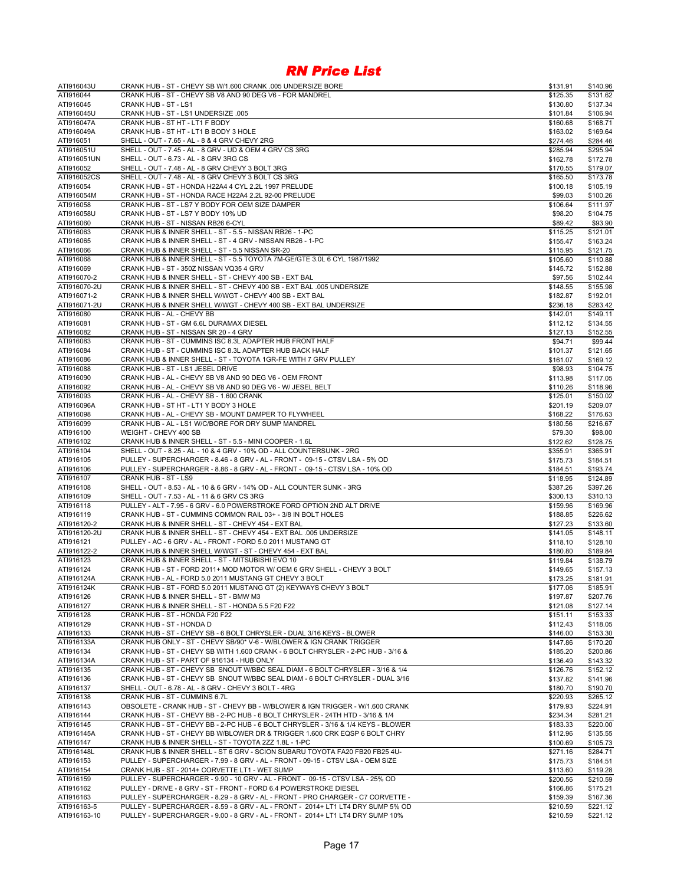# RN Price List

| | | | |
|---|---|---|---|
| ATI916043U | CRANK HUB - ST - CHEVY SB W/1.600 CRANK .005 UNDERSIZE BORE | $131.91 | $140.96 |
| ATI916044 | CRANK HUB - ST - CHEVY SB V8 AND 90 DEG V6 - FOR MANDREL | $125.35 | $131.62 |
| ATI916045 | CRANK HUB - ST - LS1 | $130.80 | $137.34 |
| ATI916045U | CRANK HUB - ST - LS1 UNDERSIZE .005 | $101.84 | $106.94 |
| ATI916047A | CRANK HUB - ST HT - LT1 F BODY | $160.68 | $168.71 |
| ATI916049A | CRANK HUB - ST HT - LT1 B BODY 3 HOLE | $163.02 | $169.64 |
| ATI916051 | SHELL - OUT - 7.65 - AL - 8 & 4 GRV CHEVY 2RG | $274.46 | $284.46 |
| ATI916051U | SHELL - OUT - 7.45 - AL - 8 GRV - UD & OEM 4 GRV CS 3RG | $285.94 | $295.94 |
| ATI916051UN | SHELL - OUT - 6.73 - AL - 8 GRV 3RG CS | $162.78 | $172.78 |
| ATI916052 | SHELL - OUT - 7.48 - AL - 8 GRV CHEVY 3 BOLT 3RG | $170.55 | $179.07 |
| ATI916052CS | SHELL - OUT - 7.48 - AL - 8 GRV CHEVY 3 BOLT CS 3RG | $165.50 | $173.78 |
| ATI916054 | CRANK HUB - ST - HONDA H22A4 4 CYL 2.2L 1997 PRELUDE | $100.18 | $105.19 |
| ATI916054M | CRANK HUB - ST - HONDA RACE H22A4 2.2L 92-00 PRELUDE | $99.03 | $100.26 |
| ATI916058 | CRANK HUB - ST - LS7 Y BODY FOR OEM SIZE DAMPER | $106.64 | $111.97 |
| ATI916058U | CRANK HUB - ST - LS7 Y BODY 10% UD | $98.20 | $104.75 |
| ATI916060 | CRANK HUB - ST - NISSAN RB26 6-CYL | $89.42 | $93.90 |
| ATI916063 | CRANK HUB & INNER SHELL - ST - 5.5 - NISSAN RB26 - 1-PC | $115.25 | $121.01 |
| ATI916065 | CRANK HUB & INNER SHELL - ST - 4 GRV - NISSAN RB26 - 1-PC | $155.47 | $163.24 |
| ATI916066 | CRANK HUB & INNER SHELL - ST - 5.5 NISSAN SR-20 | $115.95 | $121.75 |
| ATI916068 | CRANK HUB & INNER SHELL - ST - 5.5 TOYOTA 7M-GE/GTE 3.0L 6 CYL 1987/1992 | $105.60 | $110.88 |
| ATI916069 | CRANK HUB - ST - 350Z NISSAN VQ35 4 GRV | $145.72 | $152.88 |
| ATI916070-2 | CRANK HUB & INNER SHELL - ST - CHEVY 400 SB - EXT BAL | $97.56 | $102.44 |
| ATI916070-2U | CRANK HUB & INNER SHELL - ST - CHEVY 400 SB - EXT BAL .005 UNDERSIZE | $148.55 | $155.98 |
| ATI916071-2 | CRANK HUB & INNER SHELL W/WGT - CHEVY 400 SB - EXT BAL | $182.87 | $192.01 |
| ATI916071-2U | CRANK HUB & INNER SHELL W/WGT - CHEVY 400 SB - EXT BAL UNDERSIZE | $236.18 | $283.42 |
| ATI916080 | CRANK HUB - AL - CHEVY BB | $142.01 | $149.11 |
| ATI916081 | CRANK HUB - ST - GM 6.6L DURAMAX DIESEL | $112.12 | $134.55 |
| ATI916082 | CRANK HUB - ST - NISSAN SR 20 - 4 GRV | $127.13 | $152.55 |
| ATI916083 | CRANK HUB - ST - CUMMINS ISC 8.3L ADAPTER HUB FRONT HALF | $94.71 | $99.44 |
| ATI916084 | CRANK HUB - ST - CUMMINS ISC 8.3L ADAPTER HUB BACK HALF | $101.37 | $121.65 |
| ATI916086 | CRANK HUB & INNER SHELL - ST - TOYOTA 1GR-FE WITH 7 GRV PULLEY | $161.07 | $169.12 |
| ATI916088 | CRANK HUB - ST - LS1 JESEL DRIVE | $98.93 | $104.75 |
| ATI916090 | CRANK HUB - AL - CHEVY SB V8 AND 90 DEG V6 - OEM FRONT | $113.98 | $117.05 |
| ATI916092 | CRANK HUB - AL - CHEVY SB V8 AND 90 DEG V6 - W/ JESEL BELT | $110.26 | $118.96 |
| ATI916093 | CRANK HUB - AL - CHEVY SB - 1.600 CRANK | $125.01 | $150.02 |
| ATI916096A | CRANK HUB - ST HT - LT1 Y BODY 3 HOLE | $201.19 | $209.07 |
| ATI916098 | CRANK HUB - AL - CHEVY SB - MOUNT DAMPER TO FLYWHEEL | $168.22 | $176.63 |
| ATI916099 | CRANK HUB - AL - LS1 W/C/BORE FOR DRY SUMP MANDREL | $180.56 | $216.67 |
| ATI916100 | WEIGHT - CHEVY 400 SB | $79.30 | $98.00 |
| ATI916102 | CRANK HUB & INNER SHELL - ST - 5.5 - MINI COOPER - 1.6L | $122.62 | $128.75 |
| ATI916104 | SHELL - OUT - 8.25 - AL - 10 & 4 GRV - 10% OD - ALL COUNTERSUNK - 2RG | $355.91 | $365.91 |
| ATI916105 | PULLEY - SUPERCHARGER - 8.46 - 8 GRV - AL - FRONT - 09-15 - CTSV LSA - 5% OD | $175.73 | $184.51 |
| ATI916106 | PULLEY - SUPERCHARGER - 8.86 - 8 GRV - AL - FRONT - 09-15 - CTSV LSA - 10% OD | $184.51 | $193.74 |
| ATI916107 | CRANK HUB - ST - LS9 | $118.95 | $124.89 |
| ATI916108 | SHELL - OUT - 8.53 - AL - 10 & 6 GRV - 14% OD - ALL COUNTER SUNK - 3RG | $387.26 | $397.26 |
| ATI916109 | SHELL - OUT - 7.53 - AL - 11 & 6 GRV CS 3RG | $300.13 | $310.13 |
| ATI916118 | PULLEY - ALT - 7.95 - 6 GRV - 6.0 POWERSTROKE FORD OPTION 2ND ALT DRIVE | $159.96 | $169.96 |
| ATI916119 | CRANK HUB - ST - CUMMINS COMMON RAIL 03+ - 3/8 IN BOLT HOLES | $188.85 | $226.62 |
| ATI916120-2 | CRANK HUB & INNER SHELL - ST - CHEVY 454 - EXT BAL | $127.23 | $133.60 |
| ATI916120-2U | CRANK HUB & INNER SHELL - ST - CHEVY 454 - EXT BAL .005 UNDERSIZE | $141.05 | $148.11 |
| ATI916121 | PULLEY - AC - 6 GRV - AL - FRONT - FORD 5.0 2011 MUSTANG GT | $118.10 | $128.10 |
| ATI916122-2 | CRANK HUB & INNER SHELL W/WGT - ST - CHEVY 454 - EXT BAL | $180.80 | $189.84 |
| ATI916123 | CRANK HUB & INNER SHELL - ST - MITSUBISHI EVO 10 | $119.84 | $138.79 |
| ATI916124 | CRANK HUB - ST - FORD 2011+ MOD MOTOR W/ OEM 6 GRV SHELL - CHEVY 3 BOLT | $149.65 | $157.13 |
| ATI916124A | CRANK HUB - AL - FORD 5.0 2011 MUSTANG GT CHEVY 3 BOLT | $173.25 | $181.91 |
| ATI916124K | CRANK HUB - ST - FORD 5.0 2011 MUSTANG GT (2) KEYWAYS CHEVY 3 BOLT | $177.06 | $185.91 |
| ATI916126 | CRANK HUB & INNER SHELL - ST - BMW M3 | $197.87 | $207.76 |
| ATI916127 | CRANK HUB & INNER SHELL - ST - HONDA 5.5 F20 F22 | $121.08 | $127.14 |
| ATI916128 | CRANK HUB - ST - HONDA F20 F22 | $151.11 | $153.33 |
| ATI916129 | CRANK HUB - ST - HONDA D | $112.43 | $118.05 |
| ATI916133 | CRANK HUB - ST - CHEVY SB - 6 BOLT CHRYSLER - DUAL 3/16 KEYS - BLOWER | $146.00 | $153.30 |
| ATI916133A | CRANK HUB ONLY - ST - CHEVY SB/90* V-6 - W/BLOWER & IGN CRANK TRIGGER | $147.86 | $170.20 |
| ATI916134 | CRANK HUB - ST - CHEVY SB WITH 1.600 CRANK - 6 BOLT CHRYSLER - 2-PC HUB - 3/16 & | $185.20 | $200.86 |
| ATI916134A | CRANK HUB - ST - PART OF 916134 - HUB ONLY | $136.49 | $143.32 |
| ATI916135 | CRANK HUB - ST - CHEVY SB SNOUT W/BBC SEAL DIAM - 6 BOLT CHRYSLER - 3/16 & 1/4 | $126.76 | $152.12 |
| ATI916136 | CRANK HUB - ST - CHEVY SB SNOUT W/BBC SEAL DIAM - 6 BOLT CHRYSLER - DUAL 3/16 | $137.82 | $141.96 |
| ATI916137 | SHELL - OUT - 6.78 - AL - 8 GRV - CHEVY 3 BOLT - 4RG | $180.70 | $190.70 |
| ATI916138 | CRANK HUB - ST - CUMMINS 6.7L | $220.93 | $265.12 |
| ATI916143 | OBSOLETE - CRANK HUB - ST - CHEVY BB - W/BLOWER & IGN TRIGGER - W/1.600 CRANK | $179.93 | $224.91 |
| ATI916144 | CRANK HUB - ST - CHEVY BB - 2-PC HUB - 6 BOLT CHRYSLER - 24TH HTD - 3/16 & 1/4 | $234.34 | $281.21 |
| ATI916145 | CRANK HUB - ST - CHEVY BB - 2-PC HUB - 6 BOLT CHRYSLER - 3/16 & 1/4 KEYS - BLOWER | $183.33 | $220.00 |
| ATI916145A | CRANK HUB - ST - CHEVY BB W/BLOWER DR & TRIGGER 1.600 CRK EQSP 6 BOLT CHRY | $112.96 | $135.55 |
| ATI916147 | CRANK HUB & INNER SHELL - ST - TOYOTA 2ZZ 1.8L - 1-PC | $100.69 | $105.73 |
| ATI916148L | CRANK HUB & INNER SHELL - ST 6 GRV - SCION SUBARU TOYOTA FA20 FB20 FB25 4U- | $271.16 | $284.71 |
| ATI916153 | PULLEY - SUPERCHARGER - 7.99 - 8 GRV - AL - FRONT - 09-15 - CTSV LSA - OEM SIZE | $175.73 | $184.51 |
| ATI916154 | CRANK HUB - ST - 2014+ CORVETTE LT1 - WET SUMP | $113.60 | $119.28 |
| ATI916159 | PULLEY - SUPERCHARGER - 9.90 - 10 GRV - AL - FRONT - 09-15 - CTSV LSA - 25% OD | $200.56 | $210.59 |
| ATI916162 | PULLEY - DRIVE - 8 GRV - ST - FRONT - FORD 6.4 POWERSTROKE DIESEL | $166.86 | $175.21 |
| ATI916163 | PULLEY - SUPERCHARGER - 8.29 - 8 GRV - AL - FRONT - PRO CHARGER - C7 CORVETTE - | $159.39 | $167.36 |
| ATI916163-5 | PULLEY - SUPERCHARGER - 8.59 - 8 GRV - AL - FRONT - 2014+ LT1 LT4 DRY SUMP 5% OD | $210.59 | $221.12 |
| ATI916163-10 | PULLEY - SUPERCHARGER - 9.00 - 8 GRV - AL - FRONT - 2014+ LT1 LT4 DRY SUMP 10% | $210.59 | $221.12 |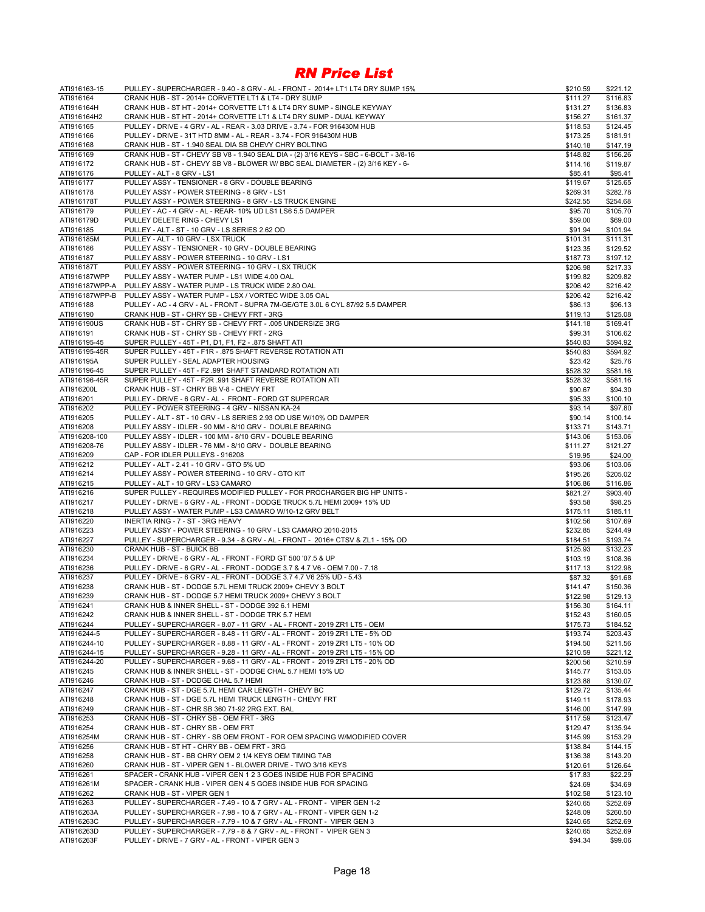# *RN Price List*

| | | | |
|---|---|---|---|
| ATI916163-15 | PULLEY - SUPERCHARGER - 9.40 - 8 GRV - AL - FRONT - 2014+ LT1 LT4 DRY SUMP 15% | $210.59 | $221.12 |
| ATI916164 | CRANK HUB - ST - 2014+ CORVETTE LT1 & LT4 - DRY SUMP | $111.27 | $116.83 |
| ATI916164H | CRANK HUB - ST HT - 2014+ CORVETTE LT1 & LT4 DRY SUMP - SINGLE KEYWAY | $131.27 | $136.83 |
| ATI916164H2 | CRANK HUB - ST HT - 2014+ CORVETTE LT1 & LT4 DRY SUMP - DUAL KEYWAY | $156.27 | $161.37 |
| ATI916165 | PULLEY - DRIVE - 4 GRV - AL - REAR - 3.03 DRIVE - 3.74 - FOR 916430M HUB | $118.53 | $124.45 |
| ATI916166 | PULLEY - DRIVE - 31T HTD 8MM - AL - REAR - 3.74 - FOR 916430M HUB | $173.25 | $181.91 |
| ATI916168 | CRANK HUB - ST - 1.940 SEAL DIA SB CHEVY CHRY BOLTING | $140.18 | $147.19 |
| ATI916169 | CRANK HUB - ST - CHEVY SB V8 - 1.940 SEAL DIA - (2) 3/16 KEYS - SBC - 6-BOLT - 3/8-16 | $148.82 | $156.26 |
| ATI916172 | CRANK HUB - ST - CHEVY SB V8 - BLOWER W/ BBC SEAL DIAMETER - (2) 3/16 KEY - 6- | $114.16 | $119.87 |
| ATI916176 | PULLEY - ALT - 8 GRV - LS1 | $85.41 | $95.41 |
| ATI916177 | PULLEY ASSY - TENSIONER - 8 GRV - DOUBLE BEARING | $119.67 | $125.65 |
| ATI916178 | PULLEY ASSY - POWER STEERING - 8 GRV - LS1 | $269.31 | $282.78 |
| ATI916178T | PULLEY ASSY - POWER STEERING - 8 GRV - LS TRUCK ENGINE | $242.55 | $254.68 |
| ATI916179 | PULLEY - AC - 4 GRV - AL - REAR- 10% UD LS1 LS6 5.5 DAMPER | $95.70 | $105.70 |
| ATI916179D | PULLEY DELETE RING - CHEVY LS1 | $59.00 | $69.00 |
| ATI916185 | PULLEY - ALT - ST - 10 GRV - LS SERIES 2.62 OD | $91.94 | $101.94 |
| ATI916185M | PULLEY - ALT - 10 GRV - LSX TRUCK | $101.31 | $111.31 |
| ATI916186 | PULLEY ASSY - TENSIONER - 10 GRV - DOUBLE BEARING | $123.35 | $129.52 |
| ATI916187 | PULLEY ASSY - POWER STEERING - 10 GRV - LS1 | $187.73 | $197.12 |
| ATI916187T | PULLEY ASSY - POWER STEERING - 10 GRV - LSX TRUCK | $206.98 | $217.33 |
| ATI916187WPP | PULLEY ASSY - WATER PUMP - LS1 WIDE 4.00 OAL | $199.82 | $209.82 |
| ATI916187WPP-A | PULLEY ASSY - WATER PUMP - LS TRUCK WIDE 2.80 OAL | $206.42 | $216.42 |
| ATI916187WPP-B | PULLEY ASSY - WATER PUMP - LSX / VORTEC WIDE 3.05 OAL | $206.42 | $216.42 |
| ATI916188 | PULLEY - AC - 4 GRV - AL - FRONT - SUPRA 7M-GE/GTE 3.0L 6 CYL 87/92 5.5 DAMPER | $86.13 | $96.13 |
| ATI916190 | CRANK HUB - ST - CHRY SB - CHEVY FRT - 3RG | $119.13 | $125.08 |
| ATI916190US | CRANK HUB - ST - CHRY SB - CHEVY FRT - .005 UNDERSIZE 3RG | $141.18 | $169.41 |
| ATI916191 | CRANK HUB - ST - CHRY SB - CHEVY FRT - 2RG | $99.31 | $106.62 |
| ATI916195-45 | SUPER PULLEY - 45T - P1, D1, F1, F2 - .875 SHAFT ATI | $540.83 | $594.92 |
| ATI916195-45R | SUPER PULLEY - 45T - F1R - .875 SHAFT REVERSE ROTATION ATI | $540.83 | $594.92 |
| ATI916195A | SUPER PULLEY - SEAL ADAPTER HOUSING | $23.42 | $25.76 |
| ATI916196-45 | SUPER PULLEY - 45T - F2 .991 SHAFT STANDARD ROTATION ATI | $528.32 | $581.16 |
| ATI916196-45R | SUPER PULLEY - 45T - F2R .991 SHAFT REVERSE ROTATION ATI | $528.32 | $581.16 |
| ATI916200L | CRANK HUB - ST - CHRY BB V-8 - CHEVY FRT | $90.67 | $94.30 |
| ATI916201 | PULLEY - DRIVE - 6 GRV - AL - FRONT - FORD GT SUPERCAR | $95.33 | $100.10 |
| ATI916202 | PULLEY - POWER STEERING - 4 GRV - NISSAN KA-24 | $93.14 | $97.80 |
| ATI916205 | PULLEY - ALT - ST - 10 GRV - LS SERIES 2.93 OD USE W/10% OD DAMPER | $90.14 | $100.14 |
| ATI916208 | PULLEY ASSY - IDLER - 90 MM - 8/10 GRV - DOUBLE BEARING | $133.71 | $143.71 |
| ATI916208-100 | PULLEY ASSY - IDLER - 100 MM - 8/10 GRV - DOUBLE BEARING | $143.06 | $153.06 |
| ATI916208-76 | PULLEY ASSY - IDLER - 76 MM - 8/10 GRV - DOUBLE BEARING | $111.27 | $121.27 |
| ATI916209 | CAP - FOR IDLER PULLEYS - 916208 | $19.95 | $24.00 |
| ATI916212 | PULLEY - ALT - 2.41 - 10 GRV - GTO 5% UD | $93.06 | $103.06 |
| ATI916214 | PULLEY ASSY - POWER STEERING - 10 GRV - GTO KIT | $195.26 | $205.02 |
| ATI916215 | PULLEY - ALT - 10 GRV - LS3 CAMARO | $106.86 | $116.86 |
| ATI916216 | SUPER PULLEY - REQUIRES MODIFIED PULLEY - FOR PROCHARGER BIG HP UNITS - | $821.27 | $903.40 |
| ATI916217 | PULLEY - DRIVE - 6 GRV - AL - FRONT - DODGE TRUCK 5.7L HEMI 2009+ 15% UD | $93.58 | $98.25 |
| ATI916218 | PULLEY ASSY - WATER PUMP - LS3 CAMARO W/10-12 GRV BELT | $175.11 | $185.11 |
| ATI916220 | INERTIA RING - 7 - ST - 3RG HEAVY | $102.56 | $107.69 |
| ATI916223 | PULLEY ASSY - POWER STEERING - 10 GRV - LS3 CAMARO 2010-2015 | $232.85 | $244.49 |
| ATI916227 | PULLEY - SUPERCHARGER - 9.34 - 8 GRV - AL - FRONT - 2016+ CTSV & ZL1 - 15% OD | $184.51 | $193.74 |
| ATI916230 | CRANK HUB - ST - BUICK BB | $125.93 | $132.23 |
| ATI916234 | PULLEY - DRIVE - 6 GRV - AL - FRONT - FORD GT 500 '07.5 & UP | $103.19 | $108.36 |
| ATI916236 | PULLEY - DRIVE - 6 GRV - AL - FRONT - DODGE 3.7 & 4.7 V6 - OEM 7.00 - 7.18 | $117.13 | $122.98 |
| ATI916237 | PULLEY - DRIVE - 6 GRV - AL - FRONT - DODGE 3.7 4.7 V6 25% UD - 5.43 | $87.32 | $91.68 |
| ATI916238 | CRANK HUB - ST - DODGE 5.7L HEMI TRUCK 2009+ CHEVY 3 BOLT | $141.47 | $150.36 |
| ATI916239 | CRANK HUB - ST - DODGE 5.7 HEMI TRUCK 2009+ CHEVY 3 BOLT | $122.98 | $129.13 |
| ATI916241 | CRANK HUB & INNER SHELL - ST - DODGE 392 6.1 HEMI | $156.30 | $164.11 |
| ATI916242 | CRANK HUB & INNER SHELL - ST - DODGE TRK 5.7 HEMI | $152.43 | $160.05 |
| ATI916244 | PULLEY - SUPERCHARGER - 8.07 - 11 GRV - AL - FRONT - 2019 ZR1 LT5 - OEM | $175.73 | $184.52 |
| ATI916244-5 | PULLEY - SUPERCHARGER - 8.48 - 11 GRV - AL - FRONT - 2019 ZR1 LTE - 5% OD | $193.74 | $203.43 |
| ATI916244-10 | PULLEY - SUPERCHARGER - 8.88 - 11 GRV - AL - FRONT - 2019 ZR1 LT5 - 10% OD | $194.50 | $211.56 |
| ATI916244-15 | PULLEY - SUPERCHARGER - 9.28 - 11 GRV - AL - FRONT - 2019 ZR1 LT5 - 15% OD | $210.59 | $221.12 |
| ATI916244-20 | PULLEY - SUPERCHARGER - 9.68 - 11 GRV - AL - FRONT - 2019 ZR1 LT5 - 20% OD | $200.56 | $210.59 |
| ATI916245 | CRANK HUB & INNER SHELL - ST - DODGE CHAL 5.7 HEMI 15% UD | $145.77 | $153.05 |
| ATI916246 | CRANK HUB - ST - DODGE CHAL 5.7 HEMI | $123.88 | $130.07 |
| ATI916247 | CRANK HUB - ST - DGE 5.7L HEMI CAR LENGTH - CHEVY BC | $129.72 | $135.44 |
| ATI916248 | CRANK HUB - ST - DGE 5.7L HEMI TRUCK LENGTH - CHEVY FRT | $149.11 | $178.93 |
| ATI916249 | CRANK HUB - ST - CHR SB 360 71-92 2RG EXT. BAL | $146.00 | $147.99 |
| ATI916253 | CRANK HUB - ST - CHRY SB - OEM FRT - 3RG | $117.59 | $123.47 |
| ATI916254 | CRANK HUB - ST - CHRY SB - OEM FRT | $129.47 | $135.94 |
| ATI916254M | CRANK HUB - ST - CHRY - SB OEM FRONT - FOR OEM SPACING W/MODIFIED COVER | $145.99 | $153.29 |
| ATI916256 | CRANK HUB - ST HT - CHRY BB - OEM FRT - 3RG | $138.84 | $144.15 |
| ATI916258 | CRANK HUB - ST - BB CHRY OEM 2 1/4 KEYS OEM TIMING TAB | $136.38 | $143.20 |
| ATI916260 | CRANK HUB - ST - VIPER GEN 1 - BLOWER DRIVE - TWO 3/16 KEYS | $120.61 | $126.64 |
| ATI916261 | SPACER - CRANK HUB - VIPER GEN 1 2 3 GOES INSIDE HUB FOR SPACING | $17.83 | $22.29 |
| ATI916261M | SPACER - CRANK HUB - VIPER GEN 4 5 GOES INSIDE HUB FOR SPACING | $24.69 | $34.69 |
| ATI916262 | CRANK HUB - ST - VIPER GEN 1 | $102.58 | $123.10 |
| ATI916263 | PULLEY - SUPERCHARGER - 7.49 - 10 & 7 GRV - AL - FRONT - VIPER GEN 1-2 | $240.65 | $252.69 |
| ATI916263A | PULLEY - SUPERCHARGER - 7.98 - 10 & 7 GRV - AL - FRONT - VIPER GEN 1-2 | $248.09 | $260.50 |
| ATI916263C | PULLEY - SUPERCHARGER - 7.79 - 10 & 7 GRV - AL - FRONT - VIPER GEN 3 | $240.65 | $252.69 |
| ATI916263D | PULLEY - SUPERCHARGER - 7.79 - 8 & 7 GRV - AL - FRONT - VIPER GEN 3 | $240.65 | $252.69 |
| ATI916263F | PULLEY - DRIVE - 7 GRV - AL - FRONT - VIPER GEN 3 | $94.34 | $99.06 |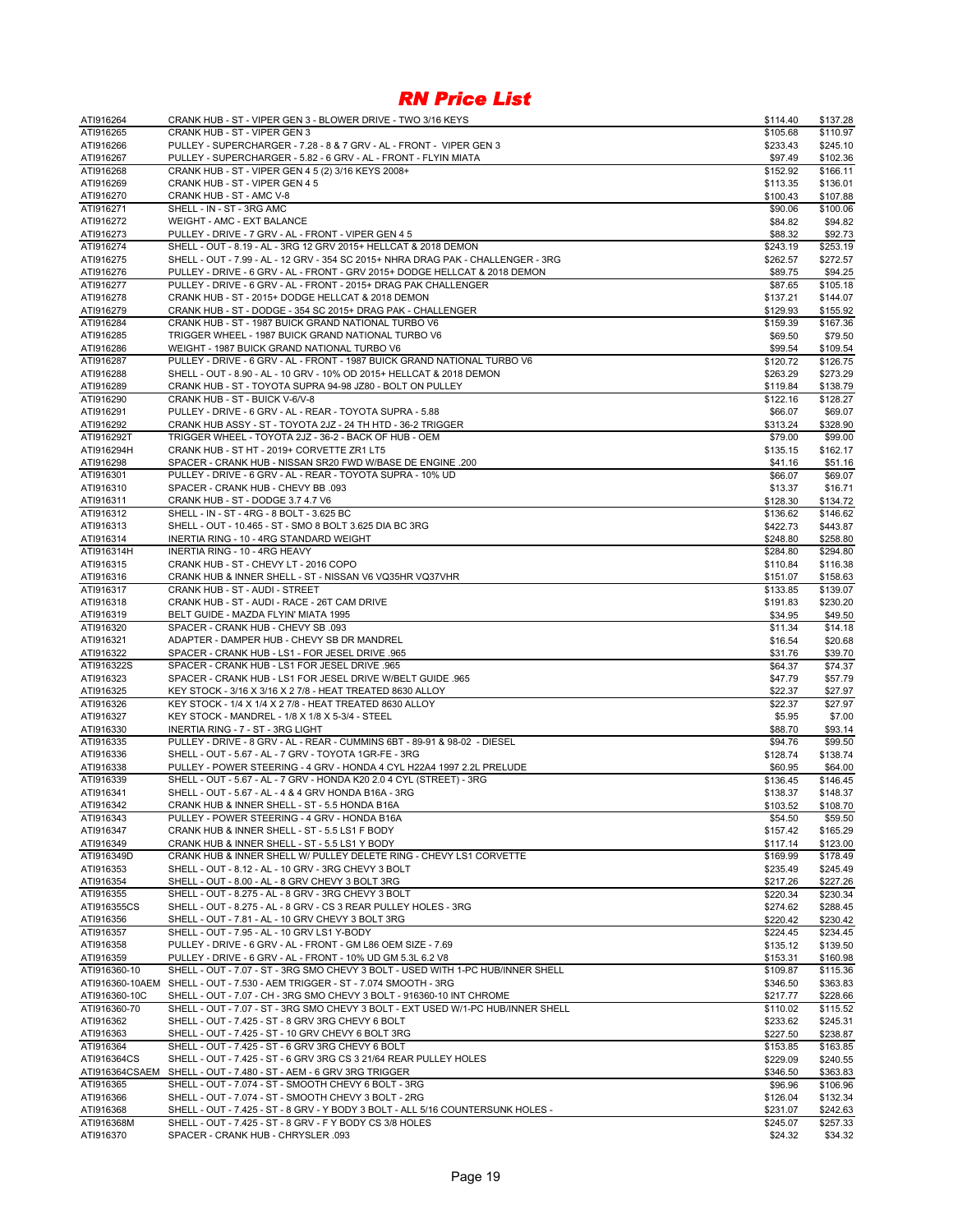# *RN Price List*

| | | | |
|---|---|---|---|
| ATI916264 | CRANK HUB - ST - VIPER GEN 3 - BLOWER DRIVE - TWO 3/16 KEYS | $114.40 | $137.28 |
| ATI916265 | CRANK HUB - ST - VIPER GEN 3 | $105.68 | $110.97 |
| ATI916266 | PULLEY - SUPERCHARGER - 7.28 - 8 & 7 GRV - AL - FRONT - VIPER GEN 3 | $233.43 | $245.10 |
| ATI916267 | PULLEY - SUPERCHARGER - 5.82 - 6 GRV - AL - FRONT - FLYIN MIATA | $97.49 | $102.36 |
| ATI916268 | CRANK HUB - ST - VIPER GEN 4 5 (2) 3/16 KEYS 2008+ | $152.92 | $166.11 |
| ATI916269 | CRANK HUB - ST - VIPER GEN 4 5 | $113.35 | $136.01 |
| ATI916270 | CRANK HUB - ST - AMC V-8 | $100.43 | $107.88 |
| ATI916271 | SHELL - IN - ST - 3RG AMC | $90.06 | $100.06 |
| ATI916272 | WEIGHT - AMC - EXT BALANCE | $84.82 | $94.82 |
| ATI916273 | PULLEY - DRIVE - 7 GRV - AL - FRONT - VIPER GEN 4 5 | $88.32 | $92.73 |
| ATI916274 | SHELL - OUT - 8.19 - AL - 3RG 12 GRV 2015+ HELLCAT & 2018 DEMON | $243.19 | $253.19 |
| ATI916275 | SHELL - OUT - 7.99 - AL - 12 GRV - 354 SC 2015+ NHRA DRAG PAK - CHALLENGER - 3RG | $262.57 | $272.57 |
| ATI916276 | PULLEY - DRIVE - 6 GRV - AL - FRONT - GRV 2015+ DODGE HELLCAT & 2018 DEMON | $89.75 | $94.25 |
| ATI916277 | PULLEY - DRIVE - 6 GRV - AL - FRONT - 2015+ DRAG PAK CHALLENGER | $87.65 | $105.18 |
| ATI916278 | CRANK HUB - ST - 2015+ DODGE HELLCAT & 2018 DEMON | $137.21 | $144.07 |
| ATI916279 | CRANK HUB - ST - DODGE - 354 SC 2015+ DRAG PAK - CHALLENGER | $129.93 | $155.92 |
| ATI916284 | CRANK HUB - ST - 1987 BUICK GRAND NATIONAL TURBO V6 | $159.39 | $167.36 |
| ATI916285 | TRIGGER WHEEL - 1987 BUICK GRAND NATIONAL TURBO V6 | $69.50 | $79.50 |
| ATI916286 | WEIGHT - 1987 BUICK GRAND NATIONAL TURBO V6 | $99.54 | $109.54 |
| ATI916287 | PULLEY - DRIVE - 6 GRV - AL - FRONT - 1987 BUICK GRAND NATIONAL TURBO V6 | $120.72 | $126.75 |
| ATI916288 | SHELL - OUT - 8.90 - AL - 10 GRV - 10% OD 2015+ HELLCAT & 2018 DEMON | $263.29 | $273.29 |
| ATI916289 | CRANK HUB - ST - TOYOTA SUPRA 94-98 JZ80 - BOLT ON PULLEY | $119.84 | $138.79 |
| ATI916290 | CRANK HUB - ST - BUICK V-6/V-8 | $122.16 | $128.27 |
| ATI916291 | PULLEY - DRIVE - 6 GRV - AL - REAR - TOYOTA SUPRA - 5.88 | $66.07 | $69.07 |
| ATI916292 | CRANK HUB ASSY - ST - TOYOTA 2JZ - 24 TH HTD - 36-2 TRIGGER | $313.24 | $328.90 |
| ATI916292T | TRIGGER WHEEL - TOYOTA 2JZ - 36-2 - BACK OF HUB - OEM | $79.00 | $99.00 |
| ATI916294H | CRANK HUB - ST HT - 2019+ CORVETTE ZR1 LT5 | $135.15 | $162.17 |
| ATI916298 | SPACER - CRANK HUB - NISSAN SR20 FWD W/BASE DE ENGINE .200 | $41.16 | $51.16 |
| ATI916301 | PULLEY - DRIVE - 6 GRV - AL - REAR - TOYOTA SUPRA - 10% UD | $66.07 | $69.07 |
| ATI916310 | SPACER - CRANK HUB - CHEVY BB .093 | $13.37 | $16.71 |
| ATI916311 | CRANK HUB - ST - DODGE 3.7 4.7 V6 | $128.30 | $134.72 |
| ATI916312 | SHELL - IN - ST - 4RG - 8 BOLT - 3.625 BC | $136.62 | $146.62 |
| ATI916313 | SHELL - OUT - 10.465 - ST - SMO 8 BOLT 3.625 DIA BC 3RG | $422.73 | $443.87 |
| ATI916314 | INERTIA RING - 10 - 4RG STANDARD WEIGHT | $248.80 | $258.80 |
| ATI916314H | INERTIA RING - 10 - 4RG HEAVY | $284.80 | $294.80 |
| ATI916315 | CRANK HUB - ST - CHEVY LT - 2016 COPO | $110.84 | $116.38 |
| ATI916316 | CRANK HUB & INNER SHELL - ST - NISSAN V6 VQ35HR VQ37VHR | $151.07 | $158.63 |
| ATI916317 | CRANK HUB - ST - AUDI - STREET | $133.85 | $139.07 |
| ATI916318 | CRANK HUB - ST - AUDI - RACE - 26T CAM DRIVE | $191.83 | $230.20 |
| ATI916319 | BELT GUIDE - MAZDA FLYIN' MIATA 1995 | $34.95 | $49.50 |
| ATI916320 | SPACER - CRANK HUB - CHEVY SB .093 | $11.34 | $14.18 |
| ATI916321 | ADAPTER - DAMPER HUB - CHEVY SB DR MANDREL | $16.54 | $20.68 |
| ATI916322 | SPACER - CRANK HUB - LS1 - FOR JESEL DRIVE .965 | $31.76 | $39.70 |
| ATI916322S | SPACER - CRANK HUB - LS1 FOR JESEL DRIVE .965 | $64.37 | $74.37 |
| ATI916323 | SPACER - CRANK HUB - LS1 FOR JESEL DRIVE W/BELT GUIDE .965 | $47.79 | $57.79 |
| ATI916325 | KEY STOCK - 3/16 X 3/16 X 2 7/8 - HEAT TREATED 8630 ALLOY | $22.37 | $27.97 |
| ATI916326 | KEY STOCK - 1/4 X 1/4 X 2 7/8 - HEAT TREATED 8630 ALLOY | $22.37 | $27.97 |
| ATI916327 | KEY STOCK - MANDREL - 1/8 X 1/8 X 5-3/4 - STEEL | $5.95 | $7.00 |
| ATI916330 | INERTIA RING - 7 - ST - 3RG LIGHT | $88.70 | $93.14 |
| ATI916335 | PULLEY - DRIVE - 8 GRV - AL - REAR - CUMMINS 6BT - 89-91 & 98-02 - DIESEL | $94.76 | $99.50 |
| ATI916336 | SHELL - OUT - 5.67 - AL - 7 GRV - TOYOTA 1GR-FE - 3RG | $128.74 | $138.74 |
| ATI916338 | PULLEY - POWER STEERING - 4 GRV - HONDA 4 CYL H22A4 1997 2.2L PRELUDE | $60.95 | $64.00 |
| ATI916339 | SHELL - OUT - 5.67 - AL - 7 GRV - HONDA K20 2.0 4 CYL (STREET) - 3RG | $136.45 | $146.45 |
| ATI916341 | SHELL - OUT - 5.67 - AL - 4 & 4 GRV HONDA B16A - 3RG | $138.37 | $148.37 |
| ATI916342 | CRANK HUB & INNER SHELL - ST - 5.5 HONDA B16A | $103.52 | $108.70 |
| ATI916343 | PULLEY - POWER STEERING - 4 GRV - HONDA B16A | $54.50 | $59.50 |
| ATI916347 | CRANK HUB & INNER SHELL - ST - 5.5 LS1 F BODY | $157.42 | $165.29 |
| ATI916349 | CRANK HUB & INNER SHELL - ST - 5.5 LS1 Y BODY | $117.14 | $123.00 |
| ATI916349D | CRANK HUB & INNER SHELL W/ PULLEY DELETE RING - CHEVY LS1 CORVETTE | $169.99 | $178.49 |
| ATI916353 | SHELL - OUT - 8.12 - AL - 10 GRV - 3RG CHEVY 3 BOLT | $235.49 | $245.49 |
| ATI916354 | SHELL - OUT - 8.00 - AL - 8 GRV CHEVY 3 BOLT 3RG | $217.26 | $227.26 |
| ATI916355 | SHELL - OUT - 8.275 - AL - 8 GRV - 3RG CHEVY 3 BOLT | $220.34 | $230.34 |
| ATI916355CS | SHELL - OUT - 8.275 - AL - 8 GRV - CS 3 REAR PULLEY HOLES - 3RG | $274.62 | $288.45 |
| ATI916356 | SHELL - OUT - 7.81 - AL - 10 GRV CHEVY 3 BOLT 3RG | $220.42 | $230.42 |
| ATI916357 | SHELL - OUT - 7.95 - AL - 10 GRV LS1 Y-BODY | $224.45 | $234.45 |
| ATI916358 | PULLEY - DRIVE - 6 GRV - AL - FRONT - GM L86 OEM SIZE - 7.69 | $135.12 | $139.50 |
| ATI916359 | PULLEY - DRIVE - 6 GRV - AL - FRONT - 10% UD GM 5.3L 6.2 V8 | $153.31 | $160.98 |
| ATI916360-10 | SHELL - OUT - 7.07 - ST - 3RG SMO CHEVY 3 BOLT - USED WITH 1-PC HUB/INNER SHELL | $109.87 | $115.36 |
| ATI916360-10AEM | SHELL - OUT - 7.530 - AEM TRIGGER - ST - 7.074 SMOOTH - 3RG | $346.50 | $363.83 |
| ATI916360-10C | SHELL - OUT - 7.07 - CH - 3RG SMO CHEVY 3 BOLT - 916360-10 INT CHROME | $217.77 | $228.66 |
| ATI916360-70 | SHELL - OUT - 7.07 - ST - 3RG SMO CHEVY 3 BOLT - EXT USED W/1-PC HUB/INNER SHELL | $110.02 | $115.52 |
| ATI916362 | SHELL - OUT - 7.425 - ST - 8 GRV 3RG CHEVY 6 BOLT | $233.62 | $245.31 |
| ATI916363 | SHELL - OUT - 7.425 - ST - 10 GRV CHEVY 6 BOLT 3RG | $227.50 | $238.87 |
| ATI916364 | SHELL - OUT - 7.425 - ST - 6 GRV 3RG CHEVY 6 BOLT | $153.85 | $163.85 |
| ATI916364CS | SHELL - OUT - 7.425 - ST - 6 GRV 3RG CS 3 21/64 REAR PULLEY HOLES | $229.09 | $240.55 |
| ATI916364CSAEM | SHELL - OUT - 7.480 - ST - AEM - 6 GRV 3RG TRIGGER | $346.50 | $363.83 |
| ATI916365 | SHELL - OUT - 7.074 - ST - SMOOTH CHEVY 6 BOLT - 3RG | $96.96 | $106.96 |
| ATI916366 | SHELL - OUT - 7.074 - ST - SMOOTH CHEVY 3 BOLT - 2RG | $126.04 | $132.34 |
| ATI916368 | SHELL - OUT - 7.425 - ST - 8 GRV - Y BODY 3 BOLT - ALL 5/16 COUNTERSUNK HOLES - | $231.07 | $242.63 |
| ATI916368M | SHELL - OUT - 7.425 - ST - 8 GRV - F Y BODY CS 3/8 HOLES | $245.07 | $257.33 |
| ATI916370 | SPACER - CRANK HUB - CHRYSLER .093 | $24.32 | $34.32 |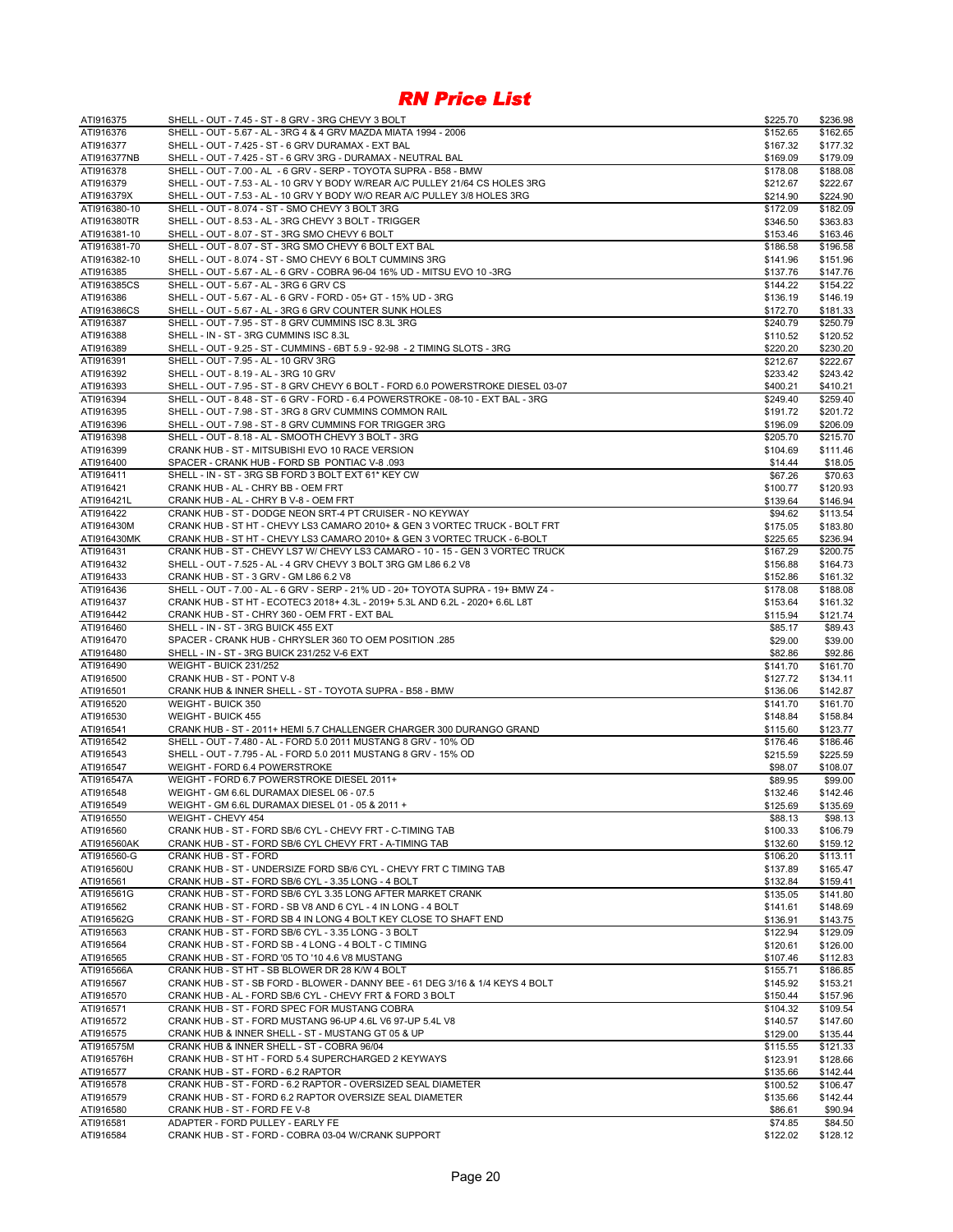# RN Price List

| | | | |
|---|---|---|---|
| ATI916375 | SHELL - OUT - 7.45 - ST - 8 GRV - 3RG CHEVY 3 BOLT | $225.70 | $236.98 |
| ATI916376 | SHELL - OUT - 5.67 - AL - 3RG 4 & 4 GRV MAZDA MIATA 1994 - 2006 | $152.65 | $162.65 |
| ATI916377 | SHELL - OUT - 7.425 - ST - 6 GRV DURAMAX - EXT BAL | $167.32 | $177.32 |
| ATI916377NB | SHELL - OUT - 7.425 - ST - 6 GRV 3RG - DURAMAX - NEUTRAL BAL | $169.09 | $179.09 |
| ATI916378 | SHELL - OUT - 7.00 - AL - 6 GRV - SERP - TOYOTA SUPRA - B58 - BMW | $178.08 | $188.08 |
| ATI916379 | SHELL - OUT - 7.53 - AL - 10 GRV Y BODY W/REAR A/C PULLEY 21/64 CS HOLES 3RG | $212.67 | $222.67 |
| ATI916379X | SHELL - OUT - 7.53 - AL - 10 GRV Y BODY W/O REAR A/C PULLEY 3/8 HOLES 3RG | $214.90 | $224.90 |
| ATI916380-10 | SHELL - OUT - 8.074 - ST - SMO CHEVY 3 BOLT 3RG | $172.09 | $182.09 |
| ATI916380TR | SHELL - OUT - 8.53 - AL - 3RG CHEVY 3 BOLT - TRIGGER | $346.50 | $363.83 |
| ATI916381-10 | SHELL - OUT - 8.07 - ST - 3RG SMO CHEVY 6 BOLT | $153.46 | $163.46 |
| ATI916381-70 | SHELL - OUT - 8.07 - ST - 3RG SMO CHEVY 6 BOLT EXT BAL | $186.58 | $196.58 |
| ATI916382-10 | SHELL - OUT - 8.074 - ST - SMO CHEVY 6 BOLT CUMMINS 3RG | $141.96 | $151.96 |
| ATI916385 | SHELL - OUT - 5.67 - AL - 6 GRV - COBRA 96-04 16% UD - MITSU EVO 10 -3RG | $137.76 | $147.76 |
| ATI916385CS | SHELL - OUT - 5.67 - AL - 3RG 6 GRV CS | $144.22 | $154.22 |
| ATI916386 | SHELL - OUT - 5.67 - AL - 6 GRV - FORD - 05+ GT - 15% UD - 3RG | $136.19 | $146.19 |
| ATI916386CS | SHELL - OUT - 5.67 - AL - 3RG 6 GRV COUNTER SUNK HOLES | $172.70 | $181.33 |
| ATI916387 | SHELL - OUT - 7.95 - ST - 8 GRV CUMMINS ISC 8.3L 3RG | $240.79 | $250.79 |
| ATI916388 | SHELL - IN - ST - 3RG CUMMINS ISC 8.3L | $110.52 | $120.52 |
| ATI916389 | SHELL - OUT - 9.25 - ST - CUMMINS - 6BT 5.9 - 92-98 - 2 TIMING SLOTS - 3RG | $220.20 | $230.20 |
| ATI916391 | SHELL - OUT - 7.95 - AL - 10 GRV 3RG | $212.67 | $222.67 |
| ATI916392 | SHELL - OUT - 8.19 - AL - 3RG 10 GRV | $233.42 | $243.42 |
| ATI916393 | SHELL - OUT - 7.95 - ST - 8 GRV CHEVY 6 BOLT - FORD 6.0 POWERSTROKE DIESEL 03-07 | $400.21 | $410.21 |
| ATI916394 | SHELL - OUT - 8.48 - ST - 6 GRV - FORD - 6.4 POWERSTROKE - 08-10 - EXT BAL - 3RG | $249.40 | $259.40 |
| ATI916395 | SHELL - OUT - 7.98 - ST - 3RG 8 GRV CUMMINS COMMON RAIL | $191.72 | $201.72 |
| ATI916396 | SHELL - OUT - 7.98 - ST - 8 GRV CUMMINS FOR TRIGGER 3RG | $196.09 | $206.09 |
| ATI916398 | SHELL - OUT - 8.18 - AL - SMOOTH CHEVY 3 BOLT - 3RG | $205.70 | $215.70 |
| ATI916399 | CRANK HUB - ST - MITSUBISHI EVO 10 RACE VERSION | $104.69 | $111.46 |
| ATI916400 | SPACER - CRANK HUB - FORD SB PONTIAC V-8 .093 | $14.44 | $18.05 |
| ATI916411 | SHELL - IN - ST - 3RG SB FORD 3 BOLT EXT 61* KEY CW | $67.26 | $70.63 |
| ATI916421 | CRANK HUB - AL - CHRY BB - OEM FRT | $100.77 | $120.93 |
| ATI916421L | CRANK HUB - AL - CHRY B V-8 - OEM FRT | $139.64 | $146.94 |
| ATI916422 | CRANK HUB - ST - DODGE NEON SRT-4 PT CRUISER - NO KEYWAY | $94.62 | $113.54 |
| ATI916430M | CRANK HUB - ST HT - CHEVY LS3 CAMARO 2010+ & GEN 3 VORTEC TRUCK - BOLT FRT | $175.05 | $183.80 |
| ATI916430MK | CRANK HUB - ST HT - CHEVY LS3 CAMARO 2010+ & GEN 3 VORTEC TRUCK - 6-BOLT | $225.65 | $236.94 |
| ATI916431 | CRANK HUB - ST - CHEVY LS7 W/ CHEVY LS3 CAMARO - 10 - 15 - GEN 3 VORTEC TRUCK | $167.29 | $200.75 |
| ATI916432 | SHELL - OUT - 7.525 - AL - 4 GRV CHEVY 3 BOLT 3RG GM L86 6.2 V8 | $156.88 | $164.73 |
| ATI916433 | CRANK HUB - ST - 3 GRV - GM L86 6.2 V8 | $152.86 | $161.32 |
| ATI916436 | SHELL - OUT - 7.00 - AL - 6 GRV - SERP - 21% UD - 20+ TOYOTA SUPRA - 19+ BMW Z4 - | $178.08 | $188.08 |
| ATI916437 | CRANK HUB - ST HT - ECOTEC3 2018+ 4.3L - 2019+ 5.3L AND 6.2L - 2020+ 6.6L L8T | $153.64 | $161.32 |
| ATI916442 | CRANK HUB - ST - CHRY 360 - OEM FRT - EXT BAL | $115.94 | $121.74 |
| ATI916460 | SHELL - IN - ST - 3RG BUICK 455 EXT | $85.17 | $89.43 |
| ATI916470 | SPACER - CRANK HUB - CHRYSLER 360 TO OEM POSITION .285 | $29.00 | $39.00 |
| ATI916480 | SHELL - IN - ST - 3RG BUICK 231/252 V-6 EXT | $82.86 | $92.86 |
| ATI916490 | WEIGHT - BUICK 231/252 | $141.70 | $161.70 |
| ATI916500 | CRANK HUB - ST - PONT V-8 | $127.72 | $134.11 |
| ATI916501 | CRANK HUB & INNER SHELL - ST - TOYOTA SUPRA - B58 - BMW | $136.06 | $142.87 |
| ATI916520 | WEIGHT - BUICK 350 | $141.70 | $161.70 |
| ATI916530 | WEIGHT - BUICK 455 | $148.84 | $158.84 |
| ATI916541 | CRANK HUB - ST - 2011+ HEMI 5.7 CHALLENGER CHARGER 300 DURANGO GRAND | $115.60 | $123.77 |
| ATI916542 | SHELL - OUT - 7.480 - AL - FORD 5.0 2011 MUSTANG 8 GRV - 10% OD | $176.46 | $186.46 |
| ATI916543 | SHELL - OUT - 7.795 - AL - FORD 5.0 2011 MUSTANG 8 GRV - 15% OD | $215.59 | $225.59 |
| ATI916547 | WEIGHT - FORD 6.4 POWERSTROKE | $98.07 | $108.07 |
| ATI916547A | WEIGHT - FORD 6.7 POWERSTROKE DIESEL 2011+ | $89.95 | $99.00 |
| ATI916548 | WEIGHT - GM 6.6L DURAMAX DIESEL 06 - 07.5 | $132.46 | $142.46 |
| ATI916549 | WEIGHT - GM 6.6L DURAMAX DIESEL 01 - 05 & 2011 + | $125.69 | $135.69 |
| ATI916550 | WEIGHT - CHEVY 454 | $88.13 | $98.13 |
| ATI916560 | CRANK HUB - ST - FORD SB/6 CYL - CHEVY FRT - C-TIMING TAB | $100.33 | $106.79 |
| ATI916560AK | CRANK HUB - ST - FORD SB/6 CYL CHEVY FRT - A-TIMING TAB | $132.60 | $159.12 |
| ATI916560-G | CRANK HUB - ST - FORD | $106.20 | $113.11 |
| ATI916560U | CRANK HUB - ST - UNDERSIZE FORD SB/6 CYL - CHEVY FRT C TIMING TAB | $137.89 | $165.47 |
| ATI916561 | CRANK HUB - ST - FORD SB/6 CYL - 3.35 LONG - 4 BOLT | $132.84 | $159.41 |
| ATI916561G | CRANK HUB - ST - FORD SB/6 CYL 3.35 LONG AFTER MARKET CRANK | $135.05 | $141.80 |
| ATI916562 | CRANK HUB - ST - FORD - SB V8 AND 6 CYL - 4 IN LONG - 4 BOLT | $141.61 | $148.69 |
| ATI916562G | CRANK HUB - ST - FORD SB 4 IN LONG 4 BOLT KEY CLOSE TO SHAFT END | $136.91 | $143.75 |
| ATI916563 | CRANK HUB - ST - FORD SB/6 CYL - 3.35 LONG - 3 BOLT | $122.94 | $129.09 |
| ATI916564 | CRANK HUB - ST - FORD SB - 4 LONG - 4 BOLT - C TIMING | $120.61 | $126.00 |
| ATI916565 | CRANK HUB - ST - FORD '05 TO '10 4.6 V8 MUSTANG | $107.46 | $112.83 |
| ATI916566A | CRANK HUB - ST HT - SB BLOWER DR 28 K/W 4 BOLT | $155.71 | $186.85 |
| ATI916567 | CRANK HUB - ST - SB FORD - BLOWER - DANNY BEE - 61 DEG 3/16 & 1/4 KEYS 4 BOLT | $145.92 | $153.21 |
| ATI916570 | CRANK HUB - AL - FORD SB/6 CYL - CHEVY FRT & FORD 3 BOLT | $150.44 | $157.96 |
| ATI916571 | CRANK HUB - ST - FORD SPEC FOR MUSTANG COBRA | $104.32 | $109.54 |
| ATI916572 | CRANK HUB - ST - FORD MUSTANG 96-UP 4.6L V6 97-UP 5.4L V8 | $140.57 | $147.60 |
| ATI916575 | CRANK HUB & INNER SHELL - ST - MUSTANG GT 05 & UP | $129.00 | $135.44 |
| ATI916575M | CRANK HUB & INNER SHELL - ST - COBRA 96/04 | $115.55 | $121.33 |
| ATI916576H | CRANK HUB - ST HT - FORD 5.4 SUPERCHARGED 2 KEYWAYS | $123.91 | $128.66 |
| ATI916577 | CRANK HUB - ST - FORD - 6.2 RAPTOR | $135.66 | $142.44 |
| ATI916578 | CRANK HUB - ST - FORD - 6.2 RAPTOR - OVERSIZED SEAL DIAMETER | $100.52 | $106.47 |
| ATI916579 | CRANK HUB - ST - FORD 6.2 RAPTOR OVERSIZE SEAL DIAMETER | $135.66 | $142.44 |
| ATI916580 | CRANK HUB - ST - FORD FE V-8 | $86.61 | $90.94 |
| ATI916581 | ADAPTER - FORD PULLEY - EARLY FE | $74.85 | $84.50 |
| ATI916584 | CRANK HUB - ST - FORD - COBRA 03-04 W/CRANK SUPPORT | $122.02 | $128.12 |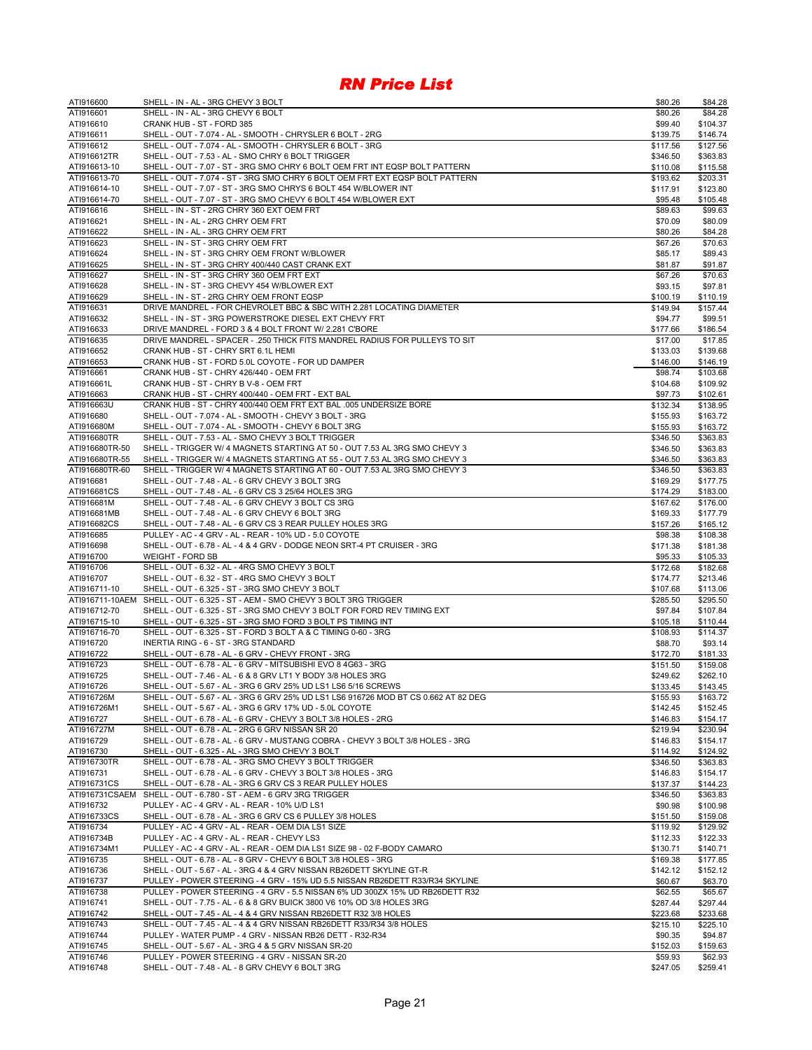# RN Price List

| | | | |
|---|---|---|---|
| ATI916600 | SHELL - IN - AL - 3RG CHEVY 3 BOLT | $80.26 | $84.28 |
| ATI916601 | SHELL - IN - AL - 3RG CHEVY 6 BOLT | $80.26 | $84.28 |
| ATI916610 | CRANK HUB - ST - FORD 385 | $99.40 | $104.37 |
| ATI916611 | SHELL - OUT - 7.074 - AL - SMOOTH - CHRYSLER 6 BOLT - 2RG | $139.75 | $146.74 |
| ATI916612 | SHELL - OUT - 7.074 - AL - SMOOTH - CHRYSLER 6 BOLT - 3RG | $117.56 | $127.56 |
| ATI916612TR | SHELL - OUT - 7.53 - AL - SMO CHRY 6 BOLT TRIGGER | $346.50 | $363.83 |
| ATI916613-10 | SHELL - OUT - 7.07 - ST - 3RG SMO CHRY 6 BOLT OEM FRT INT EQSP BOLT PATTERN | $110.08 | $115.58 |
| ATI916613-70 | SHELL - OUT - 7.074 - ST - 3RG SMO CHRY 6 BOLT OEM FRT EXT EQSP BOLT PATTERN | $193.62 | $203.31 |
| ATI916614-10 | SHELL - OUT - 7.07 - ST - 3RG SMO CHRYS 6 BOLT 454 W/BLOWER INT | $117.91 | $123.80 |
| ATI916614-70 | SHELL - OUT - 7.07 - ST - 3RG SMO CHEVY 6 BOLT 454 W/BLOWER EXT | $95.48 | $105.48 |
| ATI916616 | SHELL - IN - ST - 2RG CHRY 360 EXT OEM FRT | $89.63 | $99.63 |
| ATI916621 | SHELL - IN - AL - 2RG CHRY OEM FRT | $70.09 | $80.09 |
| ATI916622 | SHELL - IN - AL - 3RG CHRY OEM FRT | $80.26 | $84.28 |
| ATI916623 | SHELL - IN - ST - 3RG CHRY OEM FRT | $67.26 | $70.63 |
| ATI916624 | SHELL - IN - ST - 3RG CHRY OEM FRONT W/BLOWER | $85.17 | $89.43 |
| ATI916625 | SHELL - IN - ST - 3RG CHRY 400/440 CAST CRANK EXT | $81.87 | $91.87 |
| ATI916627 | SHELL - IN - ST - 3RG CHRY 360 OEM FRT EXT | $67.26 | $70.63 |
| ATI916628 | SHELL - IN - ST - 3RG CHEVY 454 W/BLOWER EXT | $93.15 | $97.81 |
| ATI916629 | SHELL - IN - ST - 2RG CHRY OEM FRONT EQSP | $100.19 | $110.19 |
| ATI916631 | DRIVE MANDREL - FOR CHEVROLET BBC & SBC WITH 2.281 LOCATING DIAMETER | $149.94 | $157.44 |
| ATI916632 | SHELL - IN - ST - 3RG POWERSTROKE DIESEL EXT CHEVY FRT | $94.77 | $99.51 |
| ATI916633 | DRIVE MANDREL - FORD 3 & 4 BOLT FRONT W/ 2.281 C'BORE | $177.66 | $186.54 |
| ATI916635 | DRIVE MANDREL - SPACER - .250 THICK FITS MANDREL RADIUS FOR PULLEYS TO SIT | $17.00 | $17.85 |
| ATI916652 | CRANK HUB - ST - CHRY SRT 6.1L HEMI | $133.03 | $139.68 |
| ATI916653 | CRANK HUB - ST - FORD 5.0L COYOTE - FOR UD DAMPER | $146.00 | $146.19 |
| ATI916661 | CRANK HUB - ST - CHRY 426/440 - OEM FRT | $98.74 | $103.68 |
| ATI916661L | CRANK HUB - ST - CHRY B V-8 - OEM FRT | $104.68 | $109.92 |
| ATI916663 | CRANK HUB - ST - CHRY 400/440 - OEM FRT - EXT BAL | $97.73 | $102.61 |
| ATI916663U | CRANK HUB - ST - CHRY 400/440 OEM FRT EXT BAL .005 UNDERSIZE BORE | $132.34 | $138.95 |
| ATI916680 | SHELL - OUT - 7.074 - AL - SMOOTH - CHEVY 3 BOLT - 3RG | $155.93 | $163.72 |
| ATI916680M | SHELL - OUT - 7.074 - AL - SMOOTH - CHEVY 6 BOLT 3RG | $155.93 | $163.72 |
| ATI916680TR | SHELL - OUT - 7.53 - AL - SMO CHEVY 3 BOLT TRIGGER | $346.50 | $363.83 |
| ATI916680TR-50 | SHELL - TRIGGER W/ 4 MAGNETS STARTING AT 50 - OUT 7.53 AL 3RG SMO CHEVY 3 | $346.50 | $363.83 |
| ATI916680TR-55 | SHELL - TRIGGER W/ 4 MAGNETS STARTING AT 55 - OUT 7.53 AL 3RG SMO CHEVY 3 | $346.50 | $363.83 |
| ATI916680TR-60 | SHELL - TRIGGER W/ 4 MAGNETS STARTING AT 60 - OUT 7.53 AL 3RG SMO CHEVY 3 | $346.50 | $363.83 |
| ATI916681 | SHELL - OUT - 7.48 - AL - 6 GRV CHEVY 3 BOLT 3RG | $169.29 | $177.75 |
| ATI916681CS | SHELL - OUT - 7.48 - AL - 6 GRV CS 3 25/64 HOLES 3RG | $174.29 | $183.00 |
| ATI916681M | SHELL - OUT - 7.48 - AL - 6 GRV CHEVY 3 BOLT CS 3RG | $167.62 | $176.00 |
| ATI916681MB | SHELL - OUT - 7.48 - AL - 6 GRV CHEVY 6 BOLT 3RG | $169.33 | $177.79 |
| ATI916682CS | SHELL - OUT - 7.48 - AL - 6 GRV CS 3 REAR PULLEY HOLES 3RG | $157.26 | $165.12 |
| ATI916685 | PULLEY - AC - 4 GRV - AL - REAR - 10% UD - 5.0 COYOTE | $98.38 | $108.38 |
| ATI916698 | SHELL - OUT - 6.78 - AL - 4 & 4 GRV - DODGE NEON SRT-4 PT CRUISER - 3RG | $171.38 | $181.38 |
| ATI916700 | WEIGHT - FORD SB | $95.33 | $105.33 |
| ATI916706 | SHELL - OUT - 6.32 - AL - 4RG SMO CHEVY 3 BOLT | $172.68 | $182.68 |
| ATI916707 | SHELL - OUT - 6.32 - ST - 4RG SMO CHEVY 3 BOLT | $174.77 | $213.46 |
| ATI916711-10 | SHELL - OUT - 6.325 - ST - 3RG SMO CHEVY 3 BOLT | $107.68 | $113.06 |
| ATI916711-10AEM | SHELL - OUT - 6.325 - ST - AEM - SMO CHEVY 3 BOLT 3RG TRIGGER | $285.50 | $295.50 |
| ATI916712-70 | SHELL - OUT - 6.325 - ST - 3RG SMO CHEVY 3 BOLT FOR FORD REV TIMING EXT | $97.84 | $107.84 |
| ATI916715-10 | SHELL - OUT - 6.325 - ST - 3RG SMO FORD 3 BOLT PS TIMING INT | $105.18 | $110.44 |
| ATI916716-70 | SHELL - OUT - 6.325 - ST - FORD 3 BOLT A & C TIMING 0-60 - 3RG | $108.93 | $114.37 |
| ATI916720 | INERTIA RING - 6 - ST - 3RG STANDARD | $88.70 | $93.14 |
| ATI916722 | SHELL - OUT - 6.78 - AL - 6 GRV - CHEVY FRONT - 3RG | $172.70 | $181.33 |
| ATI916723 | SHELL - OUT - 6.78 - AL - 6 GRV - MITSUBISHI EVO 8 4G63 - 3RG | $151.50 | $159.08 |
| ATI916725 | SHELL - OUT - 7.46 - AL - 6 & 8 GRV LT1 Y BODY 3/8 HOLES 3RG | $249.62 | $262.10 |
| ATI916726 | SHELL - OUT - 5.67 - AL - 3RG 6 GRV 25% UD LS1 LS6 5/16 SCREWS | $133.45 | $143.45 |
| ATI916726M | SHELL - OUT - 5.67 - AL - 3RG 6 GRV 25% UD LS1 LS6 916726 MOD BT CS 0.662 AT 82 DEG | $155.93 | $163.72 |
| ATI916726M1 | SHELL - OUT - 5.67 - AL - 3RG 6 GRV 17% UD - 5.0L COYOTE | $142.45 | $152.45 |
| ATI916727 | SHELL - OUT - 6.78 - AL - 6 GRV - CHEVY 3 BOLT 3/8 HOLES - 2RG | $146.83 | $154.17 |
| ATI916727M | SHELL - OUT - 6.78 - AL - 2RG 6 GRV NISSAN SR 20 | $219.94 | $230.94 |
| ATI916729 | SHELL - OUT - 6.78 - AL - 6 GRV - MUSTANG COBRA - CHEVY 3 BOLT 3/8 HOLES - 3RG | $146.83 | $154.17 |
| ATI916730 | SHELL - OUT - 6.325 - AL - 3RG SMO CHEVY 3 BOLT | $114.92 | $124.92 |
| ATI916730TR | SHELL - OUT - 6.78 - AL - 3RG SMO CHEVY 3 BOLT TRIGGER | $346.50 | $363.83 |
| ATI916731 | SHELL - OUT - 6.78 - AL - 6 GRV - CHEVY 3 BOLT 3/8 HOLES - 3RG | $146.83 | $154.17 |
| ATI916731CS | SHELL - OUT - 6.78 - AL - 3RG 6 GRV CS 3 REAR PULLEY HOLES | $137.37 | $144.23 |
| ATI916731CSAEM | SHELL - OUT - 6.780 - ST - AEM - 6 GRV 3RG TRIGGER | $346.50 | $363.83 |
| ATI916732 | PULLEY - AC - 4 GRV - AL - REAR - 10% U/D LS1 | $90.98 | $100.98 |
| ATI916733CS | SHELL - OUT - 6.78 - AL - 3RG 6 GRV CS 6 PULLEY 3/8 HOLES | $151.50 | $159.08 |
| ATI916734 | PULLEY - AC - 4 GRV - AL - REAR - OEM DIA LS1 SIZE | $119.92 | $129.92 |
| ATI916734B | PULLEY - AC - 4 GRV - AL - REAR - CHEVY LS3 | $112.33 | $122.33 |
| ATI916734M1 | PULLEY - AC - 4 GRV - AL - REAR - OEM DIA LS1 SIZE 98 - 02 F-BODY CAMARO | $130.71 | $140.71 |
| ATI916735 | SHELL - OUT - 6.78 - AL - 8 GRV - CHEVY 6 BOLT 3/8 HOLES - 3RG | $169.38 | $177.85 |
| ATI916736 | SHELL - OUT - 5.67 - AL - 3RG 4 & 4 GRV NISSAN RB26DETT SKYLINE GT-R | $142.12 | $152.12 |
| ATI916737 | PULLEY - POWER STEERING - 4 GRV - 15% UD 5.5 NISSAN RB26DETT R33/R34 SKYLINE | $60.67 | $63.70 |
| ATI916738 | PULLEY - POWER STEERING - 4 GRV - 5.5 NISSAN 6% UD 300ZX 15% UD RB26DETT R32 | $62.55 | $65.67 |
| ATI916741 | SHELL - OUT - 7.75 - AL - 6 & 8 GRV BUICK 3800 V6 10% OD 3/8 HOLES 3RG | $287.44 | $297.44 |
| ATI916742 | SHELL - OUT - 7.45 - AL - 4 & 4 GRV NISSAN RB26DETT R32 3/8 HOLES | $223.68 | $233.68 |
| ATI916743 | SHELL - OUT - 7.45 - AL - 4 & 4 GRV NISSAN RB26DETT R33/R34 3/8 HOLES | $215.10 | $225.10 |
| ATI916744 | PULLEY - WATER PUMP - 4 GRV - NISSAN RB26 DETT - R32-R34 | $90.35 | $94.87 |
| ATI916745 | SHELL - OUT - 5.67 - AL - 3RG 4 & 5 GRV NISSAN SR-20 | $152.03 | $159.63 |
| ATI916746 | PULLEY - POWER STEERING - 4 GRV - NISSAN SR-20 | $59.93 | $62.93 |
| ATI916748 | SHELL - OUT - 7.48 - AL - 8 GRV CHEVY 6 BOLT 3RG | $247.05 | $259.41 |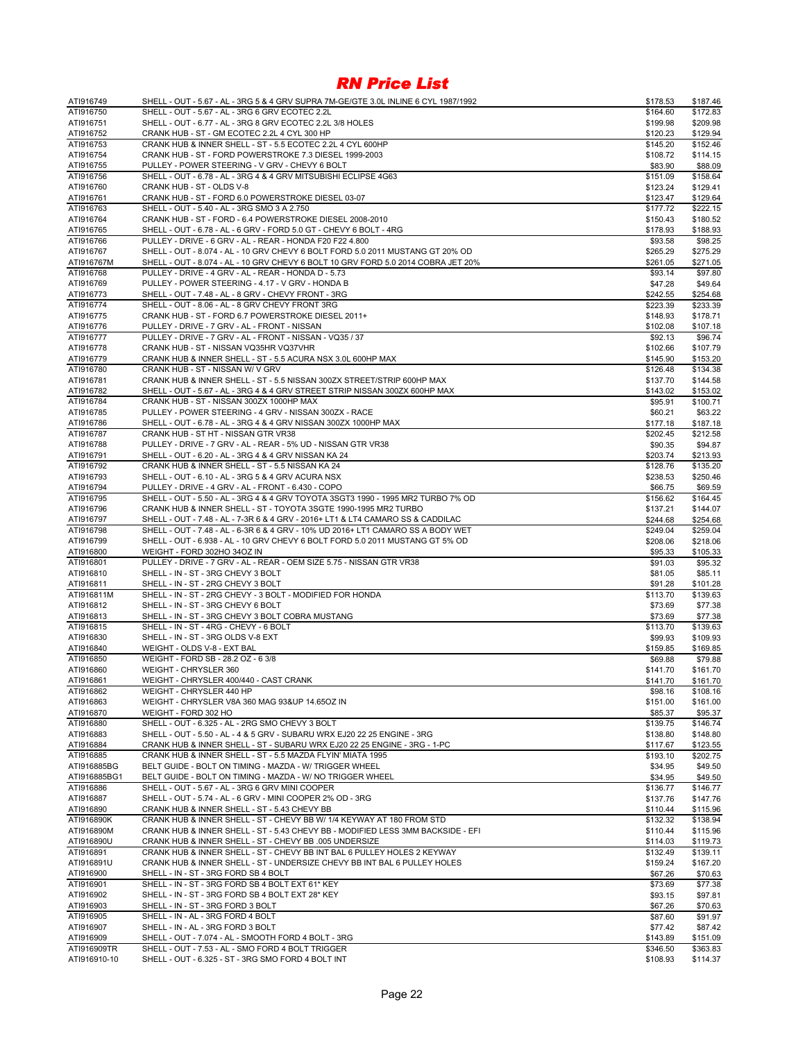# RN Price List

| | | | |
|---|---|---|---|
| ATI916749 | SHELL - OUT - 5.67 - AL - 3RG 5 & 4 GRV SUPRA 7M-GE/GTE 3.0L INLINE 6 CYL 1987/1992 | $178.53 | $187.46 |
| ATI916750 | SHELL - OUT - 5.67 - AL - 3RG 6 GRV ECOTEC 2.2L | $164.60 | $172.83 |
| ATI916751 | SHELL - OUT - 6.77 - AL - 3RG 8 GRV ECOTEC 2.2L 3/8 HOLES | $199.98 | $209.98 |
| ATI916752 | CRANK HUB - ST - GM ECOTEC 2.2L 4 CYL 300 HP | $120.23 | $129.94 |
| ATI916753 | CRANK HUB & INNER SHELL - ST - 5.5 ECOTEC 2.2L 4 CYL 600HP | $145.20 | $152.46 |
| ATI916754 | CRANK HUB - ST - FORD POWERSTROKE 7.3 DIESEL 1999-2003 | $108.72 | $114.15 |
| ATI916755 | PULLEY - POWER STEERING - V GRV - CHEVY 6 BOLT | $83.90 | $88.09 |
| ATI916756 | SHELL - OUT - 6.78 - AL - 3RG 4 & 4 GRV MITSUBISHI ECLIPSE 4G63 | $151.09 | $158.64 |
| ATI916760 | CRANK HUB - ST - OLDS V-8 | $123.24 | $129.41 |
| ATI916761 | CRANK HUB - ST - FORD 6.0 POWERSTROKE DIESEL 03-07 | $123.47 | $129.64 |
| ATI916763 | SHELL - OUT - 5.40 - AL - 3RG SMO 3 A 2.750 | $177.72 | $222.15 |
| ATI916764 | CRANK HUB - ST - FORD - 6.4 POWERSTROKE DIESEL 2008-2010 | $150.43 | $180.52 |
| ATI916765 | SHELL - OUT - 6.78 - AL - 6 GRV - FORD 5.0 GT - CHEVY 6 BOLT - 4RG | $178.93 | $188.93 |
| ATI916766 | PULLEY - DRIVE - 6 GRV - AL - REAR - HONDA F20 F22 4.800 | $93.58 | $98.25 |
| ATI916767 | SHELL - OUT - 8.074 - AL - 10 GRV CHEVY 6 BOLT FORD 5.0 2011 MUSTANG GT 20% OD | $265.29 | $275.29 |
| ATI916767M | SHELL - OUT - 8.074 - AL - 10 GRV CHEVY 6 BOLT 10 GRV FORD 5.0 2014 COBRA JET 20% | $261.05 | $271.05 |
| ATI916768 | PULLEY - DRIVE - 4 GRV - AL - REAR - HONDA D - 5.73 | $93.14 | $97.80 |
| ATI916769 | PULLEY - POWER STEERING - 4.17 - V GRV - HONDA B | $47.28 | $49.64 |
| ATI916773 | SHELL - OUT - 7.48 - AL - 8 GRV - CHEVY FRONT - 3RG | $242.55 | $254.68 |
| ATI916774 | SHELL - OUT - 8.06 - AL - 8 GRV CHEVY FRONT 3RG | $223.39 | $233.39 |
| ATI916775 | CRANK HUB - ST - FORD 6.7 POWERSTROKE DIESEL 2011+ | $148.93 | $178.71 |
| ATI916776 | PULLEY - DRIVE - 7 GRV - AL - FRONT - NISSAN | $102.08 | $107.18 |
| ATI916777 | PULLEY - DRIVE - 7 GRV - AL - FRONT - NISSAN - VQ35 / 37 | $92.13 | $96.74 |
| ATI916778 | CRANK HUB - ST - NISSAN VQ35HR VQ37VHR | $102.66 | $107.79 |
| ATI916779 | CRANK HUB & INNER SHELL - ST - 5.5 ACURA NSX 3.0L 600HP MAX | $145.90 | $153.20 |
| ATI916780 | CRANK HUB - ST - NISSAN W/ V GRV | $126.48 | $134.38 |
| ATI916781 | CRANK HUB & INNER SHELL - ST - 5.5 NISSAN 300ZX STREET/STRIP 600HP MAX | $137.70 | $144.58 |
| ATI916782 | SHELL - OUT - 5.67 - AL - 3RG 4 & 4 GRV STREET STRIP NISSAN 300ZX 600HP MAX | $143.02 | $153.02 |
| ATI916784 | CRANK HUB - ST - NISSAN 300ZX 1000HP MAX | $95.91 | $100.71 |
| ATI916785 | PULLEY - POWER STEERING - 4 GRV - NISSAN 300ZX - RACE | $60.21 | $63.22 |
| ATI916786 | SHELL - OUT - 6.78 - AL - 3RG 4 & 4 GRV NISSAN 300ZX 1000HP MAX | $177.18 | $187.18 |
| ATI916787 | CRANK HUB - ST HT - NISSAN GTR VR38 | $202.45 | $212.58 |
| ATI916788 | PULLEY - DRIVE - 7 GRV - AL - REAR - 5% UD - NISSAN GTR VR38 | $90.35 | $94.87 |
| ATI916791 | SHELL - OUT - 6.20 - AL - 3RG 4 & 4 GRV NISSAN KA 24 | $203.74 | $213.93 |
| ATI916792 | CRANK HUB & INNER SHELL - ST - 5.5 NISSAN KA 24 | $128.76 | $135.20 |
| ATI916793 | SHELL - OUT - 6.10 - AL - 3RG 5 & 4 GRV ACURA NSX | $238.53 | $250.46 |
| ATI916794 | PULLEY - DRIVE - 4 GRV - AL - FRONT - 6.430 - COPO | $66.75 | $69.59 |
| ATI916795 | SHELL - OUT - 5.50 - AL - 3RG 4 & 4 GRV TOYOTA 3SGT3 1990 - 1995 MR2 TURBO 7% OD | $156.62 | $164.45 |
| ATI916796 | CRANK HUB & INNER SHELL - ST - TOYOTA 3SGTE 1990-1995 MR2 TURBO | $137.21 | $144.07 |
| ATI916797 | SHELL - OUT - 7.48 - AL - 7-3R 6 & 4 GRV - 2016+ LT1 & LT4 CAMARO SS & CADDILAC | $244.68 | $254.68 |
| ATI916798 | SHELL - OUT - 7.48 - AL - 6-3R 6 & 4 GRV - 10% UD 2016+ LT1 CAMARO SS A BODY WET | $249.04 | $259.04 |
| ATI916799 | SHELL - OUT - 6.938 - AL - 10 GRV CHEVY 6 BOLT FORD 5.0 2011 MUSTANG GT 5% OD | $208.06 | $218.06 |
| ATI916800 | WEIGHT - FORD 302HO 34OZ IN | $95.33 | $105.33 |
| ATI916801 | PULLEY - DRIVE - 7 GRV - AL - REAR - OEM SIZE 5.75 - NISSAN GTR VR38 | $91.03 | $95.32 |
| ATI916810 | SHELL - IN - ST - 3RG CHEVY 3 BOLT | $81.05 | $85.11 |
| ATI916811 | SHELL - IN - ST - 2RG CHEVY 3 BOLT | $91.28 | $101.28 |
| ATI916811M | SHELL - IN - ST - 2RG CHEVY - 3 BOLT - MODIFIED FOR HONDA | $113.70 | $139.63 |
| ATI916812 | SHELL - IN - ST - 3RG CHEVY 6 BOLT | $73.69 | $77.38 |
| ATI916813 | SHELL - IN - ST - 3RG CHEVY 3 BOLT COBRA MUSTANG | $73.69 | $77.38 |
| ATI916815 | SHELL - IN - ST - 4RG - CHEVY - 6 BOLT | $113.70 | $139.63 |
| ATI916830 | SHELL - IN - ST - 3RG OLDS V-8 EXT | $99.93 | $109.93 |
| ATI916840 | WEIGHT - OLDS V-8 - EXT BAL | $159.85 | $169.85 |
| ATI916850 | WEIGHT - FORD SB - 28.2 OZ - 6 3/8 | $69.88 | $79.88 |
| ATI916860 | WEIGHT - CHRYSLER 360 | $141.70 | $161.70 |
| ATI916861 | WEIGHT - CHRYSLER 400/440 - CAST CRANK | $141.70 | $161.70 |
| ATI916862 | WEIGHT - CHRYSLER 440 HP | $98.16 | $108.16 |
| ATI916863 | WEIGHT - CHRYSLER V8A 360 MAG 93&UP 14.65OZ IN | $151.00 | $161.00 |
| ATI916870 | WEIGHT - FORD 302 HO | $85.37 | $95.37 |
| ATI916880 | SHELL - OUT - 6.325 - AL - 2RG SMO CHEVY 3 BOLT | $139.75 | $146.74 |
| ATI916883 | SHELL - OUT - 5.50 - AL - 4 & 5 GRV - SUBARU WRX EJ20 22 25 ENGINE - 3RG | $138.80 | $148.80 |
| ATI916884 | CRANK HUB & INNER SHELL - ST - SUBARU WRX EJ20 22 25 ENGINE - 3RG - 1-PC | $117.67 | $123.55 |
| ATI916885 | CRANK HUB & INNER SHELL - ST - 5.5 MAZDA FLYIN' MIATA 1995 | $193.10 | $202.75 |
| ATI916885BG | BELT GUIDE - BOLT ON TIMING - MAZDA - W/ TRIGGER WHEEL | $34.95 | $49.50 |
| ATI916885BG1 | BELT GUIDE - BOLT ON TIMING - MAZDA - W/ NO TRIGGER WHEEL | $34.95 | $49.50 |
| ATI916886 | SHELL - OUT - 5.67 - AL - 3RG 6 GRV MINI COOPER | $136.77 | $146.77 |
| ATI916887 | SHELL - OUT - 5.74 - AL - 6 GRV - MINI COOPER 2% OD - 3RG | $137.76 | $147.76 |
| ATI916890 | CRANK HUB & INNER SHELL - ST - 5.43 CHEVY BB | $110.44 | $115.96 |
| ATI916890K | CRANK HUB & INNER SHELL - ST - CHEVY BB W/ 1/4 KEYWAY AT 180 FROM STD | $132.32 | $138.94 |
| ATI916890M | CRANK HUB & INNER SHELL - ST - 5.43 CHEVY BB - MODIFIED LESS 3MM BACKSIDE - EFI | $110.44 | $115.96 |
| ATI916890U | CRANK HUB & INNER SHELL - ST - CHEVY BB .005 UNDERSIZE | $114.03 | $119.73 |
| ATI916891 | CRANK HUB & INNER SHELL - ST - CHEVY BB INT BAL 6 PULLEY HOLES 2 KEYWAY | $132.49 | $139.11 |
| ATI916891U | CRANK HUB & INNER SHELL - ST - UNDERSIZE CHEVY BB INT BAL 6 PULLEY HOLES | $159.24 | $167.20 |
| ATI916900 | SHELL - IN - ST - 3RG FORD SB 4 BOLT | $67.26 | $70.63 |
| ATI916901 | SHELL - IN - ST - 3RG FORD SB 4 BOLT EXT 61* KEY | $73.69 | $77.38 |
| ATI916902 | SHELL - IN - ST - 3RG FORD SB 4 BOLT EXT 28* KEY | $93.15 | $97.81 |
| ATI916903 | SHELL - IN - ST - 3RG FORD 3 BOLT | $67.26 | $70.63 |
| ATI916905 | SHELL - IN - AL - 3RG FORD 4 BOLT | $87.60 | $91.97 |
| ATI916907 | SHELL - IN - AL - 3RG FORD 3 BOLT | $77.42 | $87.42 |
| ATI916909 | SHELL - OUT - 7.074 - AL - SMOOTH FORD 4 BOLT - 3RG | $143.89 | $151.09 |
| ATI916909TR | SHELL - OUT - 7.53 - AL - SMO FORD 4 BOLT TRIGGER | $346.50 | $363.83 |
| ATI916910-10 | SHELL - OUT - 6.325 - ST - 3RG SMO FORD 4 BOLT INT | $108.93 | $114.37 |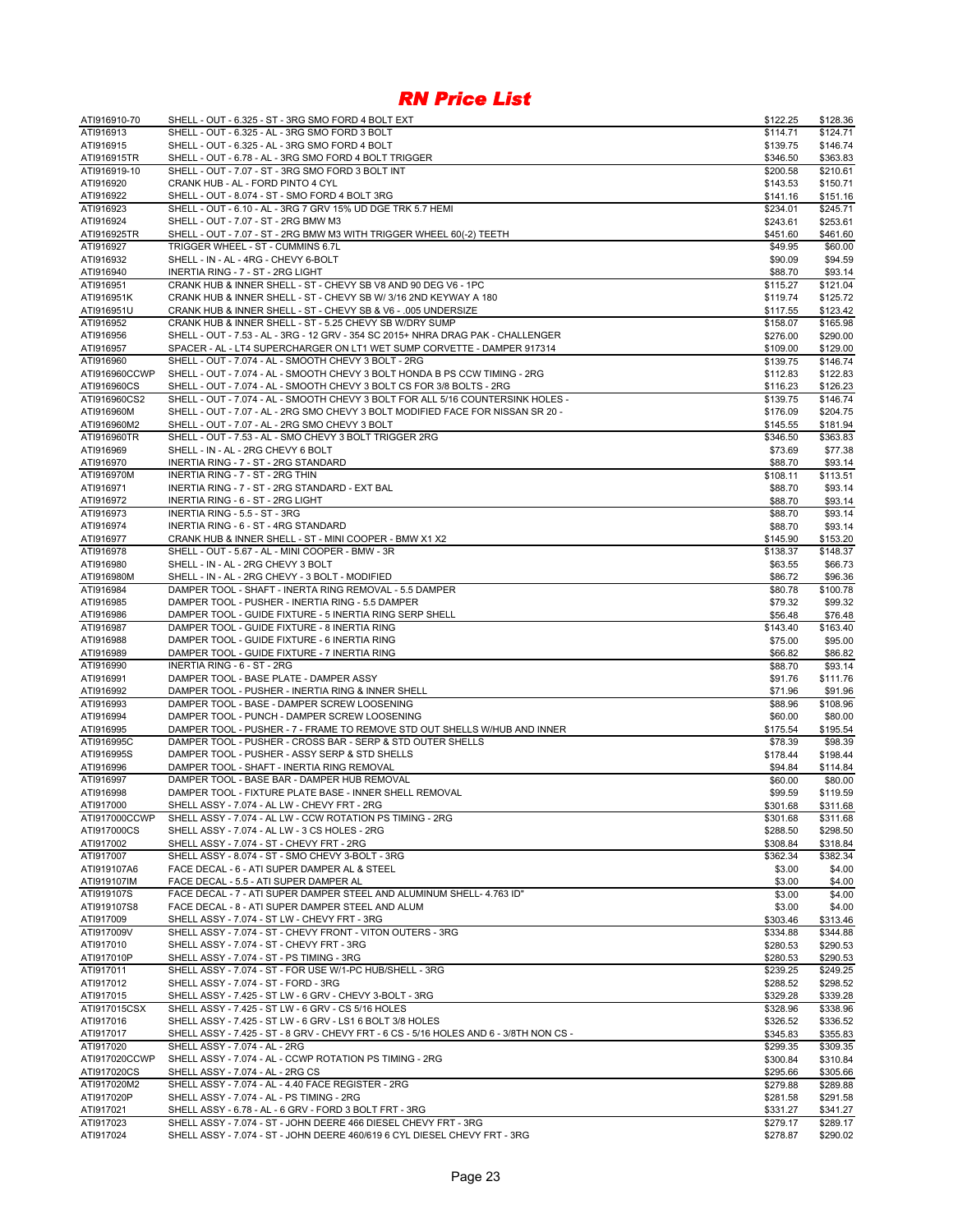# RN Price List

| | | | |
|---|---|---|---|
| ATI916910-70 | SHELL - OUT - 6.325 - ST - 3RG SMO FORD 4 BOLT EXT | $122.25 | $128.36 |
| ATI916913 | SHELL - OUT - 6.325 - AL - 3RG SMO FORD 3 BOLT | $114.71 | $124.71 |
| ATI916915 | SHELL - OUT - 6.325 - AL - 3RG SMO FORD 4 BOLT | $139.75 | $146.74 |
| ATI916915TR | SHELL - OUT - 6.78 - AL - 3RG SMO FORD 4 BOLT TRIGGER | $346.50 | $363.83 |
| ATI916919-10 | SHELL - OUT - 7.07 - ST - 3RG SMO FORD 3 BOLT INT | $200.58 | $210.61 |
| ATI916920 | CRANK HUB - AL - FORD PINTO 4 CYL | $143.53 | $150.71 |
| ATI916922 | SHELL - OUT - 8.074 - ST - SMO FORD 4 BOLT 3RG | $141.16 | $151.16 |
| ATI916923 | SHELL - OUT - 6.10 - AL - 3RG 7 GRV 15% UD DGE TRK 5.7 HEMI | $234.01 | $245.71 |
| ATI916924 | SHELL - OUT - 7.07 - ST - 2RG BMW M3 | $243.61 | $253.61 |
| ATI916925TR | SHELL - OUT - 7.07 - ST - 2RG BMW M3 WITH TRIGGER WHEEL 60(-2) TEETH | $451.60 | $461.60 |
| ATI916927 | TRIGGER WHEEL - ST - CUMMINS 6.7L | $49.95 | $60.00 |
| ATI916932 | SHELL - IN - AL - 4RG - CHEVY 6-BOLT | $90.09 | $94.59 |
| ATI916940 | INERTIA RING - 7 - ST - 2RG LIGHT | $88.70 | $93.14 |
| ATI916951 | CRANK HUB & INNER SHELL - ST - CHEVY SB V8 AND 90 DEG V6 - 1PC | $115.27 | $121.04 |
| ATI916951K | CRANK HUB & INNER SHELL - ST - CHEVY SB W/ 3/16 2ND KEYWAY A 180 | $119.74 | $125.72 |
| ATI916951U | CRANK HUB & INNER SHELL - ST - CHEVY SB & V6 - .005 UNDERSIZE | $117.55 | $123.42 |
| ATI916952 | CRANK HUB & INNER SHELL - ST - 5.25 CHEVY SB W/DRY SUMP | $158.07 | $165.98 |
| ATI916956 | SHELL - OUT - 7.53 - AL - 3RG - 12 GRV - 354 SC 2015+ NHRA DRAG PAK - CHALLENGER | $276.00 | $290.00 |
| ATI916957 | SPACER - AL - LT4 SUPERCHARGER ON LT1 WET SUMP CORVETTE - DAMPER 917314 | $109.00 | $129.00 |
| ATI916960 | SHELL - OUT - 7.074 - AL - SMOOTH CHEVY 3 BOLT - 2RG | $139.75 | $146.74 |
| ATI916960CCWP | SHELL - OUT - 7.074 - AL - SMOOTH CHEVY 3 BOLT HONDA B PS CCW TIMING - 2RG | $112.83 | $122.83 |
| ATI916960CS | SHELL - OUT - 7.074 - AL - SMOOTH CHEVY 3 BOLT CS FOR 3/8 BOLTS - 2RG | $116.23 | $126.23 |
| ATI916960CS2 | SHELL - OUT - 7.074 - AL - SMOOTH CHEVY 3 BOLT FOR ALL 5/16 COUNTERSINK HOLES - | $139.75 | $146.74 |
| ATI916960M | SHELL - OUT - 7.07 - AL - 2RG SMO CHEVY 3 BOLT MODIFIED FACE FOR NISSAN SR 20 - | $176.09 | $204.75 |
| ATI916960M2 | SHELL - OUT - 7.07 - AL - 2RG SMO CHEVY 3 BOLT | $145.55 | $181.94 |
| ATI916960TR | SHELL - OUT - 7.53 - AL - SMO CHEVY 3 BOLT TRIGGER 2RG | $346.50 | $363.83 |
| ATI916969 | SHELL - IN - AL - 2RG CHEVY 6 BOLT | $73.69 | $77.38 |
| ATI916970 | INERTIA RING - 7 - ST - 2RG STANDARD | $88.70 | $93.14 |
| ATI916970M | INERTIA RING - 7 - ST - 2RG THIN | $108.11 | $113.51 |
| ATI916971 | INERTIA RING - 7 - ST - 2RG STANDARD - EXT BAL | $88.70 | $93.14 |
| ATI916972 | INERTIA RING - 6 - ST - 2RG LIGHT | $88.70 | $93.14 |
| ATI916973 | INERTIA RING - 5.5 - ST - 3RG | $88.70 | $93.14 |
| ATI916974 | INERTIA RING - 6 - ST - 4RG STANDARD | $88.70 | $93.14 |
| ATI916977 | CRANK HUB & INNER SHELL - ST - MINI COOPER - BMW X1 X2 | $145.90 | $153.20 |
| ATI916978 | SHELL - OUT - 5.67 - AL - MINI COOPER - BMW - 3R | $138.37 | $148.37 |
| ATI916980 | SHELL - IN - AL - 2RG CHEVY 3 BOLT | $63.55 | $66.73 |
| ATI916980M | SHELL - IN - AL - 2RG CHEVY - 3 BOLT - MODIFIED | $86.72 | $96.36 |
| ATI916984 | DAMPER TOOL - SHAFT - INERTA RING REMOVAL - 5.5 DAMPER | $80.78 | $100.78 |
| ATI916985 | DAMPER TOOL - PUSHER - INERTIA RING - 5.5 DAMPER | $79.32 | $99.32 |
| ATI916986 | DAMPER TOOL - GUIDE FIXTURE - 5 INERTIA RING SERP SHELL | $56.48 | $76.48 |
| ATI916987 | DAMPER TOOL - GUIDE FIXTURE - 8 INERTIA RING | $143.40 | $163.40 |
| ATI916988 | DAMPER TOOL - GUIDE FIXTURE - 6 INERTIA RING | $75.00 | $95.00 |
| ATI916989 | DAMPER TOOL - GUIDE FIXTURE - 7 INERTIA RING | $66.82 | $86.82 |
| ATI916990 | INERTIA RING - 6 - ST - 2RG | $88.70 | $93.14 |
| ATI916991 | DAMPER TOOL - BASE PLATE - DAMPER ASSY | $91.76 | $111.76 |
| ATI916992 | DAMPER TOOL - PUSHER - INERTIA RING & INNER SHELL | $71.96 | $91.96 |
| ATI916993 | DAMPER TOOL - BASE - DAMPER SCREW LOOSENING | $88.96 | $108.96 |
| ATI916994 | DAMPER TOOL - PUNCH - DAMPER SCREW LOOSENING | $60.00 | $80.00 |
| ATI916995 | DAMPER TOOL - PUSHER - 7 - FRAME TO REMOVE STD OUT SHELLS W/HUB AND INNER | $175.54 | $195.54 |
| ATI916995C | DAMPER TOOL - PUSHER - CROSS BAR - SERP & STD OUTER SHELLS | $78.39 | $98.39 |
| ATI916995S | DAMPER TOOL - PUSHER - ASSY SERP & STD SHELLS | $178.44 | $198.44 |
| ATI916996 | DAMPER TOOL - SHAFT - INERTIA RING REMOVAL | $94.84 | $114.84 |
| ATI916997 | DAMPER TOOL - BASE BAR - DAMPER HUB REMOVAL | $60.00 | $80.00 |
| ATI916998 | DAMPER TOOL - FIXTURE PLATE BASE - INNER SHELL REMOVAL | $99.59 | $119.59 |
| ATI917000 | SHELL ASSY - 7.074 - AL LW - CHEVY FRT - 2RG | $301.68 | $311.68 |
| ATI917000CCWP | SHELL ASSY - 7.074 - AL LW - CCW ROTATION PS TIMING - 2RG | $301.68 | $311.68 |
| ATI917000CS | SHELL ASSY - 7.074 - AL LW - 3 CS HOLES - 2RG | $288.50 | $298.50 |
| ATI917002 | SHELL ASSY - 7.074 - ST - CHEVY FRT - 2RG | $308.84 | $318.84 |
| ATI917007 | SHELL ASSY - 8.074 - ST - SMO CHEVY 3-BOLT - 3RG | $362.34 | $382.34 |
| ATI919107A6 | FACE DECAL - 6 - ATI SUPER DAMPER AL & STEEL | $3.00 | $4.00 |
| ATI919107IM | FACE DECAL - 5.5 - ATI SUPER DAMPER AL | $3.00 | $4.00 |
| ATI919107S | FACE DECAL - 7 - ATI SUPER DAMPER STEEL AND ALUMINUM SHELL- 4.763 ID" | $3.00 | $4.00 |
| ATI919107S8 | FACE DECAL - 8 - ATI SUPER DAMPER STEEL AND ALUM | $3.00 | $4.00 |
| ATI917009 | SHELL ASSY - 7.074 - ST LW - CHEVY FRT - 3RG | $303.46 | $313.46 |
| ATI917009V | SHELL ASSY - 7.074 - ST - CHEVY FRONT - VITON OUTERS - 3RG | $334.88 | $344.88 |
| ATI917010 | SHELL ASSY - 7.074 - ST - CHEVY FRT - 3RG | $280.53 | $290.53 |
| ATI917010P | SHELL ASSY - 7.074 - ST - PS TIMING - 3RG | $280.53 | $290.53 |
| ATI917011 | SHELL ASSY - 7.074 - ST - FOR USE W/1-PC HUB/SHELL - 3RG | $239.25 | $249.25 |
| ATI917012 | SHELL ASSY - 7.074 - ST - FORD - 3RG | $288.52 | $298.52 |
| ATI917015 | SHELL ASSY - 7.425 - ST LW - 6 GRV - CHEVY 3-BOLT - 3RG | $329.28 | $339.28 |
| ATI917015CSX | SHELL ASSY - 7.425 - ST LW - 6 GRV - CS 5/16 HOLES | $328.96 | $338.96 |
| ATI917016 | SHELL ASSY - 7.425 - ST LW - 6 GRV - LS1 6 BOLT 3/8 HOLES | $326.52 | $336.52 |
| ATI917017 | SHELL ASSY - 7.425 - ST - 8 GRV - CHEVY FRT - 6 CS - 5/16 HOLES AND 6 - 3/8TH NON CS - | $345.83 | $355.83 |
| ATI917020 | SHELL ASSY - 7.074 - AL - 2RG | $299.35 | $309.35 |
| ATI917020CCWP | SHELL ASSY - 7.074 - AL - CCWP ROTATION PS TIMING - 2RG | $300.84 | $310.84 |
| ATI917020CS | SHELL ASSY - 7.074 - AL - 2RG CS | $295.66 | $305.66 |
| ATI917020M2 | SHELL ASSY - 7.074 - AL - 4.40 FACE REGISTER - 2RG | $279.88 | $289.88 |
| ATI917020P | SHELL ASSY - 7.074 - AL - PS TIMING - 2RG | $281.58 | $291.58 |
| ATI917021 | SHELL ASSY - 6.78 - AL - 6 GRV - FORD 3 BOLT FRT - 3RG | $331.27 | $341.27 |
| ATI917023 | SHELL ASSY - 7.074 - ST - JOHN DEERE 466 DIESEL CHEVY FRT - 3RG | $279.17 | $289.17 |
| ATI917024 | SHELL ASSY - 7.074 - ST - JOHN DEERE 460/619 6 CYL DIESEL CHEVY FRT - 3RG | $278.87 | $290.02 |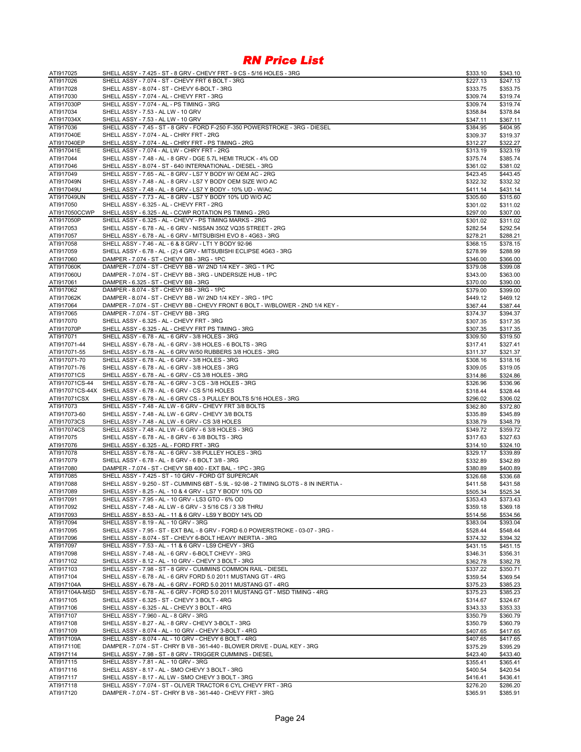# RN Price List

| | | | |
|---|---|---|---|
| ATI917025 | SHELL ASSY - 7.425 - ST - 8 GRV - CHEVY FRT - 9 CS - 5/16 HOLES - 3RG | $333.10 | $343.10 |
| ATI917026 | SHELL ASSY - 7.074 - ST - CHEVY FRT 6 BOLT - 3RG | $227.13 | $247.13 |
| ATI917028 | SHELL ASSY - 8.074 - ST - CHEVY 6-BOLT - 3RG | $333.75 | $353.75 |
| ATI917030 | SHELL ASSY - 7.074 - AL - CHEVY FRT - 3RG | $309.74 | $319.74 |
| ATI917030P | SHELL ASSY - 7.074 - AL - PS TIMING - 3RG | $309.74 | $319.74 |
| ATI917034 | SHELL ASSY - 7.53 - AL LW - 10 GRV | $358.84 | $378.84 |
| ATI917034X | SHELL ASSY - 7.53 - AL LW - 10 GRV | $347.11 | $367.11 |
| ATI917036 | SHELL ASSY - 7.45 - ST - 8 GRV - FORD F-250 F-350 POWERSTROKE - 3RG - DIESEL | $384.95 | $404.95 |
| ATI917040E | SHELL ASSY - 7.074 - AL - CHRY FRT - 2RG | $309.37 | $319.37 |
| ATI917040EP | SHELL ASSY - 7.074 - AL - CHRY FRT - PS TIMING - 2RG | $312.27 | $322.27 |
| ATI917041E | SHELL ASSY - 7.074 - AL LW - CHRY FRT - 2RG | $313.19 | $323.19 |
| ATI917044 | SHELL ASSY - 7.48 - AL - 8 GRV - DGE 5.7L HEMI TRUCK - 4% OD | $375.74 | $385.74 |
| ATI917046 | SHELL ASSY - 8.074 - ST - 640 INTERNATIONAL - DIESEL - 3RG | $361.02 | $381.02 |
| ATI917049 | SHELL ASSY - 7.65 - AL - 8 GRV - LS7 Y BODY W/ OEM AC - 2RG | $423.45 | $443.45 |
| ATI917049N | SHELL ASSY - 7.48 - AL - 8 GRV - LS7 Y BODY OEM SIZE W/O AC | $322.32 | $332.32 |
| ATI917049U | SHELL ASSY - 7.48 - AL - 8 GRV - LS7 Y BODY - 10% UD - W/AC | $411.14 | $431.14 |
| ATI917049UN | SHELL ASSY - 7.73 - AL - 8 GRV - LS7 Y BODY 10% UD W/O AC | $305.60 | $315.60 |
| ATI917050 | SHELL ASSY - 6.325 - AL - CHEVY FRT - 2RG | $301.02 | $311.02 |
| ATI917050CCWP | SHELL ASSY - 6.325 - AL - CCWP ROTATION PS TIMING - 2RG | $297.00 | $307.00 |
| ATI917050P | SHELL ASSY - 6.325 - AL - CHEVY - PS TIMING MARKS - 2RG | $301.02 | $311.02 |
| ATI917053 | SHELL ASSY - 6.78 - AL - 6 GRV - NISSAN 350Z VQ35 STREET - 2RG | $282.54 | $292.54 |
| ATI917057 | SHELL ASSY - 6.78 - AL - 6 GRV - MITSUBISHI EVO 8 - 4G63 - 3RG | $278.21 | $288.21 |
| ATI917058 | SHELL ASSY - 7.46 - AL - 6 & 8 GRV - LT1 Y BODY 92-96 | $368.15 | $378.15 |
| ATI917059 | SHELL ASSY - 6.78 - AL - (2) 4 GRV - MITSUBISHI ECLIPSE 4G63 - 3RG | $278.99 | $288.99 |
| ATI917060 | DAMPER - 7.074 - ST - CHEVY BB - 3RG - 1PC | $346.00 | $366.00 |
| ATI917060K | DAMPER - 7.074 - ST - CHEVY BB - W/ 2ND 1/4 KEY - 3RG - 1 PC | $379.08 | $399.08 |
| ATI917060U | DAMPER - 7.074 - ST - CHEVY BB - 3RG - UNDERSIZE HUB - 1PC | $343.00 | $363.00 |
| ATI917061 | DAMPER - 6.325 - ST - CHEVY BB - 3RG | $370.00 | $390.00 |
| ATI917062 | DAMPER - 8.074 - ST - CHEVY BB - 3RG - 1PC | $379.00 | $399.00 |
| ATI917062K | DAMPER - 8.074 - ST - CHEVY BB - W/ 2ND 1/4 KEY - 3RG - 1PC | $449.12 | $469.12 |
| ATI917064 | DAMPER - 7.074 - ST - CHEVY BB - CHEVY FRONT 6 BOLT - W/BLOWER - 2ND 1/4 KEY - | $367.44 | $387.44 |
| ATI917065 | DAMPER - 7.074 - ST - CHEVY BB - 3RG | $374.37 | $394.37 |
| ATI917070 | SHELL ASSY - 6.325 - AL - CHEVY FRT - 3RG | $307.35 | $317.35 |
| ATI917070P | SHELL ASSY - 6.325 - AL - CHEVY FRT PS TIMING - 3RG | $307.35 | $317.35 |
| ATI917071 | SHELL ASSY - 6.78 - AL - 6 GRV - 3/8 HOLES - 3RG | $309.50 | $319.50 |
| ATI917071-44 | SHELL ASSY - 6.78 - AL - 6 GRV - 3/8 HOLES - 6 BOLTS - 3RG | $317.41 | $327.41 |
| ATI917071-55 | SHELL ASSY - 6.78 - AL - 6 GRV W/50 RUBBERS 3/8 HOLES - 3RG | $311.37 | $321.37 |
| ATI917071-70 | SHELL ASSY - 6.78 - AL - 6 GRV - 3/8 HOLES - 3RG | $308.16 | $318.16 |
| ATI917071-76 | SHELL ASSY - 6.78 - AL - 6 GRV - 3/8 HOLES - 3RG | $309.05 | $319.05 |
| ATI917071CS | SHELL ASSY - 6.78 - AL - 6 GRV - CS 3/8 HOLES - 3RG | $314.86 | $324.86 |
| ATI917071CS-44 | SHELL ASSY - 6.78 - AL - 6 GRV - 3 CS - 3/8 HOLES - 3RG | $326.96 | $336.96 |
| ATI917071CS-44X | SHELL ASSY - 6.78 - AL - 6 GRV - CS 5/16 HOLES | $318.44 | $328.44 |
| ATI917071CSX | SHELL ASSY - 6.78 - AL - 6 GRV CS - 3 PULLEY BOLTS 5/16 HOLES - 3RG | $296.02 | $306.02 |
| ATI917073 | SHELL ASSY - 7.48 - AL LW - 6 GRV - CHEVY FRT 3/8 BOLTS | $362.80 | $372.80 |
| ATI917073-60 | SHELL ASSY - 7.48 - AL LW - 6 GRV - CHEVY 3/8 BOLTS | $335.89 | $345.89 |
| ATI917073CS | SHELL ASSY - 7.48 - AL LW - 6 GRV - CS 3/8 HOLES | $338.79 | $348.79 |
| ATI917074CS | SHELL ASSY - 7.48 - AL LW - 6 GRV - 6 3/8 HOLES - 3RG | $349.72 | $359.72 |
| ATI917075 | SHELL ASSY - 6.78 - AL - 8 GRV - 6 3/8 BOLTS - 3RG | $317.63 | $327.63 |
| ATI917076 | SHELL ASSY - 6.325 - AL - FORD FRT - 3RG | $314.10 | $324.10 |
| ATI917078 | SHELL ASSY - 6.78 - AL - 6 GRV - 3/8 PULLEY HOLES - 3RG | $329.17 | $339.89 |
| ATI917079 | SHELL ASSY - 6.78 - AL - 8 GRV - 6 BOLT 3/8 - 3RG | $332.89 | $342.89 |
| ATI917080 | DAMPER - 7.074 - ST - CHEVY SB 400 - EXT BAL - 1PC - 3RG | $380.89 | $400.89 |
| ATI917085 | SHELL ASSY - 7.425 - ST - 10 GRV - FORD GT SUPERCAR | $326.68 | $336.68 |
| ATI917088 | SHELL ASSY - 9.250 - ST - CUMMINS 6BT - 5.9L - 92-98 - 2 TIMING SLOTS - 8 IN INERTIA - | $411.58 | $431.58 |
| ATI917089 | SHELL ASSY - 8.25 - AL - 10 & 4 GRV - LS7 Y BODY 10% OD | $505.34 | $525.34 |
| ATI917091 | SHELL ASSY - 7.95 - AL - 10 GRV - LS3 GTO - 6% OD | $353.43 | $373.43 |
| ATI917092 | SHELL ASSY - 7.48 - AL LW - 6 GRV - 3 5/16 CS / 3 3/8 THRU | $359.18 | $369.18 |
| ATI917093 | SHELL ASSY - 8.53 - AL - 11 & 6 GRV - LS9 Y BODY 14% OD | $514.56 | $534.56 |
| ATI917094 | SHELL ASSY - 8.19 - AL - 10 GRV - 3RG | $383.04 | $393.04 |
| ATI917095 | SHELL ASSY - 7.95 - ST - EXT BAL - 8 GRV - FORD 6.0 POWERSTROKE - 03-07 - 3RG - | $528.44 | $548.44 |
| ATI917096 | SHELL ASSY - 8.074 - ST - CHEVY 6-BOLT HEAVY INERTIA - 3RG | $374.32 | $394.32 |
| ATI917097 | SHELL ASSY - 7.53 - AL - 11 & 6 GRV - LS9 CHEVY - 3RG | $431.15 | $451.15 |
| ATI917098 | SHELL ASSY - 7.48 - AL - 6 GRV - 6-BOLT CHEVY - 3RG | $346.31 | $356.31 |
| ATI917102 | SHELL ASSY - 8.12 - AL - 10 GRV - CHEVY 3 BOLT - 3RG | $362.78 | $382.78 |
| ATI917103 | SHELL ASSY - 7.98 - ST - 8 GRV - CUMMINS COMMON RAIL - DIESEL | $337.22 | $350.71 |
| ATI917104 | SHELL ASSY - 6.78 - AL - 6 GRV FORD 5.0 2011 MUSTANG GT - 4RG | $359.54 | $369.54 |
| ATI917104A | SHELL ASSY - 6.78 - AL - 6 GRV - FORD 5.0 2011 MUSTANG GT - 4RG | $375.23 | $385.23 |
| ATI917104A-MSD | SHELL ASSY - 6.78 - AL - 6 GRV - FORD 5.0 2011 MUSTANG GT - MSD TIMING - 4RG | $375.23 | $385.23 |
| ATI917105 | SHELL ASSY - 6.325 - ST - CHEVY 3 BOLT - 4RG | $314.67 | $324.67 |
| ATI917106 | SHELL ASSY - 6.325 - AL - CHEVY 3 BOLT - 4RG | $343.33 | $353.33 |
| ATI917107 | SHELL ASSY - 7.960 - AL - 8 GRV - 3RG | $350.79 | $360.79 |
| ATI917108 | SHELL ASSY - 8.27 - AL - 8 GRV - CHEVY 3-BOLT - 3RG | $350.79 | $360.79 |
| ATI917109 | SHELL ASSY - 8.074 - AL - 10 GRV - CHEVY 3-BOLT - 4RG | $407.65 | $417.65 |
| ATI917109A | SHELL ASSY - 8.074 - AL - 10 GRV - CHEVY 6 BOLT - 4RG | $407.65 | $417.65 |
| ATI917110E | DAMPER - 7.074 - ST - CHRY B V8 - 361-440 - BLOWER DRIVE - DUAL KEY - 3RG | $375.29 | $395.29 |
| ATI917114 | SHELL ASSY - 7.98 - ST - 8 GRV - TRIGGER CUMMINS - DIESEL | $423.40 | $433.40 |
| ATI917115 | SHELL ASSY - 7.81 - AL - 10 GRV - 3RG | $355.41 | $365.41 |
| ATI917116 | SHELL ASSY - 8.17 - AL - SMO CHEVY 3 BOLT - 3RG | $400.54 | $420.54 |
| ATI917117 | SHELL ASSY - 8.17 - AL LW - SMO CHEVY 3 BOLT - 3RG | $416.41 | $436.41 |
| ATI917118 | SHELL ASSY - 7.074 - ST - OLIVER TRACTOR 6 CYL CHEVY FRT - 3RG | $276.20 | $286.20 |
| ATI917120 | DAMPER - 7.074 - ST - CHRY B V8 - 361-440 - CHEVY FRT - 3RG | $365.91 | $385.91 |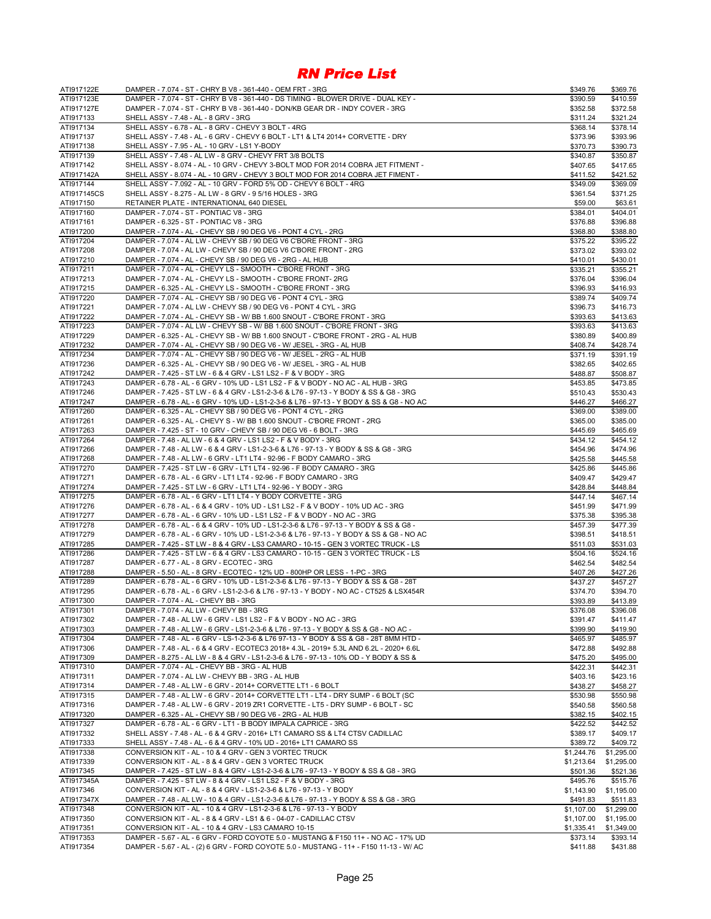# RN Price List

| | | | |
|---|---|---|---|
| ATI917122E | DAMPER - 7.074 - ST - CHRY B V8 - 361-440 - OEM FRT - 3RG | $349.76 | $369.76 |
| ATI917123E | DAMPER - 7.074 - ST - CHRY B V8 - 361-440 - DS TIMING - BLOWER DRIVE - DUAL KEY - | $390.59 | $410.59 |
| ATI917127E | DAMPER - 7.074 - ST - CHRY B V8 - 361-440 - DON/KB GEAR DR - INDY COVER - 3RG | $352.58 | $372.58 |
| ATI917133 | SHELL ASSY - 7.48 - AL - 8 GRV - 3RG | $311.24 | $321.24 |
| ATI917134 | SHELL ASSY - 6.78 - AL - 8 GRV - CHEVY 3 BOLT - 4RG | $368.14 | $378.14 |
| ATI917137 | SHELL ASSY - 7.48 - AL - 6 GRV - CHEVY 6 BOLT - LT1 & LT4 2014+ CORVETTE - DRY | $373.96 | $393.96 |
| ATI917138 | SHELL ASSY - 7.95 - AL - 10 GRV - LS1 Y-BODY | $370.73 | $390.73 |
| ATI917139 | SHELL ASSY - 7.48 - AL LW - 8 GRV - CHEVY FRT 3/8 BOLTS | $340.87 | $350.87 |
| ATI917142 | SHELL ASSY - 8.074 - AL - 10 GRV - CHEVY 3-BOLT MOD FOR 2014 COBRA JET FITMENT - | $407.65 | $417.65 |
| ATI917142A | SHELL ASSY - 8.074 - AL - 10 GRV - CHEVY 3 BOLT MOD FOR 2014 COBRA JET FIMENT - | $411.52 | $421.52 |
| ATI917144 | SHELL ASSY - 7.092 - AL - 10 GRV - FORD 5% OD - CHEVY 6 BOLT - 4RG | $349.09 | $369.09 |
| ATI917145CS | SHELL ASSY - 8.275 - AL LW - 8 GRV - 9 5/16 HOLES - 3RG | $361.54 | $371.25 |
| ATI917150 | RETAINER PLATE - INTERNATIONAL 640 DIESEL | $59.00 | $63.61 |
| ATI917160 | DAMPER - 7.074 - ST - PONTIAC V8 - 3RG | $384.01 | $404.01 |
| ATI917161 | DAMPER - 6.325 - ST - PONTIAC V8 - 3RG | $376.88 | $396.88 |
| ATI917200 | DAMPER - 7.074 - AL - CHEVY SB / 90 DEG V6 - PONT 4 CYL - 2RG | $368.80 | $388.80 |
| ATI917204 | DAMPER - 7.074 - AL LW - CHEVY SB / 90 DEG V6 C'BORE FRONT - 3RG | $375.22 | $395.22 |
| ATI917208 | DAMPER - 7.074 - AL LW - CHEVY SB / 90 DEG V6 C'BORE FRONT - 2RG | $373.02 | $393.02 |
| ATI917210 | DAMPER - 7.074 - AL - CHEVY SB / 90 DEG V6 - 2RG - AL HUB | $410.01 | $430.01 |
| ATI917211 | DAMPER - 7.074 - AL - CHEVY LS - SMOOTH - C'BORE FRONT - 3RG | $335.21 | $355.21 |
| ATI917213 | DAMPER - 7.074 - AL - CHEVY LS - SMOOTH - C'BORE FRONT- 2RG | $376.04 | $396.04 |
| ATI917215 | DAMPER - 6.325 - AL - CHEVY LS - SMOOTH - C'BORE FRONT - 3RG | $396.93 | $416.93 |
| ATI917220 | DAMPER - 7.074 - AL - CHEVY SB / 90 DEG V6 - PONT 4 CYL - 3RG | $389.74 | $409.74 |
| ATI917221 | DAMPER - 7.074 - AL LW - CHEVY SB / 90 DEG V6 - PONT 4 CYL - 3RG | $396.73 | $416.73 |
| ATI917222 | DAMPER - 7.074 - AL - CHEVY SB - W/ BB 1.600 SNOUT - C'BORE FRONT - 3RG | $393.63 | $413.63 |
| ATI917223 | DAMPER - 7.074 - AL LW - CHEVY SB - W/ BB 1.600 SNOUT - C'BORE FRONT - 3RG | $393.63 | $413.63 |
| ATI917229 | DAMPER - 6.325 - AL - CHEVY SB - W/ BB 1.600 SNOUT - C'BORE FRONT - 2RG - AL HUB | $380.89 | $400.89 |
| ATI917232 | DAMPER - 7.074 - AL - CHEVY SB / 90 DEG V6 - W/ JESEL - 3RG - AL HUB | $408.74 | $428.74 |
| ATI917234 | DAMPER - 7.074 - AL - CHEVY SB / 90 DEG V6 - W/ JESEL - 2RG - AL HUB | $371.19 | $391.19 |
| ATI917236 | DAMPER - 6.325 - AL - CHEVY SB / 90 DEG V6 - W/ JESEL - 3RG - AL HUB | $382.65 | $402.65 |
| ATI917242 | DAMPER - 7.425 - ST LW - 6 & 4 GRV - LS1 LS2 - F & V BODY - 3RG | $488.87 | $508.87 |
| ATI917243 | DAMPER - 6.78 - AL - 6 GRV - 10% UD - LS1 LS2 - F & V BODY - NO AC - AL HUB - 3RG | $453.85 | $473.85 |
| ATI917246 | DAMPER - 7.425 - ST LW - 6 & 4 GRV - LS1-2-3-6 & L76 - 97-13 - Y BODY & SS & G8 - 3RG | $510.43 | $530.43 |
| ATI917247 | DAMPER - 6.78 - AL - 6 GRV - 10% UD - LS1-2-3-6 & L76 - 97-13 - Y BODY & SS & G8 - NO AC | $446.27 | $466.27 |
| ATI917260 | DAMPER - 6.325 - AL - CHEVY SB / 90 DEG V6 - PONT 4 CYL - 2RG | $369.00 | $389.00 |
| ATI917261 | DAMPER - 6.325 - AL - CHEVY S - W/ BB 1.600 SNOUT - C'BORE FRONT - 2RG | $365.00 | $385.00 |
| ATI917263 | DAMPER - 7.425 - ST - 10 GRV - CHEVY SB / 90 DEG V6 - 6 BOLT - 3RG | $445.69 | $465.69 |
| ATI917264 | DAMPER - 7.48 - AL LW - 6 & 4 GRV - LS1 LS2 - F & V BODY - 3RG | $434.12 | $454.12 |
| ATI917266 | DAMPER - 7.48 - AL LW - 6 & 4 GRV - LS1-2-3-6 & L76 - 97-13 - Y BODY & SS & G8 - 3RG | $454.96 | $474.96 |
| ATI917268 | DAMPER - 7.48 - AL LW - 6 GRV - LT1 LT4 - 92-96 - F BODY CAMARO - 3RG | $425.58 | $445.58 |
| ATI917270 | DAMPER - 7.425 - ST LW - 6 GRV - LT1 LT4 - 92-96 - F BODY CAMARO - 3RG | $425.86 | $445.86 |
| ATI917271 | DAMPER - 6.78 - AL - 6 GRV - LT1 LT4 - 92-96 - F BODY CAMARO - 3RG | $409.47 | $429.47 |
| ATI917274 | DAMPER - 7.425 - ST LW - 6 GRV - LT1 LT4 - 92-96 - Y BODY - 3RG | $428.84 | $448.84 |
| ATI917275 | DAMPER - 6.78 - AL - 6 GRV - LT1 LT4 - Y BODY CORVETTE - 3RG | $447.14 | $467.14 |
| ATI917276 | DAMPER - 6.78 - AL - 6 & 4 GRV - 10% UD - LS1 LS2 - F & V BODY - 10% UD AC - 3RG | $451.99 | $471.99 |
| ATI917277 | DAMPER - 6.78 - AL - 6 GRV - 10% UD - LS1 LS2 - F & V BODY - NO AC - 3RG | $375.38 | $395.38 |
| ATI917278 | DAMPER - 6.78 - AL - 6 & 4 GRV - 10% UD - LS1-2-3-6 & L76 - 97-13 - Y BODY & SS & G8 - | $457.39 | $477.39 |
| ATI917279 | DAMPER - 6.78 - AL - 6 GRV - 10% UD - LS1-2-3-6 & L76 - 97-13 - Y BODY & SS & G8 - NO AC | $398.51 | $418.51 |
| ATI917285 | DAMPER - 7.425 - ST LW - 8 & 4 GRV - LS3 CAMARO - 10-15 - GEN 3 VORTEC TRUCK - LS | $511.03 | $531.03 |
| ATI917286 | DAMPER - 7.425 - ST LW - 6 & 4 GRV - LS3 CAMARO - 10-15 - GEN 3 VORTEC TRUCK - LS | $504.16 | $524.16 |
| ATI917287 | DAMPER - 6.77 - AL - 8 GRV - ECOTEC - 3RG | $462.54 | $482.54 |
| ATI917288 | DAMPER - 5.50 - AL - 8 GRV - ECOTEC - 12% UD - 800HP OR LESS - 1-PC - 3RG | $407.26 | $427.26 |
| ATI917289 | DAMPER - 6.78 - AL - 6 GRV - 10% UD - LS1-2-3-6 & L76 - 97-13 - Y BODY & SS & G8 - 28T | $437.27 | $457.27 |
| ATI917295 | DAMPER - 6.78 - AL - 6 GRV - LS1-2-3-6 & L76 - 97-13 - Y BODY - NO AC - CT525 & LSX454R | $374.70 | $394.70 |
| ATI917300 | DAMPER - 7.074 - AL - CHEVY BB - 3RG | $393.89 | $413.89 |
| ATI917301 | DAMPER - 7.074 - AL LW - CHEVY BB - 3RG | $376.08 | $396.08 |
| ATI917302 | DAMPER - 7.48 - AL LW - 6 GRV - LS1 LS2 - F & V BODY - NO AC - 3RG | $391.47 | $411.47 |
| ATI917303 | DAMPER - 7.48 - AL LW - 6 GRV - LS1-2-3-6 & L76 - 97-13 - Y BODY & SS & G8 - NO AC - | $399.90 | $419.90 |
| ATI917304 | DAMPER - 7.48 - AL - 6 GRV - LS-1-2-3-6 & L76 97-13 - Y BODY & SS & G8 - 28T 8MM HTD - | $465.97 | $485.97 |
| ATI917306 | DAMPER - 7.48 - AL - 6 & 4 GRV - ECOTEC3 2018+ 4.3L - 2019+ 5.3L AND 6.2L - 2020+ 6.6L | $472.88 | $492.88 |
| ATI917309 | DAMPER - 8.275 - AL LW - 8 & 4 GRV - LS1-2-3-6 & L76 - 97-13 - 10% OD - Y BODY & SS & | $475.20 | $495.00 |
| ATI917310 | DAMPER - 7.074 - AL - CHEVY BB - 3RG - AL HUB | $422.31 | $442.31 |
| ATI917311 | DAMPER - 7.074 - AL LW - CHEVY BB - 3RG - AL HUB | $403.16 | $423.16 |
| ATI917314 | DAMPER - 7.48 - AL LW - 6 GRV - 2014+ CORVETTE LT1 - 6 BOLT | $438.27 | $458.27 |
| ATI917315 | DAMPER - 7.48 - AL LW - 6 GRV - 2014+ CORVETTE LT1 - LT4 - DRY SUMP - 6 BOLT (SC | $530.98 | $550.98 |
| ATI917316 | DAMPER - 7.48 - AL LW - 6 GRV - 2019 ZR1 CORVETTE - LT5 - DRY SUMP - 6 BOLT - SC | $540.58 | $560.58 |
| ATI917320 | DAMPER - 6.325 - AL - CHEVY SB / 90 DEG V6 - 2RG - AL HUB | $382.15 | $402.15 |
| ATI917327 | DAMPER - 6.78 - AL - 6 GRV - LT1 - B BODY IMPALA CAPRICE - 3RG | $422.52 | $442.52 |
| ATI917332 | SHELL ASSY - 7.48 - AL - 6 & 4 GRV - 2016+ LT1 CAMARO SS & LT4 CTSV CADILLAC | $389.17 | $409.17 |
| ATI917333 | SHELL ASSY - 7.48 - AL - 6 & 4 GRV - 10% UD - 2016+ LT1 CAMARO SS | $389.72 | $409.72 |
| ATI917338 | CONVERSION KIT - AL - 10 & 4 GRV - GEN 3 VORTEC TRUCK | $1,244.76 | $1,295.00 |
| ATI917339 | CONVERSION KIT - AL - 8 & 4 GRV - GEN 3 VORTEC TRUCK | $1,213.64 | $1,295.00 |
| ATI917345 | DAMPER - 7.425 - ST LW - 8 & 4 GRV - LS1-2-3-6 & L76 - 97-13 - Y BODY & SS & G8 - 3RG | $501.36 | $521.36 |
| ATI917345A | DAMPER - 7.425 - ST LW - 8 & 4 GRV - LS1 LS2 - F & V BODY - 3RG | $495.76 | $515.76 |
| ATI917346 | CONVERSION KIT - AL - 8 & 4 GRV - LS1-2-3-6 & L76 - 97-13 - Y BODY | $1,143.90 | $1,195.00 |
| ATI917347X | DAMPER - 7.48 - AL LW - 10 & 4 GRV - LS1-2-3-6 & L76 - 97-13 - Y BODY & SS & G8 - 3RG | $491.83 | $511.83 |
| ATI917348 | CONVERSION KIT - AL - 10 & 4 GRV - LS1-2-3-6 & L76 - 97-13 - Y BODY | $1,107.00 | $1,299.00 |
| ATI917350 | CONVERSION KIT - AL - 8 & 4 GRV - LS1 & 6 - 04-07 - CADILLAC CTSV | $1,107.00 | $1,195.00 |
| ATI917351 | CONVERSION KIT - AL - 10 & 4 GRV - LS3 CAMARO 10-15 | $1,335.41 | $1,349.00 |
| ATI917353 | DAMPER - 5.67 - AL - 6 GRV - FORD COYOTE 5.0 - MUSTANG & F150 11+ - NO AC - 17% UD | $373.14 | $393.14 |
| ATI917354 | DAMPER - 5.67 - AL - (2) 6 GRV - FORD COYOTE 5.0 - MUSTANG - 11+ - F150 11-13 - W/ AC | $411.88 | $431.88 |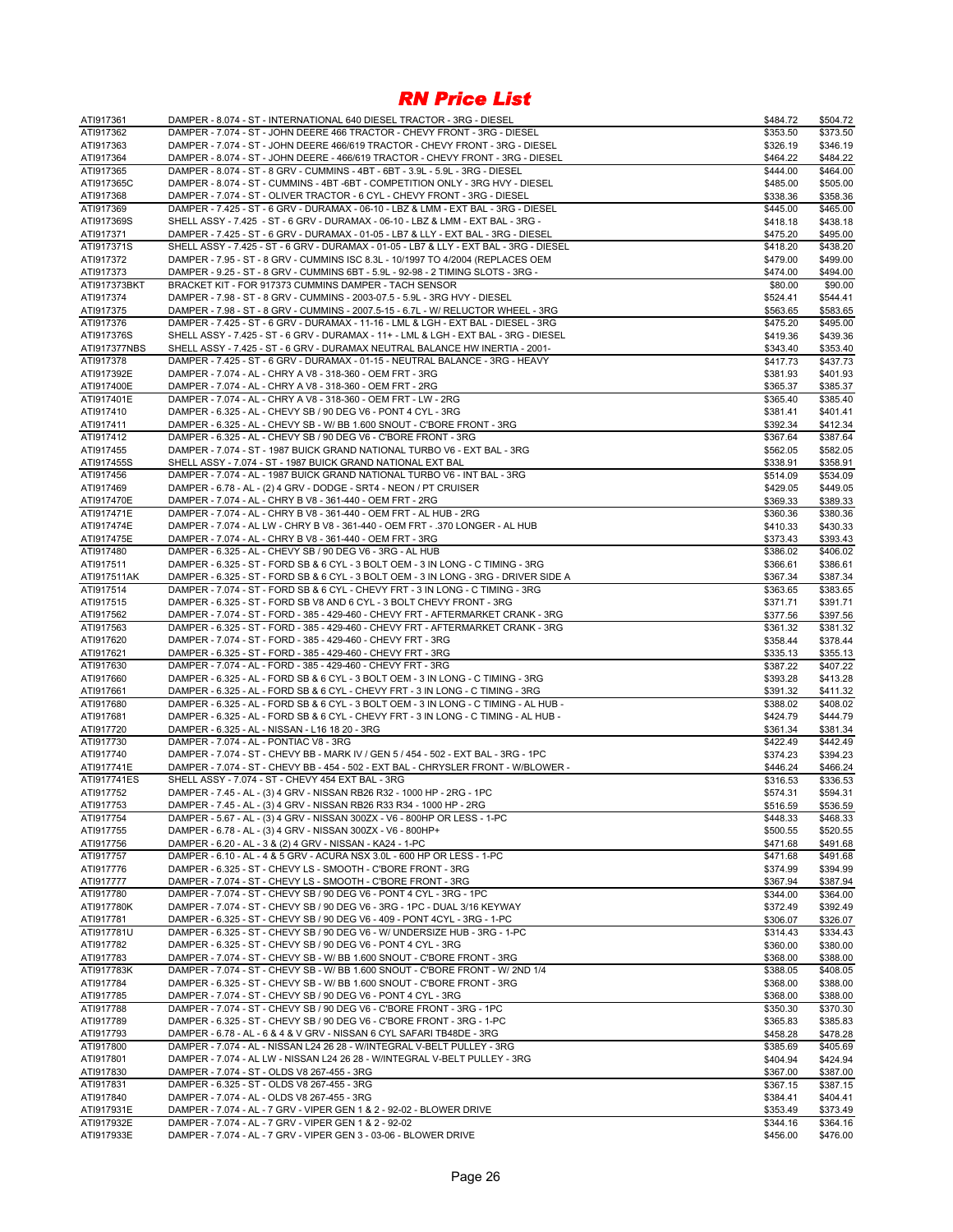# RN Price List

| | | | |
|---|---|---|---|
| ATI917361 | DAMPER - 8.074 - ST - INTERNATIONAL 640 DIESEL TRACTOR - 3RG - DIESEL | $484.72 | $504.72 |
| ATI917362 | DAMPER - 7.074 - ST - JOHN DEERE 466 TRACTOR - CHEVY FRONT - 3RG - DIESEL | $353.50 | $373.50 |
| ATI917363 | DAMPER - 7.074 - ST - JOHN DEERE 466/619 TRACTOR - CHEVY FRONT - 3RG - DIESEL | $326.19 | $346.19 |
| ATI917364 | DAMPER - 8.074 - ST - JOHN DEERE - 466/619 TRACTOR - CHEVY FRONT - 3RG - DIESEL | $464.22 | $484.22 |
| ATI917365 | DAMPER - 8.074 - ST - 8 GRV - CUMMINS - 4BT - 6BT - 3.9L - 5.9L - 3RG - DIESEL | $444.00 | $464.00 |
| ATI917365C | DAMPER - 8.074 - ST - CUMMINS - 4BT -6BT - COMPETITION ONLY - 3RG HVY - DIESEL | $485.00 | $505.00 |
| ATI917368 | DAMPER - 7.074 - ST - OLIVER TRACTOR - 6 CYL - CHEVY FRONT - 3RG - DIESEL | $338.36 | $358.36 |
| ATI917369 | DAMPER - 7.425 - ST - 6 GRV - DURAMAX - 06-10 - LBZ & LMM - EXT BAL - 3RG - DIESEL | $445.00 | $465.00 |
| ATI917369S | SHELL ASSY - 7.425 - ST - 6 GRV - DURAMAX - 06-10 - LBZ & LMM - EXT BAL - 3RG - | $418.18 | $438.18 |
| ATI917371 | DAMPER - 7.425 - ST - 6 GRV - DURAMAX - 01-05 - LB7 & LLY - EXT BAL - 3RG - DIESEL | $475.20 | $495.00 |
| ATI917371S | SHELL ASSY - 7.425 - ST - 6 GRV - DURAMAX - 01-05 - LB7 & LLY - EXT BAL - 3RG - DIESEL | $418.20 | $438.20 |
| ATI917372 | DAMPER - 7.95 - ST - 8 GRV - CUMMINS ISC 8.3L - 10/1997 TO 4/2004 (REPLACES OEM | $479.00 | $499.00 |
| ATI917373 | DAMPER - 9.25 - ST - 8 GRV - CUMMINS 6BT - 5.9L - 92-98 - 2 TIMING SLOTS - 3RG - | $474.00 | $494.00 |
| ATI917373BKT | BRACKET KIT - FOR 917373 CUMMINS DAMPER - TACH SENSOR | $80.00 | $90.00 |
| ATI917374 | DAMPER - 7.98 - ST - 8 GRV - CUMMINS - 2003-07.5 - 5.9L - 3RG HVY - DIESEL | $524.41 | $544.41 |
| ATI917375 | DAMPER - 7.98 - ST - 8 GRV - CUMMINS - 2007.5-15 - 6.7L - W/ RELUCTOR WHEEL - 3RG | $563.65 | $583.65 |
| ATI917376 | DAMPER - 7.425 - ST - 6 GRV - DURAMAX - 11-16 - LML & LGH - EXT BAL - DIESEL - 3RG | $475.20 | $495.00 |
| ATI917376S | SHELL ASSY - 7.425 - ST - 6 GRV - DURAMAX - 11+ - LML & LGH - EXT BAL - 3RG - DIESEL | $419.36 | $439.36 |
| ATI917377NBS | SHELL ASSY - 7.425 - ST - 6 GRV - DURAMAX NEUTRAL BALANCE HW INERTIA - 2001- | $343.40 | $353.40 |
| ATI917378 | DAMPER - 7.425 - ST - 6 GRV - DURAMAX - 01-15 - NEUTRAL BALANCE - 3RG - HEAVY | $417.73 | $437.73 |
| ATI917392E | DAMPER - 7.074 - AL - CHRY A V8 - 318-360 - OEM FRT - 3RG | $381.93 | $401.93 |
| ATI917400E | DAMPER - 7.074 - AL - CHRY A V8 - 318-360 - OEM FRT - 2RG | $365.37 | $385.37 |
| ATI917401E | DAMPER - 7.074 - AL - CHRY A V8 - 318-360 - OEM FRT - LW - 2RG | $365.40 | $385.40 |
| ATI917410 | DAMPER - 6.325 - AL - CHEVY SB / 90 DEG V6 - PONT 4 CYL - 3RG | $381.41 | $401.41 |
| ATI917411 | DAMPER - 6.325 - AL - CHEVY SB - W/ BB 1.600 SNOUT - C'BORE FRONT - 3RG | $392.34 | $412.34 |
| ATI917412 | DAMPER - 6.325 - AL - CHEVY SB / 90 DEG V6 - C'BORE FRONT - 3RG | $367.64 | $387.64 |
| ATI917455 | DAMPER - 7.074 - ST - 1987 BUICK GRAND NATIONAL TURBO V6 - EXT BAL - 3RG | $562.05 | $582.05 |
| ATI917455S | SHELL ASSY - 7.074 - ST - 1987 BUICK GRAND NATIONAL EXT BAL | $338.91 | $358.91 |
| ATI917456 | DAMPER - 7.074 - AL - 1987 BUICK GRAND NATIONAL TURBO V6 - INT BAL - 3RG | $514.09 | $534.09 |
| ATI917469 | DAMPER - 6.78 - AL - (2) 4 GRV - DODGE - SRT4 - NEON / PT CRUISER | $429.05 | $449.05 |
| ATI917470E | DAMPER - 7.074 - AL - CHRY B V8 - 361-440 - OEM FRT - 2RG | $369.33 | $389.33 |
| ATI917471E | DAMPER - 7.074 - AL - CHRY B V8 - 361-440 - OEM FRT - AL HUB - 2RG | $360.36 | $380.36 |
| ATI917474E | DAMPER - 7.074 - AL LW - CHRY B V8 - 361-440 - OEM FRT - .370 LONGER - AL HUB | $410.33 | $430.33 |
| ATI917475E | DAMPER - 7.074 - AL - CHRY B V8 - 361-440 - OEM FRT - 3RG | $373.43 | $393.43 |
| ATI917480 | DAMPER - 6.325 - AL - CHEVY SB / 90 DEG V6 - 3RG - AL HUB | $386.02 | $406.02 |
| ATI917511 | DAMPER - 6.325 - ST - FORD SB & 6 CYL - 3 BOLT OEM - 3 IN LONG - C TIMING - 3RG | $366.61 | $386.61 |
| ATI917511AK | DAMPER - 6.325 - ST - FORD SB & 6 CYL - 3 BOLT OEM - 3 IN LONG - 3RG - DRIVER SIDE A | $367.34 | $387.34 |
| ATI917514 | DAMPER - 7.074 - ST - FORD SB & 6 CYL - CHEVY FRT - 3 IN LONG - C TIMING - 3RG | $363.65 | $383.65 |
| ATI917515 | DAMPER - 6.325 - ST - FORD SB V8 AND 6 CYL - 3 BOLT CHEVY FRONT - 3RG | $371.71 | $391.71 |
| ATI917562 | DAMPER - 7.074 - ST - FORD - 385 - 429-460 - CHEVY FRT - AFTERMARKET CRANK - 3RG | $377.56 | $397.56 |
| ATI917563 | DAMPER - 6.325 - ST - FORD - 385 - 429-460 - CHEVY FRT - AFTERMARKET CRANK - 3RG | $361.32 | $381.32 |
| ATI917620 | DAMPER - 7.074 - ST - FORD - 385 - 429-460 - CHEVY FRT - 3RG | $358.44 | $378.44 |
| ATI917621 | DAMPER - 6.325 - ST - FORD - 385 - 429-460 - CHEVY FRT - 3RG | $335.13 | $355.13 |
| ATI917630 | DAMPER - 7.074 - AL - FORD - 385 - 429-460 - CHEVY FRT - 3RG | $387.22 | $407.22 |
| ATI917660 | DAMPER - 6.325 - AL - FORD SB & 6 CYL - 3 BOLT OEM - 3 IN LONG - C TIMING - 3RG | $393.28 | $413.28 |
| ATI917661 | DAMPER - 6.325 - AL - FORD SB & 6 CYL - CHEVY FRT - 3 IN LONG - C TIMING - 3RG | $391.32 | $411.32 |
| ATI917680 | DAMPER - 6.325 - AL - FORD SB & 6 CYL - 3 BOLT OEM - 3 IN LONG - C TIMING - AL HUB - | $388.02 | $408.02 |
| ATI917681 | DAMPER - 6.325 - AL - FORD SB & 6 CYL - CHEVY FRT - 3 IN LONG - C TIMING - AL HUB - | $424.79 | $444.79 |
| ATI917720 | DAMPER - 6.325 - AL - NISSAN - L16 18 20 - 3RG | $361.34 | $381.34 |
| ATI917730 | DAMPER - 7.074 - AL - PONTIAC V8 - 3RG | $422.49 | $442.49 |
| ATI917740 | DAMPER - 7.074 - ST - CHEVY BB - MARK IV / GEN 5 / 454 - 502 - EXT BAL - 3RG - 1PC | $374.23 | $394.23 |
| ATI917741E | DAMPER - 7.074 - ST - CHEVY BB - 454 - 502 - EXT BAL - CHRYSLER FRONT - W/BLOWER - | $446.24 | $466.24 |
| ATI917741ES | SHELL ASSY - 7.074 - ST - CHEVY 454 EXT BAL - 3RG | $316.53 | $336.53 |
| ATI917752 | DAMPER - 7.45 - AL - (3) 4 GRV - NISSAN RB26 R32 - 1000 HP - 2RG - 1PC | $574.31 | $594.31 |
| ATI917753 | DAMPER - 7.45 - AL - (3) 4 GRV - NISSAN RB26 R33 R34 - 1000 HP - 2RG | $516.59 | $536.59 |
| ATI917754 | DAMPER - 5.67 - AL - (3) 4 GRV - NISSAN 300ZX - V6 - 800HP OR LESS - 1-PC | $448.33 | $468.33 |
| ATI917755 | DAMPER - 6.78 - AL - (3) 4 GRV - NISSAN 300ZX - V6 - 800HP+ | $500.55 | $520.55 |
| ATI917756 | DAMPER - 6.20 - AL - 3 & (2) 4 GRV - NISSAN - KA24 - 1-PC | $471.68 | $491.68 |
| ATI917757 | DAMPER - 6.10 - AL - 4 & 5 GRV - ACURA NSX 3.0L - 600 HP OR LESS - 1-PC | $471.68 | $491.68 |
| ATI917776 | DAMPER - 6.325 - ST - CHEVY LS - SMOOTH - C'BORE FRONT - 3RG | $374.99 | $394.99 |
| ATI917777 | DAMPER - 7.074 - ST - CHEVY LS - SMOOTH - C'BORE FRONT - 3RG | $367.94 | $387.94 |
| ATI917780 | DAMPER - 7.074 - ST - CHEVY SB / 90 DEG V6 - PONT 4 CYL - 3RG - 1PC | $344.00 | $364.00 |
| ATI917780K | DAMPER - 7.074 - ST - CHEVY SB / 90 DEG V6 - 3RG - 1PC - DUAL 3/16 KEYWAY | $372.49 | $392.49 |
| ATI917781 | DAMPER - 6.325 - ST - CHEVY SB / 90 DEG V6 - 409 - PONT 4CYL - 3RG - 1-PC | $306.07 | $326.07 |
| ATI917781U | DAMPER - 6.325 - ST - CHEVY SB / 90 DEG V6 - W/ UNDERSIZE HUB - 3RG - 1-PC | $314.43 | $334.43 |
| ATI917782 | DAMPER - 6.325 - ST - CHEVY SB / 90 DEG V6 - PONT 4 CYL - 3RG | $360.00 | $380.00 |
| ATI917783 | DAMPER - 7.074 - ST - CHEVY SB - W/ BB 1.600 SNOUT - C'BORE FRONT - 3RG | $368.00 | $388.00 |
| ATI917783K | DAMPER - 7.074 - ST - CHEVY SB - W/ BB 1.600 SNOUT - C'BORE FRONT - W/ 2ND 1/4 | $388.05 | $408.05 |
| ATI917784 | DAMPER - 6.325 - ST - CHEVY SB - W/ BB 1.600 SNOUT - C'BORE FRONT - 3RG | $368.00 | $388.00 |
| ATI917785 | DAMPER - 7.074 - ST - CHEVY SB / 90 DEG V6 - PONT 4 CYL - 3RG | $368.00 | $388.00 |
| ATI917788 | DAMPER - 7.074 - ST - CHEVY SB / 90 DEG V6 - C'BORE FRONT - 3RG - 1PC | $350.30 | $370.30 |
| ATI917789 | DAMPER - 6.325 - ST - CHEVY SB / 90 DEG V6 - C'BORE FRONT - 3RG - 1-PC | $365.83 | $385.83 |
| ATI917793 | DAMPER - 6.78 - AL - 6 & 4 & V GRV - NISSAN 6 CYL SAFARI TB48DE - 3RG | $458.28 | $478.28 |
| ATI917800 | DAMPER - 7.074 - AL - NISSAN L24 26 28 - W/INTEGRAL V-BELT PULLEY - 3RG | $385.69 | $405.69 |
| ATI917801 | DAMPER - 7.074 - AL LW - NISSAN L24 26 28 - W/INTEGRAL V-BELT PULLEY - 3RG | $404.94 | $424.94 |
| ATI917830 | DAMPER - 7.074 - ST - OLDS V8 267-455 - 3RG | $367.00 | $387.00 |
| ATI917831 | DAMPER - 6.325 - ST - OLDS V8 267-455 - 3RG | $367.15 | $387.15 |
| ATI917840 | DAMPER - 7.074 - AL - OLDS V8 267-455 - 3RG | $384.41 | $404.41 |
| ATI917931E | DAMPER - 7.074 - AL - 7 GRV - VIPER GEN 1 & 2 - 92-02 - BLOWER DRIVE | $353.49 | $373.49 |
| ATI917932E | DAMPER - 7.074 - AL - 7 GRV - VIPER GEN 1 & 2 - 92-02 | $344.16 | $364.16 |
| ATI917933E | DAMPER - 7.074 - AL - 7 GRV - VIPER GEN 3 - 03-06 - BLOWER DRIVE | $456.00 | $476.00 |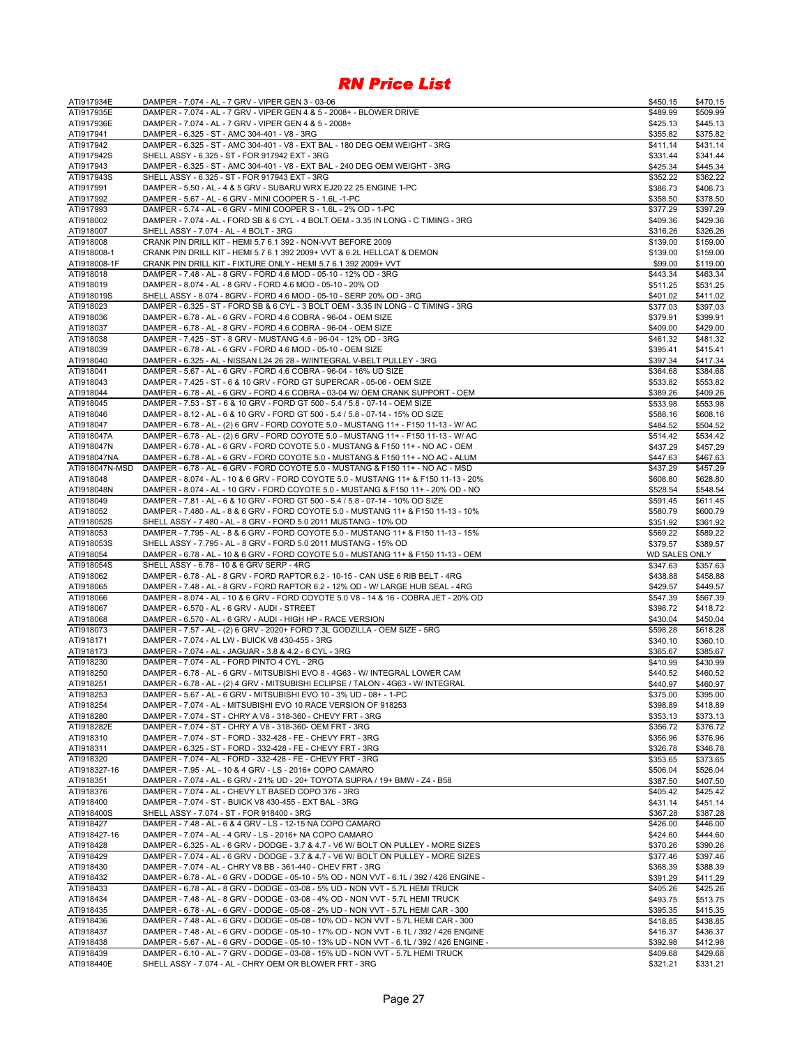# RN Price List

| Part Number | Description | Price 1 | Price 2 |
|---|---|---|---|
| ATI917934E | DAMPER - 7.074 - AL - 7 GRV - VIPER GEN 3 - 03-06 | $450.15 | $470.15 |
| ATI917935E | DAMPER - 7.074 - AL - 7 GRV - VIPER GEN 4 & 5 - 2008+ - BLOWER DRIVE | $489.99 | $509.99 |
| ATI917936E | DAMPER - 7.074 - AL - 7 GRV - VIPER GEN 4 & 5 - 2008+ | $425.13 | $445.13 |
| ATI917941 | DAMPER - 6.325 - ST - AMC 304-401 - V8 - 3RG | $355.82 | $375.82 |
| ATI917942 | DAMPER - 6.325 - ST - AMC 304-401 - V8 - EXT BAL - 180 DEG OEM WEIGHT - 3RG | $411.14 | $431.14 |
| ATI917942S | SHELL ASSY - 6.325 - ST - FOR 917942 EXT - 3RG | $331.44 | $341.44 |
| ATI917943 | DAMPER - 6.325 - ST - AMC 304-401 - V8 - EXT BAL - 240 DEG OEM WEIGHT - 3RG | $425.34 | $445.34 |
| ATI917943S | SHELL ASSY - 6.325 - ST - FOR 917943 EXT - 3RG | $352.22 | $362.22 |
| ATI917991 | DAMPER - 5.50 - AL - 4 & 5 GRV - SUBARU WRX EJ20 22 25 ENGINE 1-PC | $386.73 | $406.73 |
| ATI917992 | DAMPER - 5.67 - AL - 6 GRV - MINI COOPER S - 1.6L -1-PC | $358.50 | $378.50 |
| ATI917993 | DAMPER - 5.74 - AL - 6 GRV - MINI COOPER S - 1.6L - 2% OD - 1-PC | $377.29 | $397.29 |
| ATI918002 | DAMPER - 7.074 - AL - FORD SB & 6 CYL - 4 BOLT OEM - 3.35 IN LONG - C TIMING - 3RG | $409.36 | $429.36 |
| ATI918007 | SHELL ASSY - 7.074 - AL - 4 BOLT - 3RG | $316.26 | $326.26 |
| ATI918008 | CRANK PIN DRILL KIT - HEMI 5.7 6.1 392 - NON-VVT BEFORE 2009 | $139.00 | $159.00 |
| ATI918008-1 | CRANK PIN DRILL KIT - HEMI 5.7 6.1 392 2009+ VVT & 6.2L HELLCAT & DEMON | $139.00 | $159.00 |
| ATI918008-1F | CRANK PIN DRILL KIT - FIXTURE ONLY - HEMI 5.7 6.1 392 2009+ VVT | $99.00 | $119.00 |
| ATI918018 | DAMPER - 7.48 - AL - 8 GRV - FORD 4.6 MOD - 05-10 - 12% OD - 3RG | $443.34 | $463.34 |
| ATI918019 | DAMPER - 8.074 - AL - 8 GRV - FORD 4.6 MOD - 05-10 - 20% OD | $511.25 | $531.25 |
| ATI918019S | SHELL ASSY - 8.074 - 8GRV - FORD 4.6 MOD - 05-10 - SERP 20% OD - 3RG | $401.02 | $411.02 |
| ATI918023 | DAMPER - 6.325 - ST - FORD SB & 6 CYL - 3 BOLT OEM - 3.35 IN LONG - C TIMING - 3RG | $377.03 | $397.03 |
| ATI918036 | DAMPER - 6.78 - AL - 6 GRV - FORD 4.6 COBRA - 96-04 - OEM SIZE | $379.91 | $399.91 |
| ATI918037 | DAMPER - 6.78 - AL - 8 GRV - FORD 4.6 COBRA - 96-04 - OEM SIZE | $409.00 | $429.00 |
| ATI918038 | DAMPER - 7.425 - ST - 8 GRV - MUSTANG 4.6 - 96-04 - 12% OD - 3RG | $461.32 | $481.32 |
| ATI918039 | DAMPER - 6.78 - AL - 6 GRV - FORD 4.6 MOD - 05-10 - OEM SIZE | $395.41 | $415.41 |
| ATI918040 | DAMPER - 6.325 - AL - NISSAN L24 26 28 - W/INTEGRAL V-BELT PULLEY - 3RG | $397.34 | $417.34 |
| ATI918041 | DAMPER - 5.67 - AL - 6 GRV - FORD 4.6 COBRA - 96-04 - 16% UD SIZE | $364.68 | $384.68 |
| ATI918043 | DAMPER - 7.425 - ST - 6 & 10 GRV - FORD GT SUPERCAR - 05-06 - OEM SIZE | $533.82 | $553.82 |
| ATI918044 | DAMPER - 6.78 - AL - 6 GRV - FORD 4.6 COBRA - 03-04 W/ OEM CRANK SUPPORT - OEM | $389.26 | $409.26 |
| ATI918045 | DAMPER - 7.53 - ST - 6 & 10 GRV - FORD GT 500 - 5.4 / 5.8 - 07-14 - OEM SIZE | $533.98 | $553.98 |
| ATI918046 | DAMPER - 8.12 - AL - 6 & 10 GRV - FORD GT 500 - 5.4 / 5.8 - 07-14 - 15% OD SIZE | $588.16 | $608.16 |
| ATI918047 | DAMPER - 6.78 - AL - (2) 6 GRV - FORD COYOTE 5.0 - MUSTANG 11+ - F150 11-13 - W/ AC | $484.52 | $504.52 |
| ATI918047A | DAMPER - 6.78 - AL - (2) 6 GRV - FORD COYOTE 5.0 - MUSTANG 11+ - F150 11-13 - W/ AC | $514.42 | $534.42 |
| ATI918047N | DAMPER - 6.78 - AL - 6 GRV - FORD COYOTE 5.0 - MUSTANG & F150 11+ - NO AC - OEM | $437.29 | $457.29 |
| ATI918047NA | DAMPER - 6.78 - AL - 6 GRV - FORD COYOTE 5.0 - MUSTANG & F150 11+ - NO AC - ALUM | $447.63 | $467.63 |
| ATI918047N-MSD | DAMPER - 6.78 - AL - 6 GRV - FORD COYOTE 5.0 - MUSTANG & F150 11+ - NO AC - MSD | $437.29 | $457.29 |
| ATI918048 | DAMPER - 8.074 - AL - 10 & 6 GRV - FORD COYOTE 5.0 - MUSTANG 11+ & F150 11-13 - 20% | $608.80 | $628.80 |
| ATI918048N | DAMPER - 8.074 - AL - 10 GRV - FORD COYOTE 5.0 - MUSTANG & F150 11+ - 20% OD - NO | $528.54 | $548.54 |
| ATI918049 | DAMPER - 7.81 - AL - 6 & 10 GRV - FORD GT 500 - 5.4 / 5.8 - 07-14 - 10% OD SIZE | $591.45 | $611.45 |
| ATI918052 | DAMPER - 7.480 - AL - 8 & 6 GRV - FORD COYOTE 5.0 - MUSTANG 11+ & F150 11-13 - 10% | $580.79 | $600.79 |
| ATI918052S | SHELL ASSY - 7.480 - AL - 8 GRV - FORD 5.0 2011 MUSTANG - 10% OD | $351.92 | $361.92 |
| ATI918053 | DAMPER - 7.795 - AL - 8 & 6 GRV - FORD COYOTE 5.0 - MUSTANG 11+ & F150 11-13 - 15% | $569.22 | $589.22 |
| ATI918053S | SHELL ASSY - 7.795 - AL - 8 GRV - FORD 5.0 2011 MUSTANG - 15% OD | $379.57 | $389.57 |
| ATI918054 | DAMPER - 6.78 - AL - 10 & 6 GRV - FORD COYOTE 5.0 - MUSTANG 11+ & F150 11-13 - OEM | WD SALES ONLY | |
| ATI918054S | SHELL ASSY - 6.78 - 10 & 6 GRV SERP - 4RG | $347.63 | $357.63 |
| ATI918062 | DAMPER - 6.78 - AL - 8 GRV - FORD RAPTOR 6.2 - 10-15 - CAN USE 6 RIB BELT - 4RG | $438.88 | $458.88 |
| ATI918065 | DAMPER - 7.48 - AL - 8 GRV - FORD RAPTOR 6.2 - 12% OD - W/ LARGE HUB SEAL - 4RG | $429.57 | $449.57 |
| ATI918066 | DAMPER - 8.074 - AL - 10 & 6 GRV - FORD COYOTE 5.0 V8 - 14 & 16 - COBRA JET - 20% OD | $547.39 | $567.39 |
| ATI918067 | DAMPER - 6.570 - AL - 6 GRV - AUDI - STREET | $398.72 | $418.72 |
| ATI918068 | DAMPER - 6.570 - AL - 6 GRV - AUDI - HIGH HP - RACE VERSION | $430.04 | $450.04 |
| ATI918073 | DAMPER - 7.57 - AL - (2) 6 GRV - 2020+ FORD 7.3L GODZILLA - OEM SIZE - 5RG | $598.28 | $618.28 |
| ATI918171 | DAMPER - 7.074 - AL LW - BUICK V8 430-455 - 3RG | $340.10 | $360.10 |
| ATI918173 | DAMPER - 7.074 - AL - JAGUAR - 3.8 & 4.2 - 6 CYL - 3RG | $365.67 | $385.67 |
| ATI918230 | DAMPER - 7.074 - AL - FORD PINTO 4 CYL - 2RG | $410.99 | $430.99 |
| ATI918250 | DAMPER - 6.78 - AL - 6 GRV - MITSUBISHI EVO 8 - 4G63 - W/ INTEGRAL LOWER CAM | $440.52 | $460.52 |
| ATI918251 | DAMPER - 6.78 - AL - (2) 4 GRV - MITSUBISHI ECLIPSE / TALON - 4G63 - W/ INTEGRAL | $440.97 | $460.97 |
| ATI918253 | DAMPER - 5.67 - AL - 6 GRV - MITSUBISHI EVO 10 - 3% UD - 08+ - 1-PC | $375.00 | $395.00 |
| ATI918254 | DAMPER - 7.074 - AL - MITSUBISHI EVO 10 RACE VERSION OF 918253 | $398.89 | $418.89 |
| ATI918280 | DAMPER - 7.074 - ST - CHRY A V8 - 318-360 - CHEVY FRT - 3RG | $353.13 | $373.13 |
| ATI918282E | DAMPER - 7.074 - ST - CHRY A V8 - 318-360- OEM FRT - 3RG | $356.72 | $376.72 |
| ATI918310 | DAMPER - 7.074 - ST - FORD - 332-428 - FE - CHEVY FRT - 3RG | $356.96 | $376.96 |
| ATI918311 | DAMPER - 6.325 - ST - FORD - 332-428 - FE - CHEVY FRT - 3RG | $326.78 | $346.78 |
| ATI918320 | DAMPER - 7.074 - AL - FORD - 332-428 - FE - CHEVY FRT - 3RG | $353.65 | $373.65 |
| ATI918327-16 | DAMPER - 7.95 - AL - 10 & 4 GRV - LS - 2016+ COPO CAMARO | $506.04 | $526.04 |
| ATI918351 | DAMPER - 7.074 - AL - 6 GRV - 21% UD - 20+ TOYOTA SUPRA / 19+ BMW - Z4 - B58 | $387.50 | $407.50 |
| ATI918376 | DAMPER - 7.074 - AL - CHEVY LT BASED COPO 376 - 3RG | $405.42 | $425.42 |
| ATI918400 | DAMPER - 7.074 - ST - BUICK V8 430-455 - EXT BAL - 3RG | $431.14 | $451.14 |
| ATI918400S | SHELL ASSY - 7.074 - ST - FOR 918400 - 3RG | $367.28 | $387.28 |
| ATI918427 | DAMPER - 7.48 - AL - 6 & 4 GRV - LS - 12-15 NA COPO CAMARO | $426.00 | $446.00 |
| ATI918427-16 | DAMPER - 7.074 - AL - 4 GRV - LS - 2016+ NA COPO CAMARO | $424.60 | $444.60 |
| ATI918428 | DAMPER - 6.325 - AL - 6 GRV - DODGE - 3.7 & 4.7 - V6 W/ BOLT ON PULLEY - MORE SIZES | $370.26 | $390.26 |
| ATI918429 | DAMPER - 7.074 - AL - 6 GRV - DODGE - 3.7 & 4.7 - V6 W/ BOLT ON PULLEY - MORE SIZES | $377.46 | $397.46 |
| ATI918430 | DAMPER - 7.074 - AL - CHRY V8 BB - 361-440 - CHEV FRT - 3RG | $368.39 | $388.39 |
| ATI918432 | DAMPER - 6.78 - AL - 6 GRV - DODGE - 05-10 - 5% OD - NON VVT - 6.1L / 392 / 426 ENGINE - | $391.29 | $411.29 |
| ATI918433 | DAMPER - 6.78 - AL - 8 GRV - DODGE - 03-08 - 5% UD - NON VVT - 5.7L HEMI TRUCK | $405.26 | $425.26 |
| ATI918434 | DAMPER - 7.48 - AL - 8 GRV - DODGE - 03-08 - 4% OD - NON VVT - 5.7L HEMI TRUCK | $493.75 | $513.75 |
| ATI918435 | DAMPER - 6.78 - AL - 6 GRV - DODGE - 05-08 - 2% UD - NON VVT - 5.7L HEMI CAR - 300 | $395.35 | $415.35 |
| ATI918436 | DAMPER - 7.48 - AL - 6 GRV - DODGE - 05-08 - 10% OD - NON VVT - 5.7L HEMI CAR - 300 | $418.85 | $438.85 |
| ATI918437 | DAMPER - 7.48 - AL - 6 GRV - DODGE - 05-10 - 17% OD - NON VVT - 6.1L / 392 / 426 ENGINE | $416.37 | $436.37 |
| ATI918438 | DAMPER - 5.67 - AL - 6 GRV - DODGE - 05-10 - 13% UD - NON VVT - 6.1L / 392 / 426 ENGINE - | $392.98 | $412.98 |
| ATI918439 | DAMPER - 6.10 - AL - 7 GRV - DODGE - 03-08 - 15% UD - NON VVT - 5.7L HEMI TRUCK | $409.68 | $429.68 |
| ATI918440E | SHELL ASSY - 7.074 - AL - CHRY OEM OR BLOWER FRT - 3RG | $321.21 | $331.21 |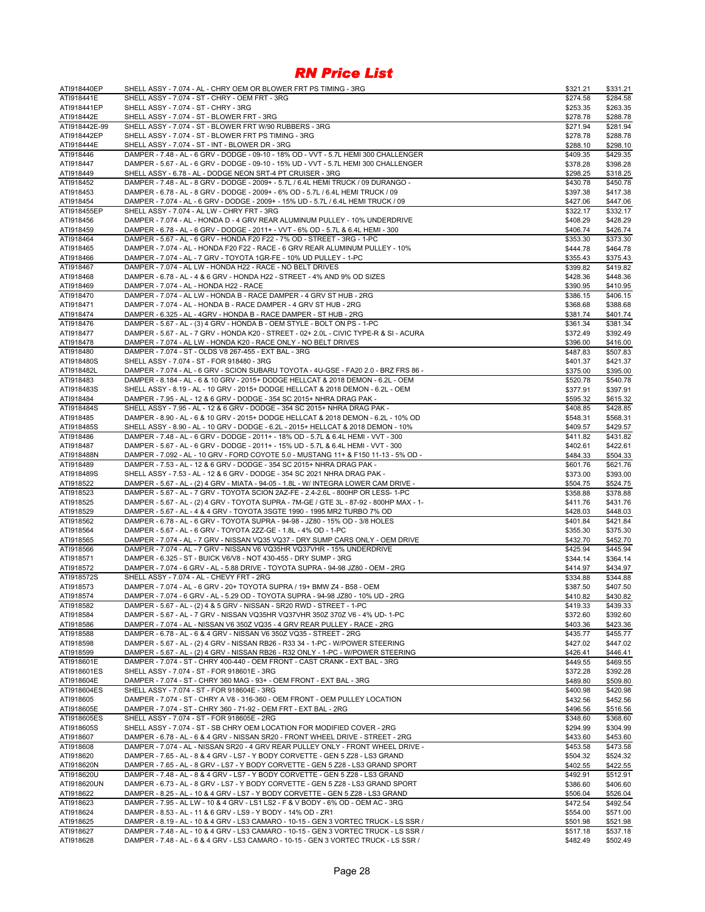# RN Price List

| | | | |
|---|---|---|---|
| ATI918440EP | SHELL ASSY - 7.074 - AL - CHRY OEM OR BLOWER FRT PS TIMING - 3RG | $321.21 | $331.21 |
| ATI918441E | SHELL ASSY - 7.074 - ST - CHRY - OEM FRT - 3RG | $274.58 | $284.58 |
| ATI918441EP | SHELL ASSY - 7.074 - ST - CHRY - 3RG | $253.35 | $263.35 |
| ATI918442E | SHELL ASSY - 7.074 - ST - BLOWER FRT - 3RG | $278.78 | $288.78 |
| ATI918442E-99 | SHELL ASSY - 7.074 - ST - BLOWER FRT W/90 RUBBERS - 3RG | $271.94 | $281.94 |
| ATI918442EP | SHELL ASSY - 7.074 - ST - BLOWER FRT PS TIMING - 3RG | $278.78 | $288.78 |
| ATI918444E | SHELL ASSY - 7.074 - ST - INT - BLOWER DR - 3RG | $288.10 | $298.10 |
| ATI918446 | DAMPER - 7.48 - AL - 6 GRV - DODGE - 09-10 - 18% OD - VVT - 5.7L HEMI 300 CHALLENGER | $409.35 | $429.35 |
| ATI918447 | DAMPER - 5.67 - AL - 6 GRV - DODGE - 09-10 - 15% UD - VVT - 5.7L HEMI 300 CHALLENGER | $378.28 | $398.28 |
| ATI918449 | SHELL ASSY - 6.78 - AL - DODGE NEON SRT-4 PT CRUISER - 3RG | $298.25 | $318.25 |
| ATI918452 | DAMPER - 7.48 - AL - 8 GRV - DODGE - 2009+ - 5.7L / 6.4L HEMI TRUCK / 09 DURANGO - | $430.78 | $450.78 |
| ATI918453 | DAMPER - 6.78 - AL - 8 GRV - DODGE - 2009+ - 6% OD - 5.7L / 6.4L HEMI TRUCK / 09 | $397.38 | $417.38 |
| ATI918454 | DAMPER - 7.074 - AL - 6 GRV - DODGE - 2009+ - 15% UD - 5.7L / 6.4L HEMI TRUCK / 09 | $427.06 | $447.06 |
| ATI918455EP | SHELL ASSY - 7.074 - AL LW - CHRY FRT - 3RG | $322.17 | $332.17 |
| ATI918456 | DAMPER - 7.074 - AL - HONDA D - 4 GRV REAR ALUMINUM PULLEY - 10% UNDERDRIVE | $408.29 | $428.29 |
| ATI918459 | DAMPER - 6.78 - AL - 6 GRV - DODGE - 2011+ - VVT - 6% OD - 5.7L & 6.4L HEMI - 300 | $406.74 | $426.74 |
| ATI918464 | DAMPER - 5.67 - AL - 6 GRV - HONDA F20 F22 - 7% OD - STREET - 3RG - 1-PC | $353.30 | $373.30 |
| ATI918465 | DAMPER - 7.074 - AL - HONDA F20 F22 - RACE - 6 GRV REAR ALUMINUM PULLEY - 10% | $444.78 | $464.78 |
| ATI918466 | DAMPER - 7.074 - AL - 7 GRV - TOYOTA 1GR-FE - 10% UD PULLEY - 1-PC | $355.43 | $375.43 |
| ATI918467 | DAMPER - 7.074 - AL LW - HONDA H22 - RACE - NO BELT DRIVES | $399.82 | $419.82 |
| ATI918468 | DAMPER - 6.78 - AL - 4 & 6 GRV - HONDA H22 - STREET - 4% AND 9% OD SIZES | $428.36 | $448.36 |
| ATI918469 | DAMPER - 7.074 - AL - HONDA H22 - RACE | $390.95 | $410.95 |
| ATI918470 | DAMPER - 7.074 - AL LW - HONDA B - RACE DAMPER - 4 GRV ST HUB - 2RG | $386.15 | $406.15 |
| ATI918471 | DAMPER - 7.074 - AL - HONDA B - RACE DAMPER - 4 GRV ST HUB - 2RG | $368.68 | $388.68 |
| ATI918474 | DAMPER - 6.325 - AL - 4GRV - HONDA B - RACE DAMPER - ST HUB - 2RG | $381.74 | $401.74 |
| ATI918476 | DAMPER - 5.67 - AL - (3) 4 GRV - HONDA B - OEM STYLE - BOLT ON PS - 1-PC | $361.34 | $381.34 |
| ATI918477 | DAMPER - 5.67 - AL - 7 GRV - HONDA K20 - STREET - 02+ 2.0L - CIVIC TYPE-R & SI - ACURA | $372.49 | $392.49 |
| ATI918478 | DAMPER - 7.074 - AL LW - HONDA K20 - RACE ONLY - NO BELT DRIVES | $396.00 | $416.00 |
| ATI918480 | DAMPER - 7.074 - ST - OLDS V8 267-455 - EXT BAL - 3RG | $487.83 | $507.83 |
| ATI918480S | SHELL ASSY - 7.074 - ST - FOR 918480 - 3RG | $401.37 | $421.37 |
| ATI918482L | DAMPER - 7.074 - AL - 6 GRV - SCION SUBARU TOYOTA - 4U-GSE - FA20 2.0 - BRZ FRS 86 - | $375.00 | $395.00 |
| ATI918483 | DAMPER - 8.184 - AL - 6 & 10 GRV - 2015+ DODGE HELLCAT & 2018 DEMON - 6.2L - OEM | $520.78 | $540.78 |
| ATI918483S | SHELL ASSY - 8.19 - AL - 10 GRV - 2015+ DODGE HELLCAT & 2018 DEMON - 6.2L - OEM | $377.91 | $397.91 |
| ATI918484 | DAMPER - 7.95 - AL - 12 & 6 GRV - DODGE - 354 SC 2015+ NHRA DRAG PAK - | $595.32 | $615.32 |
| ATI918484S | SHELL ASSY - 7.95 - AL - 12 & 6 GRV - DODGE - 354 SC 2015+ NHRA DRAG PAK - | $408.85 | $428.85 |
| ATI918485 | DAMPER - 8.90 - AL - 6 & 10 GRV - 2015+ DODGE HELLCAT & 2018 DEMON - 6.2L - 10% OD | $548.31 | $568.31 |
| ATI918485S | SHELL ASSY - 8.90 - AL - 10 GRV - DODGE - 6.2L - 2015+ HELLCAT & 2018 DEMON - 10% | $409.57 | $429.57 |
| ATI918486 | DAMPER - 7.48 - AL - 6 GRV - DODGE - 2011+ - 18% OD - 5.7L & 6.4L HEMI - VVT - 300 | $411.82 | $431.82 |
| ATI918487 | DAMPER - 5.67 - AL - 6 GRV - DODGE - 2011+ - 15% UD - 5.7L & 6.4L HEMI - VVT - 300 | $402.61 | $422.61 |
| ATI918488N | DAMPER - 7.092 - AL - 10 GRV - FORD COYOTE 5.0 - MUSTANG 11+ & F150 11-13 - 5% OD - | $484.33 | $504.33 |
| ATI918489 | DAMPER - 7.53 - AL - 12 & 6 GRV - DODGE - 354 SC 2015+ NHRA DRAG PAK - | $601.76 | $621.76 |
| ATI918489S | SHELL ASSY - 7.53 - AL - 12 & 6 GRV - DODGE - 354 SC 2021 NHRA DRAG PAK - | $373.00 | $393.00 |
| ATI918522 | DAMPER - 5.67 - AL - (2) 4 GRV - MIATA - 94-05 - 1.8L - W/ INTEGRA LOWER CAM DRIVE - | $504.75 | $524.75 |
| ATI918523 | DAMPER - 5.67 - AL - 7 GRV - TOYOTA SCION 2AZ-FE - 2.4-2.6L - 800HP OR LESS- 1-PC | $358.88 | $378.88 |
| ATI918525 | DAMPER - 5.67 - AL - (2) 4 GRV - TOYOTA SUPRA - 7M-GE / GTE 3L - 87-92 - 800HP MAX - 1- | $411.76 | $431.76 |
| ATI918529 | DAMPER - 5.67 - AL - 4 & 4 GRV - TOYOTA 3SGTE 1990 - 1995 MR2 TURBO 7% OD | $428.03 | $448.03 |
| ATI918562 | DAMPER - 6.78 - AL - 6 GRV - TOYOTA SUPRA - 94-98 - JZ80 - 15% OD - 3/8 HOLES | $401.84 | $421.84 |
| ATI918564 | DAMPER - 5.67 - AL - 6 GRV - TOYOTA 2ZZ-GE - 1.8L - 4% OD - 1-PC | $355.30 | $375.30 |
| ATI918565 | DAMPER - 7.074 - AL - 7 GRV - NISSAN VQ35 VQ37 - DRY SUMP CARS ONLY - OEM DRIVE | $432.70 | $452.70 |
| ATI918566 | DAMPER - 7.074 - AL - 7 GRV - NISSAN V6 VQ35HR VQ37VHR - 15% UNDERDRIVE | $425.94 | $445.94 |
| ATI918571 | DAMPER - 6.325 - ST - BUICK V6/V8 - NOT 430-455 - DRY SUMP - 3RG | $344.14 | $364.14 |
| ATI918572 | DAMPER - 7.074 - 6 GRV - AL - 5.88 DRIVE - TOYOTA SUPRA - 94-98 JZ80 - OEM - 2RG | $414.97 | $434.97 |
| ATI918572S | SHELL ASSY - 7.074 - AL - CHEVY FRT - 2RG | $334.88 | $344.88 |
| ATI918573 | DAMPER - 7.074 - AL - 6 GRV - 20+ TOYOTA SUPRA / 19+ BMW Z4 - B58 - OEM | $387.50 | $407.50 |
| ATI918574 | DAMPER - 7.074 - 6 GRV - AL - 5.29 OD - TOYOTA SUPRA - 94-98 JZ80 - 10% UD - 2RG | $410.82 | $430.82 |
| ATI918582 | DAMPER - 5.67 - AL - (2) 4 & 5 GRV - NISSAN - SR20 RWD - STREET - 1-PC | $419.33 | $439.33 |
| ATI918584 | DAMPER - 5.67 - AL - 7 GRV - NISSAN VQ35HR VQ37VHR 350Z 370Z V6 - 4% UD- 1-PC | $372.60 | $392.60 |
| ATI918586 | DAMPER - 7.074 - AL - NISSAN V6 350Z VQ35 - 4 GRV REAR PULLEY - RACE - 2RG | $403.36 | $423.36 |
| ATI918588 | DAMPER - 6.78 - AL - 6 & 4 GRV - NISSAN V6 350Z VQ35 - STREET - 2RG | $435.77 | $455.77 |
| ATI918598 | DAMPER - 5.67 - AL - (2) 4 GRV - NISSAN RB26 - R33 34 - 1-PC - W/POWER STEERING | $427.02 | $447.02 |
| ATI918599 | DAMPER - 5.67 - AL - (2) 4 GRV - NISSAN RB26 - R32 ONLY - 1-PC - W/POWER STEERING | $426.41 | $446.41 |
| ATI918601E | DAMPER - 7.074 - ST - CHRY 400-440 - OEM FRONT - CAST CRANK - EXT BAL - 3RG | $449.55 | $469.55 |
| ATI918601ES | SHELL ASSY - 7.074 - ST - FOR 918601E - 3RG | $372.28 | $392.28 |
| ATI918604E | DAMPER - 7.074 - ST - CHRY 360 MAG - 93+ - OEM FRONT - EXT BAL - 3RG | $489.80 | $509.80 |
| ATI918604ES | SHELL ASSY - 7.074 - ST - FOR 918604E - 3RG | $400.98 | $420.98 |
| ATI918605 | DAMPER - 7.074 - ST - CHRY A V8 - 316-360 - OEM FRONT - OEM PULLEY LOCATION | $432.56 | $452.56 |
| ATI918605E | DAMPER - 7.074 - ST - CHRY 360 - 71-92 - OEM FRT - EXT BAL - 2RG | $496.56 | $516.56 |
| ATI918605ES | SHELL ASSY - 7.074 - ST - FOR 918605E - 2RG | $348.60 | $368.60 |
| ATI918605S | SHELL ASSY - 7.074 - ST - SB CHRY OEM LOCATION FOR MODIFIED COVER - 2RG | $294.99 | $304.99 |
| ATI918607 | DAMPER - 6.78 - AL - 6 & 4 GRV - NISSAN SR20 - FRONT WHEEL DRIVE - STREET - 2RG | $433.60 | $453.60 |
| ATI918608 | DAMPER - 7.074 - AL - NISSAN SR20 - 4 GRV REAR PULLEY ONLY - FRONT WHEEL DRIVE - | $453.58 | $473.58 |
| ATI918620 | DAMPER - 7.65 - AL - 8 & 4 GRV - LS7 - Y BODY CORVETTE - GEN 5 Z28 - LS3 GRAND | $504.32 | $524.32 |
| ATI918620N | DAMPER - 7.65 - AL - 8 GRV - LS7 - Y BODY CORVETTE - GEN 5 Z28 - LS3 GRAND SPORT | $402.55 | $422.55 |
| ATI918620U | DAMPER - 7.48 - AL - 8 & 4 GRV - LS7 - Y BODY CORVETTE - GEN 5 Z28 - LS3 GRAND | $492.91 | $512.91 |
| ATI918620UN | DAMPER - 6.73 - AL - 8 GRV - LS7 - Y BODY CORVETTE - GEN 5 Z28 - LS3 GRAND SPORT | $386.60 | $406.60 |
| ATI918622 | DAMPER - 8.25 - AL - 10 & 4 GRV - LS7 - Y BODY CORVETTE - GEN 5 Z28 - LS3 GRAND | $506.04 | $526.04 |
| ATI918623 | DAMPER - 7.95 - AL LW - 10 & 4 GRV - LS1 LS2 - F & V BODY - 6% OD - OEM AC - 3RG | $472.54 | $492.54 |
| ATI918624 | DAMPER - 8.53 - AL - 11 & 6 GRV - LS9 - Y BODY - 14% OD - ZR1 | $554.00 | $571.00 |
| ATI918625 | DAMPER - 8.19 - AL - 10 & 4 GRV - LS3 CAMARO - 10-15 - GEN 3 VORTEC TRUCK - LS SSR / | $501.98 | $521.98 |
| ATI918627 | DAMPER - 7.48 - AL - 10 & 4 GRV - LS3 CAMARO - 10-15 - GEN 3 VORTEC TRUCK - LS SSR / | $517.18 | $537.18 |
| ATI918628 | DAMPER - 7.48 - AL - 6 & 4 GRV - LS3 CAMARO - 10-15 - GEN 3 VORTEC TRUCK - LS SSR / | $482.49 | $502.49 |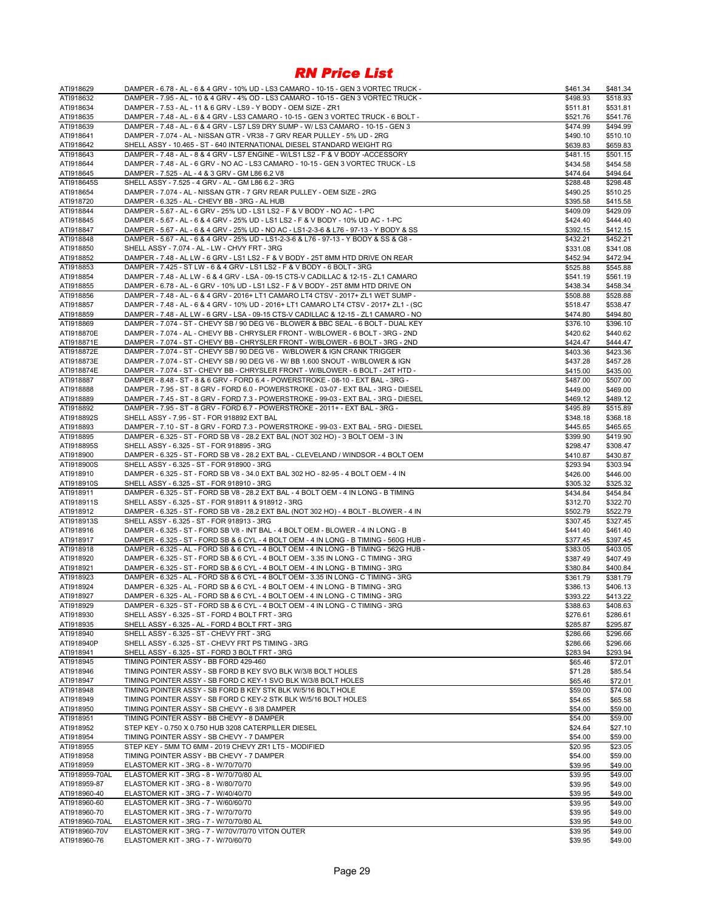# RN Price List

| | | | |
|---|---|---|---|
| ATI918629 | DAMPER - 6.78 - AL - 6 & 4 GRV - 10% UD - LS3 CAMARO - 10-15 - GEN 3 VORTEC TRUCK - | $461.34 | $481.34 |
| ATI918632 | DAMPER - 7.95 - AL - 10 & 4 GRV - 4% OD - LS3 CAMARO - 10-15 - GEN 3 VORTEC TRUCK - | $498.93 | $518.93 |
| ATI918634 | DAMPER - 7.53 - AL - 11 & 6 GRV - LS9 - Y BODY - OEM SIZE - ZR1 | $511.81 | $531.81 |
| ATI918635 | DAMPER - 7.48 - AL - 6 & 4 GRV - LS3 CAMARO - 10-15 - GEN 3 VORTEC TRUCK - 6 BOLT - | $521.76 | $541.76 |
| ATI918639 | DAMPER - 7.48 - AL - 6 & 4 GRV - LS7 LS9 DRY SUMP - W/ LS3 CAMARO - 10-15 - GEN 3 | $474.99 | $494.99 |
| ATI918641 | DAMPER - 7.074 - AL - NISSAN GTR - VR38 - 7 GRV REAR PULLEY - 5% UD - 2RG | $490.10 | $510.10 |
| ATI918642 | SHELL ASSY - 10.465 - ST - 640 INTERNATIONAL DIESEL STANDARD WEIGHT RG | $639.83 | $659.83 |
| ATI918643 | DAMPER - 7.48 - AL - 8 & 4 GRV - LS7 ENGINE - W/LS1 LS2 - F & V BODY -ACCESSORY | $481.15 | $501.15 |
| ATI918644 | DAMPER - 7.48 - AL - 6 GRV - NO AC - LS3 CAMARO - 10-15 - GEN 3 VORTEC TRUCK - LS | $434.58 | $454.58 |
| ATI918645 | DAMPER - 7.525 - AL - 4 & 3 GRV - GM L86 6.2 V8 | $474.64 | $494.64 |
| ATI918645S | SHELL ASSY - 7.525 - 4 GRV - AL - GM L86 6.2 - 3RG | $288.48 | $298.48 |
| ATI918654 | DAMPER - 7.074 - AL - NISSAN GTR - 7 GRV REAR PULLEY - OEM SIZE - 2RG | $490.25 | $510.25 |
| ATI918720 | DAMPER - 6.325 - AL - CHEVY BB - 3RG - AL HUB | $395.58 | $415.58 |
| ATI918844 | DAMPER - 5.67 - AL - 6 GRV - 25% UD - LS1 LS2 - F & V BODY - NO AC - 1-PC | $409.09 | $429.09 |
| ATI918845 | DAMPER - 5.67 - AL - 6 & 4 GRV - 25% UD - LS1 LS2 - F & V BODY - 10% UD AC - 1-PC | $424.40 | $444.40 |
| ATI918847 | DAMPER - 5.67 - AL - 6 & 4 GRV - 25% UD - NO AC - LS1-2-3-6 & L76 - 97-13 - Y BODY & SS | $392.15 | $412.15 |
| ATI918848 | DAMPER - 5.67 - AL - 6 & 4 GRV - 25% UD - LS1-2-3-6 & L76 - 97-13 - Y BODY & SS & G8 - | $432.21 | $452.21 |
| ATI918850 | SHELL ASSY - 7.074 - AL - LW - CHVY FRT - 3RG | $331.08 | $341.08 |
| ATI918852 | DAMPER - 7.48 - AL LW - 6 GRV - LS1 LS2 - F & V BODY - 25T 8MM HTD DRIVE ON REAR | $452.94 | $472.94 |
| ATI918853 | DAMPER - 7.425 - ST LW - 6 & 4 GRV - LS1 LS2 - F & V BODY - 6 BOLT - 3RG | $525.88 | $545.88 |
| ATI918854 | DAMPER - 7.48 - AL LW - 6 & 4 GRV - LSA - 09-15 CTS-V CADILLAC & 12-15 - ZL1 CAMARO | $541.19 | $561.19 |
| ATI918855 | DAMPER - 6.78 - AL - 6 GRV - 10% UD - LS1 LS2 - F & V BODY - 25T 8MM HTD DRIVE ON | $438.34 | $458.34 |
| ATI918856 | DAMPER - 7.48 - AL - 6 & 4 GRV - 2016+ LT1 CAMARO LT4 CTSV - 2017+ ZL1 WET SUMP - | $508.88 | $528.88 |
| ATI918857 | DAMPER - 7.48 - AL - 6 & 4 GRV - 10% UD - 2016+ LT1 CAMARO LT4 CTSV - 2017+ ZL1 - (SC | $518.47 | $538.47 |
| ATI918859 | DAMPER - 7.48 - AL LW - 6 GRV - LSA - 09-15 CTS-V CADILLAC & 12-15 - ZL1 CAMARO - NO | $474.80 | $494.80 |
| ATI918869 | DAMPER - 7.074 - ST - CHEVY SB / 90 DEG V6 - BLOWER & BBC SEAL - 6 BOLT - DUAL KEY | $376.10 | $396.10 |
| ATI918870E | DAMPER - 7.074 - AL - CHEVY BB - CHRYSLER FRONT - W/BLOWER - 6 BOLT - 3RG - 2ND | $420.62 | $440.62 |
| ATI918871E | DAMPER - 7.074 - ST - CHEVY BB - CHRYSLER FRONT - W/BLOWER - 6 BOLT - 3RG - 2ND | $424.47 | $444.47 |
| ATI918872E | DAMPER - 7.074 - ST - CHEVY SB / 90 DEG V6 - W/BLOWER & IGN CRANK TRIGGER | $403.36 | $423.36 |
| ATI918873E | DAMPER - 7.074 - ST - CHEVY SB / 90 DEG V6 - W/ BB 1.600 SNOUT - W/BLOWER & IGN | $437.28 | $457.28 |
| ATI918874E | DAMPER - 7.074 - ST - CHEVY BB - CHRYSLER FRONT - W/BLOWER - 6 BOLT - 24T HTD - | $415.00 | $435.00 |
| ATI918887 | DAMPER - 8.48 - ST - 8 & 6 GRV - FORD 6.4 - POWERSTROKE - 08-10 - EXT BAL - 3RG - | $487.00 | $507.00 |
| ATI918888 | DAMPER - 7.95 - ST - 8 GRV - FORD 6.0 - POWERSTROKE - 03-07 - EXT BAL - 3RG - DIESEL | $449.00 | $469.00 |
| ATI918889 | DAMPER - 7.45 - ST - 8 GRV - FORD 7.3 - POWERSTROKE - 99-03 - EXT BAL - 3RG - DIESEL | $469.12 | $489.12 |
| ATI918892 | DAMPER - 7.95 - ST - 8 GRV - FORD 6.7 - POWERSTROKE - 2011+ - EXT BAL - 3RG - | $495.89 | $515.89 |
| ATI918892S | SHELL ASSY - 7.95 - ST - FOR 918892 EXT BAL | $348.18 | $368.18 |
| ATI918893 | DAMPER - 7.10 - ST - 8 GRV - FORD 7.3 - POWERSTROKE - 99-03 - EXT BAL - 5RG - DIESEL | $445.65 | $465.65 |
| ATI918895 | DAMPER - 6.325 - ST - FORD SB V8 - 28.2 EXT BAL (NOT 302 HO) - 3 BOLT OEM - 3 IN | $399.90 | $419.90 |
| ATI918895S | SHELL ASSY - 6.325 - ST - FOR 918895 - 3RG | $298.47 | $308.47 |
| ATI918900 | DAMPER - 6.325 - ST - FORD SB V8 - 28.2 EXT BAL - CLEVELAND / WINDSOR - 4 BOLT OEM | $410.87 | $430.87 |
| ATI918900S | SHELL ASSY - 6.325 - ST - FOR 918900 - 3RG | $293.94 | $303.94 |
| ATI918910 | DAMPER - 6.325 - ST - FORD SB V8 - 34.0 EXT BAL 302 HO - 82-95 - 4 BOLT OEM - 4 IN | $426.00 | $446.00 |
| ATI918910S | SHELL ASSY - 6.325 - ST - FOR 918910 - 3RG | $305.32 | $325.32 |
| ATI918911 | DAMPER - 6.325 - ST - FORD SB V8 - 28.2 EXT BAL - 4 BOLT OEM - 4 IN LONG - B TIMING | $434.84 | $454.84 |
| ATI918911S | SHELL ASSY - 6.325 - ST - FOR 918911 & 918912 - 3RG | $312.70 | $322.70 |
| ATI918912 | DAMPER - 6.325 - ST - FORD SB V8 - 28.2 EXT BAL (NOT 302 HO) - 4 BOLT - BLOWER - 4 IN | $502.79 | $522.79 |
| ATI918913S | SHELL ASSY - 6.325 - ST - FOR 918913 - 3RG | $307.45 | $327.45 |
| ATI918916 | DAMPER - 6.325 - ST - FORD SB V8 - INT BAL - 4 BOLT OEM - BLOWER - 4 IN LONG - B | $441.40 | $461.40 |
| ATI918917 | DAMPER - 6.325 - ST - FORD SB & 6 CYL - 4 BOLT OEM - 4 IN LONG - B TIMING - 560G HUB - | $377.45 | $397.45 |
| ATI918918 | DAMPER - 6.325 - AL - FORD SB & 6 CYL - 4 BOLT OEM - 4 IN LONG - B TIMING - 562G HUB - | $383.05 | $403.05 |
| ATI918920 | DAMPER - 6.325 - ST - FORD SB & 6 CYL - 4 BOLT OEM - 3.35 IN LONG - C TIMING - 3RG | $387.49 | $407.49 |
| ATI918921 | DAMPER - 6.325 - ST - FORD SB & 6 CYL - 4 BOLT OEM - 4 IN LONG - B TIMING - 3RG | $380.84 | $400.84 |
| ATI918923 | DAMPER - 6.325 - AL - FORD SB & 6 CYL - 4 BOLT OEM - 3.35 IN LONG - C TIMING - 3RG | $361.79 | $381.79 |
| ATI918924 | DAMPER - 6.325 - AL - FORD SB & 6 CYL - 4 BOLT OEM - 4 IN LONG - B TIMING - 3RG | $386.13 | $406.13 |
| ATI918927 | DAMPER - 6.325 - AL - FORD SB & 6 CYL - 4 BOLT OEM - 4 IN LONG - C TIMING - 3RG | $393.22 | $413.22 |
| ATI918929 | DAMPER - 6.325 - ST - FORD SB & 6 CYL - 4 BOLT OEM - 4 IN LONG - C TIMING - 3RG | $388.63 | $408.63 |
| ATI918930 | SHELL ASSY - 6.325 - ST - FORD 4 BOLT FRT - 3RG | $276.61 | $286.61 |
| ATI918935 | SHELL ASSY - 6.325 - AL - FORD 4 BOLT FRT - 3RG | $285.87 | $295.87 |
| ATI918940 | SHELL ASSY - 6.325 - ST - CHEVY FRT - 3RG | $286.66 | $296.66 |
| ATI918940P | SHELL ASSY - 6.325 - ST - CHEVY FRT PS TIMING - 3RG | $286.66 | $296.66 |
| ATI918941 | SHELL ASSY - 6.325 - ST - FORD 3 BOLT FRT - 3RG | $283.94 | $293.94 |
| ATI918945 | TIMING POINTER ASSY - BB FORD 429-460 | $65.46 | $72.01 |
| ATI918946 | TIMING POINTER ASSY - SB FORD B KEY SVO BLK W/3/8 BOLT HOLES | $71.28 | $85.54 |
| ATI918947 | TIMING POINTER ASSY - SB FORD C KEY-1 SVO BLK W/3/8 BOLT HOLES | $65.46 | $72.01 |
| ATI918948 | TIMING POINTER ASSY - SB FORD B KEY STK BLK W/5/16 BOLT HOLE | $59.00 | $74.00 |
| ATI918949 | TIMING POINTER ASSY - SB FORD C KEY-2 STK BLK W/5/16 BOLT HOLES | $54.65 | $65.58 |
| ATI918950 | TIMING POINTER ASSY - SB CHEVY - 6 3/8 DAMPER | $54.00 | $59.00 |
| ATI918951 | TIMING POINTER ASSY - BB CHEVY - 8 DAMPER | $54.00 | $59.00 |
| ATI918952 | STEP KEY - 0.750 X 0.750 HUB 3208 CATERPILLER DIESEL | $24.64 | $27.10 |
| ATI918954 | TIMING POINTER ASSY - SB CHEVY - 7 DAMPER | $54.00 | $59.00 |
| ATI918955 | STEP KEY - 5MM TO 6MM - 2019 CHEVY ZR1 LT5 - MODIFIED | $20.95 | $23.05 |
| ATI918958 | TIMING POINTER ASSY - BB CHEVY - 7 DAMPER | $54.00 | $59.00 |
| ATI918959 | ELASTOMER KIT - 3RG - 8 - W/70/70/70 | $39.95 | $49.00 |
| ATI918959-70AL | ELASTOMER KIT - 3RG - 8 - W/70/70/80 AL | $39.95 | $49.00 |
| ATI918959-87 | ELASTOMER KIT - 3RG - 8 - W/80/70/70 | $39.95 | $49.00 |
| ATI918960-40 | ELASTOMER KIT - 3RG - 7 - W/40/40/70 | $39.95 | $49.00 |
| ATI918960-60 | ELASTOMER KIT - 3RG - 7 - W/60/60/70 | $39.95 | $49.00 |
| ATI918960-70 | ELASTOMER KIT - 3RG - 7 - W/70/70/70 | $39.95 | $49.00 |
| ATI918960-70AL | ELASTOMER KIT - 3RG - 7 - W/70/70/80 AL | $39.95 | $49.00 |
| ATI918960-70V | ELASTOMER KIT - 3RG - 7 - W/70V/70/70 VITON OUTER | $39.95 | $49.00 |
| ATI918960-76 | ELASTOMER KIT - 3RG - 7 - W/70/60/70 | $39.95 | $49.00 |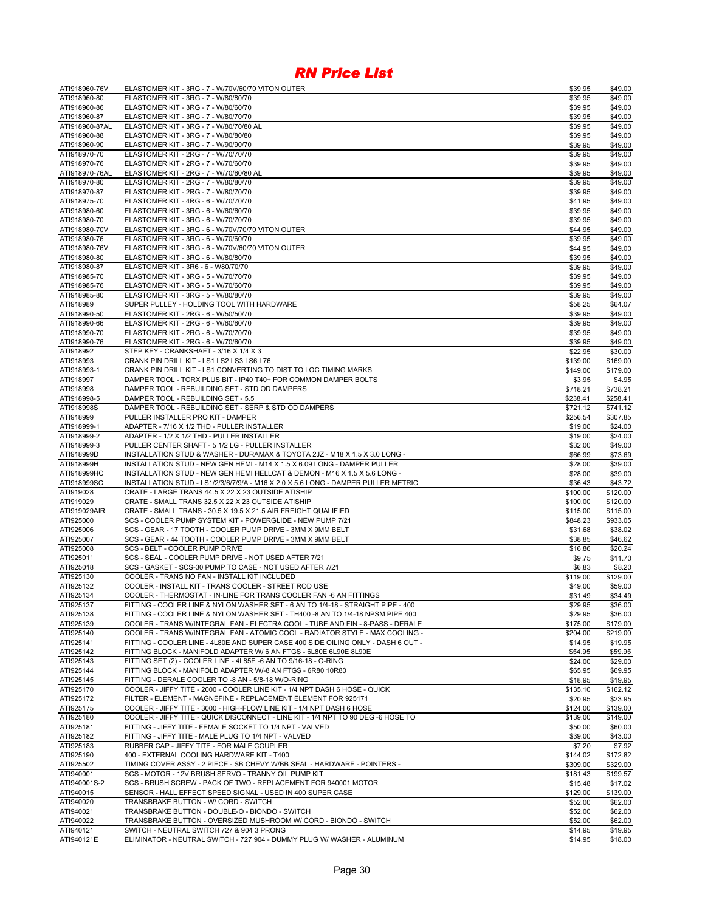# RN Price List

| | | | |
|---|---|---|---|
| ATI918960-76V | ELASTOMER KIT - 3RG - 7 - W/70V/60/70 VITON OUTER | $39.95 | $49.00 |
| ATI918960-80 | ELASTOMER KIT - 3RG - 7 - W/80/80/70 | $39.95 | $49.00 |
| ATI918960-86 | ELASTOMER KIT - 3RG - 7 - W/80/60/70 | $39.95 | $49.00 |
| ATI918960-87 | ELASTOMER KIT - 3RG - 7 - W/80/70/70 | $39.95 | $49.00 |
| ATI918960-87AL | ELASTOMER KIT - 3RG - 7 - W/80/70/80 AL | $39.95 | $49.00 |
| ATI918960-88 | ELASTOMER KIT - 3RG - 7 - W/80/80/80 | $39.95 | $49.00 |
| ATI918960-90 | ELASTOMER KIT - 3RG - 7 - W/90/90/70 | $39.95 | $49.00 |
| ATI918970-70 | ELASTOMER KIT - 2RG - 7 - W/70/70/70 | $39.95 | $49.00 |
| ATI918970-76 | ELASTOMER KIT - 2RG - 7 - W/70/60/70 | $39.95 | $49.00 |
| ATI918970-76AL | ELASTOMER KIT - 2RG - 7 - W/70/60/80 AL | $39.95 | $49.00 |
| ATI918970-80 | ELASTOMER KIT - 2RG - 7 - W/80/80/70 | $39.95 | $49.00 |
| ATI918970-87 | ELASTOMER KIT - 2RG - 7 - W/80/70/70 | $39.95 | $49.00 |
| ATI918975-70 | ELASTOMER KIT - 4RG - 6 - W/70/70/70 | $41.95 | $49.00 |
| ATI918980-60 | ELASTOMER KIT - 3RG - 6 - W/60/60/70 | $39.95 | $49.00 |
| ATI918980-70 | ELASTOMER KIT - 3RG - 6 - W/70/70/70 | $39.95 | $49.00 |
| ATI918980-70V | ELASTOMER KIT - 3RG - 6 - W/70V/70/70 VITON OUTER | $44.95 | $49.00 |
| ATI918980-76 | ELASTOMER KIT - 3RG - 6 - W/70/60/70 | $39.95 | $49.00 |
| ATI918980-76V | ELASTOMER KIT - 3RG - 6 - W/70V/60/70 VITON OUTER | $44.95 | $49.00 |
| ATI918980-80 | ELASTOMER KIT - 3RG - 6 - W/80/80/70 | $39.95 | $49.00 |
| ATI918980-87 | ELASTOMER KIT - 3R6 - 6 - W80/70/70 | $39.95 | $49.00 |
| ATI918985-70 | ELASTOMER KIT - 3RG - 5 - W/70/70/70 | $39.95 | $49.00 |
| ATI918985-76 | ELASTOMER KIT - 3RG - 5 - W/70/60/70 | $39.95 | $49.00 |
| ATI918985-80 | ELASTOMER KIT - 3RG - 5 - W/80/80/70 | $39.95 | $49.00 |
| ATI918989 | SUPER PULLEY - HOLDING TOOL WITH HARDWARE | $58.25 | $64.07 |
| ATI918990-50 | ELASTOMER KIT - 2RG - 6 - W/50/50/70 | $39.95 | $49.00 |
| ATI918990-66 | ELASTOMER KIT - 2RG - 6 - W/60/60/70 | $39.95 | $49.00 |
| ATI918990-70 | ELASTOMER KIT - 2RG - 6 - W/70/70/70 | $39.95 | $49.00 |
| ATI918990-76 | ELASTOMER KIT - 2RG - 6 - W/70/60/70 | $39.95 | $49.00 |
| ATI918992 | STEP KEY - CRANKSHAFT - 3/16 X 1/4 X 3 | $22.95 | $30.00 |
| ATI918993 | CRANK PIN DRILL KIT - LS1 LS2 LS3 LS6 L76 | $139.00 | $169.00 |
| ATI918993-1 | CRANK PIN DRILL KIT - LS1 CONVERTING TO DIST TO LOC TIMING MARKS | $149.00 | $179.00 |
| ATI918997 | DAMPER TOOL - TORX PLUS BIT - IP40 T40+ FOR COMMON DAMPER BOLTS | $3.95 | $4.95 |
| ATI918998 | DAMPER TOOL - REBUILDING SET - STD OD DAMPERS | $718.21 | $738.21 |
| ATI918998-5 | DAMPER TOOL - REBUILDING SET - 5.5 | $238.41 | $258.41 |
| ATI918998S | DAMPER TOOL - REBUILDING SET - SERP & STD OD DAMPERS | $721.12 | $741.12 |
| ATI918999 | PULLER INSTALLER PRO KIT - DAMPER | $256.54 | $307.85 |
| ATI918999-1 | ADAPTER - 7/16 X 1/2 THD - PULLER INSTALLER | $19.00 | $24.00 |
| ATI918999-2 | ADAPTER - 1/2 X 1/2 THD - PULLER INSTALLER | $19.00 | $24.00 |
| ATI918999-3 | PULLER CENTER SHAFT - 5 1/2 LG - PULLER INSTALLER | $32.00 | $49.00 |
| ATI918999D | INSTALLATION STUD & WASHER - DURAMAX & TOYOTA 2JZ - M18 X 1.5 X 3.0 LONG - | $66.99 | $73.69 |
| ATI918999H | INSTALLATION STUD - NEW GEN HEMI - M14 X 1.5 X 6.09 LONG - DAMPER PULLER | $28.00 | $39.00 |
| ATI918999HC | INSTALLATION STUD - NEW GEN HEMI HELLCAT & DEMON - M16 X 1.5 X 5.6 LONG - | $28.00 | $39.00 |
| ATI918999SC | INSTALLATION STUD - LS1/2/3/6/7/9/A - M16 X 2.0 X 5.6 LONG - DAMPER PULLER METRIC | $36.43 | $43.72 |
| ATI919028 | CRATE - LARGE TRANS 44.5 X 22 X 23 OUTSIDE ATISHIP | $100.00 | $120.00 |
| ATI919029 | CRATE - SMALL TRANS 32.5 X 22 X 23 OUTSIDE ATISHIP | $100.00 | $120.00 |
| ATI919029AIR | CRATE - SMALL TRANS - 30.5 X 19.5 X 21.5 AIR FREIGHT QUALIFIED | $115.00 | $115.00 |
| ATI925000 | SCS - COOLER PUMP SYSTEM KIT - POWERGLIDE - NEW PUMP 7/21 | $848.23 | $933.05 |
| ATI925006 | SCS - GEAR - 17 TOOTH - COOLER PUMP DRIVE - 3MM X 9MM BELT | $31.68 | $38.02 |
| ATI925007 | SCS - GEAR - 44 TOOTH - COOLER PUMP DRIVE - 3MM X 9MM BELT | $38.85 | $46.62 |
| ATI925008 | SCS - BELT - COOLER PUMP DRIVE | $16.86 | $20.24 |
| ATI925011 | SCS - SEAL - COOLER PUMP DRIVE - NOT USED AFTER 7/21 | $9.75 | $11.70 |
| ATI925018 | SCS - GASKET - SCS-30 PUMP TO CASE - NOT USED AFTER 7/21 | $6.83 | $8.20 |
| ATI925130 | COOLER - TRANS NO FAN - INSTALL KIT INCLUDED | $119.00 | $129.00 |
| ATI925132 | COOLER - INSTALL KIT - TRANS COOLER - STREET ROD USE | $49.00 | $59.00 |
| ATI925134 | COOLER - THERMOSTAT - IN-LINE FOR TRANS COOLER FAN -6 AN FITTINGS | $31.49 | $34.49 |
| ATI925137 | FITTING - COOLER LINE & NYLON WASHER SET - 6 AN TO 1/4-18 - STRAIGHT PIPE - 400 | $29.95 | $36.00 |
| ATI925138 | FITTING - COOLER LINE & NYLON WASHER SET - TH400 -8 AN TO 1/4-18 NPSM PIPE 400 | $29.95 | $36.00 |
| ATI925139 | COOLER - TRANS W/INTEGRAL FAN - ELECTRA COOL - TUBE AND FIN - 8-PASS - DERALE | $175.00 | $179.00 |
| ATI925140 | COOLER - TRANS W/INTEGRAL FAN - ATOMIC COOL - RADIATOR STYLE - MAX COOLING - | $204.00 | $219.00 |
| ATI925141 | FITTING - COOLER LINE - 4L80E AND SUPER CASE 400 SIDE OILING ONLY - DASH 6 OUT - | $14.95 | $19.95 |
| ATI925142 | FITTING BLOCK - MANIFOLD ADAPTER W/ 6 AN FTGS - 6L80E 6L90E 8L90E | $54.95 | $59.95 |
| ATI925143 | FITTING SET (2) - COOLER LINE - 4L85E -6 AN TO 9/16-18 - O-RING | $24.00 | $29.00 |
| ATI925144 | FITTING BLOCK - MANIFOLD ADAPTER W/-8 AN FTGS - 6R80 10R80 | $65.95 | $69.95 |
| ATI925145 | FITTING - DERALE COOLER TO -8 AN - 5/8-18 W/O-RING | $18.95 | $19.95 |
| ATI925170 | COOLER - JIFFY TITE - 2000 - COOLER LINE KIT - 1/4 NPT DASH 6 HOSE - QUICK | $135.10 | $162.12 |
| ATI925172 | FILTER - ELEMENT - MAGNEFINE - REPLACEMENT ELEMENT FOR 925171 | $20.95 | $23.95 |
| ATI925175 | COOLER - JIFFY TITE - 3000 - HIGH-FLOW LINE KIT - 1/4 NPT DASH 6 HOSE | $124.00 | $139.00 |
| ATI925180 | COOLER - JIFFY TITE - QUICK DISCONNECT - LINE KIT - 1/4 NPT TO 90 DEG -6 HOSE TO | $139.00 | $149.00 |
| ATI925181 | FITTING - JIFFY TITE - FEMALE SOCKET TO 1/4 NPT - VALVED | $50.00 | $60.00 |
| ATI925182 | FITTING - JIFFY TITE - MALE PLUG TO 1/4 NPT - VALVED | $39.00 | $43.00 |
| ATI925183 | RUBBER CAP - JIFFY TITE - FOR MALE COUPLER | $7.20 | $7.92 |
| ATI925190 | 400 - EXTERNAL COOLING HARDWARE KIT - T400 | $144.02 | $172.82 |
| ATI925502 | TIMING COVER ASSY - 2 PIECE - SB CHEVY W/BB SEAL - HARDWARE - POINTERS - | $309.00 | $329.00 |
| ATI940001 | SCS - MOTOR - 12V BRUSH SERVO - TRANNY OIL PUMP KIT | $181.43 | $199.57 |
| ATI940001S-2 | SCS - BRUSH SCREW - PACK OF TWO - REPLACEMENT FOR 940001 MOTOR | $15.48 | $17.02 |
| ATI940015 | SENSOR - HALL EFFECT SPEED SIGNAL - USED IN 400 SUPER CASE | $129.00 | $139.00 |
| ATI940020 | TRANSBRAKE BUTTON - W/ CORD - SWITCH | $52.00 | $62.00 |
| ATI940021 | TRANSBRAKE BUTTON - DOUBLE-O - BIONDO - SWITCH | $52.00 | $62.00 |
| ATI940022 | TRANSBRAKE BUTTON - OVERSIZED MUSHROOM W/ CORD - BIONDO - SWITCH | $52.00 | $62.00 |
| ATI940121 | SWITCH - NEUTRAL SWITCH 727 & 904 3 PRONG | $14.95 | $19.95 |
| ATI940121E | ELIMINATOR - NEUTRAL SWITCH - 727 904 - DUMMY PLUG W/ WASHER - ALUMINUM | $14.95 | $18.00 |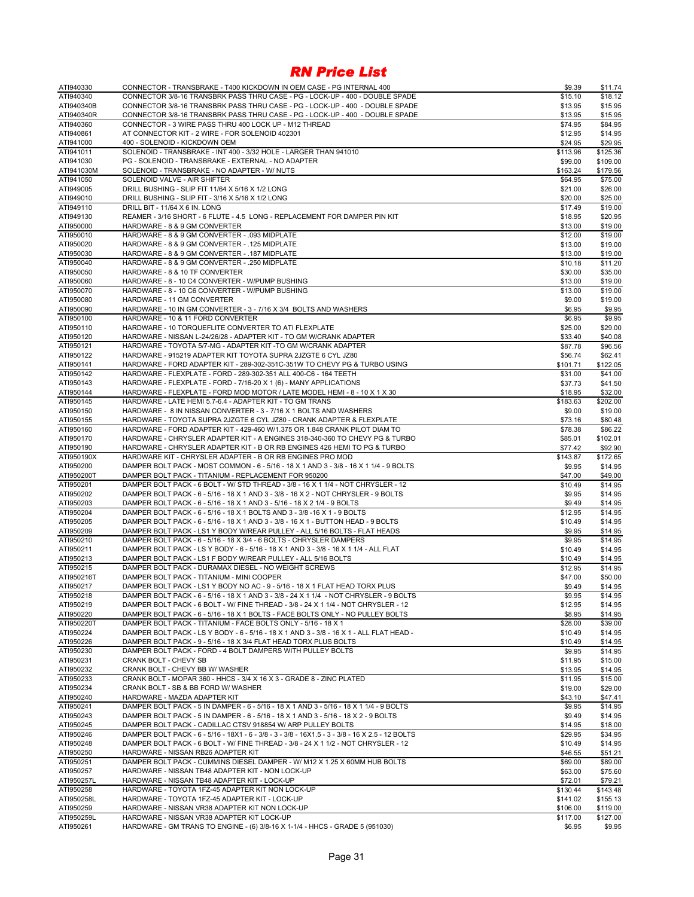# RN Price List

| | | | |
|---|---|---|---|
| ATI940330 | CONNECTOR - TRANSBRAKE - T400 KICKDOWN IN OEM CASE - PG INTERNAL 400 | $9.39 | $11.74 |
| ATI940340 | CONNECTOR 3/8-16 TRANSBRK PASS THRU CASE - PG - LOCK-UP - 400 - DOUBLE SPADE | $15.10 | $18.12 |
| ATI940340B | CONNECTOR 3/8-16 TRANSBRK PASS THRU CASE - PG - LOCK-UP - 400 - DOUBLE SPADE | $13.95 | $15.95 |
| ATI940340R | CONNECTOR 3/8-16 TRANSBRK PASS THRU CASE - PG - LOCK-UP - 400 - DOUBLE SPADE | $13.95 | $15.95 |
| ATI940360 | CONNECTOR - 3 WIRE PASS THRU 400 LOCK UP - M12 THREAD | $74.95 | $84.95 |
| ATI940861 | AT CONNECTOR KIT - 2 WIRE - FOR SOLENOID 402301 | $12.95 | $14.95 |
| ATI941000 | 400 - SOLENOID - KICKDOWN OEM | $24.95 | $29.95 |
| ATI941011 | SOLENOID - TRANSBRAKE - INT 400 - 3/32 HOLE - LARGER THAN 941010 | $113.96 | $125.36 |
| ATI941030 | PG - SOLENOID - TRANSBRAKE - EXTERNAL - NO ADAPTER | $99.00 | $109.00 |
| ATI941030M | SOLENOID - TRANSBRAKE - NO ADAPTER - W/ NUTS | $163.24 | $179.56 |
| ATI941050 | SOLENOID VALVE - AIR SHIFTER | $64.95 | $75.00 |
| ATI949005 | DRILL BUSHING - SLIP FIT 11/64 X 5/16 X 1/2 LONG | $21.00 | $26.00 |
| ATI949010 | DRILL BUSHING - SLIP FIT - 3/16 X 5/16 X 1/2 LONG | $20.00 | $25.00 |
| ATI949110 | DRILL BIT - 11/64 X 6 IN. LONG | $17.49 | $19.00 |
| ATI949130 | REAMER - 3/16 SHORT - 6 FLUTE - 4.5 LONG - REPLACEMENT FOR DAMPER PIN KIT | $18.95 | $20.95 |
| ATI950000 | HARDWARE - 8 & 9 GM CONVERTER | $13.00 | $19.00 |
| ATI950010 | HARDWARE - 8 & 9 GM CONVERTER - .093 MIDPLATE | $12.00 | $19.00 |
| ATI950020 | HARDWARE - 8 & 9 GM CONVERTER - .125 MIDPLATE | $13.00 | $19.00 |
| ATI950030 | HARDWARE - 8 & 9 GM CONVERTER - .187 MIDPLATE | $13.00 | $19.00 |
| ATI950040 | HARDWARE - 8 & 9 GM CONVERTER - .250 MIDPLATE | $10.18 | $11.20 |
| ATI950050 | HARDWARE - 8 & 10 TF CONVERTER | $30.00 | $35.00 |
| ATI950060 | HARDWARE - 8 - 10 C4 CONVERTER - W/PUMP BUSHING | $13.00 | $19.00 |
| ATI950070 | HARDWARE - 8 - 10 C6 CONVERTER - W/PUMP BUSHING | $13.00 | $19.00 |
| ATI950080 | HARDWARE - 11 GM CONVERTER | $9.00 | $19.00 |
| ATI950090 | HARDWARE - 10 IN GM CONVERTER - 3 - 7/16 X 3/4 BOLTS AND WASHERS | $6.95 | $9.95 |
| ATI950100 | HARDWARE - 10 & 11 FORD CONVERTER | $6.95 | $9.95 |
| ATI950110 | HARDWARE - 10 TORQUEFLITE CONVERTER TO ATI FLEXPLATE | $25.00 | $29.00 |
| ATI950120 | HARDWARE - NISSAN L-24/26/28 - ADAPTER KIT - TO GM W/CRANK ADAPTER | $33.40 | $40.08 |
| ATI950121 | HARDWARE - TOYOTA 5/7-MG - ADAPTER KIT -TO GM W/CRANK ADAPTER | $87.78 | $96.56 |
| ATI950122 | HARDWARE - 915219 ADAPTER KIT TOYOTA SUPRA 2JZGTE 6 CYL JZ80 | $56.74 | $62.41 |
| ATI950141 | HARDWARE - FORD ADAPTER KIT - 289-302-351C-351W TO CHEVY PG & TURBO USING | $101.71 | $122.05 |
| ATI950142 | HARDWARE - FLEXPLATE - FORD - 289-302-351 ALL 400-C6 - 164 TEETH | $31.00 | $41.00 |
| ATI950143 | HARDWARE - FLEXPLATE - FORD - 7/16-20 X 1 (6) - MANY APPLICATIONS | $37.73 | $41.50 |
| ATI950144 | HARDWARE - FLEXPLATE - FORD MOD MOTOR / LATE MODEL HEMI - 8 - 10 X 1 X 30 | $18.95 | $32.00 |
| ATI950145 | HARDWARE - LATE HEMI 5.7-6.4 - ADAPTER KIT - TO GM TRANS | $183.63 | $202.00 |
| ATI950150 | HARDWARE - 8 IN NISSAN CONVERTER - 3 - 7/16 X 1 BOLTS AND WASHERS | $9.00 | $19.00 |
| ATI950155 | HARDWARE - TOYOTA SUPRA 2JZGTE 6 CYL JZ80 - CRANK ADAPTER & FLEXPLATE | $73.16 | $80.48 |
| ATI950160 | HARDWARE - FORD ADAPTER KIT - 429-460 W/1.375 OR 1.848 CRANK PILOT DIAM TO | $78.38 | $86.22 |
| ATI950170 | HARDWARE - CHRYSLER ADAPTER KIT - A ENGINES 318-340-360 TO CHEVY PG & TURBO | $85.01 | $102.01 |
| ATI950190 | HARDWARE - CHRYSLER ADAPTER KIT - B OR RB ENGINES 426 HEMI TO PG & TURBO | $77.42 | $92.90 |
| ATI950190X | HARDWARE KIT - CHRYSLER ADAPTER - B OR RB ENGINES PRO MOD | $143.87 | $172.65 |
| ATI950200 | DAMPER BOLT PACK - MOST COMMON - 6 - 5/16 - 18 X 1 AND 3 - 3/8 - 16 X 1 1/4 - 9 BOLTS | $9.95 | $14.95 |
| ATI950200T | DAMPER BOLT PACK - TITANIUM - REPLACEMENT FOR 950200 | $47.00 | $49.00 |
| ATI950201 | DAMPER BOLT PACK - 6 BOLT - W/ STD THREAD - 3/8 - 16 X 1 1/4 - NOT CHRYSLER - 12 | $10.49 | $14.95 |
| ATI950202 | DAMPER BOLT PACK - 6 - 5/16 - 18 X 1 AND 3 - 3/8 - 16 X 2 - NOT CHRYSLER - 9 BOLTS | $9.95 | $14.95 |
| ATI950203 | DAMPER BOLT PACK - 6 - 5/16 - 18 X 1 AND 3 - 5/16 - 18 X 2 1/4 - 9 BOLTS | $9.49 | $14.95 |
| ATI950204 | DAMPER BOLT PACK - 6 - 5/16 - 18 X 1 BOLTS AND 3 - 3/8 -16 X 1 - 9 BOLTS | $12.95 | $14.95 |
| ATI950205 | DAMPER BOLT PACK - 6 - 5/16 - 18 X 1 AND 3 - 3/8 - 16 X 1 - BUTTON HEAD - 9 BOLTS | $10.49 | $14.95 |
| ATI950209 | DAMPER BOLT PACK - LS1 Y BODY W/REAR PULLEY - ALL 5/16 BOLTS - FLAT HEADS | $9.95 | $14.95 |
| ATI950210 | DAMPER BOLT PACK - 6 - 5/16 - 18 X 3/4 - 6 BOLTS - CHRYSLER DAMPERS | $9.95 | $14.95 |
| ATI950211 | DAMPER BOLT PACK - LS Y BODY - 6 - 5/16 - 18 X 1 AND 3 - 3/8 - 16 X 1 1/4 - ALL FLAT | $10.49 | $14.95 |
| ATI950213 | DAMPER BOLT PACK - LS1 F BODY W/REAR PULLEY - ALL 5/16 BOLTS | $10.49 | $14.95 |
| ATI950215 | DAMPER BOLT PACK - DURAMAX DIESEL - NO WEIGHT SCREWS | $12.95 | $14.95 |
| ATI950216T | DAMPER BOLT PACK - TITANIUM - MINI COOPER | $47.00 | $50.00 |
| ATI950217 | DAMPER BOLT PACK - LS1 Y BODY NO AC - 9 - 5/16 - 18 X 1 FLAT HEAD TORX PLUS | $9.49 | $14.95 |
| ATI950218 | DAMPER BOLT PACK - 6 - 5/16 - 18 X 1 AND 3 - 3/8 - 24 X 1 1/4 - NOT CHRYSLER - 9 BOLTS | $9.95 | $14.95 |
| ATI950219 | DAMPER BOLT PACK - 6 BOLT - W/ FINE THREAD - 3/8 - 24 X 1 1/4 - NOT CHRYSLER - 12 | $12.95 | $14.95 |
| ATI950220 | DAMPER BOLT PACK - 6 - 5/16 - 18 X 1 BOLTS - FACE BOLTS ONLY - NO PULLEY BOLTS | $8.95 | $14.95 |
| ATI950220T | DAMPER BOLT PACK - TITANIUM - FACE BOLTS ONLY - 5/16 - 18 X 1 | $28.00 | $39.00 |
| ATI950224 | DAMPER BOLT PACK - LS Y BODY - 6 - 5/16 - 18 X 1 AND 3 - 3/8 - 16 X 1 - ALL FLAT HEAD - | $10.49 | $14.95 |
| ATI950226 | DAMPER BOLT PACK - 9 - 5/16 - 18 X 3/4 FLAT HEAD TORX PLUS BOLTS | $10.49 | $14.95 |
| ATI950230 | DAMPER BOLT PACK - FORD - 4 BOLT DAMPERS WITH PULLEY BOLTS | $9.95 | $14.95 |
| ATI950231 | CRANK BOLT - CHEVY SB | $11.95 | $15.00 |
| ATI950232 | CRANK BOLT - CHEVY BB W/ WASHER | $13.95 | $14.95 |
| ATI950233 | CRANK BOLT - MOPAR 360 - HHCS - 3/4 X 16 X 3 - GRADE 8 - ZINC PLATED | $11.95 | $15.00 |
| ATI950234 | CRANK BOLT - SB & BB FORD W/ WASHER | $19.00 | $29.00 |
| ATI950240 | HARDWARE - MAZDA ADAPTER KIT | $43.10 | $47.41 |
| ATI950241 | DAMPER BOLT PACK - 5 IN DAMPER - 6 - 5/16 - 18 X 1 AND 3 - 5/16 - 18 X 1 1/4 - 9 BOLTS | $9.95 | $14.95 |
| ATI950243 | DAMPER BOLT PACK - 5 IN DAMPER - 6 - 5/16 - 18 X 1 AND 3 - 5/16 - 18 X 2 - 9 BOLTS | $9.49 | $14.95 |
| ATI950245 | DAMPER BOLT PACK - CADILLAC CTSV 918854 W/ ARP PULLEY BOLTS | $14.95 | $18.00 |
| ATI950246 | DAMPER BOLT PACK - 6 - 5/16 - 18X1 - 6 - 3/8 - 3 - 3/8 - 16X1.5 - 3 - 3/8 - 16 X 2.5 - 12 BOLTS | $29.95 | $34.95 |
| ATI950248 | DAMPER BOLT PACK - 6 BOLT - W/ FINE THREAD - 3/8 - 24 X 1 1/2 - NOT CHRYSLER - 12 | $10.49 | $14.95 |
| ATI950250 | HARDWARE - NISSAN RB26 ADAPTER KIT | $46.55 | $51.21 |
| ATI950251 | DAMPER BOLT PACK - CUMMINS DIESEL DAMPER - W/ M12 X 1.25 X 60MM HUB BOLTS | $69.00 | $89.00 |
| ATI950257 | HARDWARE - NISSAN TB48 ADAPTER KIT - NON LOCK-UP | $63.00 | $75.60 |
| ATI950257L | HARDWARE - NISSAN TB48 ADAPTER KIT - LOCK-UP | $72.01 | $79.21 |
| ATI950258 | HARDWARE - TOYOTA 1FZ-45 ADAPTER KIT NON LOCK-UP | $130.44 | $143.48 |
| ATI950258L | HARDWARE - TOYOTA 1FZ-45 ADAPTER KIT - LOCK-UP | $141.02 | $155.13 |
| ATI950259 | HARDWARE - NISSAN VR38 ADAPTER KIT NON LOCK-UP | $106.00 | $119.00 |
| ATI950259L | HARDWARE - NISSAN VR38 ADAPTER KIT LOCK-UP | $117.00 | $127.00 |
| ATI950261 | HARDWARE - GM TRANS TO ENGINE - (6) 3/8-16 X 1-1/4 - HHCS - GRADE 5 (951030) | $6.95 | $9.95 |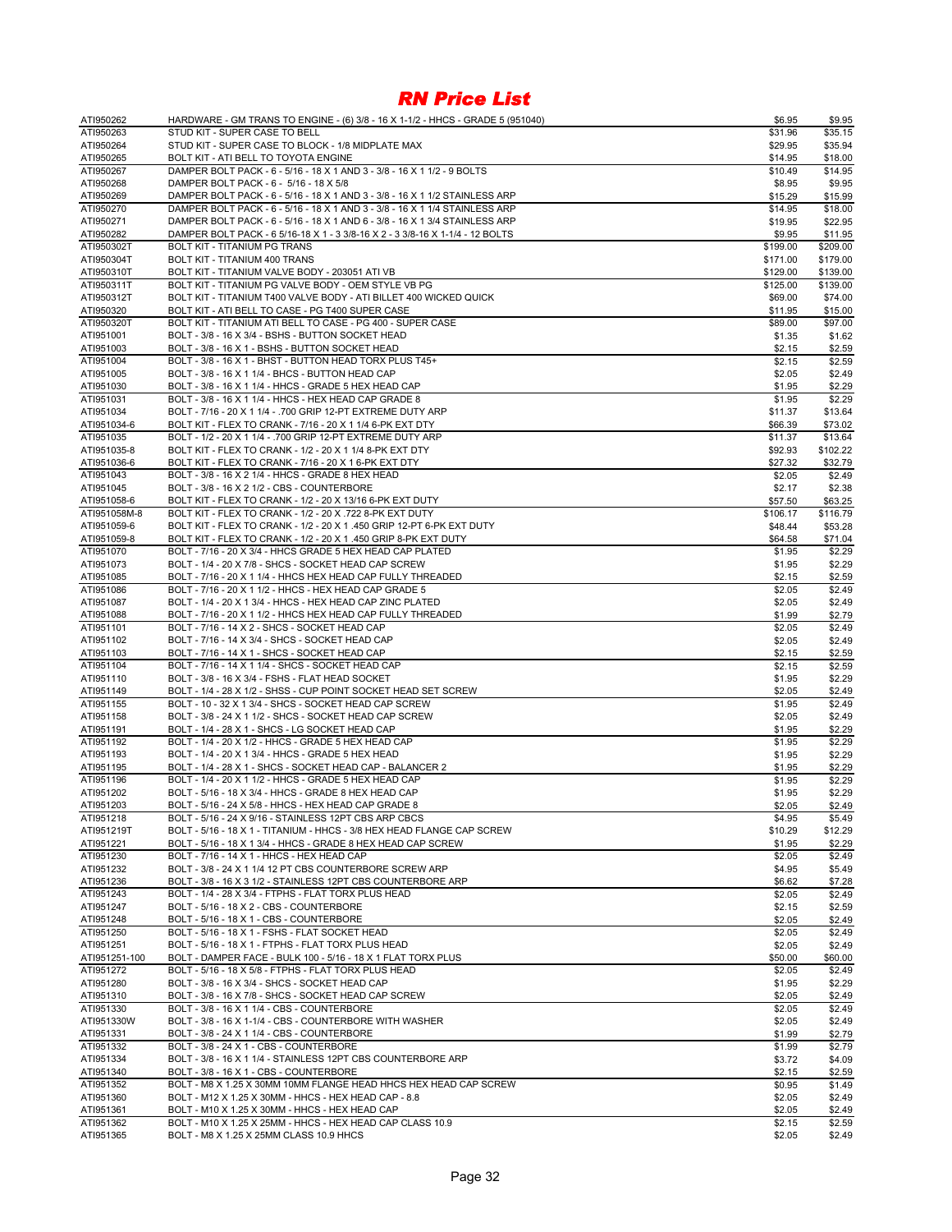# RN Price List

| Part Number | Description | Price 1 | Price 2 |
|---|---|---|---|
| ATI950262 | HARDWARE - GM TRANS TO ENGINE - (6) 3/8 - 16 X 1-1/2 - HHCS - GRADE 5 (951040) | $6.95 | $9.95 |
| ATI950263 | STUD KIT - SUPER CASE TO BELL | $31.96 | $35.15 |
| ATI950264 | STUD KIT - SUPER CASE TO BLOCK - 1/8 MIDPLATE MAX | $29.95 | $35.94 |
| ATI950265 | BOLT KIT - ATI BELL TO TOYOTA ENGINE | $14.95 | $18.00 |
| ATI950267 | DAMPER BOLT PACK - 6 - 5/16 - 18 X 1 AND 3 - 3/8 - 16 X 1 1/2 - 9 BOLTS | $10.49 | $14.95 |
| ATI950268 | DAMPER BOLT PACK - 6 - 5/16 - 18 X 5/8 | $8.95 | $9.95 |
| ATI950269 | DAMPER BOLT PACK - 6 - 5/16 - 18 X 1 AND 3 - 3/8 - 16 X 1 1/2 STAINLESS ARP | $15.29 | $15.99 |
| ATI950270 | DAMPER BOLT PACK - 6 - 5/16 - 18 X 1 AND 3 - 3/8 - 16 X 1 1/4 STAINLESS ARP | $14.95 | $18.00 |
| ATI950271 | DAMPER BOLT PACK - 6 - 5/16 - 18 X 1 AND 6 - 3/8 - 16 X 1 3/4 STAINLESS ARP | $19.95 | $22.95 |
| ATI950282 | DAMPER BOLT PACK - 6 5/16-18 X 1 - 3 3/8-16 X 2 - 3 3/8-16 X 1-1/4 - 12 BOLTS | $9.95 | $11.95 |
| ATI950302T | BOLT KIT - TITANIUM PG TRANS | $199.00 | $209.00 |
| ATI950304T | BOLT KIT - TITANIUM 400 TRANS | $171.00 | $179.00 |
| ATI950310T | BOLT KIT - TITANIUM VALVE BODY - 203051 ATI VB | $129.00 | $139.00 |
| ATI950311T | BOLT KIT - TITANIUM PG VALVE BODY - OEM STYLE VB PG | $125.00 | $139.00 |
| ATI950312T | BOLT KIT - TITANIUM T400 VALVE BODY - ATI BILLET 400 WICKED QUICK | $69.00 | $74.00 |
| ATI950320 | BOLT KIT - ATI BELL TO CASE - PG T400 SUPER CASE | $11.95 | $15.00 |
| ATI950320T | BOLT KIT - TITANIUM ATI BELL TO CASE - PG 400 - SUPER CASE | $89.00 | $97.00 |
| ATI951001 | BOLT - 3/8 - 16 X 3/4 - BSHS - BUTTON SOCKET HEAD | $1.35 | $1.62 |
| ATI951003 | BOLT - 3/8 - 16 X 1 - BSHS - BUTTON SOCKET HEAD | $2.15 | $2.59 |
| ATI951004 | BOLT - 3/8 - 16 X 1 - BHST - BUTTON HEAD TORX PLUS T45+ | $2.15 | $2.59 |
| ATI951005 | BOLT - 3/8 - 16 X 1 1/4 - BHCS - BUTTON HEAD CAP | $2.05 | $2.49 |
| ATI951030 | BOLT - 3/8 - 16 X 1 1/4 - HHCS - GRADE 5 HEX HEAD CAP | $1.95 | $2.29 |
| ATI951031 | BOLT - 3/8 - 16 X 1 1/4 - HHCS - HEX HEAD CAP GRADE 8 | $1.95 | $2.29 |
| ATI951034 | BOLT - 7/16 - 20 X 1 1/4 - .700 GRIP 12-PT EXTREME DUTY ARP | $11.37 | $13.64 |
| ATI951034-6 | BOLT KIT - FLEX TO CRANK - 7/16 - 20 X 1 1/4 6-PK EXT DTY | $66.39 | $73.02 |
| ATI951035 | BOLT - 1/2 - 20 X 1 1/4 - .700 GRIP 12-PT EXTREME DUTY ARP | $11.37 | $13.64 |
| ATI951035-8 | BOLT KIT - FLEX TO CRANK - 1/2 - 20 X 1 1/4 8-PK EXT DTY | $92.93 | $102.22 |
| ATI951036-6 | BOLT KIT - FLEX TO CRANK - 7/16 - 20 X 1 6-PK EXT DTY | $27.32 | $32.79 |
| ATI951043 | BOLT - 3/8 - 16 X 2 1/4 - HHCS - GRADE 8 HEX HEAD | $2.05 | $2.49 |
| ATI951045 | BOLT - 3/8 - 16 X 2 1/2 - CBS - COUNTERBORE | $2.17 | $2.38 |
| ATI951058-6 | BOLT KIT - FLEX TO CRANK - 1/2 - 20 X 13/16 6-PK EXT DUTY | $57.50 | $63.25 |
| ATI951058M-8 | BOLT KIT - FLEX TO CRANK - 1/2 - 20 X .722 8-PK EXT DUTY | $106.17 | $116.79 |
| ATI951059-6 | BOLT KIT - FLEX TO CRANK - 1/2 - 20 X 1 .450 GRIP 12-PT 6-PK EXT DUTY | $48.44 | $53.28 |
| ATI951059-8 | BOLT KIT - FLEX TO CRANK - 1/2 - 20 X 1 .450 GRIP 8-PK EXT DUTY | $64.58 | $71.04 |
| ATI951070 | BOLT - 7/16 - 20 X 3/4 - HHCS GRADE 5 HEX HEAD CAP PLATED | $1.95 | $2.29 |
| ATI951073 | BOLT - 1/4 - 20 X 7/8 - SHCS - SOCKET HEAD CAP SCREW | $1.95 | $2.29 |
| ATI951085 | BOLT - 7/16 - 20 X 1 1/4 - HHCS HEX HEAD CAP FULLY THREADED | $2.15 | $2.59 |
| ATI951086 | BOLT - 7/16 - 20 X 1 1/2 - HHCS - HEX HEAD CAP GRADE 5 | $2.05 | $2.49 |
| ATI951087 | BOLT - 1/4 - 20 X 1 3/4 - HHCS - HEX HEAD CAP ZINC PLATED | $2.05 | $2.49 |
| ATI951088 | BOLT - 7/16 - 20 X 1 1/2 - HHCS HEX HEAD CAP FULLY THREADED | $1.99 | $2.79 |
| ATI951101 | BOLT - 7/16 - 14 X 2 - SHCS - SOCKET HEAD CAP | $2.05 | $2.49 |
| ATI951102 | BOLT - 7/16 - 14 X 3/4 - SHCS - SOCKET HEAD CAP | $2.05 | $2.49 |
| ATI951103 | BOLT - 7/16 - 14 X 1 - SHCS - SOCKET HEAD CAP | $2.15 | $2.59 |
| ATI951104 | BOLT - 7/16 - 14 X 1 1/4 - SHCS - SOCKET HEAD CAP | $2.15 | $2.59 |
| ATI951110 | BOLT - 3/8 - 16 X 3/4 - FSHS - FLAT HEAD SOCKET | $1.95 | $2.29 |
| ATI951149 | BOLT - 1/4 - 28 X 1/2 - SHSS - CUP POINT SOCKET HEAD SET SCREW | $2.05 | $2.49 |
| ATI951155 | BOLT - 10 - 32 X 1 3/4 - SHCS - SOCKET HEAD CAP SCREW | $1.95 | $2.49 |
| ATI951158 | BOLT - 3/8 - 24 X 1 1/2 - SHCS - SOCKET HEAD CAP SCREW | $2.05 | $2.49 |
| ATI951191 | BOLT - 1/4 - 28 X 1 - SHCS - LG SOCKET HEAD CAP | $1.95 | $2.29 |
| ATI951192 | BOLT - 1/4 - 20 X 1/2 - HHCS - GRADE 5 HEX HEAD CAP | $1.95 | $2.29 |
| ATI951193 | BOLT - 1/4 - 20 X 1 3/4 - HHCS - GRADE 5 HEX HEAD | $1.95 | $2.29 |
| ATI951195 | BOLT - 1/4 - 28 X 1 - SHCS - SOCKET HEAD CAP - BALANCER 2 | $1.95 | $2.29 |
| ATI951196 | BOLT - 1/4 - 20 X 1 1/2 - HHCS - GRADE 5 HEX HEAD CAP | $1.95 | $2.29 |
| ATI951202 | BOLT - 5/16 - 18 X 3/4 - HHCS - GRADE 8 HEX HEAD CAP | $1.95 | $2.29 |
| ATI951203 | BOLT - 5/16 - 24 X 5/8 - HHCS - HEX HEAD CAP GRADE 8 | $2.05 | $2.49 |
| ATI951218 | BOLT - 5/16 - 24 X 9/16 - STAINLESS 12PT CBS ARP CBCS | $4.95 | $5.49 |
| ATI951219T | BOLT - 5/16 - 18 X 1 - TITANIUM - HHCS - 3/8 HEX HEAD FLANGE CAP SCREW | $10.29 | $12.29 |
| ATI951221 | BOLT - 5/16 - 18 X 1 3/4 - HHCS - GRADE 8 HEX HEAD CAP SCREW | $1.95 | $2.29 |
| ATI951230 | BOLT - 7/16 - 14 X 1 - HHCS - HEX HEAD CAP | $2.05 | $2.49 |
| ATI951232 | BOLT - 3/8 - 24 X 1 1/4 12 PT CBS COUNTERBORE SCREW ARP | $4.95 | $5.49 |
| ATI951236 | BOLT - 3/8 - 16 X 3 1/2 - STAINLESS 12PT CBS COUNTERBORE ARP | $6.62 | $7.28 |
| ATI951243 | BOLT - 1/4 - 28 X 3/4 - FTPHS - FLAT TORX PLUS HEAD | $2.05 | $2.49 |
| ATI951247 | BOLT - 5/16 - 18 X 2 - CBS - COUNTERBORE | $2.15 | $2.59 |
| ATI951248 | BOLT - 5/16 - 18 X 1 - CBS - COUNTERBORE | $2.05 | $2.49 |
| ATI951250 | BOLT - 5/16 - 18 X 1 - FSHS - FLAT SOCKET HEAD | $2.05 | $2.49 |
| ATI951251 | BOLT - 5/16 - 18 X 1 - FTPHS - FLAT TORX PLUS HEAD | $2.05 | $2.49 |
| ATI951251-100 | BOLT - DAMPER FACE - BULK 100 - 5/16 - 18 X 1 FLAT TORX PLUS | $50.00 | $60.00 |
| ATI951272 | BOLT - 5/16 - 18 X 5/8 - FTPHS - FLAT TORX PLUS HEAD | $2.05 | $2.49 |
| ATI951280 | BOLT - 3/8 - 16 X 3/4 - SHCS - SOCKET HEAD CAP | $1.95 | $2.29 |
| ATI951310 | BOLT - 3/8 - 16 X 7/8 - SHCS - SOCKET HEAD CAP SCREW | $2.05 | $2.49 |
| ATI951330 | BOLT - 3/8 - 16 X 1 1/4 - CBS - COUNTERBORE | $2.05 | $2.49 |
| ATI951330W | BOLT - 3/8 - 16 X 1-1/4 - CBS - COUNTERBORE WITH WASHER | $2.05 | $2.49 |
| ATI951331 | BOLT - 3/8 - 24 X 1 1/4 - CBS - COUNTERBORE | $1.99 | $2.79 |
| ATI951332 | BOLT - 3/8 - 24 X 1 - CBS - COUNTERBORE | $1.99 | $2.79 |
| ATI951334 | BOLT - 3/8 - 16 X 1 1/4 - STAINLESS 12PT CBS COUNTERBORE ARP | $3.72 | $4.09 |
| ATI951340 | BOLT - 3/8 - 16 X 1 - CBS - COUNTERBORE | $2.15 | $2.59 |
| ATI951352 | BOLT - M8 X 1.25 X 30MM 10MM FLANGE HEAD HHCS HEX HEAD CAP SCREW | $0.95 | $1.49 |
| ATI951360 | BOLT - M12 X 1.25 X 30MM - HHCS - HEX HEAD CAP - 8.8 | $2.05 | $2.49 |
| ATI951361 | BOLT - M10 X 1.25 X 30MM - HHCS - HEX HEAD CAP | $2.05 | $2.49 |
| ATI951362 | BOLT - M10 X 1.25 X 25MM - HHCS - HEX HEAD CAP CLASS 10.9 | $2.15 | $2.59 |
| ATI951365 | BOLT - M8 X 1.25 X 25MM CLASS 10.9 HHCS | $2.05 | $2.49 |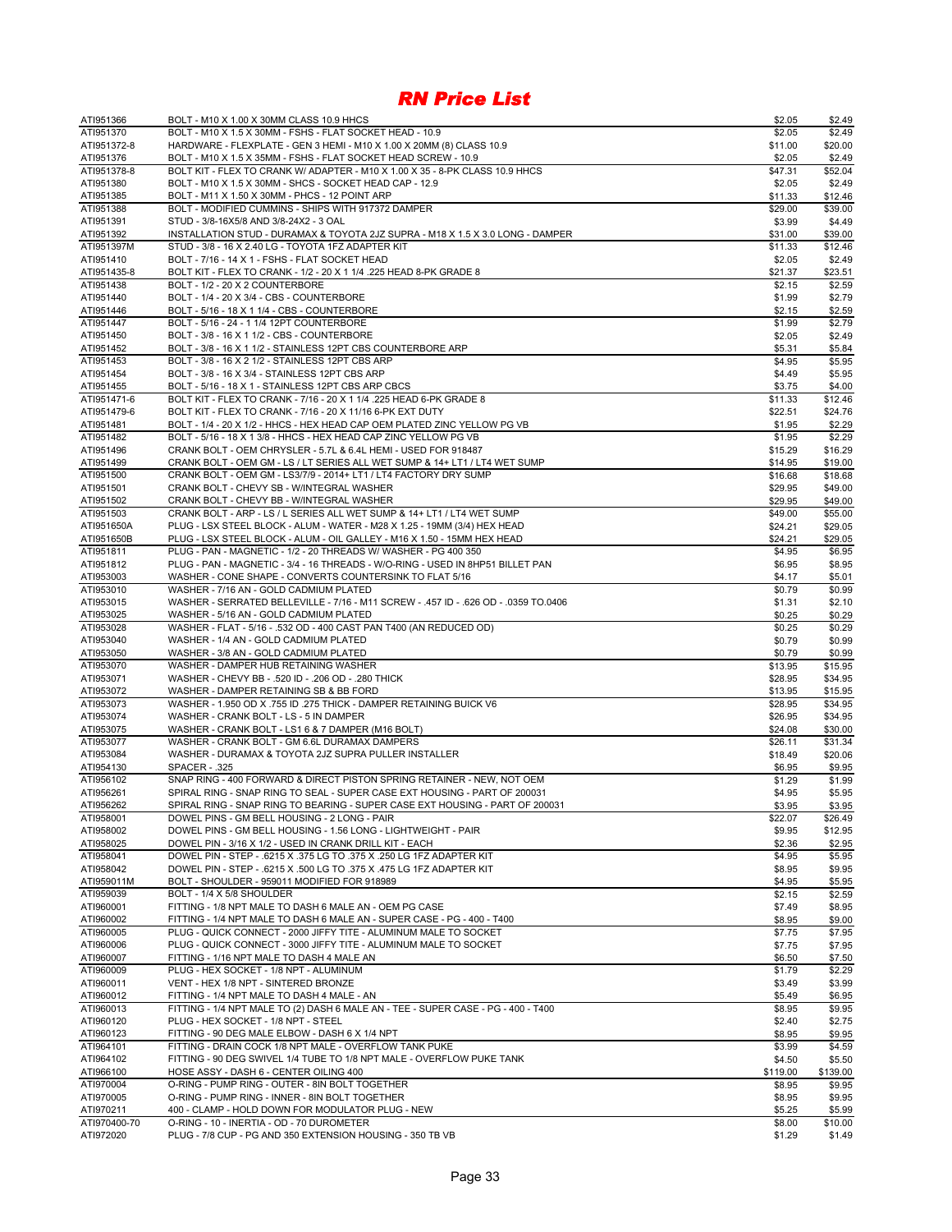# *RN Price List*

| Part Number | Description | Price 1 | Price 2 |
|---|---|---|---|
| ATI951366 | BOLT - M10 X 1.00 X 30MM CLASS 10.9 HHCS | $2.05 | $2.49 |
| ATI951370 | BOLT - M10 X 1.5 X 30MM - FSHS - FLAT SOCKET HEAD - 10.9 | $2.05 | $2.49 |
| ATI951372-8 | HARDWARE - FLEXPLATE - GEN 3 HEMI - M10 X 1.00 X 20MM (8) CLASS 10.9 | $11.00 | $20.00 |
| ATI951376 | BOLT - M10 X 1.5 X 35MM - FSHS - FLAT SOCKET HEAD SCREW - 10.9 | $2.05 | $2.49 |
| ATI951378-8 | BOLT KIT - FLEX TO CRANK W/ ADAPTER - M10 X 1.00 X 35 - 8-PK CLASS 10.9 HHCS | $47.31 | $52.04 |
| ATI951380 | BOLT - M10 X 1.5 X 30MM - SHCS - SOCKET HEAD CAP - 12.9 | $2.05 | $2.49 |
| ATI951385 | BOLT - M11 X 1.50 X 30MM - PHCS - 12 POINT ARP | $11.33 | $12.46 |
| ATI951388 | BOLT - MODIFIED CUMMINS - SHIPS WITH 917372 DAMPER | $29.00 | $39.00 |
| ATI951391 | STUD - 3/8-16X5/8 AND 3/8-24X2 - 3 OAL | $3.99 | $4.49 |
| ATI951392 | INSTALLATION STUD - DURAMAX & TOYOTA 2JZ SUPRA - M18 X 1.5 X 3.0 LONG - DAMPER | $31.00 | $39.00 |
| ATI951397M | STUD - 3/8 - 16 X 2.40 LG - TOYOTA 1FZ ADAPTER KIT | $11.33 | $12.46 |
| ATI951410 | BOLT - 7/16 - 14 X 1 - FSHS - FLAT SOCKET HEAD | $2.05 | $2.49 |
| ATI951435-8 | BOLT KIT - FLEX TO CRANK - 1/2 - 20 X 1 1/4 .225 HEAD 8-PK GRADE 8 | $21.37 | $23.51 |
| ATI951438 | BOLT - 1/2 - 20 X 2 COUNTERBORE | $2.15 | $2.59 |
| ATI951440 | BOLT - 1/4 - 20 X 3/4 - CBS - COUNTERBORE | $1.99 | $2.79 |
| ATI951446 | BOLT - 5/16 - 18 X 1 1/4 - CBS - COUNTERBORE | $2.15 | $2.59 |
| ATI951447 | BOLT - 5/16 - 24 - 1 1/4 12PT COUNTERBORE | $1.99 | $2.79 |
| ATI951450 | BOLT - 3/8 - 16 X 1 1/2 - CBS - COUNTERBORE | $2.05 | $2.49 |
| ATI951452 | BOLT - 3/8 - 16 X 1 1/2 - STAINLESS 12PT CBS COUNTERBORE ARP | $5.31 | $5.84 |
| ATI951453 | BOLT - 3/8 - 16 X 2 1/2 - STAINLESS 12PT CBS ARP | $4.95 | $5.95 |
| ATI951454 | BOLT - 3/8 - 16 X 3/4 - STAINLESS 12PT CBS ARP | $4.49 | $5.95 |
| ATI951455 | BOLT - 5/16 - 18 X 1 - STAINLESS 12PT CBS ARP CBCS | $3.75 | $4.00 |
| ATI951471-6 | BOLT KIT - FLEX TO CRANK - 7/16 - 20 X 1 1/4 .225 HEAD 6-PK GRADE 8 | $11.33 | $12.46 |
| ATI951479-6 | BOLT KIT - FLEX TO CRANK - 7/16 - 20 X 11/16 6-PK EXT DUTY | $22.51 | $24.76 |
| ATI951481 | BOLT - 1/4 - 20 X 1/2 - HHCS - HEX HEAD CAP OEM PLATED ZINC YELLOW PG VB | $1.95 | $2.29 |
| ATI951482 | BOLT - 5/16 - 18 X 1 3/8 - HHCS - HEX HEAD CAP ZINC YELLOW PG VB | $1.95 | $2.29 |
| ATI951496 | CRANK BOLT - OEM CHRYSLER - 5.7L & 6.4L HEMI - USED FOR 918487 | $15.29 | $16.29 |
| ATI951499 | CRANK BOLT - OEM GM - LS / LT SERIES ALL WET SUMP & 14+ LT1 / LT4 WET SUMP | $14.95 | $19.00 |
| ATI951500 | CRANK BOLT - OEM GM - LS3/7/9 - 2014+ LT1 / LT4 FACTORY DRY SUMP | $16.68 | $18.68 |
| ATI951501 | CRANK BOLT - CHEVY SB - W/INTEGRAL WASHER | $29.95 | $49.00 |
| ATI951502 | CRANK BOLT - CHEVY BB - W/INTEGRAL WASHER | $29.95 | $49.00 |
| ATI951503 | CRANK BOLT - ARP - LS / L SERIES ALL WET SUMP & 14+ LT1 / LT4 WET SUMP | $49.00 | $55.00 |
| ATI951650A | PLUG - LSX STEEL BLOCK - ALUM - WATER - M28 X 1.25 - 19MM (3/4) HEX HEAD | $24.21 | $29.05 |
| ATI951650B | PLUG - LSX STEEL BLOCK - ALUM - OIL GALLEY - M16 X 1.50 - 15MM HEX HEAD | $24.21 | $29.05 |
| ATI951811 | PLUG - PAN - MAGNETIC - 1/2 - 20 THREADS W/ WASHER - PG 400 350 | $4.95 | $6.95 |
| ATI951812 | PLUG - PAN - MAGNETIC - 3/4 - 16 THREADS - W/O-RING - USED IN 8HP51 BILLET PAN | $6.95 | $8.95 |
| ATI953003 | WASHER - CONE SHAPE - CONVERTS COUNTERSINK TO FLAT 5/16 | $4.17 | $5.01 |
| ATI953010 | WASHER - 7/16 AN - GOLD CADMIUM PLATED | $0.79 | $0.99 |
| ATI953015 | WASHER - SERRATED BELLEVILLE - 7/16 - M11 SCREW - .457 ID - .626 OD - .0359 TO.0406 | $1.31 | $2.10 |
| ATI953025 | WASHER - 5/16 AN - GOLD CADMIUM PLATED | $0.25 | $0.29 |
| ATI953028 | WASHER - FLAT - 5/16 - .532 OD - 400 CAST PAN T400 (AN REDUCED OD) | $0.25 | $0.29 |
| ATI953040 | WASHER - 1/4 AN - GOLD CADMIUM PLATED | $0.79 | $0.99 |
| ATI953050 | WASHER - 3/8 AN - GOLD CADMIUM PLATED | $0.79 | $0.99 |
| ATI953070 | WASHER - DAMPER HUB RETAINING WASHER | $13.95 | $15.95 |
| ATI953071 | WASHER - CHEVY BB - .520 ID - .206 OD - .280 THICK | $28.95 | $34.95 |
| ATI953072 | WASHER - DAMPER RETAINING SB & BB FORD | $13.95 | $15.95 |
| ATI953073 | WASHER - 1.950 OD X .755 ID .275 THICK - DAMPER RETAINING BUICK V6 | $28.95 | $34.95 |
| ATI953074 | WASHER - CRANK BOLT - LS - 5 IN DAMPER | $26.95 | $34.95 |
| ATI953075 | WASHER - CRANK BOLT - LS1 6 & 7 DAMPER (M16 BOLT) | $24.08 | $30.00 |
| ATI953077 | WASHER - CRANK BOLT - GM 6.6L DURAMAX DAMPERS | $26.11 | $31.34 |
| ATI953084 | WASHER - DURAMAX & TOYOTA 2JZ SUPRA PULLER INSTALLER | $18.49 | $20.06 |
| ATI954130 | SPACER - .325 | $6.95 | $9.95 |
| ATI956102 | SNAP RING - 400 FORWARD & DIRECT PISTON SPRING RETAINER - NEW, NOT OEM | $1.29 | $1.99 |
| ATI956261 | SPIRAL RING - SNAP RING TO SEAL - SUPER CASE EXT HOUSING - PART OF 200031 | $4.95 | $5.95 |
| ATI956262 | SPIRAL RING - SNAP RING TO BEARING - SUPER CASE EXT HOUSING - PART OF 200031 | $3.95 | $3.95 |
| ATI958001 | DOWEL PINS - GM BELL HOUSING - 2 LONG - PAIR | $22.07 | $26.49 |
| ATI958002 | DOWEL PINS - GM BELL HOUSING - 1.56 LONG - LIGHTWEIGHT - PAIR | $9.95 | $12.95 |
| ATI958025 | DOWEL PIN - 3/16 X 1/2 - USED IN CRANK DRILL KIT - EACH | $2.36 | $2.95 |
| ATI958041 | DOWEL PIN - STEP - .6215 X .375 LG TO .375 X .250 LG 1FZ ADAPTER KIT | $4.95 | $5.95 |
| ATI958042 | DOWEL PIN - STEP - .6215 X .500 LG TO .375 X .475 LG 1FZ ADAPTER KIT | $8.95 | $9.95 |
| ATI959011M | BOLT - SHOULDER - 959011 MODIFIED FOR 918989 | $4.95 | $5.95 |
| ATI959039 | BOLT - 1/4 X 5/8 SHOULDER | $2.15 | $2.59 |
| ATI960001 | FITTING - 1/8 NPT MALE TO DASH 6 MALE AN - OEM PG CASE | $7.49 | $8.95 |
| ATI960002 | FITTING - 1/4 NPT MALE TO DASH 6 MALE AN - SUPER CASE - PG - 400 - T400 | $8.95 | $9.00 |
| ATI960005 | PLUG - QUICK CONNECT - 2000 JIFFY TITE - ALUMINUM MALE TO SOCKET | $7.75 | $7.95 |
| ATI960006 | PLUG - QUICK CONNECT - 3000 JIFFY TITE - ALUMINUM MALE TO SOCKET | $7.75 | $7.95 |
| ATI960007 | FITTING - 1/16 NPT MALE TO DASH 4 MALE AN | $6.50 | $7.50 |
| ATI960009 | PLUG - HEX SOCKET - 1/8 NPT - ALUMINUM | $1.79 | $2.29 |
| ATI960011 | VENT - HEX 1/8 NPT - SINTERED BRONZE | $3.49 | $3.99 |
| ATI960012 | FITTING - 1/4 NPT MALE TO DASH 4 MALE - AN | $5.49 | $6.95 |
| ATI960013 | FITTING - 1/4 NPT MALE TO (2) DASH 6 MALE AN - TEE - SUPER CASE - PG - 400 - T400 | $8.95 | $9.95 |
| ATI960120 | PLUG - HEX SOCKET - 1/8 NPT - STEEL | $2.40 | $2.75 |
| ATI960123 | FITTING - 90 DEG MALE ELBOW - DASH 6 X 1/4 NPT | $8.95 | $9.95 |
| ATI964101 | FITTING - DRAIN COCK 1/8 NPT MALE - OVERFLOW TANK PUKE | $3.99 | $4.59 |
| ATI964102 | FITTING - 90 DEG SWIVEL 1/4 TUBE TO 1/8 NPT MALE - OVERFLOW PUKE TANK | $4.50 | $5.50 |
| ATI966100 | HOSE ASSY - DASH 6 - CENTER OILING 400 | $119.00 | $139.00 |
| ATI970004 | O-RING - PUMP RING - OUTER - 8IN BOLT TOGETHER | $8.95 | $9.95 |
| ATI970005 | O-RING - PUMP RING - INNER - 8IN BOLT TOGETHER | $8.95 | $9.95 |
| ATI970211 | 400 - CLAMP - HOLD DOWN FOR MODULATOR PLUG - NEW | $5.25 | $5.99 |
| ATI970400-70 | O-RING - 10 - INERTIA - OD - 70 DUROMETER | $8.00 | $10.00 |
| ATI972020 | PLUG - 7/8 CUP - PG AND 350 EXTENSION HOUSING - 350 TB VB | $1.29 | $1.49 |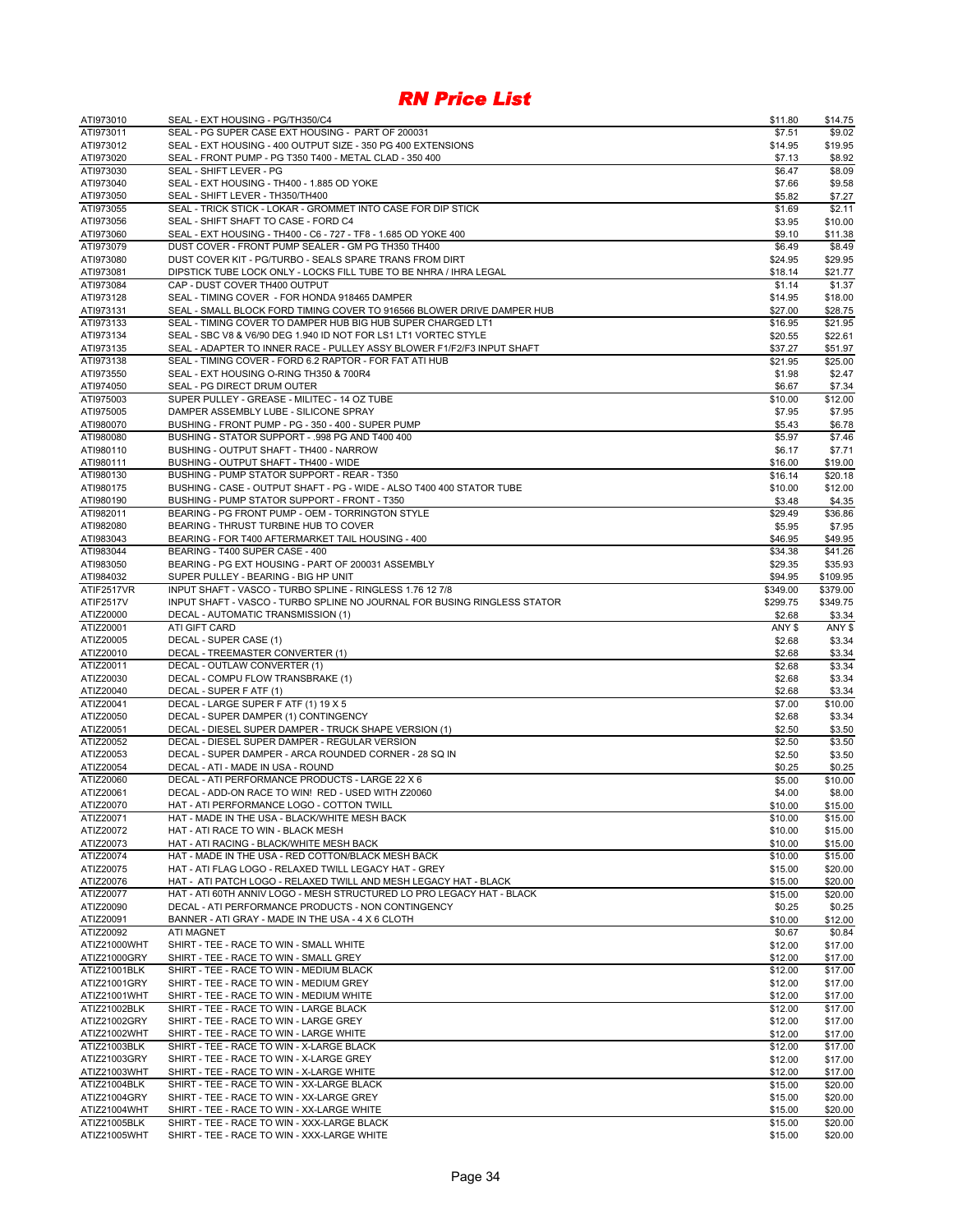# RN Price List

| Part Number | Description | Price 1 | Price 2 |
|---|---|---|---|
| ATI973010 | SEAL - EXT HOUSING - PG/TH350/C4 | $11.80 | $14.75 |
| ATI973011 | SEAL - PG SUPER CASE EXT HOUSING - PART OF 200031 | $7.51 | $9.02 |
| ATI973012 | SEAL - EXT HOUSING - 400 OUTPUT SIZE - 350 PG 400 EXTENSIONS | $14.95 | $19.95 |
| ATI973020 | SEAL - FRONT PUMP - PG T350 T400 - METAL CLAD - 350 400 | $7.13 | $8.92 |
| ATI973030 | SEAL - SHIFT LEVER - PG | $6.47 | $8.09 |
| ATI973040 | SEAL - EXT HOUSING - TH400 - 1.885 OD YOKE | $7.66 | $9.58 |
| ATI973050 | SEAL - SHIFT LEVER - TH350/TH400 | $5.82 | $7.27 |
| ATI973055 | SEAL - TRICK STICK - LOKAR - GROMMET INTO CASE FOR DIP STICK | $1.69 | $2.11 |
| ATI973056 | SEAL - SHIFT SHAFT TO CASE - FORD C4 | $3.95 | $10.00 |
| ATI973060 | SEAL - EXT HOUSING - TH400 - C6 - 727 - TF8 - 1.685 OD YOKE 400 | $9.10 | $11.38 |
| ATI973079 | DUST COVER - FRONT PUMP SEALER - GM PG TH350 TH400 | $6.49 | $8.49 |
| ATI973080 | DUST COVER KIT - PG/TURBO - SEALS SPARE TRANS FROM DIRT | $24.95 | $29.95 |
| ATI973081 | DIPSTICK TUBE LOCK ONLY - LOCKS FILL TUBE TO BE NHRA / IHRA LEGAL | $18.14 | $21.77 |
| ATI973084 | CAP - DUST COVER TH400 OUTPUT | $1.14 | $1.37 |
| ATI973128 | SEAL - TIMING COVER - FOR HONDA 918465 DAMPER | $14.95 | $18.00 |
| ATI973131 | SEAL - SMALL BLOCK FORD TIMING COVER TO 916566 BLOWER DRIVE DAMPER HUB | $27.00 | $28.75 |
| ATI973133 | SEAL - TIMING COVER TO DAMPER HUB BIG HUB SUPER CHARGED LT1 | $16.95 | $21.95 |
| ATI973134 | SEAL - SBC V8 & V6/90 DEG 1.940 ID NOT FOR LS1 LT1 VORTEC STYLE | $20.55 | $22.61 |
| ATI973135 | SEAL - ADAPTER TO INNER RACE - PULLEY ASSY BLOWER F1/F2/F3 INPUT SHAFT | $37.27 | $51.97 |
| ATI973138 | SEAL - TIMING COVER - FORD 6.2 RAPTOR - FOR FAT ATI HUB | $21.95 | $25.00 |
| ATI973550 | SEAL - EXT HOUSING O-RING TH350 & 700R4 | $1.98 | $2.47 |
| ATI974050 | SEAL - PG DIRECT DRUM OUTER | $6.67 | $7.34 |
| ATI975003 | SUPER PULLEY - GREASE - MILITEC - 14 OZ TUBE | $10.00 | $12.00 |
| ATI975005 | DAMPER ASSEMBLY LUBE - SILICONE SPRAY | $7.95 | $7.95 |
| ATI980070 | BUSHING - FRONT PUMP - PG - 350 - 400 - SUPER PUMP | $5.43 | $6.78 |
| ATI980080 | BUSHING - STATOR SUPPORT - .998 PG AND T400 400 | $5.97 | $7.46 |
| ATI980110 | BUSHING - OUTPUT SHAFT - TH400 - NARROW | $6.17 | $7.71 |
| ATI980111 | BUSHING - OUTPUT SHAFT - TH400 - WIDE | $16.00 | $19.00 |
| ATI980130 | BUSHING - PUMP STATOR SUPPORT - REAR - T350 | $16.14 | $20.18 |
| ATI980175 | BUSHING - CASE - OUTPUT SHAFT - PG - WIDE - ALSO T400 400 STATOR TUBE | $10.00 | $12.00 |
| ATI980190 | BUSHING - PUMP STATOR SUPPORT - FRONT - T350 | $3.48 | $4.35 |
| ATI982011 | BEARING - PG FRONT PUMP - OEM - TORRINGTON STYLE | $29.49 | $36.86 |
| ATI982080 | BEARING - THRUST TURBINE HUB TO COVER | $5.95 | $7.95 |
| ATI983043 | BEARING - FOR T400 AFTERMARKET TAIL HOUSING - 400 | $46.95 | $49.95 |
| ATI983044 | BEARING - T400 SUPER CASE - 400 | $34.38 | $41.26 |
| ATI983050 | BEARING - PG EXT HOUSING - PART OF 200031 ASSEMBLY | $29.35 | $35.93 |
| ATI984032 | SUPER PULLEY - BEARING - BIG HP UNIT | $94.95 | $109.95 |
| ATIF2517VR | INPUT SHAFT - VASCO - TURBO SPLINE - RINGLESS 1.76 12 7/8 | $349.00 | $379.00 |
| ATIF2517V | INPUT SHAFT - VASCO - TURBO SPLINE NO JOURNAL FOR BUSING RINGLESS STATOR | $299.75 | $349.75 |
| ATIZ20000 | DECAL - AUTOMATIC TRANSMISSION (1) | $2.68 | $3.34 |
| ATIZ20001 | ATI GIFT CARD | ANY $ | ANY $ |
| ATIZ20005 | DECAL - SUPER CASE (1) | $2.68 | $3.34 |
| ATIZ20010 | DECAL - TREEMASTER CONVERTER (1) | $2.68 | $3.34 |
| ATIZ20011 | DECAL - OUTLAW CONVERTER (1) | $2.68 | $3.34 |
| ATIZ20030 | DECAL - COMPU FLOW TRANSBRAKE (1) | $2.68 | $3.34 |
| ATIZ20040 | DECAL - SUPER F ATF (1) | $2.68 | $3.34 |
| ATIZ20041 | DECAL - LARGE SUPER F ATF (1) 19 X 5 | $7.00 | $10.00 |
| ATIZ20050 | DECAL - SUPER DAMPER (1) CONTINGENCY | $2.68 | $3.34 |
| ATIZ20051 | DECAL - DIESEL SUPER DAMPER - TRUCK SHAPE VERSION (1) | $2.50 | $3.50 |
| ATIZ20052 | DECAL - DIESEL SUPER DAMPER - REGULAR VERSION | $2.50 | $3.50 |
| ATIZ20053 | DECAL - SUPER DAMPER - ARCA ROUNDED CORNER - 28 SQ IN | $2.50 | $3.50 |
| ATIZ20054 | DECAL - ATI - MADE IN USA - ROUND | $0.25 | $0.25 |
| ATIZ20060 | DECAL - ATI PERFORMANCE PRODUCTS - LARGE 22 X 6 | $5.00 | $10.00 |
| ATIZ20061 | DECAL - ADD-ON RACE TO WIN! RED - USED WITH Z20060 | $4.00 | $8.00 |
| ATIZ20070 | HAT - ATI PERFORMANCE LOGO - COTTON TWILL | $10.00 | $15.00 |
| ATIZ20071 | HAT - MADE IN THE USA - BLACK/WHITE MESH BACK | $10.00 | $15.00 |
| ATIZ20072 | HAT - ATI RACE TO WIN - BLACK MESH | $10.00 | $15.00 |
| ATIZ20073 | HAT - ATI RACING - BLACK/WHITE MESH BACK | $10.00 | $15.00 |
| ATIZ20074 | HAT - MADE IN THE USA - RED COTTON/BLACK MESH BACK | $10.00 | $15.00 |
| ATIZ20075 | HAT - ATI FLAG LOGO - RELAXED TWILL LEGACY HAT - GREY | $15.00 | $20.00 |
| ATIZ20076 | HAT - ATI PATCH LOGO - RELAXED TWILL AND MESH LEGACY HAT - BLACK | $15.00 | $20.00 |
| ATIZ20077 | HAT - ATI 60TH ANNIV LOGO - MESH STRUCTURED LO PRO LEGACY HAT - BLACK | $15.00 | $20.00 |
| ATIZ20090 | DECAL - ATI PERFORMANCE PRODUCTS - NON CONTINGENCY | $0.25 | $0.25 |
| ATIZ20091 | BANNER - ATI GRAY - MADE IN THE USA - 4 X 6 CLOTH | $10.00 | $12.00 |
| ATIZ20092 | ATI MAGNET | $0.67 | $0.84 |
| ATIZ21000WHT | SHIRT - TEE - RACE TO WIN - SMALL WHITE | $12.00 | $17.00 |
| ATIZ21000GRY | SHIRT - TEE - RACE TO WIN - SMALL GREY | $12.00 | $17.00 |
| ATIZ21001BLK | SHIRT - TEE - RACE TO WIN - MEDIUM BLACK | $12.00 | $17.00 |
| ATIZ21001GRY | SHIRT - TEE - RACE TO WIN - MEDIUM GREY | $12.00 | $17.00 |
| ATIZ21001WHT | SHIRT - TEE - RACE TO WIN - MEDIUM WHITE | $12.00 | $17.00 |
| ATIZ21002BLK | SHIRT - TEE - RACE TO WIN - LARGE BLACK | $12.00 | $17.00 |
| ATIZ21002GRY | SHIRT - TEE - RACE TO WIN - LARGE GREY | $12.00 | $17.00 |
| ATIZ21002WHT | SHIRT - TEE - RACE TO WIN - LARGE WHITE | $12.00 | $17.00 |
| ATIZ21003BLK | SHIRT - TEE - RACE TO WIN - X-LARGE BLACK | $12.00 | $17.00 |
| ATIZ21003GRY | SHIRT - TEE - RACE TO WIN - X-LARGE GREY | $12.00 | $17.00 |
| ATIZ21003WHT | SHIRT - TEE - RACE TO WIN - X-LARGE WHITE | $12.00 | $17.00 |
| ATIZ21004BLK | SHIRT - TEE - RACE TO WIN - XX-LARGE BLACK | $15.00 | $20.00 |
| ATIZ21004GRY | SHIRT - TEE - RACE TO WIN - XX-LARGE GREY | $15.00 | $20.00 |
| ATIZ21004WHT | SHIRT - TEE - RACE TO WIN - XX-LARGE WHITE | $15.00 | $20.00 |
| ATIZ21005BLK | SHIRT - TEE - RACE TO WIN - XXX-LARGE BLACK | $15.00 | $20.00 |
| ATIZ21005WHT | SHIRT - TEE - RACE TO WIN - XXX-LARGE WHITE | $15.00 | $20.00 |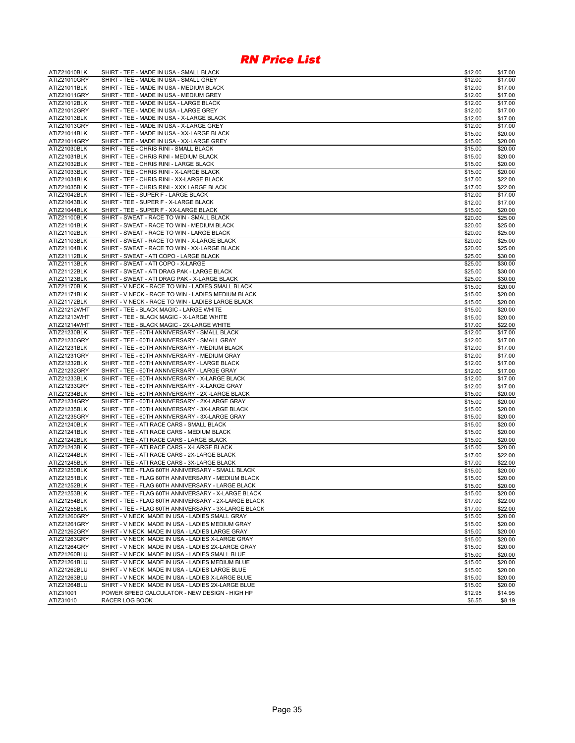# RN Price List

| | | | |
|---|---|---|---|
| ATIZ21010BLK | SHIRT - TEE - MADE IN USA - SMALL BLACK | $12.00 | $17.00 |
| ATIZ21010GRY | SHIRT - TEE - MADE IN USA - SMALL GREY | $12.00 | $17.00 |
| ATIZ21011BLK | SHIRT - TEE - MADE IN USA - MEDIUM BLACK | $12.00 | $17.00 |
| ATIZ21011GRY | SHIRT - TEE - MADE IN USA - MEDIUM GREY | $12.00 | $17.00 |
| ATIZ21012BLK | SHIRT - TEE - MADE IN USA - LARGE BLACK | $12.00 | $17.00 |
| ATIZ21012GRY | SHIRT - TEE - MADE IN USA - LARGE GREY | $12.00 | $17.00 |
| ATIZ21013BLK | SHIRT - TEE - MADE IN USA - X-LARGE BLACK | $12.00 | $17.00 |
| ATIZ21013GRY | SHIRT - TEE - MADE IN USA - X-LARGE GREY | $12.00 | $17.00 |
| ATIZ21014BLK | SHIRT - TEE - MADE IN USA - XX-LARGE BLACK | $15.00 | $20.00 |
| ATIZ21014GRY | SHIRT - TEE - MADE IN USA - XX-LARGE GREY | $15.00 | $20.00 |
| ATIZ21030BLK | SHIRT - TEE - CHRIS RINI - SMALL BLACK | $15.00 | $20.00 |
| ATIZ21031BLK | SHIRT - TEE - CHRIS RINI - MEDIUM BLACK | $15.00 | $20.00 |
| ATIZ21032BLK | SHIRT - TEE - CHRIS RINI - LARGE BLACK | $15.00 | $20.00 |
| ATIZ21033BLK | SHIRT - TEE - CHRIS RINI - X-LARGE BLACK | $15.00 | $20.00 |
| ATIZ21034BLK | SHIRT - TEE - CHRIS RINI - XX-LARGE BLACK | $17.00 | $22.00 |
| ATIZ21035BLK | SHIRT - TEE - CHRIS RINI - XXX LARGE BLACK | $17.00 | $22.00 |
| ATIZ21042BLK | SHIRT - TEE - SUPER F - LARGE BLACK | $12.00 | $17.00 |
| ATIZ21043BLK | SHIRT - TEE - SUPER F - X-LARGE BLACK | $12.00 | $17.00 |
| ATIZ21044BLK | SHIRT - TEE - SUPER F - XX-LARGE BLACK | $15.00 | $20.00 |
| ATIZ21100BLK | SHIRT - SWEAT - RACE TO WIN - SMALL BLACK | $20.00 | $25.00 |
| ATIZ21101BLK | SHIRT - SWEAT - RACE TO WIN - MEDIUM BLACK | $20.00 | $25.00 |
| ATIZ21102BLK | SHIRT - SWEAT - RACE TO WIN - LARGE BLACK | $20.00 | $25.00 |
| ATIZ21103BLK | SHIRT - SWEAT - RACE TO WIN - X-LARGE BLACK | $20.00 | $25.00 |
| ATIZ21104BLK | SHIRT - SWEAT - RACE TO WIN - XX-LARGE BLACK | $20.00 | $25.00 |
| ATIZ21112BLK | SHIRT - SWEAT - ATI COPO - LARGE BLACK | $25.00 | $30.00 |
| ATIZ21113BLK | SHIRT - SWEAT - ATI COPO - X-LARGE | $25.00 | $30.00 |
| ATIZ21122BLK | SHIRT - SWEAT - ATI DRAG PAK - LARGE BLACK | $25.00 | $30.00 |
| ATIZ21123BLK | SHIRT - SWEAT - ATI DRAG PAK - X-LARGE BLACK | $25.00 | $30.00 |
| ATIZ21170BLK | SHIRT - V NECK - RACE TO WIN - LADIES SMALL BLACK | $15.00 | $20.00 |
| ATIZ21171BLK | SHIRT - V NECK - RACE TO WIN - LADIES MEDIUM BLACK | $15.00 | $20.00 |
| ATIZ21172BLK | SHIRT - V NECK - RACE TO WIN - LADIES LARGE BLACK | $15.00 | $20.00 |
| ATIZ21212WHT | SHIRT - TEE - BLACK MAGIC - LARGE WHITE | $15.00 | $20.00 |
| ATIZ21213WHT | SHIRT - TEE - BLACK MAGIC - X-LARGE WHITE | $15.00 | $20.00 |
| ATIZ21214WHT | SHIRT - TEE - BLACK MAGIC - 2X-LARGE WHITE | $17.00 | $22.00 |
| ATIZ21230BLK | SHIRT - TEE - 60TH ANNIVERSARY - SMALL BLACK | $12.00 | $17.00 |
| ATIZ21230GRY | SHIRT - TEE - 60TH ANNIVERSARY - SMALL GRAY | $12.00 | $17.00 |
| ATIZ21231BLK | SHIRT - TEE - 60TH ANNIVERSARY - MEDIUM BLACK | $12.00 | $17.00 |
| ATIZ21231GRY | SHIRT - TEE - 60TH ANNIVERSARY - MEDIUM GRAY | $12.00 | $17.00 |
| ATIZ21232BLK | SHIRT - TEE - 60TH ANNIVERSARY - LARGE BLACK | $12.00 | $17.00 |
| ATIZ21232GRY | SHIRT - TEE - 60TH ANNIVERSARY - LARGE GRAY | $12.00 | $17.00 |
| ATIZ21233BLK | SHIRT - TEE - 60TH ANNIVERSARY - X-LARGE BLACK | $12.00 | $17.00 |
| ATIZ21233GRY | SHIRT - TEE - 60TH ANNIVERSARY - X-LARGE GRAY | $12.00 | $17.00 |
| ATIZ21234BLK | SHIRT - TEE - 60TH ANNIVERSARY - 2X -LARGE BLACK | $15.00 | $20.00 |
| ATIZ21234GRY | SHIRT - TEE - 60TH ANNIVERSARY - 2X-LARGE GRAY | $15.00 | $20.00 |
| ATIZ21235BLK | SHIRT - TEE - 60TH ANNIVERSARY - 3X-LARGE BLACK | $15.00 | $20.00 |
| ATIZ21235GRY | SHIRT - TEE - 60TH ANNIVERSARY - 3X-LARGE GRAY | $15.00 | $20.00 |
| ATIZ21240BLK | SHIRT - TEE - ATI RACE CARS - SMALL BLACK | $15.00 | $20.00 |
| ATIZ21241BLK | SHIRT - TEE - ATI RACE CARS - MEDIUM BLACK | $15.00 | $20.00 |
| ATIZ21242BLK | SHIRT - TEE - ATI RACE CARS - LARGE BLACK | $15.00 | $20.00 |
| ATIZ21243BLK | SHIRT - TEE - ATI RACE CARS - X-LARGE BLACK | $15.00 | $20.00 |
| ATIZ21244BLK | SHIRT - TEE - ATI RACE CARS - 2X-LARGE BLACK | $17.00 | $22.00 |
| ATIZ21245BLK | SHIRT - TEE - ATI RACE CARS - 3X-LARGE BLACK | $17.00 | $22.00 |
| ATIZ21250BLK | SHIRT - TEE - FLAG 60TH ANNIVERSARY - SMALL BLACK | $15.00 | $20.00 |
| ATIZ21251BLK | SHIRT - TEE - FLAG 60TH ANNIVERSARY - MEDIUM BLACK | $15.00 | $20.00 |
| ATIZ21252BLK | SHIRT - TEE - FLAG 60TH ANNIVERSARY - LARGE BLACK | $15.00 | $20.00 |
| ATIZ21253BLK | SHIRT - TEE - FLAG 60TH ANNIVERSARY - X-LARGE BLACK | $15.00 | $20.00 |
| ATIZ21254BLK | SHIRT - TEE - FLAG 60TH ANNIVERSARY - 2X-LARGE BLACK | $17.00 | $22.00 |
| ATIZ21255BLK | SHIRT - TEE - FLAG 60TH ANNIVERSARY - 3X-LARGE BLACK | $17.00 | $22.00 |
| ATIZ21260GRY | SHIRT - V NECK MADE IN USA - LADIES SMALL GRAY | $15.00 | $20.00 |
| ATIZ21261GRY | SHIRT - V NECK MADE IN USA - LADIES MEDIUM GRAY | $15.00 | $20.00 |
| ATIZ21262GRY | SHIRT - V NECK MADE IN USA - LADIES LARGE GRAY | $15.00 | $20.00 |
| ATIZ21263GRY | SHIRT - V NECK MADE IN USA - LADIES X-LARGE GRAY | $15.00 | $20.00 |
| ATIZ21264GRY | SHIRT - V NECK MADE IN USA - LADIES 2X-LARGE GRAY | $15.00 | $20.00 |
| ATIZ21260BLU | SHIRT - V NECK MADE IN USA - LADIES SMALL BLUE | $15.00 | $20.00 |
| ATIZ21261BLU | SHIRT - V NECK MADE IN USA - LADIES MEDIUM BLUE | $15.00 | $20.00 |
| ATIZ21262BLU | SHIRT - V NECK MADE IN USA - LADIES LARGE BLUE | $15.00 | $20.00 |
| ATIZ21263BLU | SHIRT - V NECK MADE IN USA - LADIES X-LARGE BLUE | $15.00 | $20.00 |
| ATIZ21264BLU | SHIRT - V NECK MADE IN USA - LADIES 2X-LARGE BLUE | $15.00 | $20.00 |
| ATIZ31001 | POWER SPEED CALCULATOR - NEW DESIGN - HIGH HP | $12.95 | $14.95 |
| ATIZ31010 | RACER LOG BOOK | $6.55 | $8.19 |